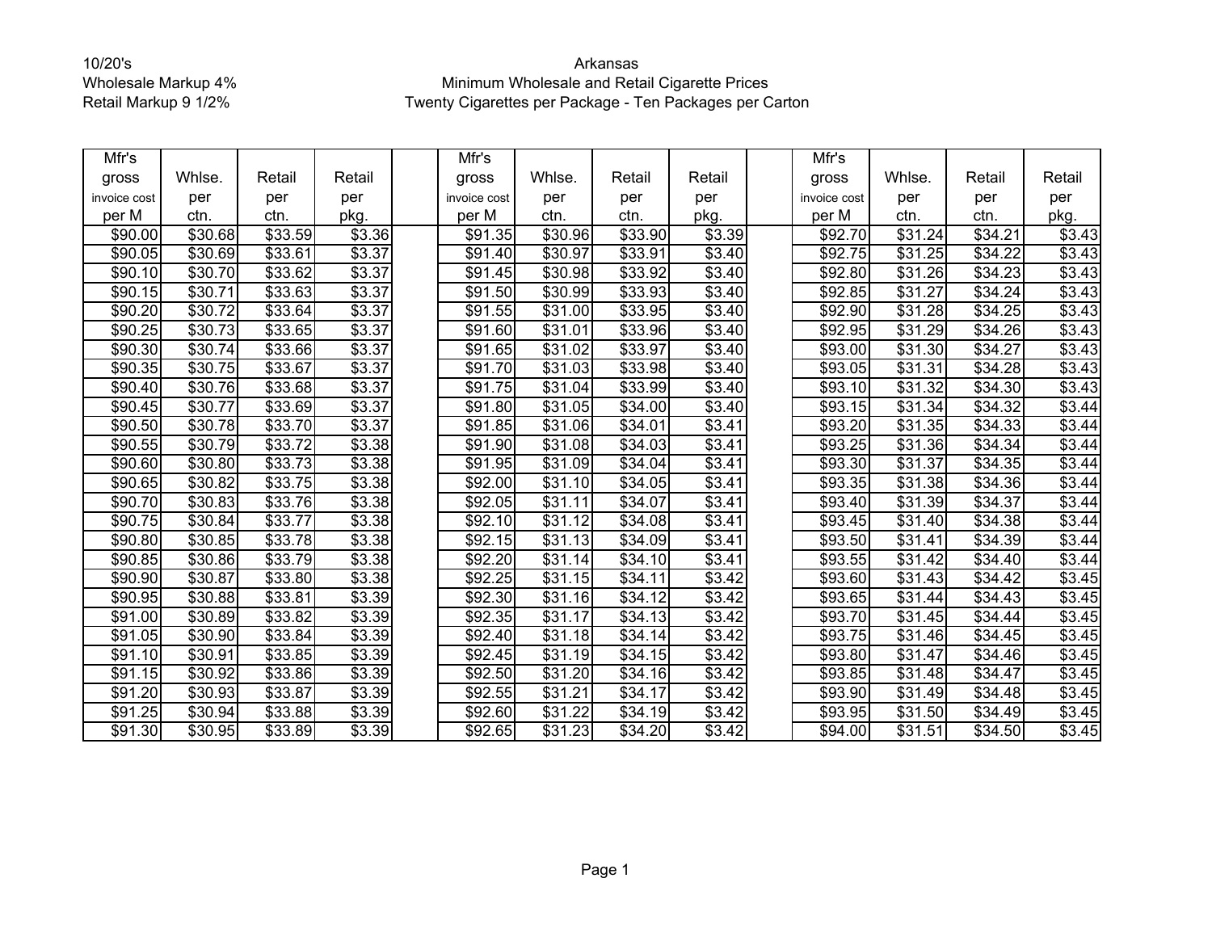10/20's
Wholesale Markup 4%
Retail Markup 9 1/2%

# Arkansas
## Minimum Wholesale and Retail Cigarette Prices
### Twenty Cigarettes per Package - Ten Packages per Carton

| Mfr's gross invoice cost per M | Whlse. per ctn. | Retail per ctn. | Retail per pkg. | | Mfr's gross invoice cost per M | Whlse. per ctn. | Retail per ctn. | Retail per pkg. | | Mfr's gross invoice cost per M | Whlse. per ctn. | Retail per ctn. | Retail per pkg. |
|---|---|---|---|---|---|---|---|---|---|---|---|---|---|
| $90.00 | $30.68 | $33.59 | $3.36 | | $91.35 | $30.96 | $33.90 | $3.39 | | $92.70 | $31.24 | $34.21 | $3.43 |
| $90.05 | $30.69 | $33.61 | $3.37 | | $91.40 | $30.97 | $33.91 | $3.40 | | $92.75 | $31.25 | $34.22 | $3.43 |
| $90.10 | $30.70 | $33.62 | $3.37 | | $91.45 | $30.98 | $33.92 | $3.40 | | $92.80 | $31.26 | $34.23 | $3.43 |
| $90.15 | $30.71 | $33.63 | $3.37 | | $91.50 | $30.99 | $33.93 | $3.40 | | $92.85 | $31.27 | $34.24 | $3.43 |
| $90.20 | $30.72 | $33.64 | $3.37 | | $91.55 | $31.00 | $33.95 | $3.40 | | $92.90 | $31.28 | $34.25 | $3.43 |
| $90.25 | $30.73 | $33.65 | $3.37 | | $91.60 | $31.01 | $33.96 | $3.40 | | $92.95 | $31.29 | $34.26 | $3.43 |
| $90.30 | $30.74 | $33.66 | $3.37 | | $91.65 | $31.02 | $33.97 | $3.40 | | $93.00 | $31.30 | $34.27 | $3.43 |
| $90.35 | $30.75 | $33.67 | $3.37 | | $91.70 | $31.03 | $33.98 | $3.40 | | $93.05 | $31.31 | $34.28 | $3.43 |
| $90.40 | $30.76 | $33.68 | $3.37 | | $91.75 | $31.04 | $33.99 | $3.40 | | $93.10 | $31.32 | $34.30 | $3.43 |
| $90.45 | $30.77 | $33.69 | $3.37 | | $91.80 | $31.05 | $34.00 | $3.40 | | $93.15 | $31.34 | $34.32 | $3.44 |
| $90.50 | $30.78 | $33.70 | $3.37 | | $91.85 | $31.06 | $34.01 | $3.41 | | $93.20 | $31.35 | $34.33 | $3.44 |
| $90.55 | $30.79 | $33.72 | $3.38 | | $91.90 | $31.08 | $34.03 | $3.41 | | $93.25 | $31.36 | $34.34 | $3.44 |
| $90.60 | $30.80 | $33.73 | $3.38 | | $91.95 | $31.09 | $34.04 | $3.41 | | $93.30 | $31.37 | $34.35 | $3.44 |
| $90.65 | $30.82 | $33.75 | $3.38 | | $92.00 | $31.10 | $34.05 | $3.41 | | $93.35 | $31.38 | $34.36 | $3.44 |
| $90.70 | $30.83 | $33.76 | $3.38 | | $92.05 | $31.11 | $34.07 | $3.41 | | $93.40 | $31.39 | $34.37 | $3.44 |
| $90.75 | $30.84 | $33.77 | $3.38 | | $92.10 | $31.12 | $34.08 | $3.41 | | $93.45 | $31.40 | $34.38 | $3.44 |
| $90.80 | $30.85 | $33.78 | $3.38 | | $92.15 | $31.13 | $34.09 | $3.41 | | $93.50 | $31.41 | $34.39 | $3.44 |
| $90.85 | $30.86 | $33.79 | $3.38 | | $92.20 | $31.14 | $34.10 | $3.41 | | $93.55 | $31.42 | $34.40 | $3.44 |
| $90.90 | $30.87 | $33.80 | $3.38 | | $92.25 | $31.15 | $34.11 | $3.42 | | $93.60 | $31.43 | $34.42 | $3.45 |
| $90.95 | $30.88 | $33.81 | $3.39 | | $92.30 | $31.16 | $34.12 | $3.42 | | $93.65 | $31.44 | $34.43 | $3.45 |
| $91.00 | $30.89 | $33.82 | $3.39 | | $92.35 | $31.17 | $34.13 | $3.42 | | $93.70 | $31.45 | $34.44 | $3.45 |
| $91.05 | $30.90 | $33.84 | $3.39 | | $92.40 | $31.18 | $34.14 | $3.42 | | $93.75 | $31.46 | $34.45 | $3.45 |
| $91.10 | $30.91 | $33.85 | $3.39 | | $92.45 | $31.19 | $34.15 | $3.42 | | $93.80 | $31.47 | $34.46 | $3.45 |
| $91.15 | $30.92 | $33.86 | $3.39 | | $92.50 | $31.20 | $34.16 | $3.42 | | $93.85 | $31.48 | $34.47 | $3.45 |
| $91.20 | $30.93 | $33.87 | $3.39 | | $92.55 | $31.21 | $34.17 | $3.42 | | $93.90 | $31.49 | $34.48 | $3.45 |
| $91.25 | $30.94 | $33.88 | $3.39 | | $92.60 | $31.22 | $34.19 | $3.42 | | $93.95 | $31.50 | $34.49 | $3.45 |
| $91.30 | $30.95 | $33.89 | $3.39 | | $92.65 | $31.23 | $34.20 | $3.42 | | $94.00 | $31.51 | $34.50 | $3.45 |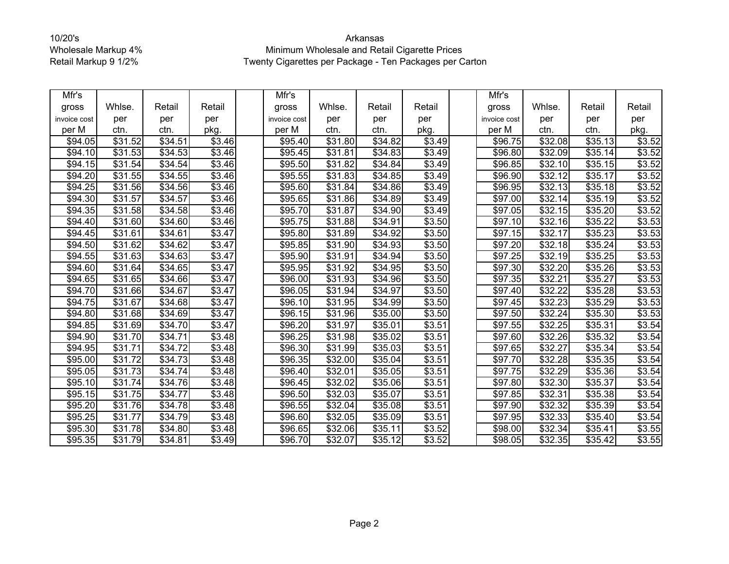10/20's
Wholesale Markup 4%
Retail Markup 9 1/2%

Arkansas
Minimum Wholesale and Retail Cigarette Prices
Twenty Cigarettes per Package - Ten Packages per Carton

| Mfr's gross invoice cost per M | Whlse. per ctn. | Retail per ctn. | Retail per pkg. | | Mfr's gross invoice cost per M | Whlse. per ctn. | Retail per ctn. | Retail per pkg. | | Mfr's gross invoice cost per M | Whlse. per ctn. | Retail per ctn. | Retail per pkg. |
|---|---|---|---|---|---|---|---|---|---|---|---|---|---|
| $94.05 | $31.52 | $34.51 | $3.46 | | $95.40 | $31.80 | $34.82 | $3.49 | | $96.75 | $32.08 | $35.13 | $3.52 |
| $94.10 | $31.53 | $34.53 | $3.46 | | $95.45 | $31.81 | $34.83 | $3.49 | | $96.80 | $32.09 | $35.14 | $3.52 |
| $94.15 | $31.54 | $34.54 | $3.46 | | $95.50 | $31.82 | $34.84 | $3.49 | | $96.85 | $32.10 | $35.15 | $3.52 |
| $94.20 | $31.55 | $34.55 | $3.46 | | $95.55 | $31.83 | $34.85 | $3.49 | | $96.90 | $32.12 | $35.17 | $3.52 |
| $94.25 | $31.56 | $34.56 | $3.46 | | $95.60 | $31.84 | $34.86 | $3.49 | | $96.95 | $32.13 | $35.18 | $3.52 |
| $94.30 | $31.57 | $34.57 | $3.46 | | $95.65 | $31.86 | $34.89 | $3.49 | | $97.00 | $32.14 | $35.19 | $3.52 |
| $94.35 | $31.58 | $34.58 | $3.46 | | $95.70 | $31.87 | $34.90 | $3.49 | | $97.05 | $32.15 | $35.20 | $3.52 |
| $94.40 | $31.60 | $34.60 | $3.46 | | $95.75 | $31.88 | $34.91 | $3.50 | | $97.10 | $32.16 | $35.22 | $3.53 |
| $94.45 | $31.61 | $34.61 | $3.47 | | $95.80 | $31.89 | $34.92 | $3.50 | | $97.15 | $32.17 | $35.23 | $3.53 |
| $94.50 | $31.62 | $34.62 | $3.47 | | $95.85 | $31.90 | $34.93 | $3.50 | | $97.20 | $32.18 | $35.24 | $3.53 |
| $94.55 | $31.63 | $34.63 | $3.47 | | $95.90 | $31.91 | $34.94 | $3.50 | | $97.25 | $32.19 | $35.25 | $3.53 |
| $94.60 | $31.64 | $34.65 | $3.47 | | $95.95 | $31.92 | $34.95 | $3.50 | | $97.30 | $32.20 | $35.26 | $3.53 |
| $94.65 | $31.65 | $34.66 | $3.47 | | $96.00 | $31.93 | $34.96 | $3.50 | | $97.35 | $32.21 | $35.27 | $3.53 |
| $94.70 | $31.66 | $34.67 | $3.47 | | $96.05 | $31.94 | $34.97 | $3.50 | | $97.40 | $32.22 | $35.28 | $3.53 |
| $94.75 | $31.67 | $34.68 | $3.47 | | $96.10 | $31.95 | $34.99 | $3.50 | | $97.45 | $32.23 | $35.29 | $3.53 |
| $94.80 | $31.68 | $34.69 | $3.47 | | $96.15 | $31.96 | $35.00 | $3.50 | | $97.50 | $32.24 | $35.30 | $3.53 |
| $94.85 | $31.69 | $34.70 | $3.47 | | $96.20 | $31.97 | $35.01 | $3.51 | | $97.55 | $32.25 | $35.31 | $3.54 |
| $94.90 | $31.70 | $34.71 | $3.48 | | $96.25 | $31.98 | $35.02 | $3.51 | | $97.60 | $32.26 | $35.32 | $3.54 |
| $94.95 | $31.71 | $34.72 | $3.48 | | $96.30 | $31.99 | $35.03 | $3.51 | | $97.65 | $32.27 | $35.34 | $3.54 |
| $95.00 | $31.72 | $34.73 | $3.48 | | $96.35 | $32.00 | $35.04 | $3.51 | | $97.70 | $32.28 | $35.35 | $3.54 |
| $95.05 | $31.73 | $34.74 | $3.48 | | $96.40 | $32.01 | $35.05 | $3.51 | | $97.75 | $32.29 | $35.36 | $3.54 |
| $95.10 | $31.74 | $34.76 | $3.48 | | $96.45 | $32.02 | $35.06 | $3.51 | | $97.80 | $32.30 | $35.37 | $3.54 |
| $95.15 | $31.75 | $34.77 | $3.48 | | $96.50 | $32.03 | $35.07 | $3.51 | | $97.85 | $32.31 | $35.38 | $3.54 |
| $95.20 | $31.76 | $34.78 | $3.48 | | $96.55 | $32.04 | $35.08 | $3.51 | | $97.90 | $32.32 | $35.39 | $3.54 |
| $95.25 | $31.77 | $34.79 | $3.48 | | $96.60 | $32.05 | $35.09 | $3.51 | | $97.95 | $32.33 | $35.40 | $3.54 |
| $95.30 | $31.78 | $34.80 | $3.48 | | $96.65 | $32.06 | $35.11 | $3.52 | | $98.00 | $32.34 | $35.41 | $3.55 |
| $95.35 | $31.79 | $34.81 | $3.49 | | $96.70 | $32.07 | $35.12 | $3.52 | | $98.05 | $32.35 | $35.42 | $3.55 |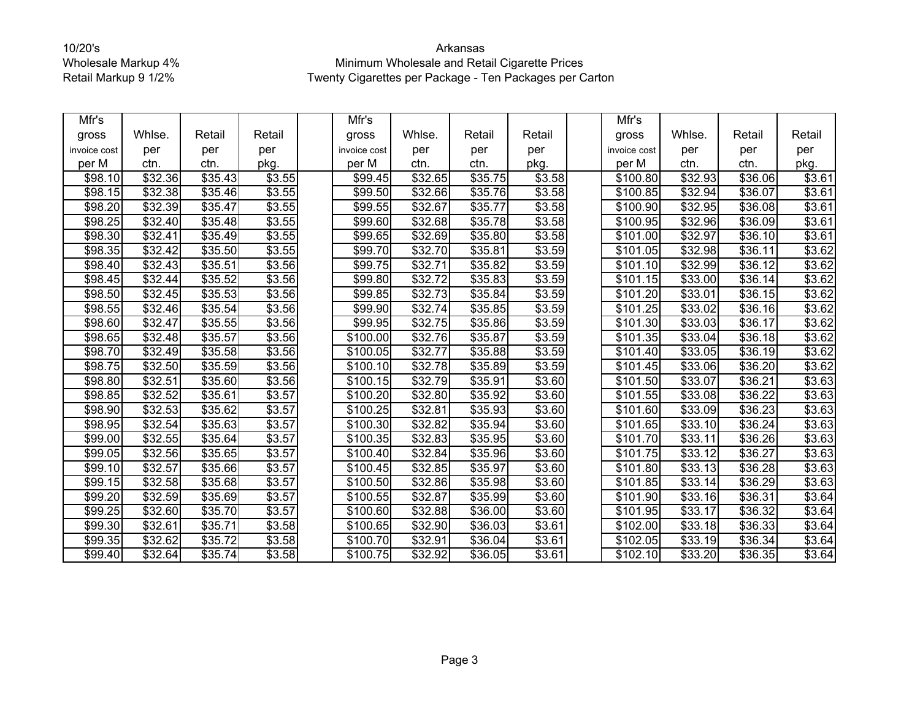10/20's
Wholesale Markup 4%
Retail Markup 9 1/2%

# Arkansas
## Minimum Wholesale and Retail Cigarette Prices
### Twenty Cigarettes per Package - Ten Packages per Carton

| Mfr's gross invoice cost per M | Whlse. per ctn. | Retail per ctn. | Retail per pkg. | | Mfr's gross invoice cost per M | Whlse. per ctn. | Retail per ctn. | Retail per pkg. | | Mfr's gross invoice cost per M | Whlse. per ctn. | Retail per ctn. | Retail per pkg. |
|---|---|---|---|---|---|---|---|---|---|---|---|---|---|
| $98.10 | $32.36 | $35.43 | $3.55 | | $99.45 | $32.65 | $35.75 | $3.58 | | $100.80 | $32.93 | $36.06 | $3.61 |
| $98.15 | $32.38 | $35.46 | $3.55 | | $99.50 | $32.66 | $35.76 | $3.58 | | $100.85 | $32.94 | $36.07 | $3.61 |
| $98.20 | $32.39 | $35.47 | $3.55 | | $99.55 | $32.67 | $35.77 | $3.58 | | $100.90 | $32.95 | $36.08 | $3.61 |
| $98.25 | $32.40 | $35.48 | $3.55 | | $99.60 | $32.68 | $35.78 | $3.58 | | $100.95 | $32.96 | $36.09 | $3.61 |
| $98.30 | $32.41 | $35.49 | $3.55 | | $99.65 | $32.69 | $35.80 | $3.58 | | $101.00 | $32.97 | $36.10 | $3.61 |
| $98.35 | $32.42 | $35.50 | $3.55 | | $99.70 | $32.70 | $35.81 | $3.59 | | $101.05 | $32.98 | $36.11 | $3.62 |
| $98.40 | $32.43 | $35.51 | $3.56 | | $99.75 | $32.71 | $35.82 | $3.59 | | $101.10 | $32.99 | $36.12 | $3.62 |
| $98.45 | $32.44 | $35.52 | $3.56 | | $99.80 | $32.72 | $35.83 | $3.59 | | $101.15 | $33.00 | $36.14 | $3.62 |
| $98.50 | $32.45 | $35.53 | $3.56 | | $99.85 | $32.73 | $35.84 | $3.59 | | $101.20 | $33.01 | $36.15 | $3.62 |
| $98.55 | $32.46 | $35.54 | $3.56 | | $99.90 | $32.74 | $35.85 | $3.59 | | $101.25 | $33.02 | $36.16 | $3.62 |
| $98.60 | $32.47 | $35.55 | $3.56 | | $99.95 | $32.75 | $35.86 | $3.59 | | $101.30 | $33.03 | $36.17 | $3.62 |
| $98.65 | $32.48 | $35.57 | $3.56 | | $100.00 | $32.76 | $35.87 | $3.59 | | $101.35 | $33.04 | $36.18 | $3.62 |
| $98.70 | $32.49 | $35.58 | $3.56 | | $100.05 | $32.77 | $35.88 | $3.59 | | $101.40 | $33.05 | $36.19 | $3.62 |
| $98.75 | $32.50 | $35.59 | $3.56 | | $100.10 | $32.78 | $35.89 | $3.59 | | $101.45 | $33.06 | $36.20 | $3.62 |
| $98.80 | $32.51 | $35.60 | $3.56 | | $100.15 | $32.79 | $35.91 | $3.60 | | $101.50 | $33.07 | $36.21 | $3.63 |
| $98.85 | $32.52 | $35.61 | $3.57 | | $100.20 | $32.80 | $35.92 | $3.60 | | $101.55 | $33.08 | $36.22 | $3.63 |
| $98.90 | $32.53 | $35.62 | $3.57 | | $100.25 | $32.81 | $35.93 | $3.60 | | $101.60 | $33.09 | $36.23 | $3.63 |
| $98.95 | $32.54 | $35.63 | $3.57 | | $100.30 | $32.82 | $35.94 | $3.60 | | $101.65 | $33.10 | $36.24 | $3.63 |
| $99.00 | $32.55 | $35.64 | $3.57 | | $100.35 | $32.83 | $35.95 | $3.60 | | $101.70 | $33.11 | $36.26 | $3.63 |
| $99.05 | $32.56 | $35.65 | $3.57 | | $100.40 | $32.84 | $35.96 | $3.60 | | $101.75 | $33.12 | $36.27 | $3.63 |
| $99.10 | $32.57 | $35.66 | $3.57 | | $100.45 | $32.85 | $35.97 | $3.60 | | $101.80 | $33.13 | $36.28 | $3.63 |
| $99.15 | $32.58 | $35.68 | $3.57 | | $100.50 | $32.86 | $35.98 | $3.60 | | $101.85 | $33.14 | $36.29 | $3.63 |
| $99.20 | $32.59 | $35.69 | $3.57 | | $100.55 | $32.87 | $35.99 | $3.60 | | $101.90 | $33.16 | $36.31 | $3.64 |
| $99.25 | $32.60 | $35.70 | $3.57 | | $100.60 | $32.88 | $36.00 | $3.60 | | $101.95 | $33.17 | $36.32 | $3.64 |
| $99.30 | $32.61 | $35.71 | $3.58 | | $100.65 | $32.90 | $36.03 | $3.61 | | $102.00 | $33.18 | $36.33 | $3.64 |
| $99.35 | $32.62 | $35.72 | $3.58 | | $100.70 | $32.91 | $36.04 | $3.61 | | $102.05 | $33.19 | $36.34 | $3.64 |
| $99.40 | $32.64 | $35.74 | $3.58 | | $100.75 | $32.92 | $36.05 | $3.61 | | $102.10 | $33.20 | $36.35 | $3.64 |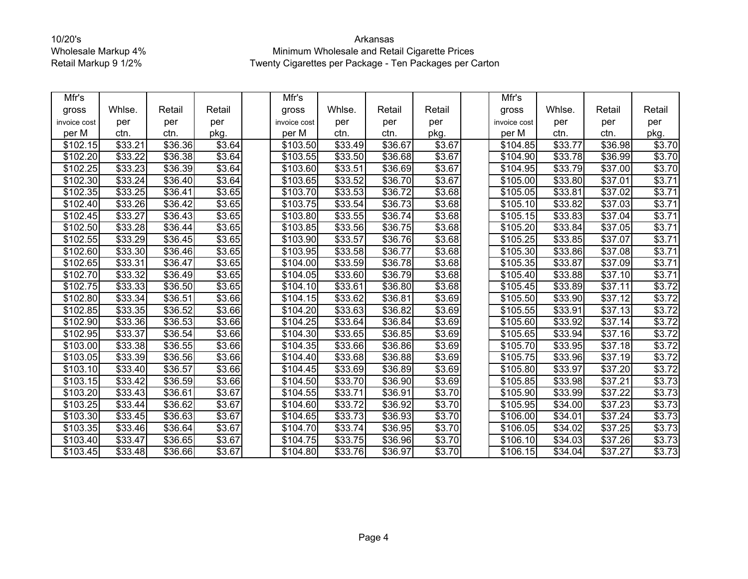10/20's
Wholesale Markup 4%
Retail Markup 9 1/2%

Arkansas
Minimum Wholesale and Retail Cigarette Prices
Twenty Cigarettes per Package - Ten Packages per Carton

| Mfr's gross invoice cost per M | Whlse. per ctn. | Retail per ctn. | Retail per pkg. | | Mfr's gross invoice cost per M | Whlse. per ctn. | Retail per ctn. | Retail per pkg. | | Mfr's gross invoice cost per M | Whlse. per ctn. | Retail per ctn. | Retail per pkg. |
|---|---|---|---|---|---|---|---|---|---|---|---|---|---|
| $102.15 | $33.21 | $36.36 | $3.64 | | $103.50 | $33.49 | $36.67 | $3.67 | | $104.85 | $33.77 | $36.98 | $3.70 |
| $102.20 | $33.22 | $36.38 | $3.64 | | $103.55 | $33.50 | $36.68 | $3.67 | | $104.90 | $33.78 | $36.99 | $3.70 |
| $102.25 | $33.23 | $36.39 | $3.64 | | $103.60 | $33.51 | $36.69 | $3.67 | | $104.95 | $33.79 | $37.00 | $3.70 |
| $102.30 | $33.24 | $36.40 | $3.64 | | $103.65 | $33.52 | $36.70 | $3.67 | | $105.00 | $33.80 | $37.01 | $3.71 |
| $102.35 | $33.25 | $36.41 | $3.65 | | $103.70 | $33.53 | $36.72 | $3.68 | | $105.05 | $33.81 | $37.02 | $3.71 |
| $102.40 | $33.26 | $36.42 | $3.65 | | $103.75 | $33.54 | $36.73 | $3.68 | | $105.10 | $33.82 | $37.03 | $3.71 |
| $102.45 | $33.27 | $36.43 | $3.65 | | $103.80 | $33.55 | $36.74 | $3.68 | | $105.15 | $33.83 | $37.04 | $3.71 |
| $102.50 | $33.28 | $36.44 | $3.65 | | $103.85 | $33.56 | $36.75 | $3.68 | | $105.20 | $33.84 | $37.05 | $3.71 |
| $102.55 | $33.29 | $36.45 | $3.65 | | $103.90 | $33.57 | $36.76 | $3.68 | | $105.25 | $33.85 | $37.07 | $3.71 |
| $102.60 | $33.30 | $36.46 | $3.65 | | $103.95 | $33.58 | $36.77 | $3.68 | | $105.30 | $33.86 | $37.08 | $3.71 |
| $102.65 | $33.31 | $36.47 | $3.65 | | $104.00 | $33.59 | $36.78 | $3.68 | | $105.35 | $33.87 | $37.09 | $3.71 |
| $102.70 | $33.32 | $36.49 | $3.65 | | $104.05 | $33.60 | $36.79 | $3.68 | | $105.40 | $33.88 | $37.10 | $3.71 |
| $102.75 | $33.33 | $36.50 | $3.65 | | $104.10 | $33.61 | $36.80 | $3.68 | | $105.45 | $33.89 | $37.11 | $3.72 |
| $102.80 | $33.34 | $36.51 | $3.66 | | $104.15 | $33.62 | $36.81 | $3.69 | | $105.50 | $33.90 | $37.12 | $3.72 |
| $102.85 | $33.35 | $36.52 | $3.66 | | $104.20 | $33.63 | $36.82 | $3.69 | | $105.55 | $33.91 | $37.13 | $3.72 |
| $102.90 | $33.36 | $36.53 | $3.66 | | $104.25 | $33.64 | $36.84 | $3.69 | | $105.60 | $33.92 | $37.14 | $3.72 |
| $102.95 | $33.37 | $36.54 | $3.66 | | $104.30 | $33.65 | $36.85 | $3.69 | | $105.65 | $33.94 | $37.16 | $3.72 |
| $103.00 | $33.38 | $36.55 | $3.66 | | $104.35 | $33.66 | $36.86 | $3.69 | | $105.70 | $33.95 | $37.18 | $3.72 |
| $103.05 | $33.39 | $36.56 | $3.66 | | $104.40 | $33.68 | $36.88 | $3.69 | | $105.75 | $33.96 | $37.19 | $3.72 |
| $103.10 | $33.40 | $36.57 | $3.66 | | $104.45 | $33.69 | $36.89 | $3.69 | | $105.80 | $33.97 | $37.20 | $3.72 |
| $103.15 | $33.42 | $36.59 | $3.66 | | $104.50 | $33.70 | $36.90 | $3.69 | | $105.85 | $33.98 | $37.21 | $3.73 |
| $103.20 | $33.43 | $36.61 | $3.67 | | $104.55 | $33.71 | $36.91 | $3.70 | | $105.90 | $33.99 | $37.22 | $3.73 |
| $103.25 | $33.44 | $36.62 | $3.67 | | $104.60 | $33.72 | $36.92 | $3.70 | | $105.95 | $34.00 | $37.23 | $3.73 |
| $103.30 | $33.45 | $36.63 | $3.67 | | $104.65 | $33.73 | $36.93 | $3.70 | | $106.00 | $34.01 | $37.24 | $3.73 |
| $103.35 | $33.46 | $36.64 | $3.67 | | $104.70 | $33.74 | $36.95 | $3.70 | | $106.05 | $34.02 | $37.25 | $3.73 |
| $103.40 | $33.47 | $36.65 | $3.67 | | $104.75 | $33.75 | $36.96 | $3.70 | | $106.10 | $34.03 | $37.26 | $3.73 |
| $103.45 | $33.48 | $36.66 | $3.67 | | $104.80 | $33.76 | $36.97 | $3.70 | | $106.15 | $34.04 | $37.27 | $3.73 |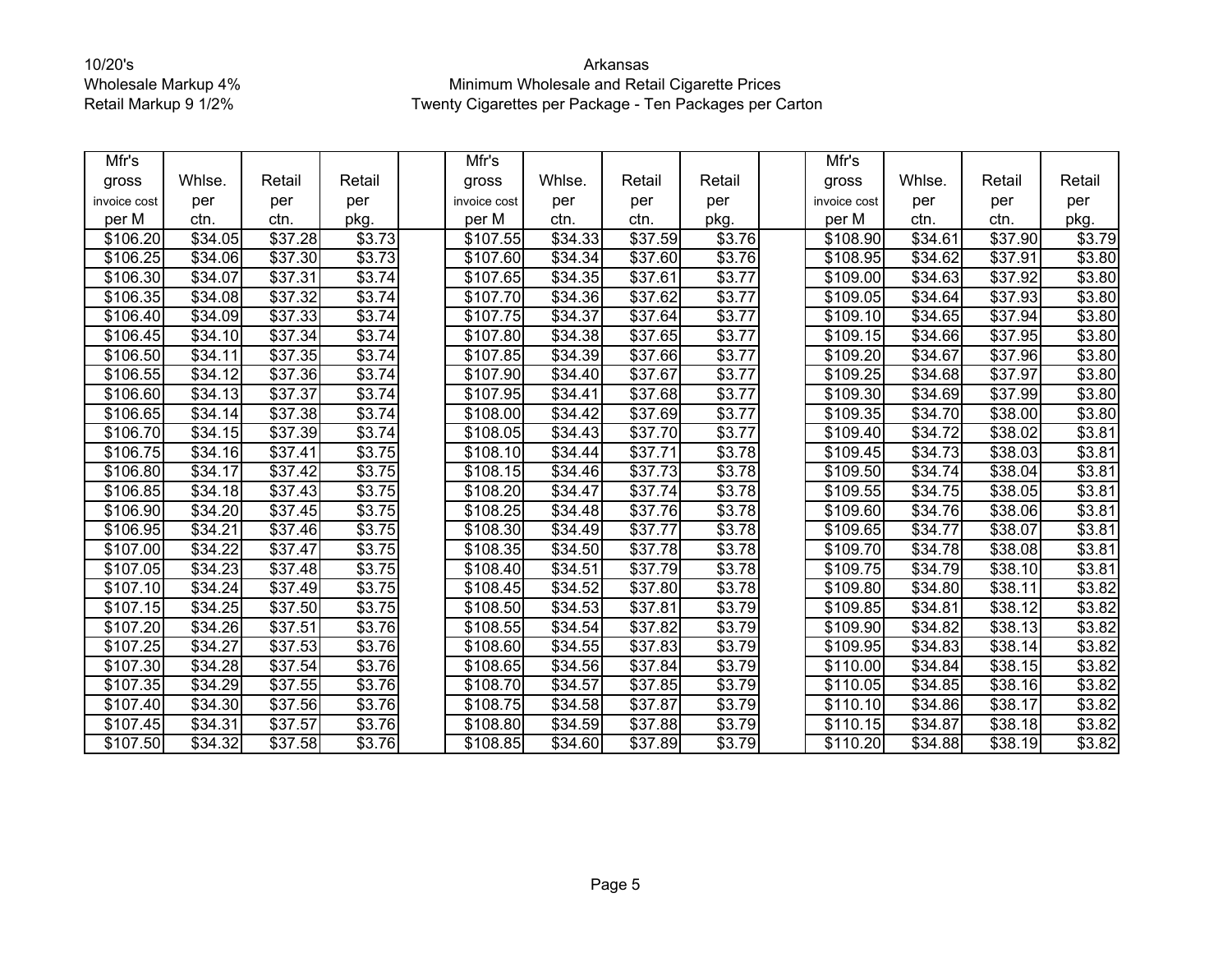10/20's
Wholesale Markup 4%
Retail Markup 9 1/2%

Arkansas
Minimum Wholesale and Retail Cigarette Prices
Twenty Cigarettes per Package - Ten Packages per Carton

| Mfr's gross invoice cost per M | Whlse. per ctn. | Retail per ctn. | Retail per pkg. | | Mfr's gross invoice cost per M | Whlse. per ctn. | Retail per ctn. | Retail per pkg. | | Mfr's gross invoice cost per M | Whlse. per ctn. | Retail per ctn. | Retail per pkg. |
|---|---|---|---|---|---|---|---|---|---|---|---|---|---|
| $106.20 | $34.05 | $37.28 | $3.73 | | $107.55 | $34.33 | $37.59 | $3.76 | | $108.90 | $34.61 | $37.90 | $3.79 |
| $106.25 | $34.06 | $37.30 | $3.73 | | $107.60 | $34.34 | $37.60 | $3.76 | | $108.95 | $34.62 | $37.91 | $3.80 |
| $106.30 | $34.07 | $37.31 | $3.74 | | $107.65 | $34.35 | $37.61 | $3.77 | | $109.00 | $34.63 | $37.92 | $3.80 |
| $106.35 | $34.08 | $37.32 | $3.74 | | $107.70 | $34.36 | $37.62 | $3.77 | | $109.05 | $34.64 | $37.93 | $3.80 |
| $106.40 | $34.09 | $37.33 | $3.74 | | $107.75 | $34.37 | $37.64 | $3.77 | | $109.10 | $34.65 | $37.94 | $3.80 |
| $106.45 | $34.10 | $37.34 | $3.74 | | $107.80 | $34.38 | $37.65 | $3.77 | | $109.15 | $34.66 | $37.95 | $3.80 |
| $106.50 | $34.11 | $37.35 | $3.74 | | $107.85 | $34.39 | $37.66 | $3.77 | | $109.20 | $34.67 | $37.96 | $3.80 |
| $106.55 | $34.12 | $37.36 | $3.74 | | $107.90 | $34.40 | $37.67 | $3.77 | | $109.25 | $34.68 | $37.97 | $3.80 |
| $106.60 | $34.13 | $37.37 | $3.74 | | $107.95 | $34.41 | $37.68 | $3.77 | | $109.30 | $34.69 | $37.99 | $3.80 |
| $106.65 | $34.14 | $37.38 | $3.74 | | $108.00 | $34.42 | $37.69 | $3.77 | | $109.35 | $34.70 | $38.00 | $3.80 |
| $106.70 | $34.15 | $37.39 | $3.74 | | $108.05 | $34.43 | $37.70 | $3.77 | | $109.40 | $34.72 | $38.02 | $3.81 |
| $106.75 | $34.16 | $37.41 | $3.75 | | $108.10 | $34.44 | $37.71 | $3.78 | | $109.45 | $34.73 | $38.03 | $3.81 |
| $106.80 | $34.17 | $37.42 | $3.75 | | $108.15 | $34.46 | $37.73 | $3.78 | | $109.50 | $34.74 | $38.04 | $3.81 |
| $106.85 | $34.18 | $37.43 | $3.75 | | $108.20 | $34.47 | $37.74 | $3.78 | | $109.55 | $34.75 | $38.05 | $3.81 |
| $106.90 | $34.20 | $37.45 | $3.75 | | $108.25 | $34.48 | $37.76 | $3.78 | | $109.60 | $34.76 | $38.06 | $3.81 |
| $106.95 | $34.21 | $37.46 | $3.75 | | $108.30 | $34.49 | $37.77 | $3.78 | | $109.65 | $34.77 | $38.07 | $3.81 |
| $107.00 | $34.22 | $37.47 | $3.75 | | $108.35 | $34.50 | $37.78 | $3.78 | | $109.70 | $34.78 | $38.08 | $3.81 |
| $107.05 | $34.23 | $37.48 | $3.75 | | $108.40 | $34.51 | $37.79 | $3.78 | | $109.75 | $34.79 | $38.10 | $3.81 |
| $107.10 | $34.24 | $37.49 | $3.75 | | $108.45 | $34.52 | $37.80 | $3.78 | | $109.80 | $34.80 | $38.11 | $3.82 |
| $107.15 | $34.25 | $37.50 | $3.75 | | $108.50 | $34.53 | $37.81 | $3.79 | | $109.85 | $34.81 | $38.12 | $3.82 |
| $107.20 | $34.26 | $37.51 | $3.76 | | $108.55 | $34.54 | $37.82 | $3.79 | | $109.90 | $34.82 | $38.13 | $3.82 |
| $107.25 | $34.27 | $37.53 | $3.76 | | $108.60 | $34.55 | $37.83 | $3.79 | | $109.95 | $34.83 | $38.14 | $3.82 |
| $107.30 | $34.28 | $37.54 | $3.76 | | $108.65 | $34.56 | $37.84 | $3.79 | | $110.00 | $34.84 | $38.15 | $3.82 |
| $107.35 | $34.29 | $37.55 | $3.76 | | $108.70 | $34.57 | $37.85 | $3.79 | | $110.05 | $34.85 | $38.16 | $3.82 |
| $107.40 | $34.30 | $37.56 | $3.76 | | $108.75 | $34.58 | $37.87 | $3.79 | | $110.10 | $34.86 | $38.17 | $3.82 |
| $107.45 | $34.31 | $37.57 | $3.76 | | $108.80 | $34.59 | $37.88 | $3.79 | | $110.15 | $34.87 | $38.18 | $3.82 |
| $107.50 | $34.32 | $37.58 | $3.76 | | $108.85 | $34.60 | $37.89 | $3.79 | | $110.20 | $34.88 | $38.19 | $3.82 |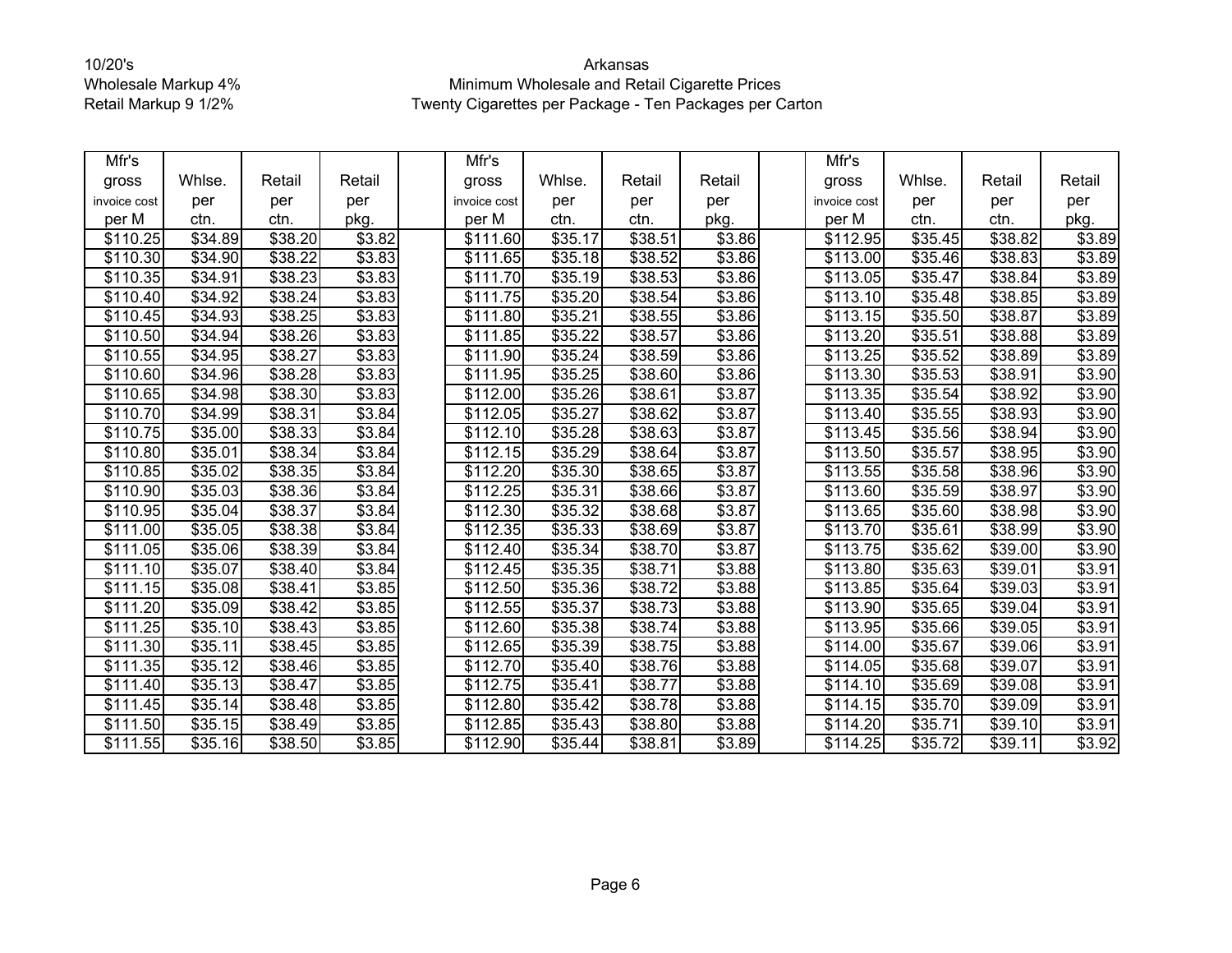10/20's
Wholesale Markup 4%
Retail Markup 9 1/2%

Arkansas
Minimum Wholesale and Retail Cigarette Prices
Twenty Cigarettes per Package - Ten Packages per Carton

| Mfr's gross invoice cost per M | Whlse. per ctn. | Retail per ctn. | Retail per pkg. | | Mfr's gross invoice cost per M | Whlse. per ctn. | Retail per ctn. | Retail per pkg. | | Mfr's gross invoice cost per M | Whlse. per ctn. | Retail per ctn. | Retail per pkg. |
|---|---|---|---|---|---|---|---|---|---|---|---|---|---|
| $110.25 | $34.89 | $38.20 | $3.82 | | $111.60 | $35.17 | $38.51 | $3.86 | | $112.95 | $35.45 | $38.82 | $3.89 |
| $110.30 | $34.90 | $38.22 | $3.83 | | $111.65 | $35.18 | $38.52 | $3.86 | | $113.00 | $35.46 | $38.83 | $3.89 |
| $110.35 | $34.91 | $38.23 | $3.83 | | $111.70 | $35.19 | $38.53 | $3.86 | | $113.05 | $35.47 | $38.84 | $3.89 |
| $110.40 | $34.92 | $38.24 | $3.83 | | $111.75 | $35.20 | $38.54 | $3.86 | | $113.10 | $35.48 | $38.85 | $3.89 |
| $110.45 | $34.93 | $38.25 | $3.83 | | $111.80 | $35.21 | $38.55 | $3.86 | | $113.15 | $35.50 | $38.87 | $3.89 |
| $110.50 | $34.94 | $38.26 | $3.83 | | $111.85 | $35.22 | $38.57 | $3.86 | | $113.20 | $35.51 | $38.88 | $3.89 |
| $110.55 | $34.95 | $38.27 | $3.83 | | $111.90 | $35.24 | $38.59 | $3.86 | | $113.25 | $35.52 | $38.89 | $3.89 |
| $110.60 | $34.96 | $38.28 | $3.83 | | $111.95 | $35.25 | $38.60 | $3.86 | | $113.30 | $35.53 | $38.91 | $3.90 |
| $110.65 | $34.98 | $38.30 | $3.83 | | $112.00 | $35.26 | $38.61 | $3.87 | | $113.35 | $35.54 | $38.92 | $3.90 |
| $110.70 | $34.99 | $38.31 | $3.84 | | $112.05 | $35.27 | $38.62 | $3.87 | | $113.40 | $35.55 | $38.93 | $3.90 |
| $110.75 | $35.00 | $38.33 | $3.84 | | $112.10 | $35.28 | $38.63 | $3.87 | | $113.45 | $35.56 | $38.94 | $3.90 |
| $110.80 | $35.01 | $38.34 | $3.84 | | $112.15 | $35.29 | $38.64 | $3.87 | | $113.50 | $35.57 | $38.95 | $3.90 |
| $110.85 | $35.02 | $38.35 | $3.84 | | $112.20 | $35.30 | $38.65 | $3.87 | | $113.55 | $35.58 | $38.96 | $3.90 |
| $110.90 | $35.03 | $38.36 | $3.84 | | $112.25 | $35.31 | $38.66 | $3.87 | | $113.60 | $35.59 | $38.97 | $3.90 |
| $110.95 | $35.04 | $38.37 | $3.84 | | $112.30 | $35.32 | $38.68 | $3.87 | | $113.65 | $35.60 | $38.98 | $3.90 |
| $111.00 | $35.05 | $38.38 | $3.84 | | $112.35 | $35.33 | $38.69 | $3.87 | | $113.70 | $35.61 | $38.99 | $3.90 |
| $111.05 | $35.06 | $38.39 | $3.84 | | $112.40 | $35.34 | $38.70 | $3.87 | | $113.75 | $35.62 | $39.00 | $3.90 |
| $111.10 | $35.07 | $38.40 | $3.84 | | $112.45 | $35.35 | $38.71 | $3.88 | | $113.80 | $35.63 | $39.01 | $3.91 |
| $111.15 | $35.08 | $38.41 | $3.85 | | $112.50 | $35.36 | $38.72 | $3.88 | | $113.85 | $35.64 | $39.03 | $3.91 |
| $111.20 | $35.09 | $38.42 | $3.85 | | $112.55 | $35.37 | $38.73 | $3.88 | | $113.90 | $35.65 | $39.04 | $3.91 |
| $111.25 | $35.10 | $38.43 | $3.85 | | $112.60 | $35.38 | $38.74 | $3.88 | | $113.95 | $35.66 | $39.05 | $3.91 |
| $111.30 | $35.11 | $38.45 | $3.85 | | $112.65 | $35.39 | $38.75 | $3.88 | | $114.00 | $35.67 | $39.06 | $3.91 |
| $111.35 | $35.12 | $38.46 | $3.85 | | $112.70 | $35.40 | $38.76 | $3.88 | | $114.05 | $35.68 | $39.07 | $3.91 |
| $111.40 | $35.13 | $38.47 | $3.85 | | $112.75 | $35.41 | $38.77 | $3.88 | | $114.10 | $35.69 | $39.08 | $3.91 |
| $111.45 | $35.14 | $38.48 | $3.85 | | $112.80 | $35.42 | $38.78 | $3.88 | | $114.15 | $35.70 | $39.09 | $3.91 |
| $111.50 | $35.15 | $38.49 | $3.85 | | $112.85 | $35.43 | $38.80 | $3.88 | | $114.20 | $35.71 | $39.10 | $3.91 |
| $111.55 | $35.16 | $38.50 | $3.85 | | $112.90 | $35.44 | $38.81 | $3.89 | | $114.25 | $35.72 | $39.11 | $3.92 |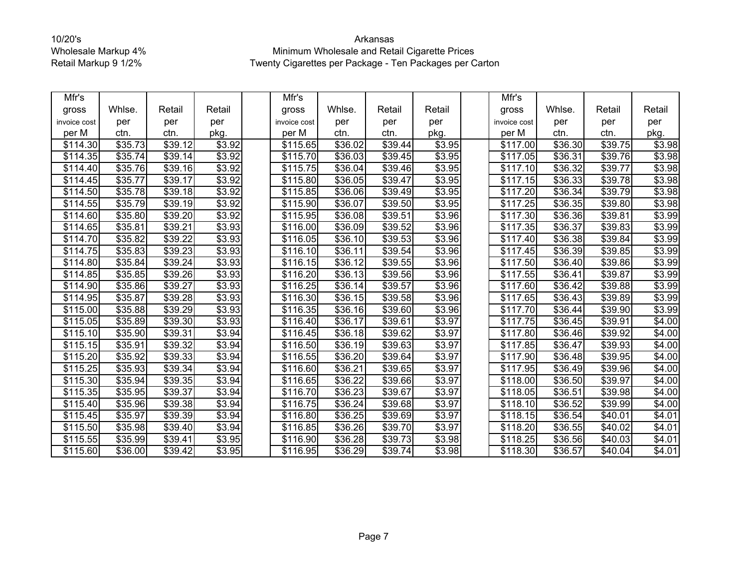10/20's
Wholesale Markup 4%
Retail Markup 9 1/2%

Arkansas
Minimum Wholesale and Retail Cigarette Prices
Twenty Cigarettes per Package - Ten Packages per Carton

| Mfr's gross invoice cost per M | Whlse. per ctn. | Retail per ctn. | Retail per pkg. | | Mfr's gross invoice cost per M | Whlse. per ctn. | Retail per ctn. | Retail per pkg. | | Mfr's gross invoice cost per M | Whlse. per ctn. | Retail per ctn. | Retail per pkg. |
|---|---|---|---|---|---|---|---|---|---|---|---|---|---|
| $114.30 | $35.73 | $39.12 | $3.92 | | $115.65 | $36.02 | $39.44 | $3.95 | | $117.00 | $36.30 | $39.75 | $3.98 |
| $114.35 | $35.74 | $39.14 | $3.92 | | $115.70 | $36.03 | $39.45 | $3.95 | | $117.05 | $36.31 | $39.76 | $3.98 |
| $114.40 | $35.76 | $39.16 | $3.92 | | $115.75 | $36.04 | $39.46 | $3.95 | | $117.10 | $36.32 | $39.77 | $3.98 |
| $114.45 | $35.77 | $39.17 | $3.92 | | $115.80 | $36.05 | $39.47 | $3.95 | | $117.15 | $36.33 | $39.78 | $3.98 |
| $114.50 | $35.78 | $39.18 | $3.92 | | $115.85 | $36.06 | $39.49 | $3.95 | | $117.20 | $36.34 | $39.79 | $3.98 |
| $114.55 | $35.79 | $39.19 | $3.92 | | $115.90 | $36.07 | $39.50 | $3.95 | | $117.25 | $36.35 | $39.80 | $3.98 |
| $114.60 | $35.80 | $39.20 | $3.92 | | $115.95 | $36.08 | $39.51 | $3.96 | | $117.30 | $36.36 | $39.81 | $3.99 |
| $114.65 | $35.81 | $39.21 | $3.93 | | $116.00 | $36.09 | $39.52 | $3.96 | | $117.35 | $36.37 | $39.83 | $3.99 |
| $114.70 | $35.82 | $39.22 | $3.93 | | $116.05 | $36.10 | $39.53 | $3.96 | | $117.40 | $36.38 | $39.84 | $3.99 |
| $114.75 | $35.83 | $39.23 | $3.93 | | $116.10 | $36.11 | $39.54 | $3.96 | | $117.45 | $36.39 | $39.85 | $3.99 |
| $114.80 | $35.84 | $39.24 | $3.93 | | $116.15 | $36.12 | $39.55 | $3.96 | | $117.50 | $36.40 | $39.86 | $3.99 |
| $114.85 | $35.85 | $39.26 | $3.93 | | $116.20 | $36.13 | $39.56 | $3.96 | | $117.55 | $36.41 | $39.87 | $3.99 |
| $114.90 | $35.86 | $39.27 | $3.93 | | $116.25 | $36.14 | $39.57 | $3.96 | | $117.60 | $36.42 | $39.88 | $3.99 |
| $114.95 | $35.87 | $39.28 | $3.93 | | $116.30 | $36.15 | $39.58 | $3.96 | | $117.65 | $36.43 | $39.89 | $3.99 |
| $115.00 | $35.88 | $39.29 | $3.93 | | $116.35 | $36.16 | $39.60 | $3.96 | | $117.70 | $36.44 | $39.90 | $3.99 |
| $115.05 | $35.89 | $39.30 | $3.93 | | $116.40 | $36.17 | $39.61 | $3.97 | | $117.75 | $36.45 | $39.91 | $4.00 |
| $115.10 | $35.90 | $39.31 | $3.94 | | $116.45 | $36.18 | $39.62 | $3.97 | | $117.80 | $36.46 | $39.92 | $4.00 |
| $115.15 | $35.91 | $39.32 | $3.94 | | $116.50 | $36.19 | $39.63 | $3.97 | | $117.85 | $36.47 | $39.93 | $4.00 |
| $115.20 | $35.92 | $39.33 | $3.94 | | $116.55 | $36.20 | $39.64 | $3.97 | | $117.90 | $36.48 | $39.95 | $4.00 |
| $115.25 | $35.93 | $39.34 | $3.94 | | $116.60 | $36.21 | $39.65 | $3.97 | | $117.95 | $36.49 | $39.96 | $4.00 |
| $115.30 | $35.94 | $39.35 | $3.94 | | $116.65 | $36.22 | $39.66 | $3.97 | | $118.00 | $36.50 | $39.97 | $4.00 |
| $115.35 | $35.95 | $39.37 | $3.94 | | $116.70 | $36.23 | $39.67 | $3.97 | | $118.05 | $36.51 | $39.98 | $4.00 |
| $115.40 | $35.96 | $39.38 | $3.94 | | $116.75 | $36.24 | $39.68 | $3.97 | | $118.10 | $36.52 | $39.99 | $4.00 |
| $115.45 | $35.97 | $39.39 | $3.94 | | $116.80 | $36.25 | $39.69 | $3.97 | | $118.15 | $36.54 | $40.01 | $4.01 |
| $115.50 | $35.98 | $39.40 | $3.94 | | $116.85 | $36.26 | $39.70 | $3.97 | | $118.20 | $36.55 | $40.02 | $4.01 |
| $115.55 | $35.99 | $39.41 | $3.95 | | $116.90 | $36.28 | $39.73 | $3.98 | | $118.25 | $36.56 | $40.03 | $4.01 |
| $115.60 | $36.00 | $39.42 | $3.95 | | $116.95 | $36.29 | $39.74 | $3.98 | | $118.30 | $36.57 | $40.04 | $4.01 |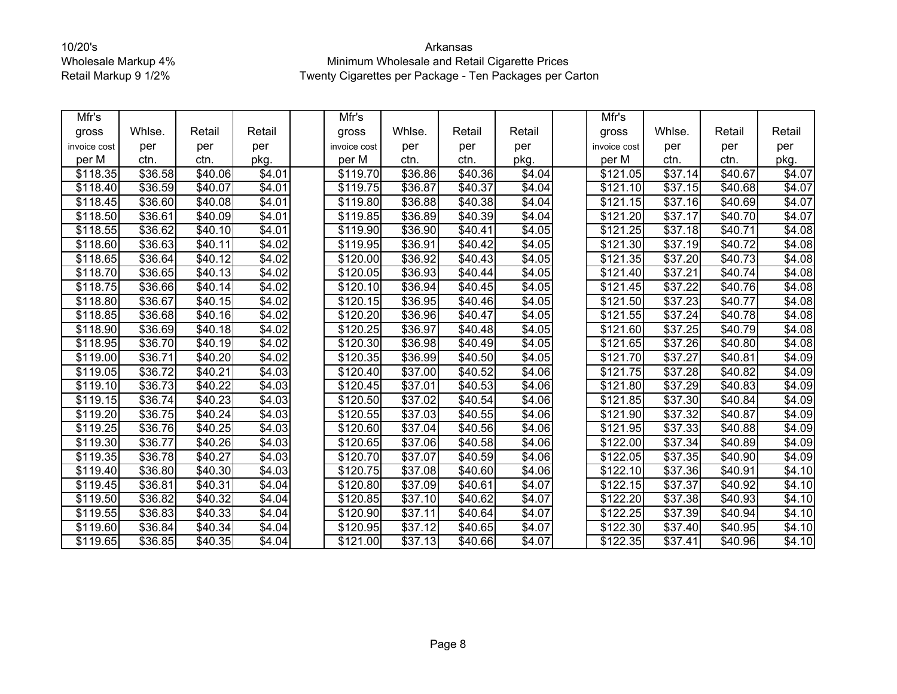10/20's
Wholesale Markup 4%
Retail Markup 9 1/2%

Arkansas
Minimum Wholesale and Retail Cigarette Prices
Twenty Cigarettes per Package - Ten Packages per Carton

| Mfr's gross invoice cost per M | Whlse. per ctn. | Retail per ctn. | Retail per pkg. | | Mfr's gross invoice cost per M | Whlse. per ctn. | Retail per ctn. | Retail per pkg. | | Mfr's gross invoice cost per M | Whlse. per ctn. | Retail per ctn. | Retail per pkg. |
|---|---|---|---|---|---|---|---|---|---|---|---|---|---|
| $118.35 | $36.58 | $40.06 | $4.01 | | $119.70 | $36.86 | $40.36 | $4.04 | | $121.05 | $37.14 | $40.67 | $4.07 |
| $118.40 | $36.59 | $40.07 | $4.01 | | $119.75 | $36.87 | $40.37 | $4.04 | | $121.10 | $37.15 | $40.68 | $4.07 |
| $118.45 | $36.60 | $40.08 | $4.01 | | $119.80 | $36.88 | $40.38 | $4.04 | | $121.15 | $37.16 | $40.69 | $4.07 |
| $118.50 | $36.61 | $40.09 | $4.01 | | $119.85 | $36.89 | $40.39 | $4.04 | | $121.20 | $37.17 | $40.70 | $4.07 |
| $118.55 | $36.62 | $40.10 | $4.01 | | $119.90 | $36.90 | $40.41 | $4.05 | | $121.25 | $37.18 | $40.71 | $4.08 |
| $118.60 | $36.63 | $40.11 | $4.02 | | $119.95 | $36.91 | $40.42 | $4.05 | | $121.30 | $37.19 | $40.72 | $4.08 |
| $118.65 | $36.64 | $40.12 | $4.02 | | $120.00 | $36.92 | $40.43 | $4.05 | | $121.35 | $37.20 | $40.73 | $4.08 |
| $118.70 | $36.65 | $40.13 | $4.02 | | $120.05 | $36.93 | $40.44 | $4.05 | | $121.40 | $37.21 | $40.74 | $4.08 |
| $118.75 | $36.66 | $40.14 | $4.02 | | $120.10 | $36.94 | $40.45 | $4.05 | | $121.45 | $37.22 | $40.76 | $4.08 |
| $118.80 | $36.67 | $40.15 | $4.02 | | $120.15 | $36.95 | $40.46 | $4.05 | | $121.50 | $37.23 | $40.77 | $4.08 |
| $118.85 | $36.68 | $40.16 | $4.02 | | $120.20 | $36.96 | $40.47 | $4.05 | | $121.55 | $37.24 | $40.78 | $4.08 |
| $118.90 | $36.69 | $40.18 | $4.02 | | $120.25 | $36.97 | $40.48 | $4.05 | | $121.60 | $37.25 | $40.79 | $4.08 |
| $118.95 | $36.70 | $40.19 | $4.02 | | $120.30 | $36.98 | $40.49 | $4.05 | | $121.65 | $37.26 | $40.80 | $4.08 |
| $119.00 | $36.71 | $40.20 | $4.02 | | $120.35 | $36.99 | $40.50 | $4.05 | | $121.70 | $37.27 | $40.81 | $4.09 |
| $119.05 | $36.72 | $40.21 | $4.03 | | $120.40 | $37.00 | $40.52 | $4.06 | | $121.75 | $37.28 | $40.82 | $4.09 |
| $119.10 | $36.73 | $40.22 | $4.03 | | $120.45 | $37.01 | $40.53 | $4.06 | | $121.80 | $37.29 | $40.83 | $4.09 |
| $119.15 | $36.74 | $40.23 | $4.03 | | $120.50 | $37.02 | $40.54 | $4.06 | | $121.85 | $37.30 | $40.84 | $4.09 |
| $119.20 | $36.75 | $40.24 | $4.03 | | $120.55 | $37.03 | $40.55 | $4.06 | | $121.90 | $37.32 | $40.87 | $4.09 |
| $119.25 | $36.76 | $40.25 | $4.03 | | $120.60 | $37.04 | $40.56 | $4.06 | | $121.95 | $37.33 | $40.88 | $4.09 |
| $119.30 | $36.77 | $40.26 | $4.03 | | $120.65 | $37.06 | $40.58 | $4.06 | | $122.00 | $37.34 | $40.89 | $4.09 |
| $119.35 | $36.78 | $40.27 | $4.03 | | $120.70 | $37.07 | $40.59 | $4.06 | | $122.05 | $37.35 | $40.90 | $4.09 |
| $119.40 | $36.80 | $40.30 | $4.03 | | $120.75 | $37.08 | $40.60 | $4.06 | | $122.10 | $37.36 | $40.91 | $4.10 |
| $119.45 | $36.81 | $40.31 | $4.04 | | $120.80 | $37.09 | $40.61 | $4.07 | | $122.15 | $37.37 | $40.92 | $4.10 |
| $119.50 | $36.82 | $40.32 | $4.04 | | $120.85 | $37.10 | $40.62 | $4.07 | | $122.20 | $37.38 | $40.93 | $4.10 |
| $119.55 | $36.83 | $40.33 | $4.04 | | $120.90 | $37.11 | $40.64 | $4.07 | | $122.25 | $37.39 | $40.94 | $4.10 |
| $119.60 | $36.84 | $40.34 | $4.04 | | $120.95 | $37.12 | $40.65 | $4.07 | | $122.30 | $37.40 | $40.95 | $4.10 |
| $119.65 | $36.85 | $40.35 | $4.04 | | $121.00 | $37.13 | $40.66 | $4.07 | | $122.35 | $37.41 | $40.96 | $4.10 |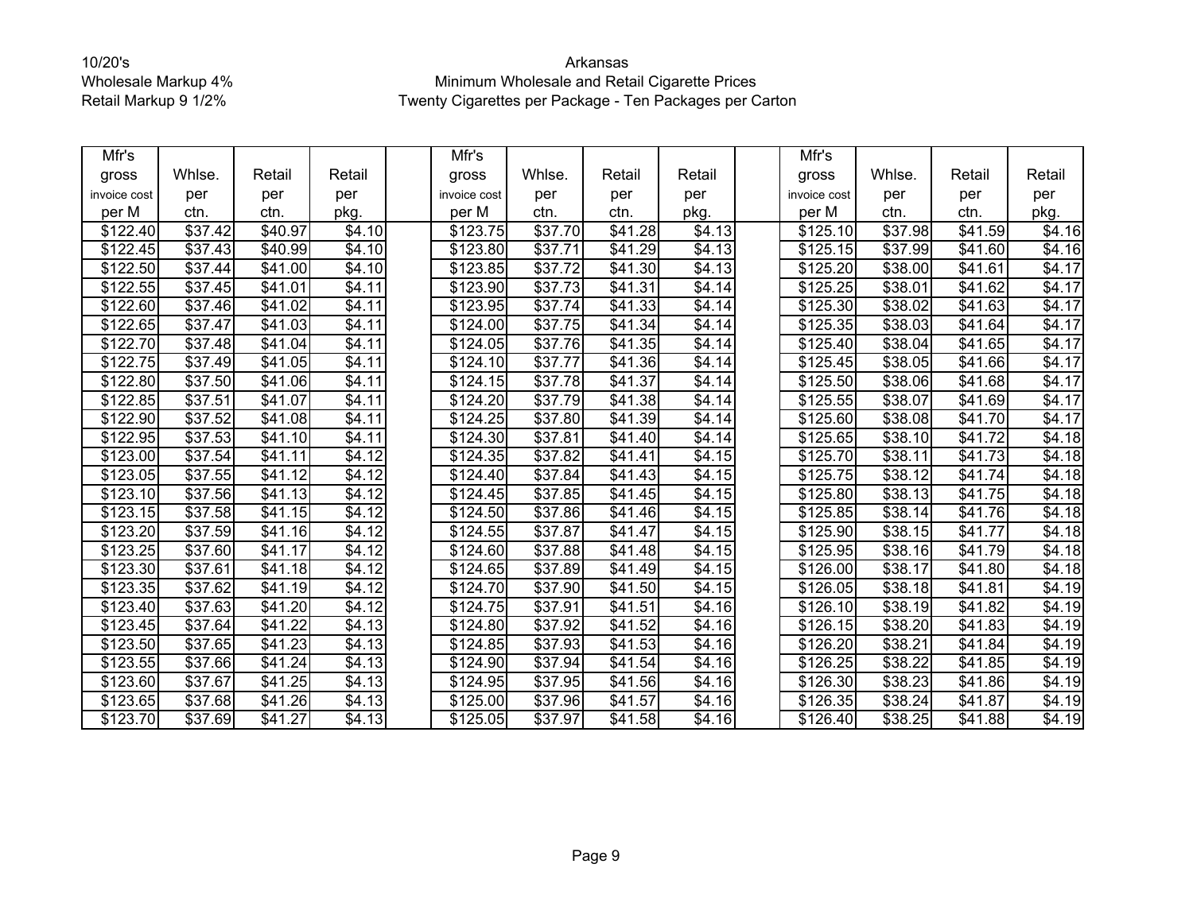10/20's
Wholesale Markup 4%
Retail Markup 9 1/2%

Arkansas
Minimum Wholesale and Retail Cigarette Prices
Twenty Cigarettes per Package - Ten Packages per Carton

| Mfr's gross invoice cost per M | Whlse. per ctn. | Retail per ctn. | Retail per pkg. | | Mfr's gross invoice cost per M | Whlse. per ctn. | Retail per ctn. | Retail per pkg. | | Mfr's gross invoice cost per M | Whlse. per ctn. | Retail per ctn. | Retail per pkg. |
|---|---|---|---|---|---|---|---|---|---|---|---|---|---|
| $122.40 | $37.42 | $40.97 | $4.10 | | $123.75 | $37.70 | $41.28 | $4.13 | | $125.10 | $37.98 | $41.59 | $4.16 |
| $122.45 | $37.43 | $40.99 | $4.10 | | $123.80 | $37.71 | $41.29 | $4.13 | | $125.15 | $37.99 | $41.60 | $4.16 |
| $122.50 | $37.44 | $41.00 | $4.10 | | $123.85 | $37.72 | $41.30 | $4.13 | | $125.20 | $38.00 | $41.61 | $4.17 |
| $122.55 | $37.45 | $41.01 | $4.11 | | $123.90 | $37.73 | $41.31 | $4.14 | | $125.25 | $38.01 | $41.62 | $4.17 |
| $122.60 | $37.46 | $41.02 | $4.11 | | $123.95 | $37.74 | $41.33 | $4.14 | | $125.30 | $38.02 | $41.63 | $4.17 |
| $122.65 | $37.47 | $41.03 | $4.11 | | $124.00 | $37.75 | $41.34 | $4.14 | | $125.35 | $38.03 | $41.64 | $4.17 |
| $122.70 | $37.48 | $41.04 | $4.11 | | $124.05 | $37.76 | $41.35 | $4.14 | | $125.40 | $38.04 | $41.65 | $4.17 |
| $122.75 | $37.49 | $41.05 | $4.11 | | $124.10 | $37.77 | $41.36 | $4.14 | | $125.45 | $38.05 | $41.66 | $4.17 |
| $122.80 | $37.50 | $41.06 | $4.11 | | $124.15 | $37.78 | $41.37 | $4.14 | | $125.50 | $38.06 | $41.68 | $4.17 |
| $122.85 | $37.51 | $41.07 | $4.11 | | $124.20 | $37.79 | $41.38 | $4.14 | | $125.55 | $38.07 | $41.69 | $4.17 |
| $122.90 | $37.52 | $41.08 | $4.11 | | $124.25 | $37.80 | $41.39 | $4.14 | | $125.60 | $38.08 | $41.70 | $4.17 |
| $122.95 | $37.53 | $41.10 | $4.11 | | $124.30 | $37.81 | $41.40 | $4.14 | | $125.65 | $38.10 | $41.72 | $4.18 |
| $123.00 | $37.54 | $41.11 | $4.12 | | $124.35 | $37.82 | $41.41 | $4.15 | | $125.70 | $38.11 | $41.73 | $4.18 |
| $123.05 | $37.55 | $41.12 | $4.12 | | $124.40 | $37.84 | $41.43 | $4.15 | | $125.75 | $38.12 | $41.74 | $4.18 |
| $123.10 | $37.56 | $41.13 | $4.12 | | $124.45 | $37.85 | $41.45 | $4.15 | | $125.80 | $38.13 | $41.75 | $4.18 |
| $123.15 | $37.58 | $41.15 | $4.12 | | $124.50 | $37.86 | $41.46 | $4.15 | | $125.85 | $38.14 | $41.76 | $4.18 |
| $123.20 | $37.59 | $41.16 | $4.12 | | $124.55 | $37.87 | $41.47 | $4.15 | | $125.90 | $38.15 | $41.77 | $4.18 |
| $123.25 | $37.60 | $41.17 | $4.12 | | $124.60 | $37.88 | $41.48 | $4.15 | | $125.95 | $38.16 | $41.79 | $4.18 |
| $123.30 | $37.61 | $41.18 | $4.12 | | $124.65 | $37.89 | $41.49 | $4.15 | | $126.00 | $38.17 | $41.80 | $4.18 |
| $123.35 | $37.62 | $41.19 | $4.12 | | $124.70 | $37.90 | $41.50 | $4.15 | | $126.05 | $38.18 | $41.81 | $4.19 |
| $123.40 | $37.63 | $41.20 | $4.12 | | $124.75 | $37.91 | $41.51 | $4.16 | | $126.10 | $38.19 | $41.82 | $4.19 |
| $123.45 | $37.64 | $41.22 | $4.13 | | $124.80 | $37.92 | $41.52 | $4.16 | | $126.15 | $38.20 | $41.83 | $4.19 |
| $123.50 | $37.65 | $41.23 | $4.13 | | $124.85 | $37.93 | $41.53 | $4.16 | | $126.20 | $38.21 | $41.84 | $4.19 |
| $123.55 | $37.66 | $41.24 | $4.13 | | $124.90 | $37.94 | $41.54 | $4.16 | | $126.25 | $38.22 | $41.85 | $4.19 |
| $123.60 | $37.67 | $41.25 | $4.13 | | $124.95 | $37.95 | $41.56 | $4.16 | | $126.30 | $38.23 | $41.86 | $4.19 |
| $123.65 | $37.68 | $41.26 | $4.13 | | $125.00 | $37.96 | $41.57 | $4.16 | | $126.35 | $38.24 | $41.87 | $4.19 |
| $123.70 | $37.69 | $41.27 | $4.13 | | $125.05 | $37.97 | $41.58 | $4.16 | | $126.40 | $38.25 | $41.88 | $4.19 |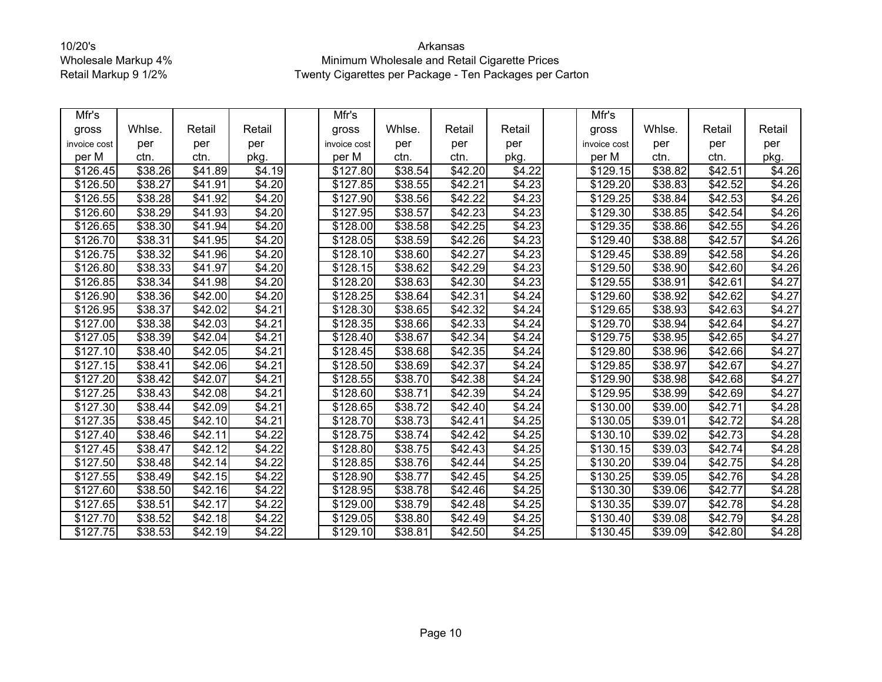10/20's
Wholesale Markup 4%
Retail Markup 9 1/2%

Arkansas
Minimum Wholesale and Retail Cigarette Prices
Twenty Cigarettes per Package - Ten Packages per Carton

| Mfr's gross invoice cost per M | Whlse. per ctn. | Retail per ctn. | Retail per pkg. | | Mfr's gross invoice cost per M | Whlse. per ctn. | Retail per ctn. | Retail per pkg. | | Mfr's gross invoice cost per M | Whlse. per ctn. | Retail per ctn. | Retail per pkg. |
|---|---|---|---|---|---|---|---|---|---|---|---|---|---|
| $126.45 | $38.26 | $41.89 | $4.19 | | $127.80 | $38.54 | $42.20 | $4.22 | | $129.15 | $38.82 | $42.51 | $4.26 |
| $126.50 | $38.27 | $41.91 | $4.20 | | $127.85 | $38.55 | $42.21 | $4.23 | | $129.20 | $38.83 | $42.52 | $4.26 |
| $126.55 | $38.28 | $41.92 | $4.20 | | $127.90 | $38.56 | $42.22 | $4.23 | | $129.25 | $38.84 | $42.53 | $4.26 |
| $126.60 | $38.29 | $41.93 | $4.20 | | $127.95 | $38.57 | $42.23 | $4.23 | | $129.30 | $38.85 | $42.54 | $4.26 |
| $126.65 | $38.30 | $41.94 | $4.20 | | $128.00 | $38.58 | $42.25 | $4.23 | | $129.35 | $38.86 | $42.55 | $4.26 |
| $126.70 | $38.31 | $41.95 | $4.20 | | $128.05 | $38.59 | $42.26 | $4.23 | | $129.40 | $38.88 | $42.57 | $4.26 |
| $126.75 | $38.32 | $41.96 | $4.20 | | $128.10 | $38.60 | $42.27 | $4.23 | | $129.45 | $38.89 | $42.58 | $4.26 |
| $126.80 | $38.33 | $41.97 | $4.20 | | $128.15 | $38.62 | $42.29 | $4.23 | | $129.50 | $38.90 | $42.60 | $4.26 |
| $126.85 | $38.34 | $41.98 | $4.20 | | $128.20 | $38.63 | $42.30 | $4.23 | | $129.55 | $38.91 | $42.61 | $4.27 |
| $126.90 | $38.36 | $42.00 | $4.20 | | $128.25 | $38.64 | $42.31 | $4.24 | | $129.60 | $38.92 | $42.62 | $4.27 |
| $126.95 | $38.37 | $42.02 | $4.21 | | $128.30 | $38.65 | $42.32 | $4.24 | | $129.65 | $38.93 | $42.63 | $4.27 |
| $127.00 | $38.38 | $42.03 | $4.21 | | $128.35 | $38.66 | $42.33 | $4.24 | | $129.70 | $38.94 | $42.64 | $4.27 |
| $127.05 | $38.39 | $42.04 | $4.21 | | $128.40 | $38.67 | $42.34 | $4.24 | | $129.75 | $38.95 | $42.65 | $4.27 |
| $127.10 | $38.40 | $42.05 | $4.21 | | $128.45 | $38.68 | $42.35 | $4.24 | | $129.80 | $38.96 | $42.66 | $4.27 |
| $127.15 | $38.41 | $42.06 | $4.21 | | $128.50 | $38.69 | $42.37 | $4.24 | | $129.85 | $38.97 | $42.67 | $4.27 |
| $127.20 | $38.42 | $42.07 | $4.21 | | $128.55 | $38.70 | $42.38 | $4.24 | | $129.90 | $38.98 | $42.68 | $4.27 |
| $127.25 | $38.43 | $42.08 | $4.21 | | $128.60 | $38.71 | $42.39 | $4.24 | | $129.95 | $38.99 | $42.69 | $4.27 |
| $127.30 | $38.44 | $42.09 | $4.21 | | $128.65 | $38.72 | $42.40 | $4.24 | | $130.00 | $39.00 | $42.71 | $4.28 |
| $127.35 | $38.45 | $42.10 | $4.21 | | $128.70 | $38.73 | $42.41 | $4.25 | | $130.05 | $39.01 | $42.72 | $4.28 |
| $127.40 | $38.46 | $42.11 | $4.22 | | $128.75 | $38.74 | $42.42 | $4.25 | | $130.10 | $39.02 | $42.73 | $4.28 |
| $127.45 | $38.47 | $42.12 | $4.22 | | $128.80 | $38.75 | $42.43 | $4.25 | | $130.15 | $39.03 | $42.74 | $4.28 |
| $127.50 | $38.48 | $42.14 | $4.22 | | $128.85 | $38.76 | $42.44 | $4.25 | | $130.20 | $39.04 | $42.75 | $4.28 |
| $127.55 | $38.49 | $42.15 | $4.22 | | $128.90 | $38.77 | $42.45 | $4.25 | | $130.25 | $39.05 | $42.76 | $4.28 |
| $127.60 | $38.50 | $42.16 | $4.22 | | $128.95 | $38.78 | $42.46 | $4.25 | | $130.30 | $39.06 | $42.77 | $4.28 |
| $127.65 | $38.51 | $42.17 | $4.22 | | $129.00 | $38.79 | $42.48 | $4.25 | | $130.35 | $39.07 | $42.78 | $4.28 |
| $127.70 | $38.52 | $42.18 | $4.22 | | $129.05 | $38.80 | $42.49 | $4.25 | | $130.40 | $39.08 | $42.79 | $4.28 |
| $127.75 | $38.53 | $42.19 | $4.22 | | $129.10 | $38.81 | $42.50 | $4.25 | | $130.45 | $39.09 | $42.80 | $4.28 |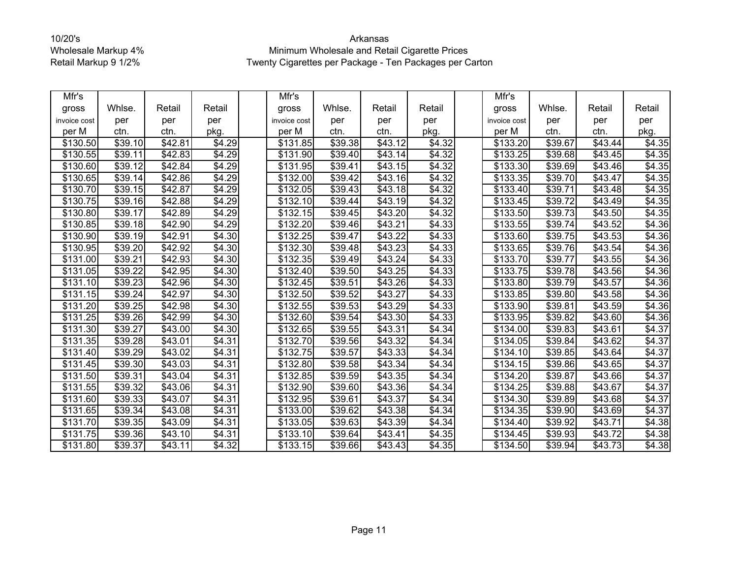10/20's
Wholesale Markup 4%
Retail Markup 9 1/2%

Arkansas
Minimum Wholesale and Retail Cigarette Prices
Twenty Cigarettes per Package - Ten Packages per Carton

| Mfr's gross invoice cost per M | Whlse. per ctn. | Retail per ctn. | Retail per pkg. | | Mfr's gross invoice cost per M | Whlse. per ctn. | Retail per ctn. | Retail per pkg. | | Mfr's gross invoice cost per M | Whlse. per ctn. | Retail per ctn. | Retail per pkg. |
|---|---|---|---|---|---|---|---|---|---|---|---|---|---|
| $130.50 | $39.10 | $42.81 | $4.29 | | $131.85 | $39.38 | $43.12 | $4.32 | | $133.20 | $39.67 | $43.44 | $4.35 |
| $130.55 | $39.11 | $42.83 | $4.29 | | $131.90 | $39.40 | $43.14 | $4.32 | | $133.25 | $39.68 | $43.45 | $4.35 |
| $130.60 | $39.12 | $42.84 | $4.29 | | $131.95 | $39.41 | $43.15 | $4.32 | | $133.30 | $39.69 | $43.46 | $4.35 |
| $130.65 | $39.14 | $42.86 | $4.29 | | $132.00 | $39.42 | $43.16 | $4.32 | | $133.35 | $39.70 | $43.47 | $4.35 |
| $130.70 | $39.15 | $42.87 | $4.29 | | $132.05 | $39.43 | $43.18 | $4.32 | | $133.40 | $39.71 | $43.48 | $4.35 |
| $130.75 | $39.16 | $42.88 | $4.29 | | $132.10 | $39.44 | $43.19 | $4.32 | | $133.45 | $39.72 | $43.49 | $4.35 |
| $130.80 | $39.17 | $42.89 | $4.29 | | $132.15 | $39.45 | $43.20 | $4.32 | | $133.50 | $39.73 | $43.50 | $4.35 |
| $130.85 | $39.18 | $42.90 | $4.29 | | $132.20 | $39.46 | $43.21 | $4.33 | | $133.55 | $39.74 | $43.52 | $4.36 |
| $130.90 | $39.19 | $42.91 | $4.30 | | $132.25 | $39.47 | $43.22 | $4.33 | | $133.60 | $39.75 | $43.53 | $4.36 |
| $130.95 | $39.20 | $42.92 | $4.30 | | $132.30 | $39.48 | $43.23 | $4.33 | | $133.65 | $39.76 | $43.54 | $4.36 |
| $131.00 | $39.21 | $42.93 | $4.30 | | $132.35 | $39.49 | $43.24 | $4.33 | | $133.70 | $39.77 | $43.55 | $4.36 |
| $131.05 | $39.22 | $42.95 | $4.30 | | $132.40 | $39.50 | $43.25 | $4.33 | | $133.75 | $39.78 | $43.56 | $4.36 |
| $131.10 | $39.23 | $42.96 | $4.30 | | $132.45 | $39.51 | $43.26 | $4.33 | | $133.80 | $39.79 | $43.57 | $4.36 |
| $131.15 | $39.24 | $42.97 | $4.30 | | $132.50 | $39.52 | $43.27 | $4.33 | | $133.85 | $39.80 | $43.58 | $4.36 |
| $131.20 | $39.25 | $42.98 | $4.30 | | $132.55 | $39.53 | $43.29 | $4.33 | | $133.90 | $39.81 | $43.59 | $4.36 |
| $131.25 | $39.26 | $42.99 | $4.30 | | $132.60 | $39.54 | $43.30 | $4.33 | | $133.95 | $39.82 | $43.60 | $4.36 |
| $131.30 | $39.27 | $43.00 | $4.30 | | $132.65 | $39.55 | $43.31 | $4.34 | | $134.00 | $39.83 | $43.61 | $4.37 |
| $131.35 | $39.28 | $43.01 | $4.31 | | $132.70 | $39.56 | $43.32 | $4.34 | | $134.05 | $39.84 | $43.62 | $4.37 |
| $131.40 | $39.29 | $43.02 | $4.31 | | $132.75 | $39.57 | $43.33 | $4.34 | | $134.10 | $39.85 | $43.64 | $4.37 |
| $131.45 | $39.30 | $43.03 | $4.31 | | $132.80 | $39.58 | $43.34 | $4.34 | | $134.15 | $39.86 | $43.65 | $4.37 |
| $131.50 | $39.31 | $43.04 | $4.31 | | $132.85 | $39.59 | $43.35 | $4.34 | | $134.20 | $39.87 | $43.66 | $4.37 |
| $131.55 | $39.32 | $43.06 | $4.31 | | $132.90 | $39.60 | $43.36 | $4.34 | | $134.25 | $39.88 | $43.67 | $4.37 |
| $131.60 | $39.33 | $43.07 | $4.31 | | $132.95 | $39.61 | $43.37 | $4.34 | | $134.30 | $39.89 | $43.68 | $4.37 |
| $131.65 | $39.34 | $43.08 | $4.31 | | $133.00 | $39.62 | $43.38 | $4.34 | | $134.35 | $39.90 | $43.69 | $4.37 |
| $131.70 | $39.35 | $43.09 | $4.31 | | $133.05 | $39.63 | $43.39 | $4.34 | | $134.40 | $39.92 | $43.71 | $4.38 |
| $131.75 | $39.36 | $43.10 | $4.31 | | $133.10 | $39.64 | $43.41 | $4.35 | | $134.45 | $39.93 | $43.72 | $4.38 |
| $131.80 | $39.37 | $43.11 | $4.32 | | $133.15 | $39.66 | $43.43 | $4.35 | | $134.50 | $39.94 | $43.73 | $4.38 |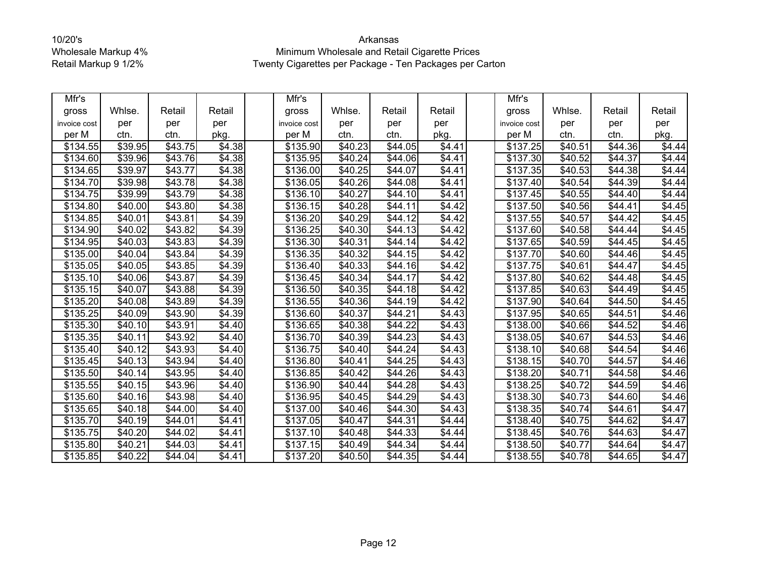10/20's
Wholesale Markup 4%
Retail Markup 9 1/2%

Arkansas
Minimum Wholesale and Retail Cigarette Prices
Twenty Cigarettes per Package - Ten Packages per Carton

| Mfr's gross invoice cost per M | Whlse. per ctn. | Retail per ctn. | Retail per pkg. | | Mfr's gross invoice cost per M | Whlse. per ctn. | Retail per ctn. | Retail per pkg. | | Mfr's gross invoice cost per M | Whlse. per ctn. | Retail per ctn. | Retail per pkg. |
|---|---|---|---|---|---|---|---|---|---|---|---|---|---|
| $134.55 | $39.95 | $43.75 | $4.38 | | $135.90 | $40.23 | $44.05 | $4.41 | | $137.25 | $40.51 | $44.36 | $4.44 |
| $134.60 | $39.96 | $43.76 | $4.38 | | $135.95 | $40.24 | $44.06 | $4.41 | | $137.30 | $40.52 | $44.37 | $4.44 |
| $134.65 | $39.97 | $43.77 | $4.38 | | $136.00 | $40.25 | $44.07 | $4.41 | | $137.35 | $40.53 | $44.38 | $4.44 |
| $134.70 | $39.98 | $43.78 | $4.38 | | $136.05 | $40.26 | $44.08 | $4.41 | | $137.40 | $40.54 | $44.39 | $4.44 |
| $134.75 | $39.99 | $43.79 | $4.38 | | $136.10 | $40.27 | $44.10 | $4.41 | | $137.45 | $40.55 | $44.40 | $4.44 |
| $134.80 | $40.00 | $43.80 | $4.38 | | $136.15 | $40.28 | $44.11 | $4.42 | | $137.50 | $40.56 | $44.41 | $4.45 |
| $134.85 | $40.01 | $43.81 | $4.39 | | $136.20 | $40.29 | $44.12 | $4.42 | | $137.55 | $40.57 | $44.42 | $4.45 |
| $134.90 | $40.02 | $43.82 | $4.39 | | $136.25 | $40.30 | $44.13 | $4.42 | | $137.60 | $40.58 | $44.44 | $4.45 |
| $134.95 | $40.03 | $43.83 | $4.39 | | $136.30 | $40.31 | $44.14 | $4.42 | | $137.65 | $40.59 | $44.45 | $4.45 |
| $135.00 | $40.04 | $43.84 | $4.39 | | $136.35 | $40.32 | $44.15 | $4.42 | | $137.70 | $40.60 | $44.46 | $4.45 |
| $135.05 | $40.05 | $43.85 | $4.39 | | $136.40 | $40.33 | $44.16 | $4.42 | | $137.75 | $40.61 | $44.47 | $4.45 |
| $135.10 | $40.06 | $43.87 | $4.39 | | $136.45 | $40.34 | $44.17 | $4.42 | | $137.80 | $40.62 | $44.48 | $4.45 |
| $135.15 | $40.07 | $43.88 | $4.39 | | $136.50 | $40.35 | $44.18 | $4.42 | | $137.85 | $40.63 | $44.49 | $4.45 |
| $135.20 | $40.08 | $43.89 | $4.39 | | $136.55 | $40.36 | $44.19 | $4.42 | | $137.90 | $40.64 | $44.50 | $4.45 |
| $135.25 | $40.09 | $43.90 | $4.39 | | $136.60 | $40.37 | $44.21 | $4.43 | | $137.95 | $40.65 | $44.51 | $4.46 |
| $135.30 | $40.10 | $43.91 | $4.40 | | $136.65 | $40.38 | $44.22 | $4.43 | | $138.00 | $40.66 | $44.52 | $4.46 |
| $135.35 | $40.11 | $43.92 | $4.40 | | $136.70 | $40.39 | $44.23 | $4.43 | | $138.05 | $40.67 | $44.53 | $4.46 |
| $135.40 | $40.12 | $43.93 | $4.40 | | $136.75 | $40.40 | $44.24 | $4.43 | | $138.10 | $40.68 | $44.54 | $4.46 |
| $135.45 | $40.13 | $43.94 | $4.40 | | $136.80 | $40.41 | $44.25 | $4.43 | | $138.15 | $40.70 | $44.57 | $4.46 |
| $135.50 | $40.14 | $43.95 | $4.40 | | $136.85 | $40.42 | $44.26 | $4.43 | | $138.20 | $40.71 | $44.58 | $4.46 |
| $135.55 | $40.15 | $43.96 | $4.40 | | $136.90 | $40.44 | $44.28 | $4.43 | | $138.25 | $40.72 | $44.59 | $4.46 |
| $135.60 | $40.16 | $43.98 | $4.40 | | $136.95 | $40.45 | $44.29 | $4.43 | | $138.30 | $40.73 | $44.60 | $4.46 |
| $135.65 | $40.18 | $44.00 | $4.40 | | $137.00 | $40.46 | $44.30 | $4.43 | | $138.35 | $40.74 | $44.61 | $4.47 |
| $135.70 | $40.19 | $44.01 | $4.41 | | $137.05 | $40.47 | $44.31 | $4.44 | | $138.40 | $40.75 | $44.62 | $4.47 |
| $135.75 | $40.20 | $44.02 | $4.41 | | $137.10 | $40.48 | $44.33 | $4.44 | | $138.45 | $40.76 | $44.63 | $4.47 |
| $135.80 | $40.21 | $44.03 | $4.41 | | $137.15 | $40.49 | $44.34 | $4.44 | | $138.50 | $40.77 | $44.64 | $4.47 |
| $135.85 | $40.22 | $44.04 | $4.41 | | $137.20 | $40.50 | $44.35 | $4.44 | | $138.55 | $40.78 | $44.65 | $4.47 |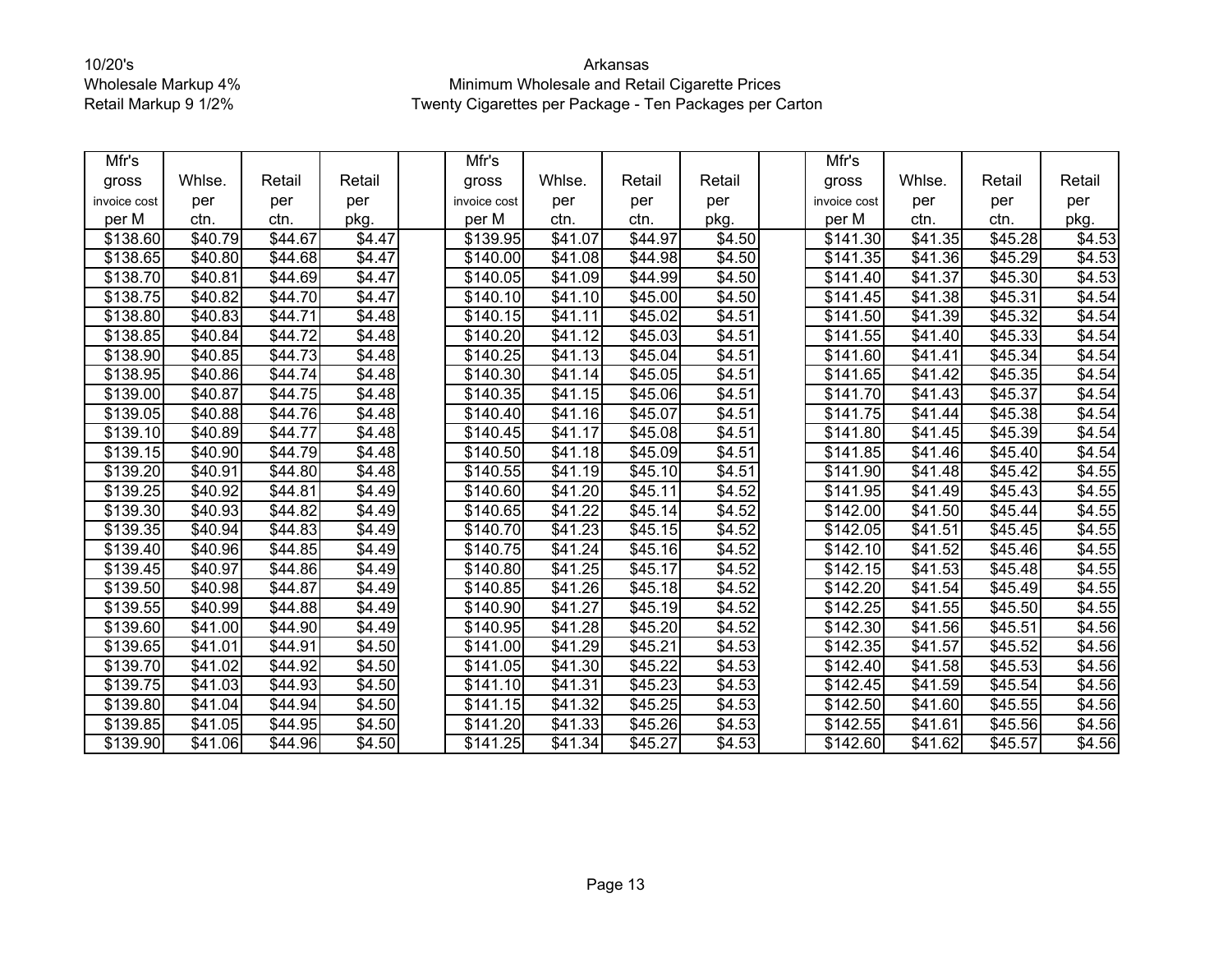10/20's
Wholesale Markup 4%
Retail Markup 9 1/2%

Arkansas
Minimum Wholesale and Retail Cigarette Prices
Twenty Cigarettes per Package - Ten Packages per Carton

| Mfr's gross invoice cost per M | Whlse. per ctn. | Retail per ctn. | Retail per pkg. | | Mfr's gross invoice cost per M | Whlse. per ctn. | Retail per ctn. | Retail per pkg. | | Mfr's gross invoice cost per M | Whlse. per ctn. | Retail per ctn. | Retail per pkg. |
|---|---|---|---|---|---|---|---|---|---|---|---|---|---|
| $138.60 | $40.79 | $44.67 | $4.47 | | $139.95 | $41.07 | $44.97 | $4.50 | | $141.30 | $41.35 | $45.28 | $4.53 |
| $138.65 | $40.80 | $44.68 | $4.47 | | $140.00 | $41.08 | $44.98 | $4.50 | | $141.35 | $41.36 | $45.29 | $4.53 |
| $138.70 | $40.81 | $44.69 | $4.47 | | $140.05 | $41.09 | $44.99 | $4.50 | | $141.40 | $41.37 | $45.30 | $4.53 |
| $138.75 | $40.82 | $44.70 | $4.47 | | $140.10 | $41.10 | $45.00 | $4.50 | | $141.45 | $41.38 | $45.31 | $4.54 |
| $138.80 | $40.83 | $44.71 | $4.48 | | $140.15 | $41.11 | $45.02 | $4.51 | | $141.50 | $41.39 | $45.32 | $4.54 |
| $138.85 | $40.84 | $44.72 | $4.48 | | $140.20 | $41.12 | $45.03 | $4.51 | | $141.55 | $41.40 | $45.33 | $4.54 |
| $138.90 | $40.85 | $44.73 | $4.48 | | $140.25 | $41.13 | $45.04 | $4.51 | | $141.60 | $41.41 | $45.34 | $4.54 |
| $138.95 | $40.86 | $44.74 | $4.48 | | $140.30 | $41.14 | $45.05 | $4.51 | | $141.65 | $41.42 | $45.35 | $4.54 |
| $139.00 | $40.87 | $44.75 | $4.48 | | $140.35 | $41.15 | $45.06 | $4.51 | | $141.70 | $41.43 | $45.37 | $4.54 |
| $139.05 | $40.88 | $44.76 | $4.48 | | $140.40 | $41.16 | $45.07 | $4.51 | | $141.75 | $41.44 | $45.38 | $4.54 |
| $139.10 | $40.89 | $44.77 | $4.48 | | $140.45 | $41.17 | $45.08 | $4.51 | | $141.80 | $41.45 | $45.39 | $4.54 |
| $139.15 | $40.90 | $44.79 | $4.48 | | $140.50 | $41.18 | $45.09 | $4.51 | | $141.85 | $41.46 | $45.40 | $4.54 |
| $139.20 | $40.91 | $44.80 | $4.48 | | $140.55 | $41.19 | $45.10 | $4.51 | | $141.90 | $41.48 | $45.42 | $4.55 |
| $139.25 | $40.92 | $44.81 | $4.49 | | $140.60 | $41.20 | $45.11 | $4.52 | | $141.95 | $41.49 | $45.43 | $4.55 |
| $139.30 | $40.93 | $44.82 | $4.49 | | $140.65 | $41.22 | $45.14 | $4.52 | | $142.00 | $41.50 | $45.44 | $4.55 |
| $139.35 | $40.94 | $44.83 | $4.49 | | $140.70 | $41.23 | $45.15 | $4.52 | | $142.05 | $41.51 | $45.45 | $4.55 |
| $139.40 | $40.96 | $44.85 | $4.49 | | $140.75 | $41.24 | $45.16 | $4.52 | | $142.10 | $41.52 | $45.46 | $4.55 |
| $139.45 | $40.97 | $44.86 | $4.49 | | $140.80 | $41.25 | $45.17 | $4.52 | | $142.15 | $41.53 | $45.48 | $4.55 |
| $139.50 | $40.98 | $44.87 | $4.49 | | $140.85 | $41.26 | $45.18 | $4.52 | | $142.20 | $41.54 | $45.49 | $4.55 |
| $139.55 | $40.99 | $44.88 | $4.49 | | $140.90 | $41.27 | $45.19 | $4.52 | | $142.25 | $41.55 | $45.50 | $4.55 |
| $139.60 | $41.00 | $44.90 | $4.49 | | $140.95 | $41.28 | $45.20 | $4.52 | | $142.30 | $41.56 | $45.51 | $4.56 |
| $139.65 | $41.01 | $44.91 | $4.50 | | $141.00 | $41.29 | $45.21 | $4.53 | | $142.35 | $41.57 | $45.52 | $4.56 |
| $139.70 | $41.02 | $44.92 | $4.50 | | $141.05 | $41.30 | $45.22 | $4.53 | | $142.40 | $41.58 | $45.53 | $4.56 |
| $139.75 | $41.03 | $44.93 | $4.50 | | $141.10 | $41.31 | $45.23 | $4.53 | | $142.45 | $41.59 | $45.54 | $4.56 |
| $139.80 | $41.04 | $44.94 | $4.50 | | $141.15 | $41.32 | $45.25 | $4.53 | | $142.50 | $41.60 | $45.55 | $4.56 |
| $139.85 | $41.05 | $44.95 | $4.50 | | $141.20 | $41.33 | $45.26 | $4.53 | | $142.55 | $41.61 | $45.56 | $4.56 |
| $139.90 | $41.06 | $44.96 | $4.50 | | $141.25 | $41.34 | $45.27 | $4.53 | | $142.60 | $41.62 | $45.57 | $4.56 |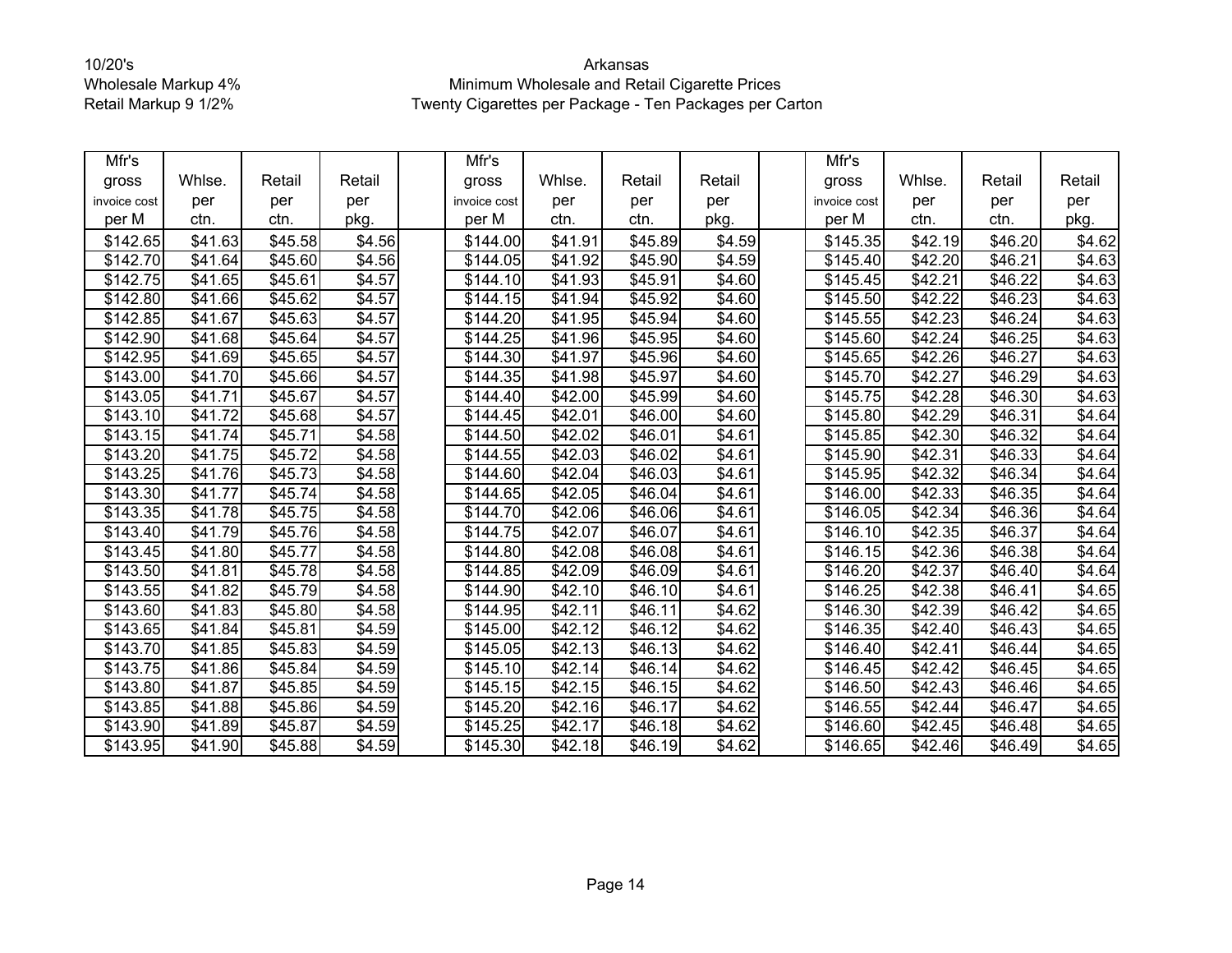10/20's
Wholesale Markup 4%
Retail Markup 9 1/2%

Arkansas
Minimum Wholesale and Retail Cigarette Prices
Twenty Cigarettes per Package - Ten Packages per Carton

| Mfr's gross invoice cost per M | Whlse. per ctn. | Retail per ctn. | Retail per pkg. | | Mfr's gross invoice cost per M | Whlse. per ctn. | Retail per ctn. | Retail per pkg. | | Mfr's gross invoice cost per M | Whlse. per ctn. | Retail per ctn. | Retail per pkg. |
|---|---|---|---|---|---|---|---|---|---|---|---|---|---|
| $142.65 | $41.63 | $45.58 | $4.56 | | $144.00 | $41.91 | $45.89 | $4.59 | | $145.35 | $42.19 | $46.20 | $4.62 |
| $142.70 | $41.64 | $45.60 | $4.56 | | $144.05 | $41.92 | $45.90 | $4.59 | | $145.40 | $42.20 | $46.21 | $4.63 |
| $142.75 | $41.65 | $45.61 | $4.57 | | $144.10 | $41.93 | $45.91 | $4.60 | | $145.45 | $42.21 | $46.22 | $4.63 |
| $142.80 | $41.66 | $45.62 | $4.57 | | $144.15 | $41.94 | $45.92 | $4.60 | | $145.50 | $42.22 | $46.23 | $4.63 |
| $142.85 | $41.67 | $45.63 | $4.57 | | $144.20 | $41.95 | $45.94 | $4.60 | | $145.55 | $42.23 | $46.24 | $4.63 |
| $142.90 | $41.68 | $45.64 | $4.57 | | $144.25 | $41.96 | $45.95 | $4.60 | | $145.60 | $42.24 | $46.25 | $4.63 |
| $142.95 | $41.69 | $45.65 | $4.57 | | $144.30 | $41.97 | $45.96 | $4.60 | | $145.65 | $42.26 | $46.27 | $4.63 |
| $143.00 | $41.70 | $45.66 | $4.57 | | $144.35 | $41.98 | $45.97 | $4.60 | | $145.70 | $42.27 | $46.29 | $4.63 |
| $143.05 | $41.71 | $45.67 | $4.57 | | $144.40 | $42.00 | $45.99 | $4.60 | | $145.75 | $42.28 | $46.30 | $4.63 |
| $143.10 | $41.72 | $45.68 | $4.57 | | $144.45 | $42.01 | $46.00 | $4.60 | | $145.80 | $42.29 | $46.31 | $4.64 |
| $143.15 | $41.74 | $45.71 | $4.58 | | $144.50 | $42.02 | $46.01 | $4.61 | | $145.85 | $42.30 | $46.32 | $4.64 |
| $143.20 | $41.75 | $45.72 | $4.58 | | $144.55 | $42.03 | $46.02 | $4.61 | | $145.90 | $42.31 | $46.33 | $4.64 |
| $143.25 | $41.76 | $45.73 | $4.58 | | $144.60 | $42.04 | $46.03 | $4.61 | | $145.95 | $42.32 | $46.34 | $4.64 |
| $143.30 | $41.77 | $45.74 | $4.58 | | $144.65 | $42.05 | $46.04 | $4.61 | | $146.00 | $42.33 | $46.35 | $4.64 |
| $143.35 | $41.78 | $45.75 | $4.58 | | $144.70 | $42.06 | $46.06 | $4.61 | | $146.05 | $42.34 | $46.36 | $4.64 |
| $143.40 | $41.79 | $45.76 | $4.58 | | $144.75 | $42.07 | $46.07 | $4.61 | | $146.10 | $42.35 | $46.37 | $4.64 |
| $143.45 | $41.80 | $45.77 | $4.58 | | $144.80 | $42.08 | $46.08 | $4.61 | | $146.15 | $42.36 | $46.38 | $4.64 |
| $143.50 | $41.81 | $45.78 | $4.58 | | $144.85 | $42.09 | $46.09 | $4.61 | | $146.20 | $42.37 | $46.40 | $4.64 |
| $143.55 | $41.82 | $45.79 | $4.58 | | $144.90 | $42.10 | $46.10 | $4.61 | | $146.25 | $42.38 | $46.41 | $4.65 |
| $143.60 | $41.83 | $45.80 | $4.58 | | $144.95 | $42.11 | $46.11 | $4.62 | | $146.30 | $42.39 | $46.42 | $4.65 |
| $143.65 | $41.84 | $45.81 | $4.59 | | $145.00 | $42.12 | $46.12 | $4.62 | | $146.35 | $42.40 | $46.43 | $4.65 |
| $143.70 | $41.85 | $45.83 | $4.59 | | $145.05 | $42.13 | $46.13 | $4.62 | | $146.40 | $42.41 | $46.44 | $4.65 |
| $143.75 | $41.86 | $45.84 | $4.59 | | $145.10 | $42.14 | $46.14 | $4.62 | | $146.45 | $42.42 | $46.45 | $4.65 |
| $143.80 | $41.87 | $45.85 | $4.59 | | $145.15 | $42.15 | $46.15 | $4.62 | | $146.50 | $42.43 | $46.46 | $4.65 |
| $143.85 | $41.88 | $45.86 | $4.59 | | $145.20 | $42.16 | $46.17 | $4.62 | | $146.55 | $42.44 | $46.47 | $4.65 |
| $143.90 | $41.89 | $45.87 | $4.59 | | $145.25 | $42.17 | $46.18 | $4.62 | | $146.60 | $42.45 | $46.48 | $4.65 |
| $143.95 | $41.90 | $45.88 | $4.59 | | $145.30 | $42.18 | $46.19 | $4.62 | | $146.65 | $42.46 | $46.49 | $4.65 |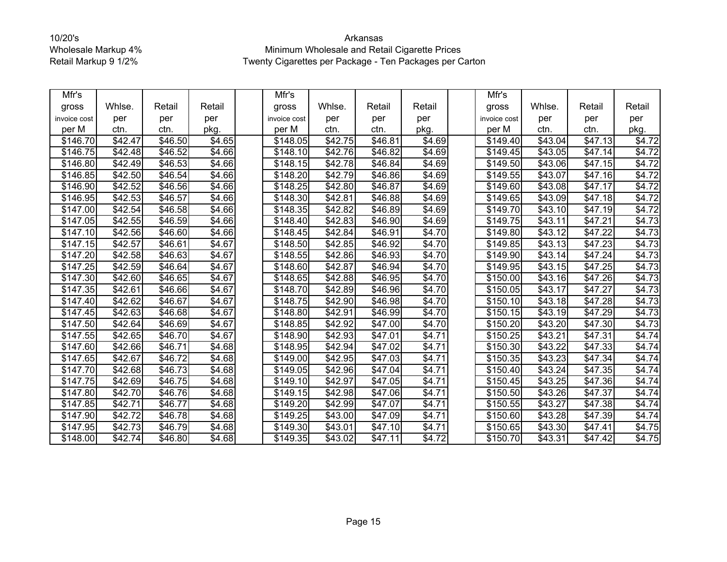10/20's
Wholesale Markup 4%
Retail Markup 9 1/2%

Arkansas
Minimum Wholesale and Retail Cigarette Prices
Twenty Cigarettes per Package - Ten Packages per Carton

| Mfr's gross invoice cost per M | Whlse. per ctn. | Retail per ctn. | Retail per pkg. | | Mfr's gross invoice cost per M | Whlse. per ctn. | Retail per ctn. | Retail per pkg. | | Mfr's gross invoice cost per M | Whlse. per ctn. | Retail per ctn. | Retail per pkg. |
|---|---|---|---|---|---|---|---|---|---|---|---|---|---|
| $146.70 | $42.47 | $46.50 | $4.65 | | $148.05 | $42.75 | $46.81 | $4.69 | | $149.40 | $43.04 | $47.13 | $4.72 |
| $146.75 | $42.48 | $46.52 | $4.66 | | $148.10 | $42.76 | $46.82 | $4.69 | | $149.45 | $43.05 | $47.14 | $4.72 |
| $146.80 | $42.49 | $46.53 | $4.66 | | $148.15 | $42.78 | $46.84 | $4.69 | | $149.50 | $43.06 | $47.15 | $4.72 |
| $146.85 | $42.50 | $46.54 | $4.66 | | $148.20 | $42.79 | $46.86 | $4.69 | | $149.55 | $43.07 | $47.16 | $4.72 |
| $146.90 | $42.52 | $46.56 | $4.66 | | $148.25 | $42.80 | $46.87 | $4.69 | | $149.60 | $43.08 | $47.17 | $4.72 |
| $146.95 | $42.53 | $46.57 | $4.66 | | $148.30 | $42.81 | $46.88 | $4.69 | | $149.65 | $43.09 | $47.18 | $4.72 |
| $147.00 | $42.54 | $46.58 | $4.66 | | $148.35 | $42.82 | $46.89 | $4.69 | | $149.70 | $43.10 | $47.19 | $4.72 |
| $147.05 | $42.55 | $46.59 | $4.66 | | $148.40 | $42.83 | $46.90 | $4.69 | | $149.75 | $43.11 | $47.21 | $4.73 |
| $147.10 | $42.56 | $46.60 | $4.66 | | $148.45 | $42.84 | $46.91 | $4.70 | | $149.80 | $43.12 | $47.22 | $4.73 |
| $147.15 | $42.57 | $46.61 | $4.67 | | $148.50 | $42.85 | $46.92 | $4.70 | | $149.85 | $43.13 | $47.23 | $4.73 |
| $147.20 | $42.58 | $46.63 | $4.67 | | $148.55 | $42.86 | $46.93 | $4.70 | | $149.90 | $43.14 | $47.24 | $4.73 |
| $147.25 | $42.59 | $46.64 | $4.67 | | $148.60 | $42.87 | $46.94 | $4.70 | | $149.95 | $43.15 | $47.25 | $4.73 |
| $147.30 | $42.60 | $46.65 | $4.67 | | $148.65 | $42.88 | $46.95 | $4.70 | | $150.00 | $43.16 | $47.26 | $4.73 |
| $147.35 | $42.61 | $46.66 | $4.67 | | $148.70 | $42.89 | $46.96 | $4.70 | | $150.05 | $43.17 | $47.27 | $4.73 |
| $147.40 | $42.62 | $46.67 | $4.67 | | $148.75 | $42.90 | $46.98 | $4.70 | | $150.10 | $43.18 | $47.28 | $4.73 |
| $147.45 | $42.63 | $46.68 | $4.67 | | $148.80 | $42.91 | $46.99 | $4.70 | | $150.15 | $43.19 | $47.29 | $4.73 |
| $147.50 | $42.64 | $46.69 | $4.67 | | $148.85 | $42.92 | $47.00 | $4.70 | | $150.20 | $43.20 | $47.30 | $4.73 |
| $147.55 | $42.65 | $46.70 | $4.67 | | $148.90 | $42.93 | $47.01 | $4.71 | | $150.25 | $43.21 | $47.31 | $4.74 |
| $147.60 | $42.66 | $46.71 | $4.68 | | $148.95 | $42.94 | $47.02 | $4.71 | | $150.30 | $43.22 | $47.33 | $4.74 |
| $147.65 | $42.67 | $46.72 | $4.68 | | $149.00 | $42.95 | $47.03 | $4.71 | | $150.35 | $43.23 | $47.34 | $4.74 |
| $147.70 | $42.68 | $46.73 | $4.68 | | $149.05 | $42.96 | $47.04 | $4.71 | | $150.40 | $43.24 | $47.35 | $4.74 |
| $147.75 | $42.69 | $46.75 | $4.68 | | $149.10 | $42.97 | $47.05 | $4.71 | | $150.45 | $43.25 | $47.36 | $4.74 |
| $147.80 | $42.70 | $46.76 | $4.68 | | $149.15 | $42.98 | $47.06 | $4.71 | | $150.50 | $43.26 | $47.37 | $4.74 |
| $147.85 | $42.71 | $46.77 | $4.68 | | $149.20 | $42.99 | $47.07 | $4.71 | | $150.55 | $43.27 | $47.38 | $4.74 |
| $147.90 | $42.72 | $46.78 | $4.68 | | $149.25 | $43.00 | $47.09 | $4.71 | | $150.60 | $43.28 | $47.39 | $4.74 |
| $147.95 | $42.73 | $46.79 | $4.68 | | $149.30 | $43.01 | $47.10 | $4.71 | | $150.65 | $43.30 | $47.41 | $4.75 |
| $148.00 | $42.74 | $46.80 | $4.68 | | $149.35 | $43.02 | $47.11 | $4.72 | | $150.70 | $43.31 | $47.42 | $4.75 |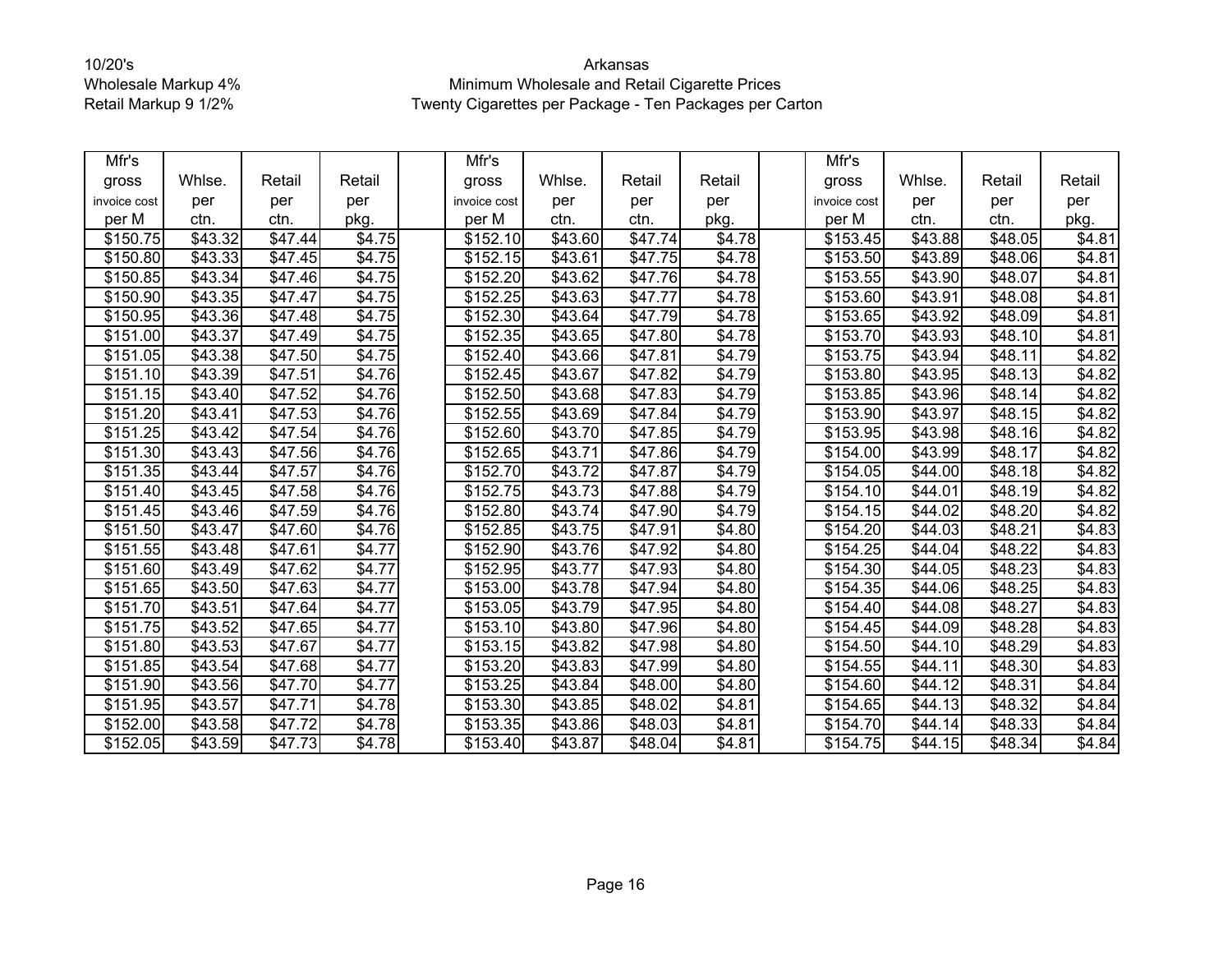10/20's
Wholesale Markup 4%
Retail Markup 9 1/2%

Arkansas
Minimum Wholesale and Retail Cigarette Prices
Twenty Cigarettes per Package - Ten Packages per Carton

| Mfr's gross invoice cost per M | Whlse. per ctn. | Retail per ctn. | Retail per pkg. | | Mfr's gross invoice cost per M | Whlse. per ctn. | Retail per ctn. | Retail per pkg. | | Mfr's gross invoice cost per M | Whlse. per ctn. | Retail per ctn. | Retail per pkg. |
|---|---|---|---|---|---|---|---|---|---|---|---|---|---|
| $150.75 | $43.32 | $47.44 | $4.75 | | $152.10 | $43.60 | $47.74 | $4.78 | | $153.45 | $43.88 | $48.05 | $4.81 |
| $150.80 | $43.33 | $47.45 | $4.75 | | $152.15 | $43.61 | $47.75 | $4.78 | | $153.50 | $43.89 | $48.06 | $4.81 |
| $150.85 | $43.34 | $47.46 | $4.75 | | $152.20 | $43.62 | $47.76 | $4.78 | | $153.55 | $43.90 | $48.07 | $4.81 |
| $150.90 | $43.35 | $47.47 | $4.75 | | $152.25 | $43.63 | $47.77 | $4.78 | | $153.60 | $43.91 | $48.08 | $4.81 |
| $150.95 | $43.36 | $47.48 | $4.75 | | $152.30 | $43.64 | $47.79 | $4.78 | | $153.65 | $43.92 | $48.09 | $4.81 |
| $151.00 | $43.37 | $47.49 | $4.75 | | $152.35 | $43.65 | $47.80 | $4.78 | | $153.70 | $43.93 | $48.10 | $4.81 |
| $151.05 | $43.38 | $47.50 | $4.75 | | $152.40 | $43.66 | $47.81 | $4.79 | | $153.75 | $43.94 | $48.11 | $4.82 |
| $151.10 | $43.39 | $47.51 | $4.76 | | $152.45 | $43.67 | $47.82 | $4.79 | | $153.80 | $43.95 | $48.13 | $4.82 |
| $151.15 | $43.40 | $47.52 | $4.76 | | $152.50 | $43.68 | $47.83 | $4.79 | | $153.85 | $43.96 | $48.14 | $4.82 |
| $151.20 | $43.41 | $47.53 | $4.76 | | $152.55 | $43.69 | $47.84 | $4.79 | | $153.90 | $43.97 | $48.15 | $4.82 |
| $151.25 | $43.42 | $47.54 | $4.76 | | $152.60 | $43.70 | $47.85 | $4.79 | | $153.95 | $43.98 | $48.16 | $4.82 |
| $151.30 | $43.43 | $47.56 | $4.76 | | $152.65 | $43.71 | $47.86 | $4.79 | | $154.00 | $43.99 | $48.17 | $4.82 |
| $151.35 | $43.44 | $47.57 | $4.76 | | $152.70 | $43.72 | $47.87 | $4.79 | | $154.05 | $44.00 | $48.18 | $4.82 |
| $151.40 | $43.45 | $47.58 | $4.76 | | $152.75 | $43.73 | $47.88 | $4.79 | | $154.10 | $44.01 | $48.19 | $4.82 |
| $151.45 | $43.46 | $47.59 | $4.76 | | $152.80 | $43.74 | $47.90 | $4.79 | | $154.15 | $44.02 | $48.20 | $4.82 |
| $151.50 | $43.47 | $47.60 | $4.76 | | $152.85 | $43.75 | $47.91 | $4.80 | | $154.20 | $44.03 | $48.21 | $4.83 |
| $151.55 | $43.48 | $47.61 | $4.77 | | $152.90 | $43.76 | $47.92 | $4.80 | | $154.25 | $44.04 | $48.22 | $4.83 |
| $151.60 | $43.49 | $47.62 | $4.77 | | $152.95 | $43.77 | $47.93 | $4.80 | | $154.30 | $44.05 | $48.23 | $4.83 |
| $151.65 | $43.50 | $47.63 | $4.77 | | $153.00 | $43.78 | $47.94 | $4.80 | | $154.35 | $44.06 | $48.25 | $4.83 |
| $151.70 | $43.51 | $47.64 | $4.77 | | $153.05 | $43.79 | $47.95 | $4.80 | | $154.40 | $44.08 | $48.27 | $4.83 |
| $151.75 | $43.52 | $47.65 | $4.77 | | $153.10 | $43.80 | $47.96 | $4.80 | | $154.45 | $44.09 | $48.28 | $4.83 |
| $151.80 | $43.53 | $47.67 | $4.77 | | $153.15 | $43.82 | $47.98 | $4.80 | | $154.50 | $44.10 | $48.29 | $4.83 |
| $151.85 | $43.54 | $47.68 | $4.77 | | $153.20 | $43.83 | $47.99 | $4.80 | | $154.55 | $44.11 | $48.30 | $4.83 |
| $151.90 | $43.56 | $47.70 | $4.77 | | $153.25 | $43.84 | $48.00 | $4.80 | | $154.60 | $44.12 | $48.31 | $4.84 |
| $151.95 | $43.57 | $47.71 | $4.78 | | $153.30 | $43.85 | $48.02 | $4.81 | | $154.65 | $44.13 | $48.32 | $4.84 |
| $152.00 | $43.58 | $47.72 | $4.78 | | $153.35 | $43.86 | $48.03 | $4.81 | | $154.70 | $44.14 | $48.33 | $4.84 |
| $152.05 | $43.59 | $47.73 | $4.78 | | $153.40 | $43.87 | $48.04 | $4.81 | | $154.75 | $44.15 | $48.34 | $4.84 |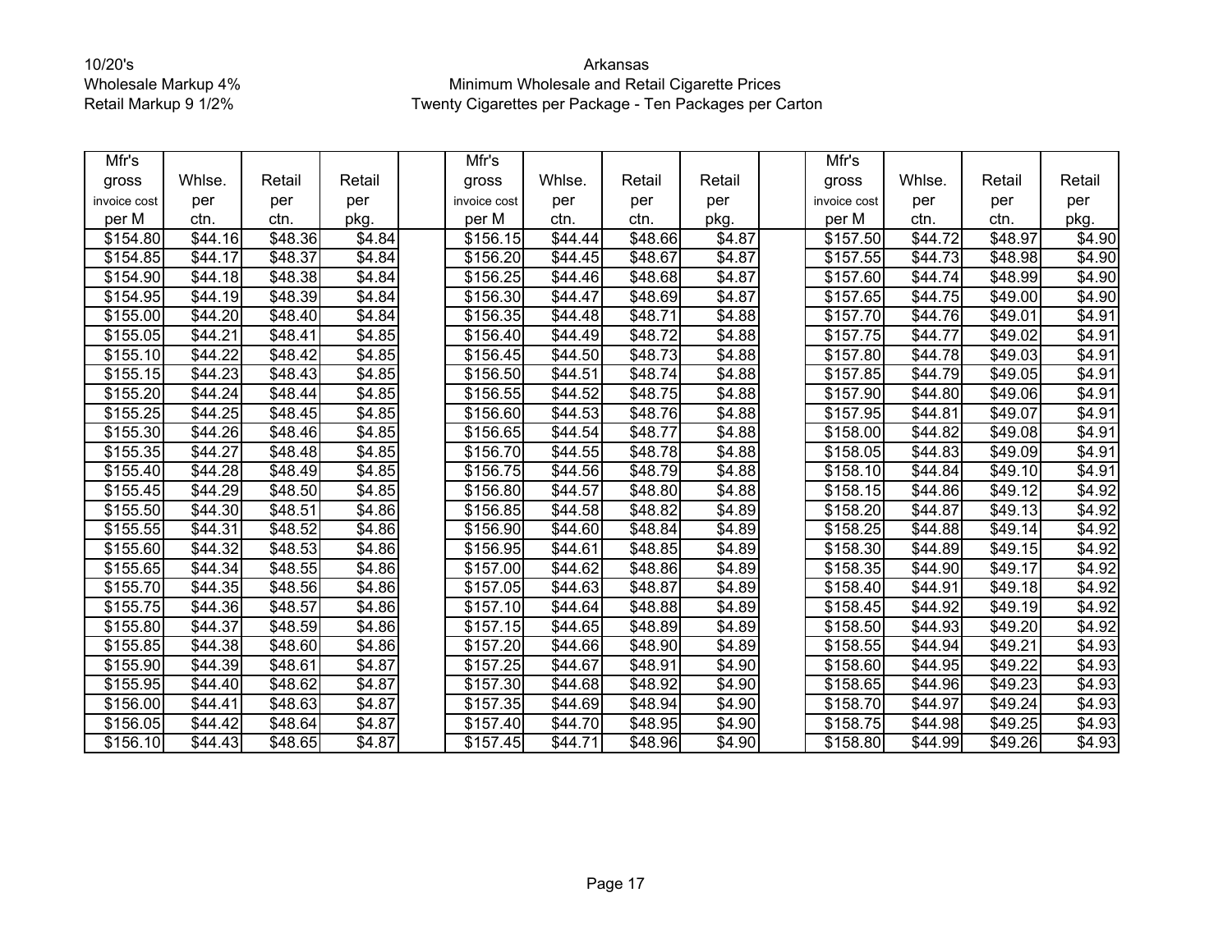10/20's
Wholesale Markup 4%
Retail Markup 9 1/2%

Arkansas
Minimum Wholesale and Retail Cigarette Prices
Twenty Cigarettes per Package - Ten Packages per Carton

| Mfr's gross invoice cost per M | Whlse. per ctn. | Retail per ctn. | Retail per pkg. | | Mfr's gross invoice cost per M | Whlse. per ctn. | Retail per ctn. | Retail per pkg. | | Mfr's gross invoice cost per M | Whlse. per ctn. | Retail per ctn. | Retail per pkg. |
|---|---|---|---|---|---|---|---|---|---|---|---|---|---|
| $154.80 | $44.16 | $48.36 | $4.84 | | $156.15 | $44.44 | $48.66 | $4.87 | | $157.50 | $44.72 | $48.97 | $4.90 |
| $154.85 | $44.17 | $48.37 | $4.84 | | $156.20 | $44.45 | $48.67 | $4.87 | | $157.55 | $44.73 | $48.98 | $4.90 |
| $154.90 | $44.18 | $48.38 | $4.84 | | $156.25 | $44.46 | $48.68 | $4.87 | | $157.60 | $44.74 | $48.99 | $4.90 |
| $154.95 | $44.19 | $48.39 | $4.84 | | $156.30 | $44.47 | $48.69 | $4.87 | | $157.65 | $44.75 | $49.00 | $4.90 |
| $155.00 | $44.20 | $48.40 | $4.84 | | $156.35 | $44.48 | $48.71 | $4.88 | | $157.70 | $44.76 | $49.01 | $4.91 |
| $155.05 | $44.21 | $48.41 | $4.85 | | $156.40 | $44.49 | $48.72 | $4.88 | | $157.75 | $44.77 | $49.02 | $4.91 |
| $155.10 | $44.22 | $48.42 | $4.85 | | $156.45 | $44.50 | $48.73 | $4.88 | | $157.80 | $44.78 | $49.03 | $4.91 |
| $155.15 | $44.23 | $48.43 | $4.85 | | $156.50 | $44.51 | $48.74 | $4.88 | | $157.85 | $44.79 | $49.05 | $4.91 |
| $155.20 | $44.24 | $48.44 | $4.85 | | $156.55 | $44.52 | $48.75 | $4.88 | | $157.90 | $44.80 | $49.06 | $4.91 |
| $155.25 | $44.25 | $48.45 | $4.85 | | $156.60 | $44.53 | $48.76 | $4.88 | | $157.95 | $44.81 | $49.07 | $4.91 |
| $155.30 | $44.26 | $48.46 | $4.85 | | $156.65 | $44.54 | $48.77 | $4.88 | | $158.00 | $44.82 | $49.08 | $4.91 |
| $155.35 | $44.27 | $48.48 | $4.85 | | $156.70 | $44.55 | $48.78 | $4.88 | | $158.05 | $44.83 | $49.09 | $4.91 |
| $155.40 | $44.28 | $48.49 | $4.85 | | $156.75 | $44.56 | $48.79 | $4.88 | | $158.10 | $44.84 | $49.10 | $4.91 |
| $155.45 | $44.29 | $48.50 | $4.85 | | $156.80 | $44.57 | $48.80 | $4.88 | | $158.15 | $44.86 | $49.12 | $4.92 |
| $155.50 | $44.30 | $48.51 | $4.86 | | $156.85 | $44.58 | $48.82 | $4.89 | | $158.20 | $44.87 | $49.13 | $4.92 |
| $155.55 | $44.31 | $48.52 | $4.86 | | $156.90 | $44.60 | $48.84 | $4.89 | | $158.25 | $44.88 | $49.14 | $4.92 |
| $155.60 | $44.32 | $48.53 | $4.86 | | $156.95 | $44.61 | $48.85 | $4.89 | | $158.30 | $44.89 | $49.15 | $4.92 |
| $155.65 | $44.34 | $48.55 | $4.86 | | $157.00 | $44.62 | $48.86 | $4.89 | | $158.35 | $44.90 | $49.17 | $4.92 |
| $155.70 | $44.35 | $48.56 | $4.86 | | $157.05 | $44.63 | $48.87 | $4.89 | | $158.40 | $44.91 | $49.18 | $4.92 |
| $155.75 | $44.36 | $48.57 | $4.86 | | $157.10 | $44.64 | $48.88 | $4.89 | | $158.45 | $44.92 | $49.19 | $4.92 |
| $155.80 | $44.37 | $48.59 | $4.86 | | $157.15 | $44.65 | $48.89 | $4.89 | | $158.50 | $44.93 | $49.20 | $4.92 |
| $155.85 | $44.38 | $48.60 | $4.86 | | $157.20 | $44.66 | $48.90 | $4.89 | | $158.55 | $44.94 | $49.21 | $4.93 |
| $155.90 | $44.39 | $48.61 | $4.87 | | $157.25 | $44.67 | $48.91 | $4.90 | | $158.60 | $44.95 | $49.22 | $4.93 |
| $155.95 | $44.40 | $48.62 | $4.87 | | $157.30 | $44.68 | $48.92 | $4.90 | | $158.65 | $44.96 | $49.23 | $4.93 |
| $156.00 | $44.41 | $48.63 | $4.87 | | $157.35 | $44.69 | $48.94 | $4.90 | | $158.70 | $44.97 | $49.24 | $4.93 |
| $156.05 | $44.42 | $48.64 | $4.87 | | $157.40 | $44.70 | $48.95 | $4.90 | | $158.75 | $44.98 | $49.25 | $4.93 |
| $156.10 | $44.43 | $48.65 | $4.87 | | $157.45 | $44.71 | $48.96 | $4.90 | | $158.80 | $44.99 | $49.26 | $4.93 |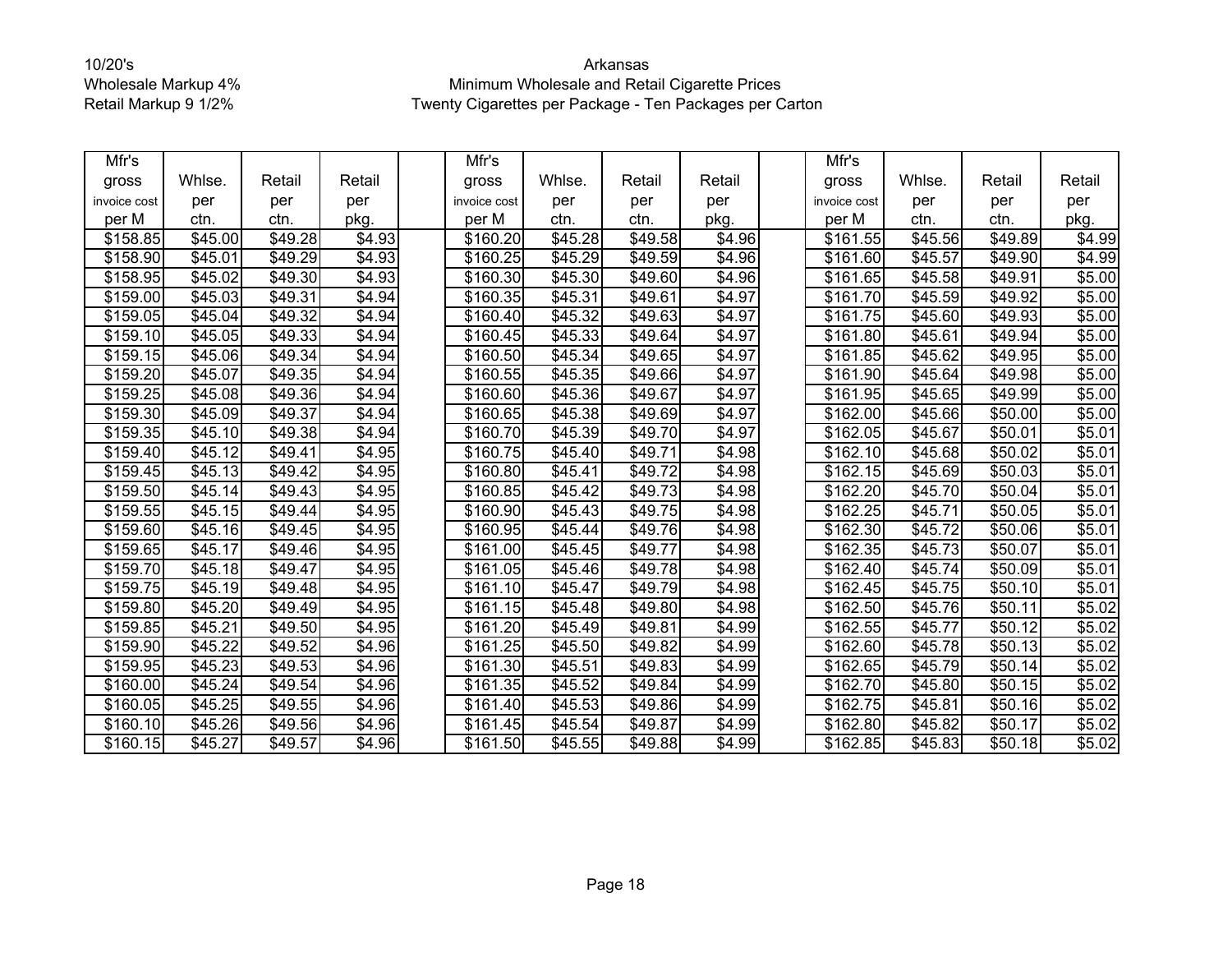10/20's
Wholesale Markup 4%
Retail Markup 9 1/2%

Arkansas
Minimum Wholesale and Retail Cigarette Prices
Twenty Cigarettes per Package - Ten Packages per Carton

| Mfr's gross invoice cost per M | Whlse. per ctn. | Retail per ctn. | Retail per pkg. | | Mfr's gross invoice cost per M | Whlse. per ctn. | Retail per ctn. | Retail per pkg. | | Mfr's gross invoice cost per M | Whlse. per ctn. | Retail per ctn. | Retail per pkg. |
|---|---|---|---|---|---|---|---|---|---|---|---|---|---|
| $158.85 | $45.00 | $49.28 | $4.93 | | $160.20 | $45.28 | $49.58 | $4.96 | | $161.55 | $45.56 | $49.89 | $4.99 |
| $158.90 | $45.01 | $49.29 | $4.93 | | $160.25 | $45.29 | $49.59 | $4.96 | | $161.60 | $45.57 | $49.90 | $4.99 |
| $158.95 | $45.02 | $49.30 | $4.93 | | $160.30 | $45.30 | $49.60 | $4.96 | | $161.65 | $45.58 | $49.91 | $5.00 |
| $159.00 | $45.03 | $49.31 | $4.94 | | $160.35 | $45.31 | $49.61 | $4.97 | | $161.70 | $45.59 | $49.92 | $5.00 |
| $159.05 | $45.04 | $49.32 | $4.94 | | $160.40 | $45.32 | $49.63 | $4.97 | | $161.75 | $45.60 | $49.93 | $5.00 |
| $159.10 | $45.05 | $49.33 | $4.94 | | $160.45 | $45.33 | $49.64 | $4.97 | | $161.80 | $45.61 | $49.94 | $5.00 |
| $159.15 | $45.06 | $49.34 | $4.94 | | $160.50 | $45.34 | $49.65 | $4.97 | | $161.85 | $45.62 | $49.95 | $5.00 |
| $159.20 | $45.07 | $49.35 | $4.94 | | $160.55 | $45.35 | $49.66 | $4.97 | | $161.90 | $45.64 | $49.98 | $5.00 |
| $159.25 | $45.08 | $49.36 | $4.94 | | $160.60 | $45.36 | $49.67 | $4.97 | | $161.95 | $45.65 | $49.99 | $5.00 |
| $159.30 | $45.09 | $49.37 | $4.94 | | $160.65 | $45.38 | $49.69 | $4.97 | | $162.00 | $45.66 | $50.00 | $5.00 |
| $159.35 | $45.10 | $49.38 | $4.94 | | $160.70 | $45.39 | $49.70 | $4.97 | | $162.05 | $45.67 | $50.01 | $5.01 |
| $159.40 | $45.12 | $49.41 | $4.95 | | $160.75 | $45.40 | $49.71 | $4.98 | | $162.10 | $45.68 | $50.02 | $5.01 |
| $159.45 | $45.13 | $49.42 | $4.95 | | $160.80 | $45.41 | $49.72 | $4.98 | | $162.15 | $45.69 | $50.03 | $5.01 |
| $159.50 | $45.14 | $49.43 | $4.95 | | $160.85 | $45.42 | $49.73 | $4.98 | | $162.20 | $45.70 | $50.04 | $5.01 |
| $159.55 | $45.15 | $49.44 | $4.95 | | $160.90 | $45.43 | $49.75 | $4.98 | | $162.25 | $45.71 | $50.05 | $5.01 |
| $159.60 | $45.16 | $49.45 | $4.95 | | $160.95 | $45.44 | $49.76 | $4.98 | | $162.30 | $45.72 | $50.06 | $5.01 |
| $159.65 | $45.17 | $49.46 | $4.95 | | $161.00 | $45.45 | $49.77 | $4.98 | | $162.35 | $45.73 | $50.07 | $5.01 |
| $159.70 | $45.18 | $49.47 | $4.95 | | $161.05 | $45.46 | $49.78 | $4.98 | | $162.40 | $45.74 | $50.09 | $5.01 |
| $159.75 | $45.19 | $49.48 | $4.95 | | $161.10 | $45.47 | $49.79 | $4.98 | | $162.45 | $45.75 | $50.10 | $5.01 |
| $159.80 | $45.20 | $49.49 | $4.95 | | $161.15 | $45.48 | $49.80 | $4.98 | | $162.50 | $45.76 | $50.11 | $5.02 |
| $159.85 | $45.21 | $49.50 | $4.95 | | $161.20 | $45.49 | $49.81 | $4.99 | | $162.55 | $45.77 | $50.12 | $5.02 |
| $159.90 | $45.22 | $49.52 | $4.96 | | $161.25 | $45.50 | $49.82 | $4.99 | | $162.60 | $45.78 | $50.13 | $5.02 |
| $159.95 | $45.23 | $49.53 | $4.96 | | $161.30 | $45.51 | $49.83 | $4.99 | | $162.65 | $45.79 | $50.14 | $5.02 |
| $160.00 | $45.24 | $49.54 | $4.96 | | $161.35 | $45.52 | $49.84 | $4.99 | | $162.70 | $45.80 | $50.15 | $5.02 |
| $160.05 | $45.25 | $49.55 | $4.96 | | $161.40 | $45.53 | $49.86 | $4.99 | | $162.75 | $45.81 | $50.16 | $5.02 |
| $160.10 | $45.26 | $49.56 | $4.96 | | $161.45 | $45.54 | $49.87 | $4.99 | | $162.80 | $45.82 | $50.17 | $5.02 |
| $160.15 | $45.27 | $49.57 | $4.96 | | $161.50 | $45.55 | $49.88 | $4.99 | | $162.85 | $45.83 | $50.18 | $5.02 |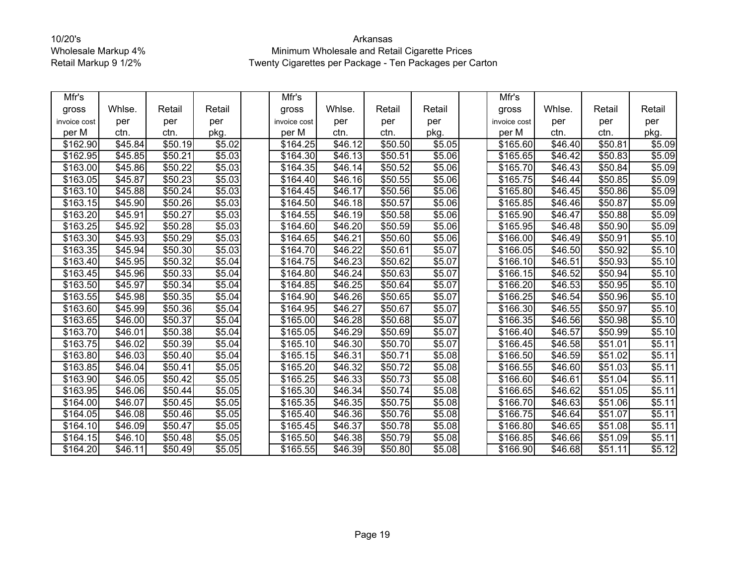10/20's
Wholesale Markup 4%
Retail Markup 9 1/2%

Arkansas
Minimum Wholesale and Retail Cigarette Prices
Twenty Cigarettes per Package - Ten Packages per Carton

| Mfr's gross invoice cost per M | Whlse. per ctn. | Retail per ctn. | Retail per pkg. | | Mfr's gross invoice cost per M | Whlse. per ctn. | Retail per ctn. | Retail per pkg. | | Mfr's gross invoice cost per M | Whlse. per ctn. | Retail per ctn. | Retail per pkg. |
|---|---|---|---|---|---|---|---|---|---|---|---|---|---|
| $162.90 | $45.84 | $50.19 | $5.02 | | $164.25 | $46.12 | $50.50 | $5.05 | | $165.60 | $46.40 | $50.81 | $5.09 |
| $162.95 | $45.85 | $50.21 | $5.03 | | $164.30 | $46.13 | $50.51 | $5.06 | | $165.65 | $46.42 | $50.83 | $5.09 |
| $163.00 | $45.86 | $50.22 | $5.03 | | $164.35 | $46.14 | $50.52 | $5.06 | | $165.70 | $46.43 | $50.84 | $5.09 |
| $163.05 | $45.87 | $50.23 | $5.03 | | $164.40 | $46.16 | $50.55 | $5.06 | | $165.75 | $46.44 | $50.85 | $5.09 |
| $163.10 | $45.88 | $50.24 | $5.03 | | $164.45 | $46.17 | $50.56 | $5.06 | | $165.80 | $46.45 | $50.86 | $5.09 |
| $163.15 | $45.90 | $50.26 | $5.03 | | $164.50 | $46.18 | $50.57 | $5.06 | | $165.85 | $46.46 | $50.87 | $5.09 |
| $163.20 | $45.91 | $50.27 | $5.03 | | $164.55 | $46.19 | $50.58 | $5.06 | | $165.90 | $46.47 | $50.88 | $5.09 |
| $163.25 | $45.92 | $50.28 | $5.03 | | $164.60 | $46.20 | $50.59 | $5.06 | | $165.95 | $46.48 | $50.90 | $5.09 |
| $163.30 | $45.93 | $50.29 | $5.03 | | $164.65 | $46.21 | $50.60 | $5.06 | | $166.00 | $46.49 | $50.91 | $5.10 |
| $163.35 | $45.94 | $50.30 | $5.03 | | $164.70 | $46.22 | $50.61 | $5.07 | | $166.05 | $46.50 | $50.92 | $5.10 |
| $163.40 | $45.95 | $50.32 | $5.04 | | $164.75 | $46.23 | $50.62 | $5.07 | | $166.10 | $46.51 | $50.93 | $5.10 |
| $163.45 | $45.96 | $50.33 | $5.04 | | $164.80 | $46.24 | $50.63 | $5.07 | | $166.15 | $46.52 | $50.94 | $5.10 |
| $163.50 | $45.97 | $50.34 | $5.04 | | $164.85 | $46.25 | $50.64 | $5.07 | | $166.20 | $46.53 | $50.95 | $5.10 |
| $163.55 | $45.98 | $50.35 | $5.04 | | $164.90 | $46.26 | $50.65 | $5.07 | | $166.25 | $46.54 | $50.96 | $5.10 |
| $163.60 | $45.99 | $50.36 | $5.04 | | $164.95 | $46.27 | $50.67 | $5.07 | | $166.30 | $46.55 | $50.97 | $5.10 |
| $163.65 | $46.00 | $50.37 | $5.04 | | $165.00 | $46.28 | $50.68 | $5.07 | | $166.35 | $46.56 | $50.98 | $5.10 |
| $163.70 | $46.01 | $50.38 | $5.04 | | $165.05 | $46.29 | $50.69 | $5.07 | | $166.40 | $46.57 | $50.99 | $5.10 |
| $163.75 | $46.02 | $50.39 | $5.04 | | $165.10 | $46.30 | $50.70 | $5.07 | | $166.45 | $46.58 | $51.01 | $5.11 |
| $163.80 | $46.03 | $50.40 | $5.04 | | $165.15 | $46.31 | $50.71 | $5.08 | | $166.50 | $46.59 | $51.02 | $5.11 |
| $163.85 | $46.04 | $50.41 | $5.05 | | $165.20 | $46.32 | $50.72 | $5.08 | | $166.55 | $46.60 | $51.03 | $5.11 |
| $163.90 | $46.05 | $50.42 | $5.05 | | $165.25 | $46.33 | $50.73 | $5.08 | | $166.60 | $46.61 | $51.04 | $5.11 |
| $163.95 | $46.06 | $50.44 | $5.05 | | $165.30 | $46.34 | $50.74 | $5.08 | | $166.65 | $46.62 | $51.05 | $5.11 |
| $164.00 | $46.07 | $50.45 | $5.05 | | $165.35 | $46.35 | $50.75 | $5.08 | | $166.70 | $46.63 | $51.06 | $5.11 |
| $164.05 | $46.08 | $50.46 | $5.05 | | $165.40 | $46.36 | $50.76 | $5.08 | | $166.75 | $46.64 | $51.07 | $5.11 |
| $164.10 | $46.09 | $50.47 | $5.05 | | $165.45 | $46.37 | $50.78 | $5.08 | | $166.80 | $46.65 | $51.08 | $5.11 |
| $164.15 | $46.10 | $50.48 | $5.05 | | $165.50 | $46.38 | $50.79 | $5.08 | | $166.85 | $46.66 | $51.09 | $5.11 |
| $164.20 | $46.11 | $50.49 | $5.05 | | $165.55 | $46.39 | $50.80 | $5.08 | | $166.90 | $46.68 | $51.11 | $5.12 |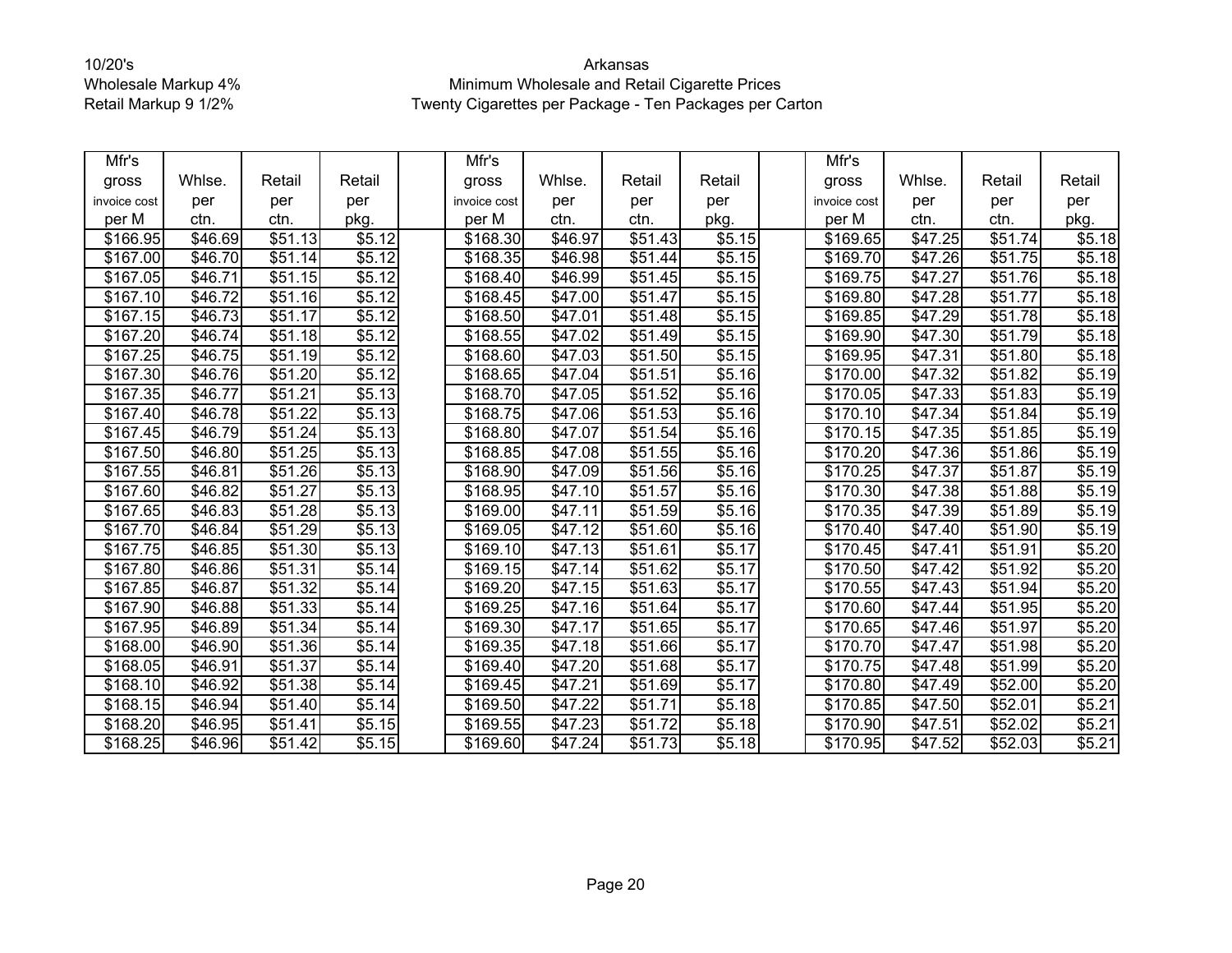10/20's
Wholesale Markup 4%
Retail Markup 9 1/2%

Arkansas
Minimum Wholesale and Retail Cigarette Prices
Twenty Cigarettes per Package - Ten Packages per Carton

| Mfr's gross invoice cost per M | Whlse. per ctn. | Retail per ctn. | Retail per pkg. | | Mfr's gross invoice cost per M | Whlse. per ctn. | Retail per ctn. | Retail per pkg. | | Mfr's gross invoice cost per M | Whlse. per ctn. | Retail per ctn. | Retail per pkg. |
|---|---|---|---|---|---|---|---|---|---|---|---|---|---|
| $166.95 | $46.69 | $51.13 | $5.12 | | $168.30 | $46.97 | $51.43 | $5.15 | | $169.65 | $47.25 | $51.74 | $5.18 |
| $167.00 | $46.70 | $51.14 | $5.12 | | $168.35 | $46.98 | $51.44 | $5.15 | | $169.70 | $47.26 | $51.75 | $5.18 |
| $167.05 | $46.71 | $51.15 | $5.12 | | $168.40 | $46.99 | $51.45 | $5.15 | | $169.75 | $47.27 | $51.76 | $5.18 |
| $167.10 | $46.72 | $51.16 | $5.12 | | $168.45 | $47.00 | $51.47 | $5.15 | | $169.80 | $47.28 | $51.77 | $5.18 |
| $167.15 | $46.73 | $51.17 | $5.12 | | $168.50 | $47.01 | $51.48 | $5.15 | | $169.85 | $47.29 | $51.78 | $5.18 |
| $167.20 | $46.74 | $51.18 | $5.12 | | $168.55 | $47.02 | $51.49 | $5.15 | | $169.90 | $47.30 | $51.79 | $5.18 |
| $167.25 | $46.75 | $51.19 | $5.12 | | $168.60 | $47.03 | $51.50 | $5.15 | | $169.95 | $47.31 | $51.80 | $5.18 |
| $167.30 | $46.76 | $51.20 | $5.12 | | $168.65 | $47.04 | $51.51 | $5.16 | | $170.00 | $47.32 | $51.82 | $5.19 |
| $167.35 | $46.77 | $51.21 | $5.13 | | $168.70 | $47.05 | $51.52 | $5.16 | | $170.05 | $47.33 | $51.83 | $5.19 |
| $167.40 | $46.78 | $51.22 | $5.13 | | $168.75 | $47.06 | $51.53 | $5.16 | | $170.10 | $47.34 | $51.84 | $5.19 |
| $167.45 | $46.79 | $51.24 | $5.13 | | $168.80 | $47.07 | $51.54 | $5.16 | | $170.15 | $47.35 | $51.85 | $5.19 |
| $167.50 | $46.80 | $51.25 | $5.13 | | $168.85 | $47.08 | $51.55 | $5.16 | | $170.20 | $47.36 | $51.86 | $5.19 |
| $167.55 | $46.81 | $51.26 | $5.13 | | $168.90 | $47.09 | $51.56 | $5.16 | | $170.25 | $47.37 | $51.87 | $5.19 |
| $167.60 | $46.82 | $51.27 | $5.13 | | $168.95 | $47.10 | $51.57 | $5.16 | | $170.30 | $47.38 | $51.88 | $5.19 |
| $167.65 | $46.83 | $51.28 | $5.13 | | $169.00 | $47.11 | $51.59 | $5.16 | | $170.35 | $47.39 | $51.89 | $5.19 |
| $167.70 | $46.84 | $51.29 | $5.13 | | $169.05 | $47.12 | $51.60 | $5.16 | | $170.40 | $47.40 | $51.90 | $5.19 |
| $167.75 | $46.85 | $51.30 | $5.13 | | $169.10 | $47.13 | $51.61 | $5.17 | | $170.45 | $47.41 | $51.91 | $5.20 |
| $167.80 | $46.86 | $51.31 | $5.14 | | $169.15 | $47.14 | $51.62 | $5.17 | | $170.50 | $47.42 | $51.92 | $5.20 |
| $167.85 | $46.87 | $51.32 | $5.14 | | $169.20 | $47.15 | $51.63 | $5.17 | | $170.55 | $47.43 | $51.94 | $5.20 |
| $167.90 | $46.88 | $51.33 | $5.14 | | $169.25 | $47.16 | $51.64 | $5.17 | | $170.60 | $47.44 | $51.95 | $5.20 |
| $167.95 | $46.89 | $51.34 | $5.14 | | $169.30 | $47.17 | $51.65 | $5.17 | | $170.65 | $47.46 | $51.97 | $5.20 |
| $168.00 | $46.90 | $51.36 | $5.14 | | $169.35 | $47.18 | $51.66 | $5.17 | | $170.70 | $47.47 | $51.98 | $5.20 |
| $168.05 | $46.91 | $51.37 | $5.14 | | $169.40 | $47.20 | $51.68 | $5.17 | | $170.75 | $47.48 | $51.99 | $5.20 |
| $168.10 | $46.92 | $51.38 | $5.14 | | $169.45 | $47.21 | $51.69 | $5.17 | | $170.80 | $47.49 | $52.00 | $5.20 |
| $168.15 | $46.94 | $51.40 | $5.14 | | $169.50 | $47.22 | $51.71 | $5.18 | | $170.85 | $47.50 | $52.01 | $5.21 |
| $168.20 | $46.95 | $51.41 | $5.15 | | $169.55 | $47.23 | $51.72 | $5.18 | | $170.90 | $47.51 | $52.02 | $5.21 |
| $168.25 | $46.96 | $51.42 | $5.15 | | $169.60 | $47.24 | $51.73 | $5.18 | | $170.95 | $47.52 | $52.03 | $5.21 |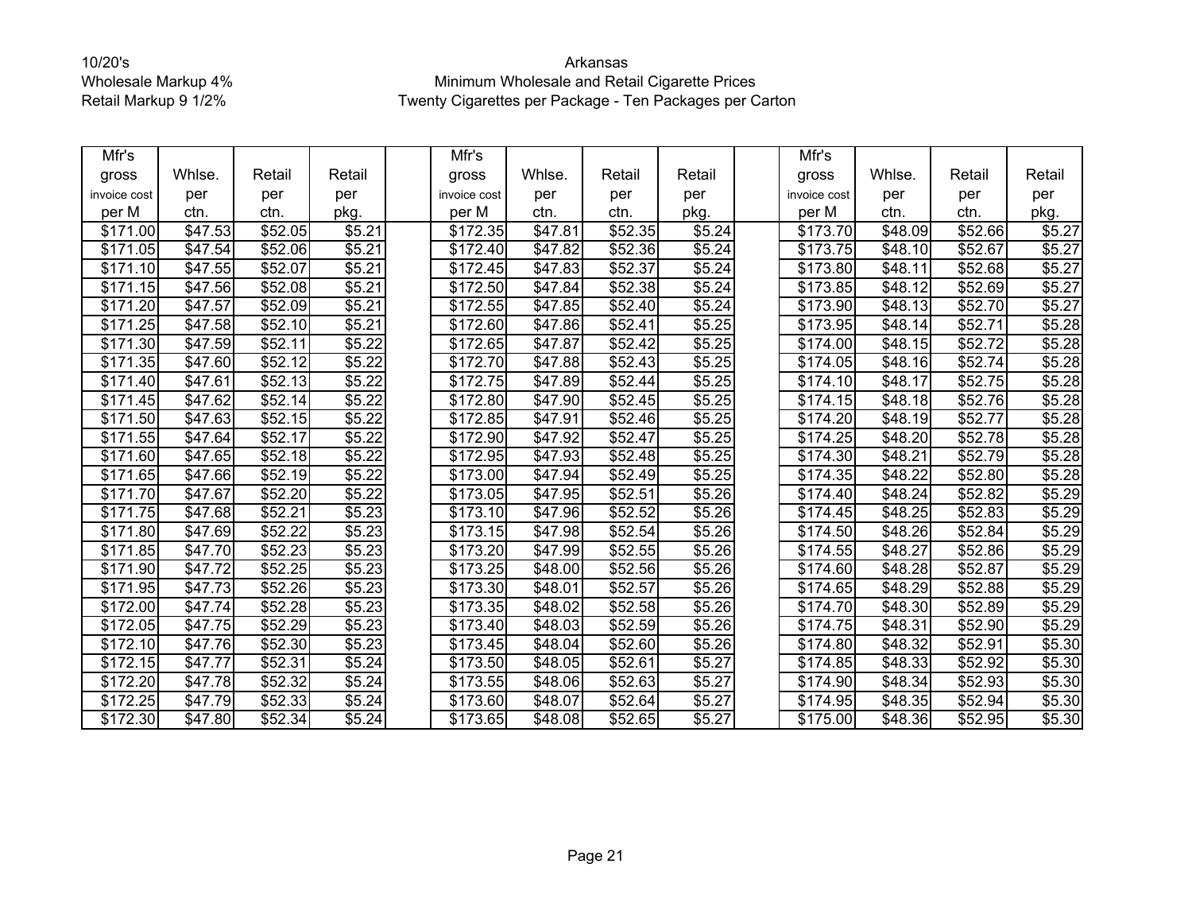10/20's
Wholesale Markup 4%
Retail Markup 9 1/2%

Arkansas
Minimum Wholesale and Retail Cigarette Prices
Twenty Cigarettes per Package - Ten Packages per Carton

| Mfr's gross invoice cost per M | Whlse. per ctn. | Retail per ctn. | Retail per pkg. | | Mfr's gross invoice cost per M | Whlse. per ctn. | Retail per ctn. | Retail per pkg. | | Mfr's gross invoice cost per M | Whlse. per ctn. | Retail per ctn. | Retail per pkg. |
|---|---|---|---|---|---|---|---|---|---|---|---|---|---|
| $171.00 | $47.53 | $52.05 | $5.21 | | $172.35 | $47.81 | $52.35 | $5.24 | | $173.70 | $48.09 | $52.66 | $5.27 |
| $171.05 | $47.54 | $52.06 | $5.21 | | $172.40 | $47.82 | $52.36 | $5.24 | | $173.75 | $48.10 | $52.67 | $5.27 |
| $171.10 | $47.55 | $52.07 | $5.21 | | $172.45 | $47.83 | $52.37 | $5.24 | | $173.80 | $48.11 | $52.68 | $5.27 |
| $171.15 | $47.56 | $52.08 | $5.21 | | $172.50 | $47.84 | $52.38 | $5.24 | | $173.85 | $48.12 | $52.69 | $5.27 |
| $171.20 | $47.57 | $52.09 | $5.21 | | $172.55 | $47.85 | $52.40 | $5.24 | | $173.90 | $48.13 | $52.70 | $5.27 |
| $171.25 | $47.58 | $52.10 | $5.21 | | $172.60 | $47.86 | $52.41 | $5.25 | | $173.95 | $48.14 | $52.71 | $5.28 |
| $171.30 | $47.59 | $52.11 | $5.22 | | $172.65 | $47.87 | $52.42 | $5.25 | | $174.00 | $48.15 | $52.72 | $5.28 |
| $171.35 | $47.60 | $52.12 | $5.22 | | $172.70 | $47.88 | $52.43 | $5.25 | | $174.05 | $48.16 | $52.74 | $5.28 |
| $171.40 | $47.61 | $52.13 | $5.22 | | $172.75 | $47.89 | $52.44 | $5.25 | | $174.10 | $48.17 | $52.75 | $5.28 |
| $171.45 | $47.62 | $52.14 | $5.22 | | $172.80 | $47.90 | $52.45 | $5.25 | | $174.15 | $48.18 | $52.76 | $5.28 |
| $171.50 | $47.63 | $52.15 | $5.22 | | $172.85 | $47.91 | $52.46 | $5.25 | | $174.20 | $48.19 | $52.77 | $5.28 |
| $171.55 | $47.64 | $52.17 | $5.22 | | $172.90 | $47.92 | $52.47 | $5.25 | | $174.25 | $48.20 | $52.78 | $5.28 |
| $171.60 | $47.65 | $52.18 | $5.22 | | $172.95 | $47.93 | $52.48 | $5.25 | | $174.30 | $48.21 | $52.79 | $5.28 |
| $171.65 | $47.66 | $52.19 | $5.22 | | $173.00 | $47.94 | $52.49 | $5.25 | | $174.35 | $48.22 | $52.80 | $5.28 |
| $171.70 | $47.67 | $52.20 | $5.22 | | $173.05 | $47.95 | $52.51 | $5.26 | | $174.40 | $48.24 | $52.82 | $5.29 |
| $171.75 | $47.68 | $52.21 | $5.23 | | $173.10 | $47.96 | $52.52 | $5.26 | | $174.45 | $48.25 | $52.83 | $5.29 |
| $171.80 | $47.69 | $52.22 | $5.23 | | $173.15 | $47.98 | $52.54 | $5.26 | | $174.50 | $48.26 | $52.84 | $5.29 |
| $171.85 | $47.70 | $52.23 | $5.23 | | $173.20 | $47.99 | $52.55 | $5.26 | | $174.55 | $48.27 | $52.86 | $5.29 |
| $171.90 | $47.72 | $52.25 | $5.23 | | $173.25 | $48.00 | $52.56 | $5.26 | | $174.60 | $48.28 | $52.87 | $5.29 |
| $171.95 | $47.73 | $52.26 | $5.23 | | $173.30 | $48.01 | $52.57 | $5.26 | | $174.65 | $48.29 | $52.88 | $5.29 |
| $172.00 | $47.74 | $52.28 | $5.23 | | $173.35 | $48.02 | $52.58 | $5.26 | | $174.70 | $48.30 | $52.89 | $5.29 |
| $172.05 | $47.75 | $52.29 | $5.23 | | $173.40 | $48.03 | $52.59 | $5.26 | | $174.75 | $48.31 | $52.90 | $5.29 |
| $172.10 | $47.76 | $52.30 | $5.23 | | $173.45 | $48.04 | $52.60 | $5.26 | | $174.80 | $48.32 | $52.91 | $5.30 |
| $172.15 | $47.77 | $52.31 | $5.24 | | $173.50 | $48.05 | $52.61 | $5.27 | | $174.85 | $48.33 | $52.92 | $5.30 |
| $172.20 | $47.78 | $52.32 | $5.24 | | $173.55 | $48.06 | $52.63 | $5.27 | | $174.90 | $48.34 | $52.93 | $5.30 |
| $172.25 | $47.79 | $52.33 | $5.24 | | $173.60 | $48.07 | $52.64 | $5.27 | | $174.95 | $48.35 | $52.94 | $5.30 |
| $172.30 | $47.80 | $52.34 | $5.24 | | $173.65 | $48.08 | $52.65 | $5.27 | | $175.00 | $48.36 | $52.95 | $5.30 |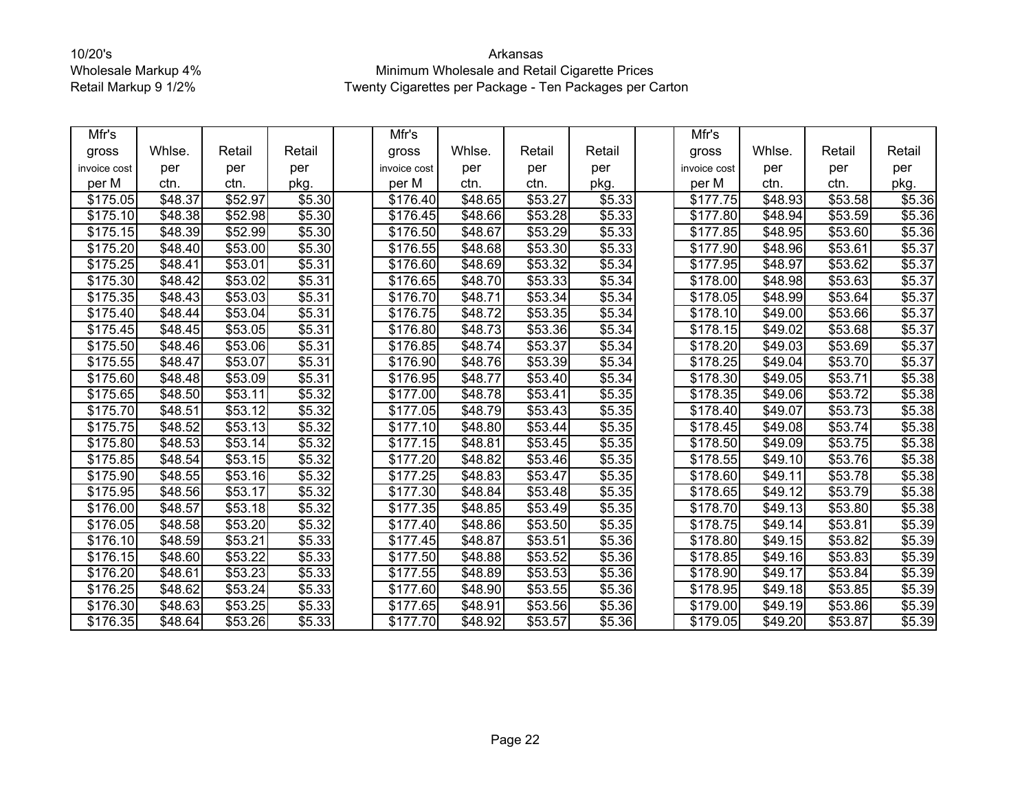10/20's
Wholesale Markup 4%
Retail Markup 9 1/2%

Arkansas
Minimum Wholesale and Retail Cigarette Prices
Twenty Cigarettes per Package - Ten Packages per Carton

| Mfr's gross invoice cost per M | Whlse. per ctn. | Retail per ctn. | Retail per pkg. | | Mfr's gross invoice cost per M | Whlse. per ctn. | Retail per ctn. | Retail per pkg. | | Mfr's gross invoice cost per M | Whlse. per ctn. | Retail per ctn. | Retail per pkg. |
|---|---|---|---|---|---|---|---|---|---|---|---|---|---|
| $175.05 | $48.37 | $52.97 | $5.30 | | $176.40 | $48.65 | $53.27 | $5.33 | | $177.75 | $48.93 | $53.58 | $5.36 |
| $175.10 | $48.38 | $52.98 | $5.30 | | $176.45 | $48.66 | $53.28 | $5.33 | | $177.80 | $48.94 | $53.59 | $5.36 |
| $175.15 | $48.39 | $52.99 | $5.30 | | $176.50 | $48.67 | $53.29 | $5.33 | | $177.85 | $48.95 | $53.60 | $5.36 |
| $175.20 | $48.40 | $53.00 | $5.30 | | $176.55 | $48.68 | $53.30 | $5.33 | | $177.90 | $48.96 | $53.61 | $5.37 |
| $175.25 | $48.41 | $53.01 | $5.31 | | $176.60 | $48.69 | $53.32 | $5.34 | | $177.95 | $48.97 | $53.62 | $5.37 |
| $175.30 | $48.42 | $53.02 | $5.31 | | $176.65 | $48.70 | $53.33 | $5.34 | | $178.00 | $48.98 | $53.63 | $5.37 |
| $175.35 | $48.43 | $53.03 | $5.31 | | $176.70 | $48.71 | $53.34 | $5.34 | | $178.05 | $48.99 | $53.64 | $5.37 |
| $175.40 | $48.44 | $53.04 | $5.31 | | $176.75 | $48.72 | $53.35 | $5.34 | | $178.10 | $49.00 | $53.66 | $5.37 |
| $175.45 | $48.45 | $53.05 | $5.31 | | $176.80 | $48.73 | $53.36 | $5.34 | | $178.15 | $49.02 | $53.68 | $5.37 |
| $175.50 | $48.46 | $53.06 | $5.31 | | $176.85 | $48.74 | $53.37 | $5.34 | | $178.20 | $49.03 | $53.69 | $5.37 |
| $175.55 | $48.47 | $53.07 | $5.31 | | $176.90 | $48.76 | $53.39 | $5.34 | | $178.25 | $49.04 | $53.70 | $5.37 |
| $175.60 | $48.48 | $53.09 | $5.31 | | $176.95 | $48.77 | $53.40 | $5.34 | | $178.30 | $49.05 | $53.71 | $5.38 |
| $175.65 | $48.50 | $53.11 | $5.32 | | $177.00 | $48.78 | $53.41 | $5.35 | | $178.35 | $49.06 | $53.72 | $5.38 |
| $175.70 | $48.51 | $53.12 | $5.32 | | $177.05 | $48.79 | $53.43 | $5.35 | | $178.40 | $49.07 | $53.73 | $5.38 |
| $175.75 | $48.52 | $53.13 | $5.32 | | $177.10 | $48.80 | $53.44 | $5.35 | | $178.45 | $49.08 | $53.74 | $5.38 |
| $175.80 | $48.53 | $53.14 | $5.32 | | $177.15 | $48.81 | $53.45 | $5.35 | | $178.50 | $49.09 | $53.75 | $5.38 |
| $175.85 | $48.54 | $53.15 | $5.32 | | $177.20 | $48.82 | $53.46 | $5.35 | | $178.55 | $49.10 | $53.76 | $5.38 |
| $175.90 | $48.55 | $53.16 | $5.32 | | $177.25 | $48.83 | $53.47 | $5.35 | | $178.60 | $49.11 | $53.78 | $5.38 |
| $175.95 | $48.56 | $53.17 | $5.32 | | $177.30 | $48.84 | $53.48 | $5.35 | | $178.65 | $49.12 | $53.79 | $5.38 |
| $176.00 | $48.57 | $53.18 | $5.32 | | $177.35 | $48.85 | $53.49 | $5.35 | | $178.70 | $49.13 | $53.80 | $5.38 |
| $176.05 | $48.58 | $53.20 | $5.32 | | $177.40 | $48.86 | $53.50 | $5.35 | | $178.75 | $49.14 | $53.81 | $5.39 |
| $176.10 | $48.59 | $53.21 | $5.33 | | $177.45 | $48.87 | $53.51 | $5.36 | | $178.80 | $49.15 | $53.82 | $5.39 |
| $176.15 | $48.60 | $53.22 | $5.33 | | $177.50 | $48.88 | $53.52 | $5.36 | | $178.85 | $49.16 | $53.83 | $5.39 |
| $176.20 | $48.61 | $53.23 | $5.33 | | $177.55 | $48.89 | $53.53 | $5.36 | | $178.90 | $49.17 | $53.84 | $5.39 |
| $176.25 | $48.62 | $53.24 | $5.33 | | $177.60 | $48.90 | $53.55 | $5.36 | | $178.95 | $49.18 | $53.85 | $5.39 |
| $176.30 | $48.63 | $53.25 | $5.33 | | $177.65 | $48.91 | $53.56 | $5.36 | | $179.00 | $49.19 | $53.86 | $5.39 |
| $176.35 | $48.64 | $53.26 | $5.33 | | $177.70 | $48.92 | $53.57 | $5.36 | | $179.05 | $49.20 | $53.87 | $5.39 |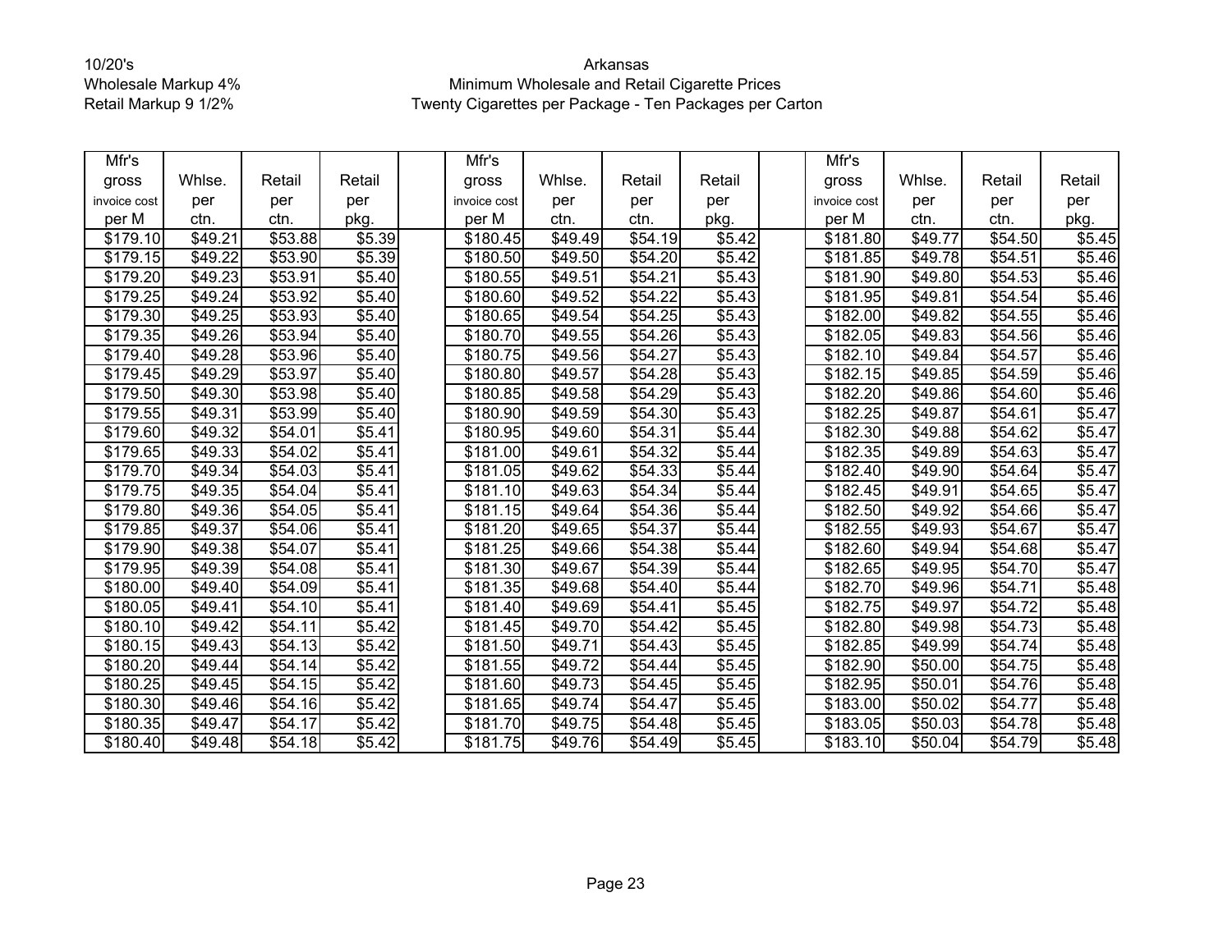10/20's
Wholesale Markup 4%
Retail Markup 9 1/2%

Arkansas
Minimum Wholesale and Retail Cigarette Prices
Twenty Cigarettes per Package - Ten Packages per Carton

| Mfr's gross invoice cost per M | Whlse. per ctn. | Retail per ctn. | Retail per pkg. | | Mfr's gross invoice cost per M | Whlse. per ctn. | Retail per ctn. | Retail per pkg. | | Mfr's gross invoice cost per M | Whlse. per ctn. | Retail per ctn. | Retail per pkg. |
|---|---|---|---|---|---|---|---|---|---|---|---|---|---|
| $179.10 | $49.21 | $53.88 | $5.39 | | $180.45 | $49.49 | $54.19 | $5.42 | | $181.80 | $49.77 | $54.50 | $5.45 |
| $179.15 | $49.22 | $53.90 | $5.39 | | $180.50 | $49.50 | $54.20 | $5.42 | | $181.85 | $49.78 | $54.51 | $5.46 |
| $179.20 | $49.23 | $53.91 | $5.40 | | $180.55 | $49.51 | $54.21 | $5.43 | | $181.90 | $49.80 | $54.53 | $5.46 |
| $179.25 | $49.24 | $53.92 | $5.40 | | $180.60 | $49.52 | $54.22 | $5.43 | | $181.95 | $49.81 | $54.54 | $5.46 |
| $179.30 | $49.25 | $53.93 | $5.40 | | $180.65 | $49.54 | $54.25 | $5.43 | | $182.00 | $49.82 | $54.55 | $5.46 |
| $179.35 | $49.26 | $53.94 | $5.40 | | $180.70 | $49.55 | $54.26 | $5.43 | | $182.05 | $49.83 | $54.56 | $5.46 |
| $179.40 | $49.28 | $53.96 | $5.40 | | $180.75 | $49.56 | $54.27 | $5.43 | | $182.10 | $49.84 | $54.57 | $5.46 |
| $179.45 | $49.29 | $53.97 | $5.40 | | $180.80 | $49.57 | $54.28 | $5.43 | | $182.15 | $49.85 | $54.59 | $5.46 |
| $179.50 | $49.30 | $53.98 | $5.40 | | $180.85 | $49.58 | $54.29 | $5.43 | | $182.20 | $49.86 | $54.60 | $5.46 |
| $179.55 | $49.31 | $53.99 | $5.40 | | $180.90 | $49.59 | $54.30 | $5.43 | | $182.25 | $49.87 | $54.61 | $5.47 |
| $179.60 | $49.32 | $54.01 | $5.41 | | $180.95 | $49.60 | $54.31 | $5.44 | | $182.30 | $49.88 | $54.62 | $5.47 |
| $179.65 | $49.33 | $54.02 | $5.41 | | $181.00 | $49.61 | $54.32 | $5.44 | | $182.35 | $49.89 | $54.63 | $5.47 |
| $179.70 | $49.34 | $54.03 | $5.41 | | $181.05 | $49.62 | $54.33 | $5.44 | | $182.40 | $49.90 | $54.64 | $5.47 |
| $179.75 | $49.35 | $54.04 | $5.41 | | $181.10 | $49.63 | $54.34 | $5.44 | | $182.45 | $49.91 | $54.65 | $5.47 |
| $179.80 | $49.36 | $54.05 | $5.41 | | $181.15 | $49.64 | $54.36 | $5.44 | | $182.50 | $49.92 | $54.66 | $5.47 |
| $179.85 | $49.37 | $54.06 | $5.41 | | $181.20 | $49.65 | $54.37 | $5.44 | | $182.55 | $49.93 | $54.67 | $5.47 |
| $179.90 | $49.38 | $54.07 | $5.41 | | $181.25 | $49.66 | $54.38 | $5.44 | | $182.60 | $49.94 | $54.68 | $5.47 |
| $179.95 | $49.39 | $54.08 | $5.41 | | $181.30 | $49.67 | $54.39 | $5.44 | | $182.65 | $49.95 | $54.70 | $5.47 |
| $180.00 | $49.40 | $54.09 | $5.41 | | $181.35 | $49.68 | $54.40 | $5.44 | | $182.70 | $49.96 | $54.71 | $5.48 |
| $180.05 | $49.41 | $54.10 | $5.41 | | $181.40 | $49.69 | $54.41 | $5.45 | | $182.75 | $49.97 | $54.72 | $5.48 |
| $180.10 | $49.42 | $54.11 | $5.42 | | $181.45 | $49.70 | $54.42 | $5.45 | | $182.80 | $49.98 | $54.73 | $5.48 |
| $180.15 | $49.43 | $54.13 | $5.42 | | $181.50 | $49.71 | $54.43 | $5.45 | | $182.85 | $49.99 | $54.74 | $5.48 |
| $180.20 | $49.44 | $54.14 | $5.42 | | $181.55 | $49.72 | $54.44 | $5.45 | | $182.90 | $50.00 | $54.75 | $5.48 |
| $180.25 | $49.45 | $54.15 | $5.42 | | $181.60 | $49.73 | $54.45 | $5.45 | | $182.95 | $50.01 | $54.76 | $5.48 |
| $180.30 | $49.46 | $54.16 | $5.42 | | $181.65 | $49.74 | $54.47 | $5.45 | | $183.00 | $50.02 | $54.77 | $5.48 |
| $180.35 | $49.47 | $54.17 | $5.42 | | $181.70 | $49.75 | $54.48 | $5.45 | | $183.05 | $50.03 | $54.78 | $5.48 |
| $180.40 | $49.48 | $54.18 | $5.42 | | $181.75 | $49.76 | $54.49 | $5.45 | | $183.10 | $50.04 | $54.79 | $5.48 |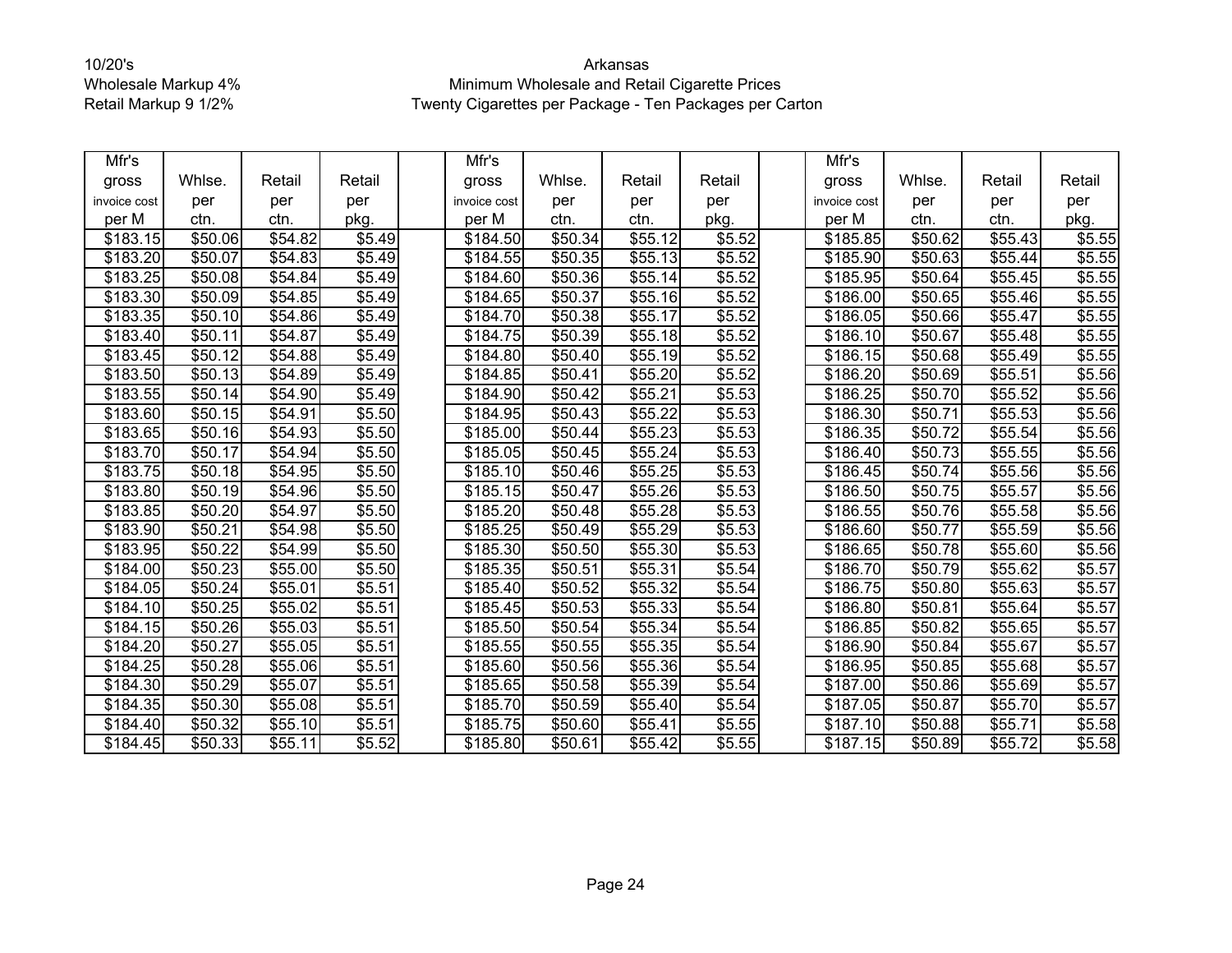10/20's
Wholesale Markup 4%
Retail Markup 9 1/2%

Arkansas
Minimum Wholesale and Retail Cigarette Prices
Twenty Cigarettes per Package - Ten Packages per Carton

| Mfr's gross invoice cost per M | Whlse. per ctn. | Retail per ctn. | Retail per pkg. | | Mfr's gross invoice cost per M | Whlse. per ctn. | Retail per ctn. | Retail per pkg. | | Mfr's gross invoice cost per M | Whlse. per ctn. | Retail per ctn. | Retail per pkg. |
|---|---|---|---|---|---|---|---|---|---|---|---|---|---|
| $183.15 | $50.06 | $54.82 | $5.49 | | $184.50 | $50.34 | $55.12 | $5.52 | | $185.85 | $50.62 | $55.43 | $5.55 |
| $183.20 | $50.07 | $54.83 | $5.49 | | $184.55 | $50.35 | $55.13 | $5.52 | | $185.90 | $50.63 | $55.44 | $5.55 |
| $183.25 | $50.08 | $54.84 | $5.49 | | $184.60 | $50.36 | $55.14 | $5.52 | | $185.95 | $50.64 | $55.45 | $5.55 |
| $183.30 | $50.09 | $54.85 | $5.49 | | $184.65 | $50.37 | $55.16 | $5.52 | | $186.00 | $50.65 | $55.46 | $5.55 |
| $183.35 | $50.10 | $54.86 | $5.49 | | $184.70 | $50.38 | $55.17 | $5.52 | | $186.05 | $50.66 | $55.47 | $5.55 |
| $183.40 | $50.11 | $54.87 | $5.49 | | $184.75 | $50.39 | $55.18 | $5.52 | | $186.10 | $50.67 | $55.48 | $5.55 |
| $183.45 | $50.12 | $54.88 | $5.49 | | $184.80 | $50.40 | $55.19 | $5.52 | | $186.15 | $50.68 | $55.49 | $5.55 |
| $183.50 | $50.13 | $54.89 | $5.49 | | $184.85 | $50.41 | $55.20 | $5.52 | | $186.20 | $50.69 | $55.51 | $5.56 |
| $183.55 | $50.14 | $54.90 | $5.49 | | $184.90 | $50.42 | $55.21 | $5.53 | | $186.25 | $50.70 | $55.52 | $5.56 |
| $183.60 | $50.15 | $54.91 | $5.50 | | $184.95 | $50.43 | $55.22 | $5.53 | | $186.30 | $50.71 | $55.53 | $5.56 |
| $183.65 | $50.16 | $54.93 | $5.50 | | $185.00 | $50.44 | $55.23 | $5.53 | | $186.35 | $50.72 | $55.54 | $5.56 |
| $183.70 | $50.17 | $54.94 | $5.50 | | $185.05 | $50.45 | $55.24 | $5.53 | | $186.40 | $50.73 | $55.55 | $5.56 |
| $183.75 | $50.18 | $54.95 | $5.50 | | $185.10 | $50.46 | $55.25 | $5.53 | | $186.45 | $50.74 | $55.56 | $5.56 |
| $183.80 | $50.19 | $54.96 | $5.50 | | $185.15 | $50.47 | $55.26 | $5.53 | | $186.50 | $50.75 | $55.57 | $5.56 |
| $183.85 | $50.20 | $54.97 | $5.50 | | $185.20 | $50.48 | $55.28 | $5.53 | | $186.55 | $50.76 | $55.58 | $5.56 |
| $183.90 | $50.21 | $54.98 | $5.50 | | $185.25 | $50.49 | $55.29 | $5.53 | | $186.60 | $50.77 | $55.59 | $5.56 |
| $183.95 | $50.22 | $54.99 | $5.50 | | $185.30 | $50.50 | $55.30 | $5.53 | | $186.65 | $50.78 | $55.60 | $5.56 |
| $184.00 | $50.23 | $55.00 | $5.50 | | $185.35 | $50.51 | $55.31 | $5.54 | | $186.70 | $50.79 | $55.62 | $5.57 |
| $184.05 | $50.24 | $55.01 | $5.51 | | $185.40 | $50.52 | $55.32 | $5.54 | | $186.75 | $50.80 | $55.63 | $5.57 |
| $184.10 | $50.25 | $55.02 | $5.51 | | $185.45 | $50.53 | $55.33 | $5.54 | | $186.80 | $50.81 | $55.64 | $5.57 |
| $184.15 | $50.26 | $55.03 | $5.51 | | $185.50 | $50.54 | $55.34 | $5.54 | | $186.85 | $50.82 | $55.65 | $5.57 |
| $184.20 | $50.27 | $55.05 | $5.51 | | $185.55 | $50.55 | $55.35 | $5.54 | | $186.90 | $50.84 | $55.67 | $5.57 |
| $184.25 | $50.28 | $55.06 | $5.51 | | $185.60 | $50.56 | $55.36 | $5.54 | | $186.95 | $50.85 | $55.68 | $5.57 |
| $184.30 | $50.29 | $55.07 | $5.51 | | $185.65 | $50.58 | $55.39 | $5.54 | | $187.00 | $50.86 | $55.69 | $5.57 |
| $184.35 | $50.30 | $55.08 | $5.51 | | $185.70 | $50.59 | $55.40 | $5.54 | | $187.05 | $50.87 | $55.70 | $5.57 |
| $184.40 | $50.32 | $55.10 | $5.51 | | $185.75 | $50.60 | $55.41 | $5.55 | | $187.10 | $50.88 | $55.71 | $5.58 |
| $184.45 | $50.33 | $55.11 | $5.52 | | $185.80 | $50.61 | $55.42 | $5.55 | | $187.15 | $50.89 | $55.72 | $5.58 |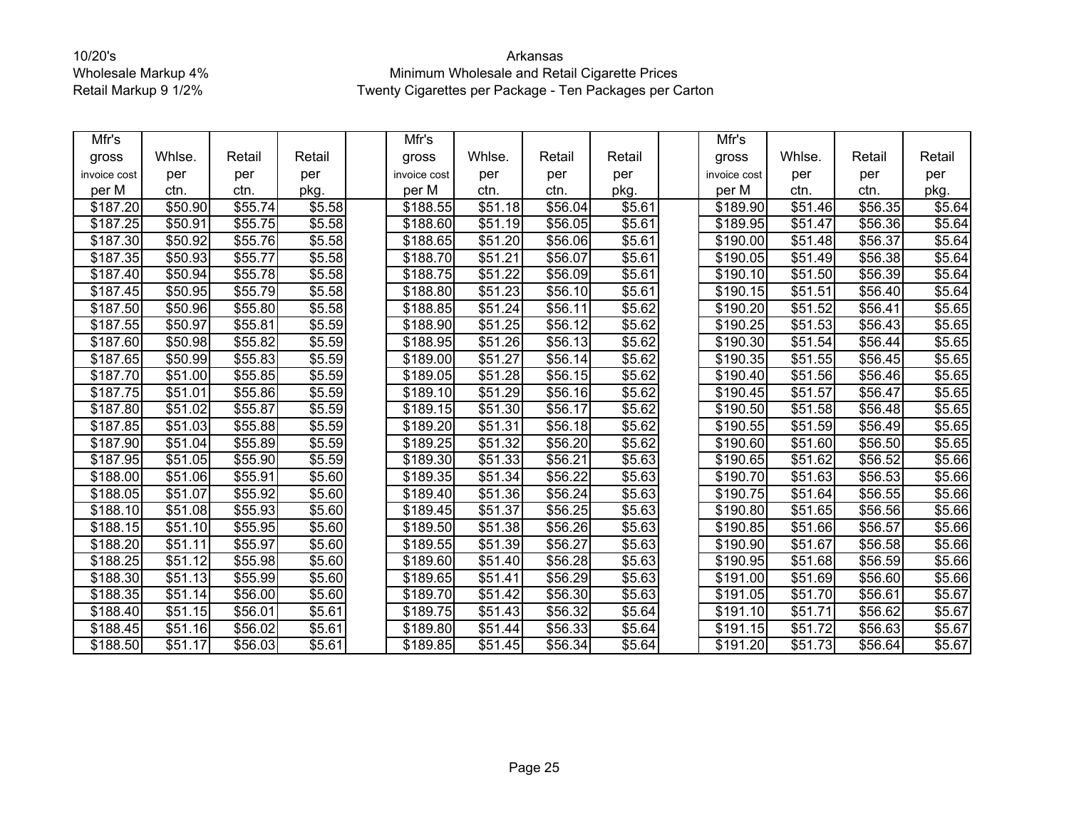10/20's
Wholesale Markup 4%
Retail Markup 9 1/2%

Arkansas
Minimum Wholesale and Retail Cigarette Prices
Twenty Cigarettes per Package - Ten Packages per Carton

| Mfr's gross invoice cost per M | Whlse. per ctn. | Retail per ctn. | Retail per pkg. | | Mfr's gross invoice cost per M | Whlse. per ctn. | Retail per ctn. | Retail per pkg. | | Mfr's gross invoice cost per M | Whlse. per ctn. | Retail per ctn. | Retail per pkg. |
|---|---|---|---|---|---|---|---|---|---|---|---|---|---|
| $187.20 | $50.90 | $55.74 | $5.58 | | $188.55 | $51.18 | $56.04 | $5.61 | | $189.90 | $51.46 | $56.35 | $5.64 |
| $187.25 | $50.91 | $55.75 | $5.58 | | $188.60 | $51.19 | $56.05 | $5.61 | | $189.95 | $51.47 | $56.36 | $5.64 |
| $187.30 | $50.92 | $55.76 | $5.58 | | $188.65 | $51.20 | $56.06 | $5.61 | | $190.00 | $51.48 | $56.37 | $5.64 |
| $187.35 | $50.93 | $55.77 | $5.58 | | $188.70 | $51.21 | $56.07 | $5.61 | | $190.05 | $51.49 | $56.38 | $5.64 |
| $187.40 | $50.94 | $55.78 | $5.58 | | $188.75 | $51.22 | $56.09 | $5.61 | | $190.10 | $51.50 | $56.39 | $5.64 |
| $187.45 | $50.95 | $55.79 | $5.58 | | $188.80 | $51.23 | $56.10 | $5.61 | | $190.15 | $51.51 | $56.40 | $5.64 |
| $187.50 | $50.96 | $55.80 | $5.58 | | $188.85 | $51.24 | $56.11 | $5.62 | | $190.20 | $51.52 | $56.41 | $5.65 |
| $187.55 | $50.97 | $55.81 | $5.59 | | $188.90 | $51.25 | $56.12 | $5.62 | | $190.25 | $51.53 | $56.43 | $5.65 |
| $187.60 | $50.98 | $55.82 | $5.59 | | $188.95 | $51.26 | $56.13 | $5.62 | | $190.30 | $51.54 | $56.44 | $5.65 |
| $187.65 | $50.99 | $55.83 | $5.59 | | $189.00 | $51.27 | $56.14 | $5.62 | | $190.35 | $51.55 | $56.45 | $5.65 |
| $187.70 | $51.00 | $55.85 | $5.59 | | $189.05 | $51.28 | $56.15 | $5.62 | | $190.40 | $51.56 | $56.46 | $5.65 |
| $187.75 | $51.01 | $55.86 | $5.59 | | $189.10 | $51.29 | $56.16 | $5.62 | | $190.45 | $51.57 | $56.47 | $5.65 |
| $187.80 | $51.02 | $55.87 | $5.59 | | $189.15 | $51.30 | $56.17 | $5.62 | | $190.50 | $51.58 | $56.48 | $5.65 |
| $187.85 | $51.03 | $55.88 | $5.59 | | $189.20 | $51.31 | $56.18 | $5.62 | | $190.55 | $51.59 | $56.49 | $5.65 |
| $187.90 | $51.04 | $55.89 | $5.59 | | $189.25 | $51.32 | $56.20 | $5.62 | | $190.60 | $51.60 | $56.50 | $5.65 |
| $187.95 | $51.05 | $55.90 | $5.59 | | $189.30 | $51.33 | $56.21 | $5.63 | | $190.65 | $51.62 | $56.52 | $5.66 |
| $188.00 | $51.06 | $55.91 | $5.60 | | $189.35 | $51.34 | $56.22 | $5.63 | | $190.70 | $51.63 | $56.53 | $5.66 |
| $188.05 | $51.07 | $55.92 | $5.60 | | $189.40 | $51.36 | $56.24 | $5.63 | | $190.75 | $51.64 | $56.55 | $5.66 |
| $188.10 | $51.08 | $55.93 | $5.60 | | $189.45 | $51.37 | $56.25 | $5.63 | | $190.80 | $51.65 | $56.56 | $5.66 |
| $188.15 | $51.10 | $55.95 | $5.60 | | $189.50 | $51.38 | $56.26 | $5.63 | | $190.85 | $51.66 | $56.57 | $5.66 |
| $188.20 | $51.11 | $55.97 | $5.60 | | $189.55 | $51.39 | $56.27 | $5.63 | | $190.90 | $51.67 | $56.58 | $5.66 |
| $188.25 | $51.12 | $55.98 | $5.60 | | $189.60 | $51.40 | $56.28 | $5.63 | | $190.95 | $51.68 | $56.59 | $5.66 |
| $188.30 | $51.13 | $55.99 | $5.60 | | $189.65 | $51.41 | $56.29 | $5.63 | | $191.00 | $51.69 | $56.60 | $5.66 |
| $188.35 | $51.14 | $56.00 | $5.60 | | $189.70 | $51.42 | $56.30 | $5.63 | | $191.05 | $51.70 | $56.61 | $5.67 |
| $188.40 | $51.15 | $56.01 | $5.61 | | $189.75 | $51.43 | $56.32 | $5.64 | | $191.10 | $51.71 | $56.62 | $5.67 |
| $188.45 | $51.16 | $56.02 | $5.61 | | $189.80 | $51.44 | $56.33 | $5.64 | | $191.15 | $51.72 | $56.63 | $5.67 |
| $188.50 | $51.17 | $56.03 | $5.61 | | $189.85 | $51.45 | $56.34 | $5.64 | | $191.20 | $51.73 | $56.64 | $5.67 |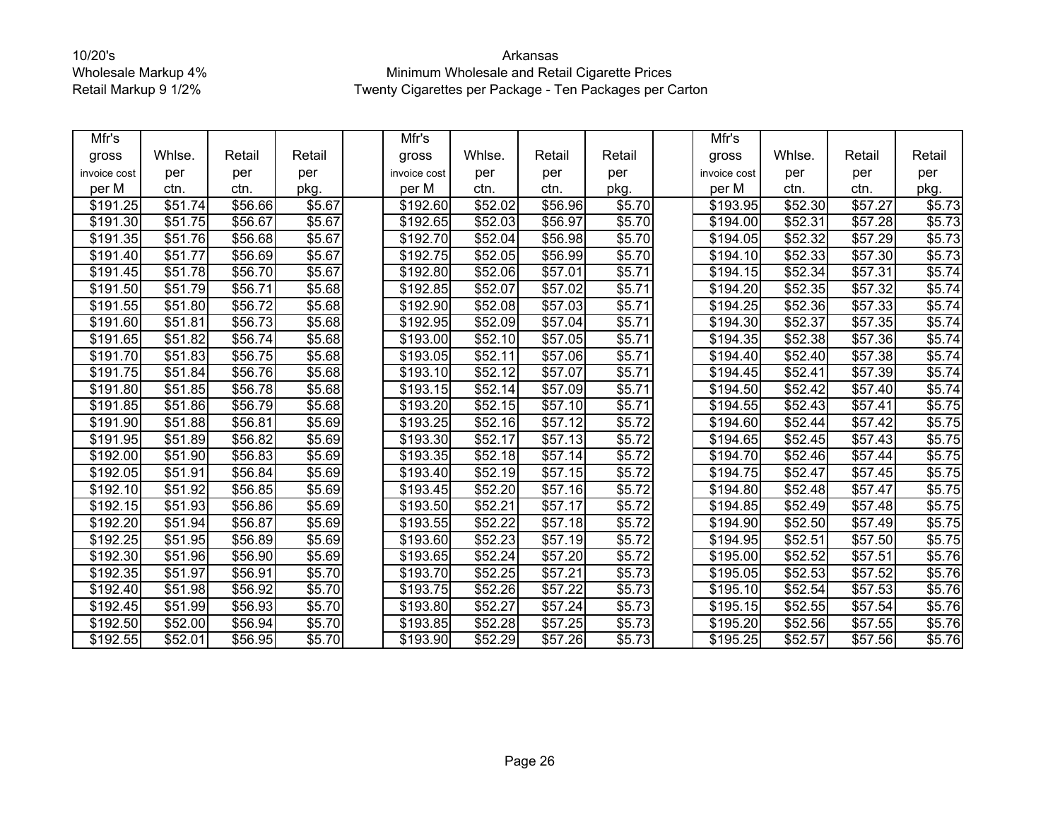10/20's
Wholesale Markup 4%
Retail Markup 9 1/2%

Arkansas
Minimum Wholesale and Retail Cigarette Prices
Twenty Cigarettes per Package - Ten Packages per Carton

| Mfr's gross invoice cost per M | Whlse. per ctn. | Retail per ctn. | Retail per pkg. | | Mfr's gross invoice cost per M | Whlse. per ctn. | Retail per ctn. | Retail per pkg. | | Mfr's gross invoice cost per M | Whlse. per ctn. | Retail per ctn. | Retail per pkg. |
|---|---|---|---|---|---|---|---|---|---|---|---|---|---|
| $191.25 | $51.74 | $56.66 | $5.67 | | $192.60 | $52.02 | $56.96 | $5.70 | | $193.95 | $52.30 | $57.27 | $5.73 |
| $191.30 | $51.75 | $56.67 | $5.67 | | $192.65 | $52.03 | $56.97 | $5.70 | | $194.00 | $52.31 | $57.28 | $5.73 |
| $191.35 | $51.76 | $56.68 | $5.67 | | $192.70 | $52.04 | $56.98 | $5.70 | | $194.05 | $52.32 | $57.29 | $5.73 |
| $191.40 | $51.77 | $56.69 | $5.67 | | $192.75 | $52.05 | $56.99 | $5.70 | | $194.10 | $52.33 | $57.30 | $5.73 |
| $191.45 | $51.78 | $56.70 | $5.67 | | $192.80 | $52.06 | $57.01 | $5.71 | | $194.15 | $52.34 | $57.31 | $5.74 |
| $191.50 | $51.79 | $56.71 | $5.68 | | $192.85 | $52.07 | $57.02 | $5.71 | | $194.20 | $52.35 | $57.32 | $5.74 |
| $191.55 | $51.80 | $56.72 | $5.68 | | $192.90 | $52.08 | $57.03 | $5.71 | | $194.25 | $52.36 | $57.33 | $5.74 |
| $191.60 | $51.81 | $56.73 | $5.68 | | $192.95 | $52.09 | $57.04 | $5.71 | | $194.30 | $52.37 | $57.35 | $5.74 |
| $191.65 | $51.82 | $56.74 | $5.68 | | $193.00 | $52.10 | $57.05 | $5.71 | | $194.35 | $52.38 | $57.36 | $5.74 |
| $191.70 | $51.83 | $56.75 | $5.68 | | $193.05 | $52.11 | $57.06 | $5.71 | | $194.40 | $52.40 | $57.38 | $5.74 |
| $191.75 | $51.84 | $56.76 | $5.68 | | $193.10 | $52.12 | $57.07 | $5.71 | | $194.45 | $52.41 | $57.39 | $5.74 |
| $191.80 | $51.85 | $56.78 | $5.68 | | $193.15 | $52.14 | $57.09 | $5.71 | | $194.50 | $52.42 | $57.40 | $5.74 |
| $191.85 | $51.86 | $56.79 | $5.68 | | $193.20 | $52.15 | $57.10 | $5.71 | | $194.55 | $52.43 | $57.41 | $5.75 |
| $191.90 | $51.88 | $56.81 | $5.69 | | $193.25 | $52.16 | $57.12 | $5.72 | | $194.60 | $52.44 | $57.42 | $5.75 |
| $191.95 | $51.89 | $56.82 | $5.69 | | $193.30 | $52.17 | $57.13 | $5.72 | | $194.65 | $52.45 | $57.43 | $5.75 |
| $192.00 | $51.90 | $56.83 | $5.69 | | $193.35 | $52.18 | $57.14 | $5.72 | | $194.70 | $52.46 | $57.44 | $5.75 |
| $192.05 | $51.91 | $56.84 | $5.69 | | $193.40 | $52.19 | $57.15 | $5.72 | | $194.75 | $52.47 | $57.45 | $5.75 |
| $192.10 | $51.92 | $56.85 | $5.69 | | $193.45 | $52.20 | $57.16 | $5.72 | | $194.80 | $52.48 | $57.47 | $5.75 |
| $192.15 | $51.93 | $56.86 | $5.69 | | $193.50 | $52.21 | $57.17 | $5.72 | | $194.85 | $52.49 | $57.48 | $5.75 |
| $192.20 | $51.94 | $56.87 | $5.69 | | $193.55 | $52.22 | $57.18 | $5.72 | | $194.90 | $52.50 | $57.49 | $5.75 |
| $192.25 | $51.95 | $56.89 | $5.69 | | $193.60 | $52.23 | $57.19 | $5.72 | | $194.95 | $52.51 | $57.50 | $5.75 |
| $192.30 | $51.96 | $56.90 | $5.69 | | $193.65 | $52.24 | $57.20 | $5.72 | | $195.00 | $52.52 | $57.51 | $5.76 |
| $192.35 | $51.97 | $56.91 | $5.70 | | $193.70 | $52.25 | $57.21 | $5.73 | | $195.05 | $52.53 | $57.52 | $5.76 |
| $192.40 | $51.98 | $56.92 | $5.70 | | $193.75 | $52.26 | $57.22 | $5.73 | | $195.10 | $52.54 | $57.53 | $5.76 |
| $192.45 | $51.99 | $56.93 | $5.70 | | $193.80 | $52.27 | $57.24 | $5.73 | | $195.15 | $52.55 | $57.54 | $5.76 |
| $192.50 | $52.00 | $56.94 | $5.70 | | $193.85 | $52.28 | $57.25 | $5.73 | | $195.20 | $52.56 | $57.55 | $5.76 |
| $192.55 | $52.01 | $56.95 | $5.70 | | $193.90 | $52.29 | $57.26 | $5.73 | | $195.25 | $52.57 | $57.56 | $5.76 |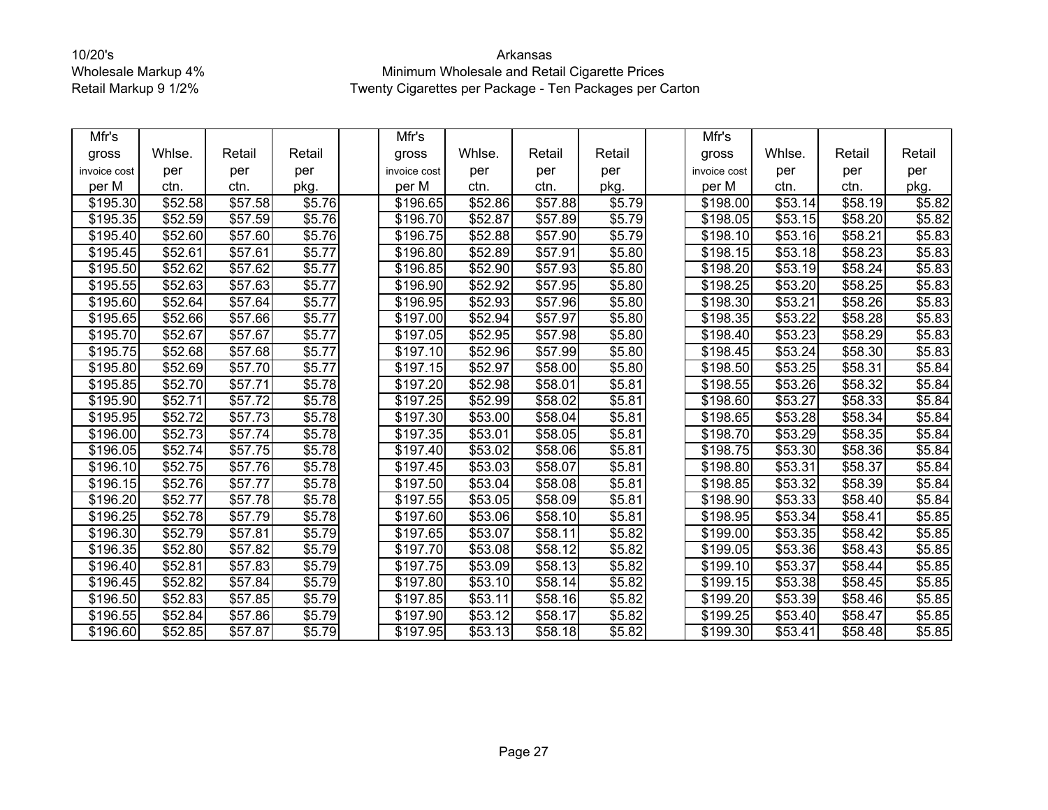10/20's
Wholesale Markup 4%
Retail Markup 9 1/2%

# Arkansas
## Minimum Wholesale and Retail Cigarette Prices
Twenty Cigarettes per Package - Ten Packages per Carton

| Mfr's gross invoice cost per M | Whlse. per ctn. | Retail per ctn. | Retail per pkg. | | Mfr's gross invoice cost per M | Whlse. per ctn. | Retail per ctn. | Retail per pkg. | | Mfr's gross invoice cost per M | Whlse. per ctn. | Retail per ctn. | Retail per pkg. |
|---|---|---|---|---|---|---|---|---|---|---|---|---|---|
| $195.30 | $52.58 | $57.58 | $5.76 | | $196.65 | $52.86 | $57.88 | $5.79 | | $198.00 | $53.14 | $58.19 | $5.82 |
| $195.35 | $52.59 | $57.59 | $5.76 | | $196.70 | $52.87 | $57.89 | $5.79 | | $198.05 | $53.15 | $58.20 | $5.82 |
| $195.40 | $52.60 | $57.60 | $5.76 | | $196.75 | $52.88 | $57.90 | $5.79 | | $198.10 | $53.16 | $58.21 | $5.83 |
| $195.45 | $52.61 | $57.61 | $5.77 | | $196.80 | $52.89 | $57.91 | $5.80 | | $198.15 | $53.18 | $58.23 | $5.83 |
| $195.50 | $52.62 | $57.62 | $5.77 | | $196.85 | $52.90 | $57.93 | $5.80 | | $198.20 | $53.19 | $58.24 | $5.83 |
| $195.55 | $52.63 | $57.63 | $5.77 | | $196.90 | $52.92 | $57.95 | $5.80 | | $198.25 | $53.20 | $58.25 | $5.83 |
| $195.60 | $52.64 | $57.64 | $5.77 | | $196.95 | $52.93 | $57.96 | $5.80 | | $198.30 | $53.21 | $58.26 | $5.83 |
| $195.65 | $52.66 | $57.66 | $5.77 | | $197.00 | $52.94 | $57.97 | $5.80 | | $198.35 | $53.22 | $58.28 | $5.83 |
| $195.70 | $52.67 | $57.67 | $5.77 | | $197.05 | $52.95 | $57.98 | $5.80 | | $198.40 | $53.23 | $58.29 | $5.83 |
| $195.75 | $52.68 | $57.68 | $5.77 | | $197.10 | $52.96 | $57.99 | $5.80 | | $198.45 | $53.24 | $58.30 | $5.83 |
| $195.80 | $52.69 | $57.70 | $5.77 | | $197.15 | $52.97 | $58.00 | $5.80 | | $198.50 | $53.25 | $58.31 | $5.84 |
| $195.85 | $52.70 | $57.71 | $5.78 | | $197.20 | $52.98 | $58.01 | $5.81 | | $198.55 | $53.26 | $58.32 | $5.84 |
| $195.90 | $52.71 | $57.72 | $5.78 | | $197.25 | $52.99 | $58.02 | $5.81 | | $198.60 | $53.27 | $58.33 | $5.84 |
| $195.95 | $52.72 | $57.73 | $5.78 | | $197.30 | $53.00 | $58.04 | $5.81 | | $198.65 | $53.28 | $58.34 | $5.84 |
| $196.00 | $52.73 | $57.74 | $5.78 | | $197.35 | $53.01 | $58.05 | $5.81 | | $198.70 | $53.29 | $58.35 | $5.84 |
| $196.05 | $52.74 | $57.75 | $5.78 | | $197.40 | $53.02 | $58.06 | $5.81 | | $198.75 | $53.30 | $58.36 | $5.84 |
| $196.10 | $52.75 | $57.76 | $5.78 | | $197.45 | $53.03 | $58.07 | $5.81 | | $198.80 | $53.31 | $58.37 | $5.84 |
| $196.15 | $52.76 | $57.77 | $5.78 | | $197.50 | $53.04 | $58.08 | $5.81 | | $198.85 | $53.32 | $58.39 | $5.84 |
| $196.20 | $52.77 | $57.78 | $5.78 | | $197.55 | $53.05 | $58.09 | $5.81 | | $198.90 | $53.33 | $58.40 | $5.84 |
| $196.25 | $52.78 | $57.79 | $5.78 | | $197.60 | $53.06 | $58.10 | $5.81 | | $198.95 | $53.34 | $58.41 | $5.85 |
| $196.30 | $52.79 | $57.81 | $5.79 | | $197.65 | $53.07 | $58.11 | $5.82 | | $199.00 | $53.35 | $58.42 | $5.85 |
| $196.35 | $52.80 | $57.82 | $5.79 | | $197.70 | $53.08 | $58.12 | $5.82 | | $199.05 | $53.36 | $58.43 | $5.85 |
| $196.40 | $52.81 | $57.83 | $5.79 | | $197.75 | $53.09 | $58.13 | $5.82 | | $199.10 | $53.37 | $58.44 | $5.85 |
| $196.45 | $52.82 | $57.84 | $5.79 | | $197.80 | $53.10 | $58.14 | $5.82 | | $199.15 | $53.38 | $58.45 | $5.85 |
| $196.50 | $52.83 | $57.85 | $5.79 | | $197.85 | $53.11 | $58.16 | $5.82 | | $199.20 | $53.39 | $58.46 | $5.85 |
| $196.55 | $52.84 | $57.86 | $5.79 | | $197.90 | $53.12 | $58.17 | $5.82 | | $199.25 | $53.40 | $58.47 | $5.85 |
| $196.60 | $52.85 | $57.87 | $5.79 | | $197.95 | $53.13 | $58.18 | $5.82 | | $199.30 | $53.41 | $58.48 | $5.85 |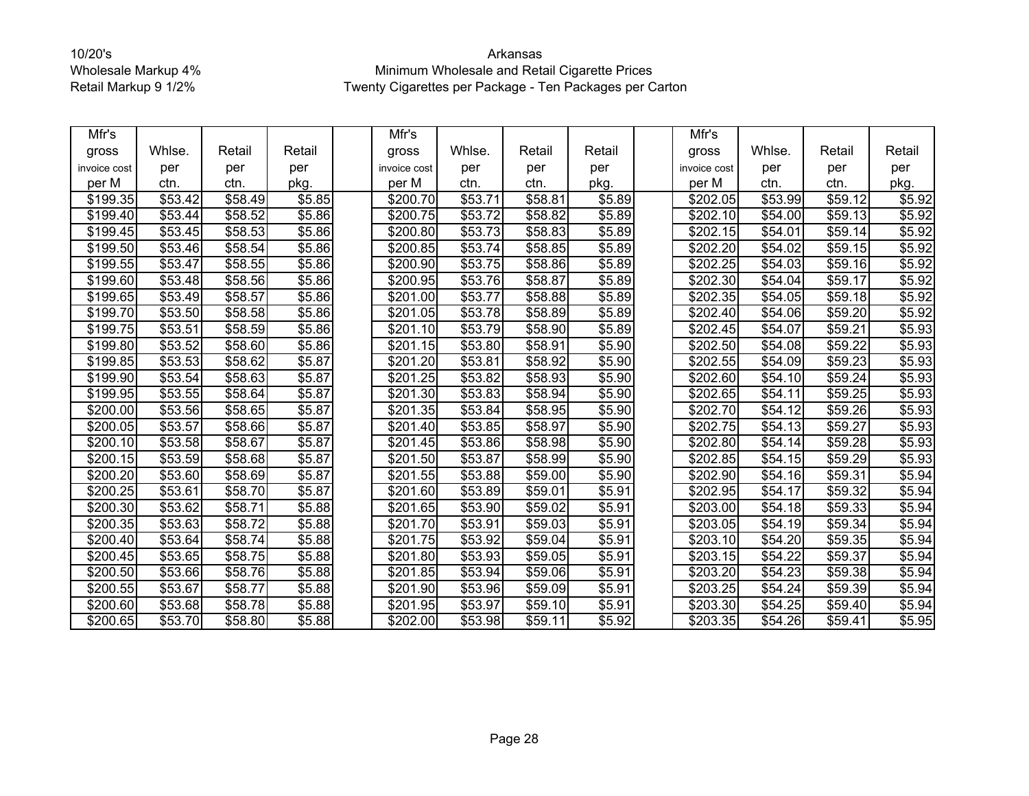10/20's
Wholesale Markup 4%
Retail Markup 9 1/2%

Arkansas
Minimum Wholesale and Retail Cigarette Prices
Twenty Cigarettes per Package - Ten Packages per Carton

| Mfr's gross invoice cost per M | Whlse. per ctn. | Retail per ctn. | Retail per pkg. | | Mfr's gross invoice cost per M | Whlse. per ctn. | Retail per ctn. | Retail per pkg. | | Mfr's gross invoice cost per M | Whlse. per ctn. | Retail per ctn. | Retail per pkg. |
|---|---|---|---|---|---|---|---|---|---|---|---|---|---|
| $199.35 | $53.42 | $58.49 | $5.85 | | $200.70 | $53.71 | $58.81 | $5.89 | | $202.05 | $53.99 | $59.12 | $5.92 |
| $199.40 | $53.44 | $58.52 | $5.86 | | $200.75 | $53.72 | $58.82 | $5.89 | | $202.10 | $54.00 | $59.13 | $5.92 |
| $199.45 | $53.45 | $58.53 | $5.86 | | $200.80 | $53.73 | $58.83 | $5.89 | | $202.15 | $54.01 | $59.14 | $5.92 |
| $199.50 | $53.46 | $58.54 | $5.86 | | $200.85 | $53.74 | $58.85 | $5.89 | | $202.20 | $54.02 | $59.15 | $5.92 |
| $199.55 | $53.47 | $58.55 | $5.86 | | $200.90 | $53.75 | $58.86 | $5.89 | | $202.25 | $54.03 | $59.16 | $5.92 |
| $199.60 | $53.48 | $58.56 | $5.86 | | $200.95 | $53.76 | $58.87 | $5.89 | | $202.30 | $54.04 | $59.17 | $5.92 |
| $199.65 | $53.49 | $58.57 | $5.86 | | $201.00 | $53.77 | $58.88 | $5.89 | | $202.35 | $54.05 | $59.18 | $5.92 |
| $199.70 | $53.50 | $58.58 | $5.86 | | $201.05 | $53.78 | $58.89 | $5.89 | | $202.40 | $54.06 | $59.20 | $5.92 |
| $199.75 | $53.51 | $58.59 | $5.86 | | $201.10 | $53.79 | $58.90 | $5.89 | | $202.45 | $54.07 | $59.21 | $5.93 |
| $199.80 | $53.52 | $58.60 | $5.86 | | $201.15 | $53.80 | $58.91 | $5.90 | | $202.50 | $54.08 | $59.22 | $5.93 |
| $199.85 | $53.53 | $58.62 | $5.87 | | $201.20 | $53.81 | $58.92 | $5.90 | | $202.55 | $54.09 | $59.23 | $5.93 |
| $199.90 | $53.54 | $58.63 | $5.87 | | $201.25 | $53.82 | $58.93 | $5.90 | | $202.60 | $54.10 | $59.24 | $5.93 |
| $199.95 | $53.55 | $58.64 | $5.87 | | $201.30 | $53.83 | $58.94 | $5.90 | | $202.65 | $54.11 | $59.25 | $5.93 |
| $200.00 | $53.56 | $58.65 | $5.87 | | $201.35 | $53.84 | $58.95 | $5.90 | | $202.70 | $54.12 | $59.26 | $5.93 |
| $200.05 | $53.57 | $58.66 | $5.87 | | $201.40 | $53.85 | $58.97 | $5.90 | | $202.75 | $54.13 | $59.27 | $5.93 |
| $200.10 | $53.58 | $58.67 | $5.87 | | $201.45 | $53.86 | $58.98 | $5.90 | | $202.80 | $54.14 | $59.28 | $5.93 |
| $200.15 | $53.59 | $58.68 | $5.87 | | $201.50 | $53.87 | $58.99 | $5.90 | | $202.85 | $54.15 | $59.29 | $5.93 |
| $200.20 | $53.60 | $58.69 | $5.87 | | $201.55 | $53.88 | $59.00 | $5.90 | | $202.90 | $54.16 | $59.31 | $5.94 |
| $200.25 | $53.61 | $58.70 | $5.87 | | $201.60 | $53.89 | $59.01 | $5.91 | | $202.95 | $54.17 | $59.32 | $5.94 |
| $200.30 | $53.62 | $58.71 | $5.88 | | $201.65 | $53.90 | $59.02 | $5.91 | | $203.00 | $54.18 | $59.33 | $5.94 |
| $200.35 | $53.63 | $58.72 | $5.88 | | $201.70 | $53.91 | $59.03 | $5.91 | | $203.05 | $54.19 | $59.34 | $5.94 |
| $200.40 | $53.64 | $58.74 | $5.88 | | $201.75 | $53.92 | $59.04 | $5.91 | | $203.10 | $54.20 | $59.35 | $5.94 |
| $200.45 | $53.65 | $58.75 | $5.88 | | $201.80 | $53.93 | $59.05 | $5.91 | | $203.15 | $54.22 | $59.37 | $5.94 |
| $200.50 | $53.66 | $58.76 | $5.88 | | $201.85 | $53.94 | $59.06 | $5.91 | | $203.20 | $54.23 | $59.38 | $5.94 |
| $200.55 | $53.67 | $58.77 | $5.88 | | $201.90 | $53.96 | $59.09 | $5.91 | | $203.25 | $54.24 | $59.39 | $5.94 |
| $200.60 | $53.68 | $58.78 | $5.88 | | $201.95 | $53.97 | $59.10 | $5.91 | | $203.30 | $54.25 | $59.40 | $5.94 |
| $200.65 | $53.70 | $58.80 | $5.88 | | $202.00 | $53.98 | $59.11 | $5.92 | | $203.35 | $54.26 | $59.41 | $5.95 |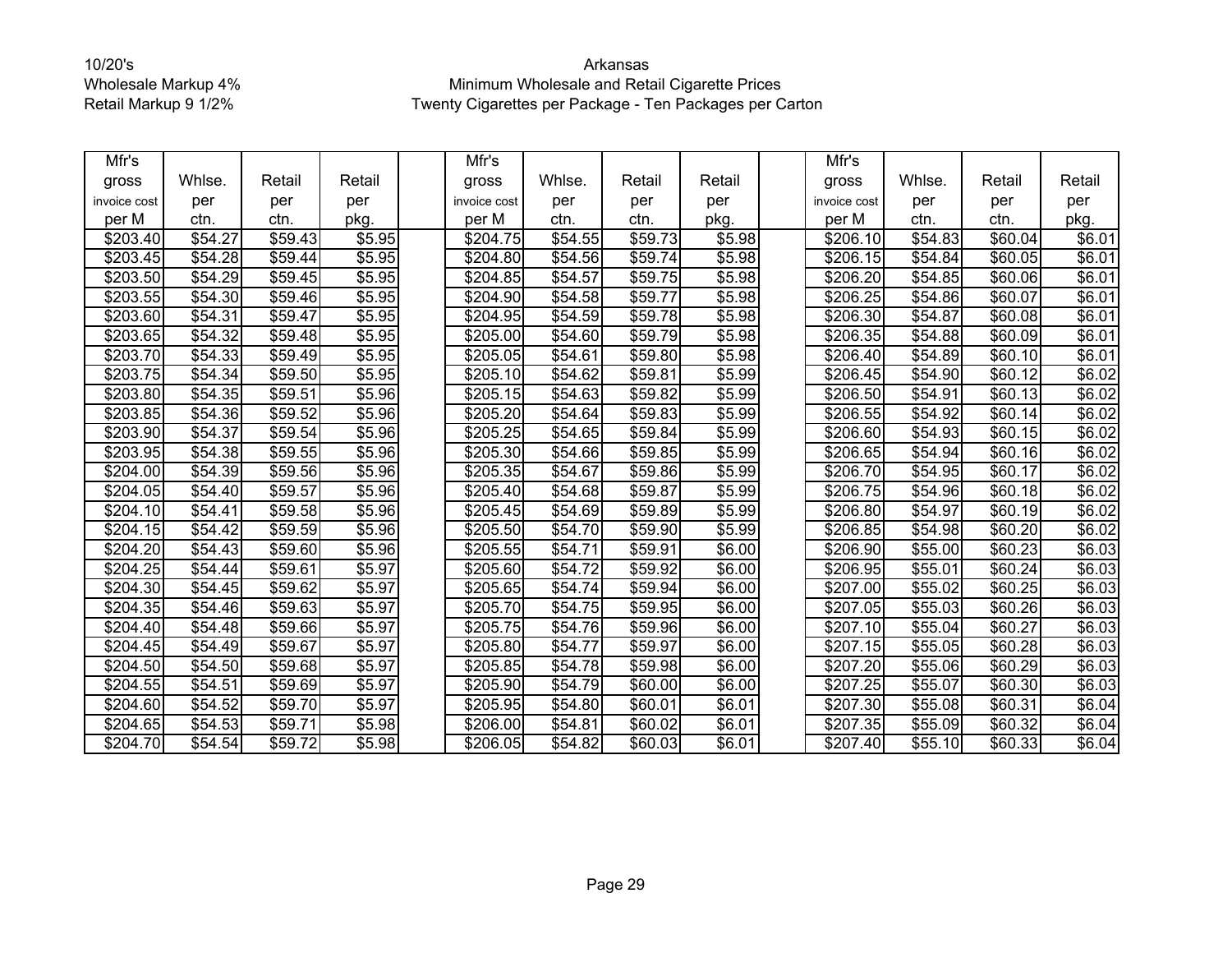10/20's
Wholesale Markup 4%
Retail Markup 9 1/2%

Arkansas
Minimum Wholesale and Retail Cigarette Prices
Twenty Cigarettes per Package - Ten Packages per Carton

| Mfr's gross invoice cost per M | Whlse. per ctn. | Retail per ctn. | Retail per pkg. | | Mfr's gross invoice cost per M | Whlse. per ctn. | Retail per ctn. | Retail per pkg. | | Mfr's gross invoice cost per M | Whlse. per ctn. | Retail per ctn. | Retail per pkg. |
|---|---|---|---|---|---|---|---|---|---|---|---|---|---|
| $203.40 | $54.27 | $59.43 | $5.95 | | $204.75 | $54.55 | $59.73 | $5.98 | | $206.10 | $54.83 | $60.04 | $6.01 |
| $203.45 | $54.28 | $59.44 | $5.95 | | $204.80 | $54.56 | $59.74 | $5.98 | | $206.15 | $54.84 | $60.05 | $6.01 |
| $203.50 | $54.29 | $59.45 | $5.95 | | $204.85 | $54.57 | $59.75 | $5.98 | | $206.20 | $54.85 | $60.06 | $6.01 |
| $203.55 | $54.30 | $59.46 | $5.95 | | $204.90 | $54.58 | $59.77 | $5.98 | | $206.25 | $54.86 | $60.07 | $6.01 |
| $203.60 | $54.31 | $59.47 | $5.95 | | $204.95 | $54.59 | $59.78 | $5.98 | | $206.30 | $54.87 | $60.08 | $6.01 |
| $203.65 | $54.32 | $59.48 | $5.95 | | $205.00 | $54.60 | $59.79 | $5.98 | | $206.35 | $54.88 | $60.09 | $6.01 |
| $203.70 | $54.33 | $59.49 | $5.95 | | $205.05 | $54.61 | $59.80 | $5.98 | | $206.40 | $54.89 | $60.10 | $6.01 |
| $203.75 | $54.34 | $59.50 | $5.95 | | $205.10 | $54.62 | $59.81 | $5.99 | | $206.45 | $54.90 | $60.12 | $6.02 |
| $203.80 | $54.35 | $59.51 | $5.96 | | $205.15 | $54.63 | $59.82 | $5.99 | | $206.50 | $54.91 | $60.13 | $6.02 |
| $203.85 | $54.36 | $59.52 | $5.96 | | $205.20 | $54.64 | $59.83 | $5.99 | | $206.55 | $54.92 | $60.14 | $6.02 |
| $203.90 | $54.37 | $59.54 | $5.96 | | $205.25 | $54.65 | $59.84 | $5.99 | | $206.60 | $54.93 | $60.15 | $6.02 |
| $203.95 | $54.38 | $59.55 | $5.96 | | $205.30 | $54.66 | $59.85 | $5.99 | | $206.65 | $54.94 | $60.16 | $6.02 |
| $204.00 | $54.39 | $59.56 | $5.96 | | $205.35 | $54.67 | $59.86 | $5.99 | | $206.70 | $54.95 | $60.17 | $6.02 |
| $204.05 | $54.40 | $59.57 | $5.96 | | $205.40 | $54.68 | $59.87 | $5.99 | | $206.75 | $54.96 | $60.18 | $6.02 |
| $204.10 | $54.41 | $59.58 | $5.96 | | $205.45 | $54.69 | $59.89 | $5.99 | | $206.80 | $54.97 | $60.19 | $6.02 |
| $204.15 | $54.42 | $59.59 | $5.96 | | $205.50 | $54.70 | $59.90 | $5.99 | | $206.85 | $54.98 | $60.20 | $6.02 |
| $204.20 | $54.43 | $59.60 | $5.96 | | $205.55 | $54.71 | $59.91 | $6.00 | | $206.90 | $55.00 | $60.23 | $6.03 |
| $204.25 | $54.44 | $59.61 | $5.97 | | $205.60 | $54.72 | $59.92 | $6.00 | | $206.95 | $55.01 | $60.24 | $6.03 |
| $204.30 | $54.45 | $59.62 | $5.97 | | $205.65 | $54.74 | $59.94 | $6.00 | | $207.00 | $55.02 | $60.25 | $6.03 |
| $204.35 | $54.46 | $59.63 | $5.97 | | $205.70 | $54.75 | $59.95 | $6.00 | | $207.05 | $55.03 | $60.26 | $6.03 |
| $204.40 | $54.48 | $59.66 | $5.97 | | $205.75 | $54.76 | $59.96 | $6.00 | | $207.10 | $55.04 | $60.27 | $6.03 |
| $204.45 | $54.49 | $59.67 | $5.97 | | $205.80 | $54.77 | $59.97 | $6.00 | | $207.15 | $55.05 | $60.28 | $6.03 |
| $204.50 | $54.50 | $59.68 | $5.97 | | $205.85 | $54.78 | $59.98 | $6.00 | | $207.20 | $55.06 | $60.29 | $6.03 |
| $204.55 | $54.51 | $59.69 | $5.97 | | $205.90 | $54.79 | $60.00 | $6.00 | | $207.25 | $55.07 | $60.30 | $6.03 |
| $204.60 | $54.52 | $59.70 | $5.97 | | $205.95 | $54.80 | $60.01 | $6.01 | | $207.30 | $55.08 | $60.31 | $6.04 |
| $204.65 | $54.53 | $59.71 | $5.98 | | $206.00 | $54.81 | $60.02 | $6.01 | | $207.35 | $55.09 | $60.32 | $6.04 |
| $204.70 | $54.54 | $59.72 | $5.98 | | $206.05 | $54.82 | $60.03 | $6.01 | | $207.40 | $55.10 | $60.33 | $6.04 |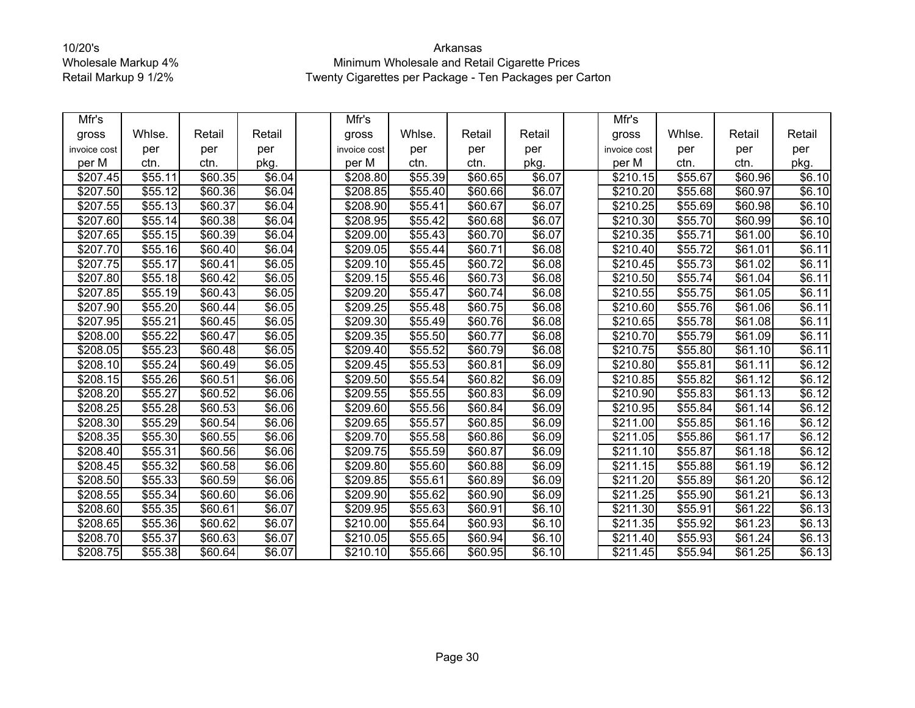10/20's
Wholesale Markup 4%
Retail Markup 9 1/2%

Arkansas
Minimum Wholesale and Retail Cigarette Prices
Twenty Cigarettes per Package - Ten Packages per Carton

| Mfr's gross invoice cost per M | Whlse. per ctn. | Retail per ctn. | Retail per pkg. | | Mfr's gross invoice cost per M | Whlse. per ctn. | Retail per ctn. | Retail per pkg. | | Mfr's gross invoice cost per M | Whlse. per ctn. | Retail per ctn. | Retail per pkg. |
|---|---|---|---|---|---|---|---|---|---|---|---|---|---|
| $207.45 | $55.11 | $60.35 | $6.04 | | $208.80 | $55.39 | $60.65 | $6.07 | | $210.15 | $55.67 | $60.96 | $6.10 |
| $207.50 | $55.12 | $60.36 | $6.04 | | $208.85 | $55.40 | $60.66 | $6.07 | | $210.20 | $55.68 | $60.97 | $6.10 |
| $207.55 | $55.13 | $60.37 | $6.04 | | $208.90 | $55.41 | $60.67 | $6.07 | | $210.25 | $55.69 | $60.98 | $6.10 |
| $207.60 | $55.14 | $60.38 | $6.04 | | $208.95 | $55.42 | $60.68 | $6.07 | | $210.30 | $55.70 | $60.99 | $6.10 |
| $207.65 | $55.15 | $60.39 | $6.04 | | $209.00 | $55.43 | $60.70 | $6.07 | | $210.35 | $55.71 | $61.00 | $6.10 |
| $207.70 | $55.16 | $60.40 | $6.04 | | $209.05 | $55.44 | $60.71 | $6.08 | | $210.40 | $55.72 | $61.01 | $6.11 |
| $207.75 | $55.17 | $60.41 | $6.05 | | $209.10 | $55.45 | $60.72 | $6.08 | | $210.45 | $55.73 | $61.02 | $6.11 |
| $207.80 | $55.18 | $60.42 | $6.05 | | $209.15 | $55.46 | $60.73 | $6.08 | | $210.50 | $55.74 | $61.04 | $6.11 |
| $207.85 | $55.19 | $60.43 | $6.05 | | $209.20 | $55.47 | $60.74 | $6.08 | | $210.55 | $55.75 | $61.05 | $6.11 |
| $207.90 | $55.20 | $60.44 | $6.05 | | $209.25 | $55.48 | $60.75 | $6.08 | | $210.60 | $55.76 | $61.06 | $6.11 |
| $207.95 | $55.21 | $60.45 | $6.05 | | $209.30 | $55.49 | $60.76 | $6.08 | | $210.65 | $55.78 | $61.08 | $6.11 |
| $208.00 | $55.22 | $60.47 | $6.05 | | $209.35 | $55.50 | $60.77 | $6.08 | | $210.70 | $55.79 | $61.09 | $6.11 |
| $208.05 | $55.23 | $60.48 | $6.05 | | $209.40 | $55.52 | $60.79 | $6.08 | | $210.75 | $55.80 | $61.10 | $6.11 |
| $208.10 | $55.24 | $60.49 | $6.05 | | $209.45 | $55.53 | $60.81 | $6.09 | | $210.80 | $55.81 | $61.11 | $6.12 |
| $208.15 | $55.26 | $60.51 | $6.06 | | $209.50 | $55.54 | $60.82 | $6.09 | | $210.85 | $55.82 | $61.12 | $6.12 |
| $208.20 | $55.27 | $60.52 | $6.06 | | $209.55 | $55.55 | $60.83 | $6.09 | | $210.90 | $55.83 | $61.13 | $6.12 |
| $208.25 | $55.28 | $60.53 | $6.06 | | $209.60 | $55.56 | $60.84 | $6.09 | | $210.95 | $55.84 | $61.14 | $6.12 |
| $208.30 | $55.29 | $60.54 | $6.06 | | $209.65 | $55.57 | $60.85 | $6.09 | | $211.00 | $55.85 | $61.16 | $6.12 |
| $208.35 | $55.30 | $60.55 | $6.06 | | $209.70 | $55.58 | $60.86 | $6.09 | | $211.05 | $55.86 | $61.17 | $6.12 |
| $208.40 | $55.31 | $60.56 | $6.06 | | $209.75 | $55.59 | $60.87 | $6.09 | | $211.10 | $55.87 | $61.18 | $6.12 |
| $208.45 | $55.32 | $60.58 | $6.06 | | $209.80 | $55.60 | $60.88 | $6.09 | | $211.15 | $55.88 | $61.19 | $6.12 |
| $208.50 | $55.33 | $60.59 | $6.06 | | $209.85 | $55.61 | $60.89 | $6.09 | | $211.20 | $55.89 | $61.20 | $6.12 |
| $208.55 | $55.34 | $60.60 | $6.06 | | $209.90 | $55.62 | $60.90 | $6.09 | | $211.25 | $55.90 | $61.21 | $6.13 |
| $208.60 | $55.35 | $60.61 | $6.07 | | $209.95 | $55.63 | $60.91 | $6.10 | | $211.30 | $55.91 | $61.22 | $6.13 |
| $208.65 | $55.36 | $60.62 | $6.07 | | $210.00 | $55.64 | $60.93 | $6.10 | | $211.35 | $55.92 | $61.23 | $6.13 |
| $208.70 | $55.37 | $60.63 | $6.07 | | $210.05 | $55.65 | $60.94 | $6.10 | | $211.40 | $55.93 | $61.24 | $6.13 |
| $208.75 | $55.38 | $60.64 | $6.07 | | $210.10 | $55.66 | $60.95 | $6.10 | | $211.45 | $55.94 | $61.25 | $6.13 |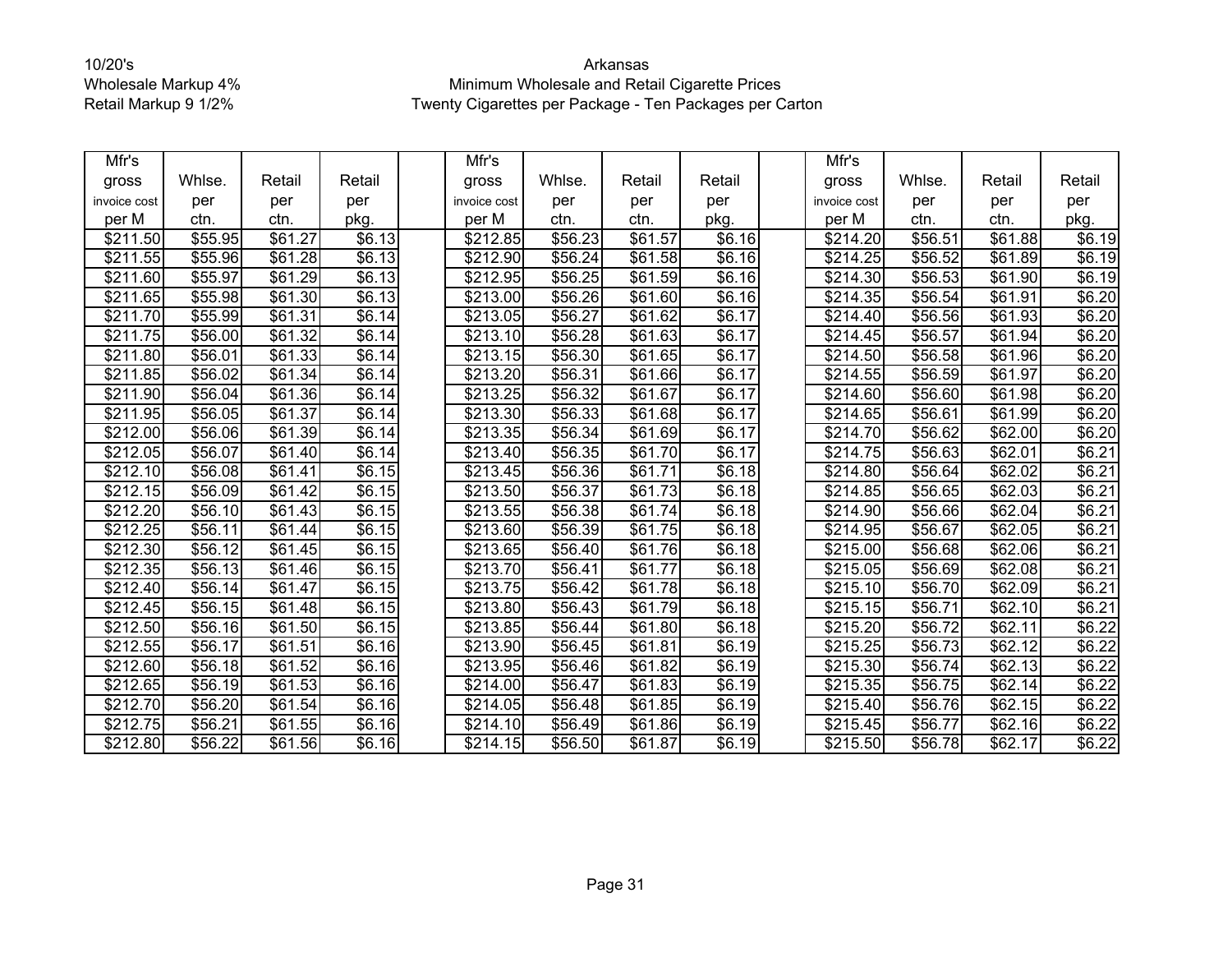10/20's
Wholesale Markup 4%
Retail Markup 9 1/2%

Arkansas
Minimum Wholesale and Retail Cigarette Prices
Twenty Cigarettes per Package - Ten Packages per Carton

| Mfr's gross invoice cost per M | Whlse. per ctn. | Retail per ctn. | Retail per pkg. | | Mfr's gross invoice cost per M | Whlse. per ctn. | Retail per ctn. | Retail per pkg. | | Mfr's gross invoice cost per M | Whlse. per ctn. | Retail per ctn. | Retail per pkg. |
|---|---|---|---|---|---|---|---|---|---|---|---|---|---|
| $211.50 | $55.95 | $61.27 | $6.13 | | $212.85 | $56.23 | $61.57 | $6.16 | | $214.20 | $56.51 | $61.88 | $6.19 |
| $211.55 | $55.96 | $61.28 | $6.13 | | $212.90 | $56.24 | $61.58 | $6.16 | | $214.25 | $56.52 | $61.89 | $6.19 |
| $211.60 | $55.97 | $61.29 | $6.13 | | $212.95 | $56.25 | $61.59 | $6.16 | | $214.30 | $56.53 | $61.90 | $6.19 |
| $211.65 | $55.98 | $61.30 | $6.13 | | $213.00 | $56.26 | $61.60 | $6.16 | | $214.35 | $56.54 | $61.91 | $6.20 |
| $211.70 | $55.99 | $61.31 | $6.14 | | $213.05 | $56.27 | $61.62 | $6.17 | | $214.40 | $56.56 | $61.93 | $6.20 |
| $211.75 | $56.00 | $61.32 | $6.14 | | $213.10 | $56.28 | $61.63 | $6.17 | | $214.45 | $56.57 | $61.94 | $6.20 |
| $211.80 | $56.01 | $61.33 | $6.14 | | $213.15 | $56.30 | $61.65 | $6.17 | | $214.50 | $56.58 | $61.96 | $6.20 |
| $211.85 | $56.02 | $61.34 | $6.14 | | $213.20 | $56.31 | $61.66 | $6.17 | | $214.55 | $56.59 | $61.97 | $6.20 |
| $211.90 | $56.04 | $61.36 | $6.14 | | $213.25 | $56.32 | $61.67 | $6.17 | | $214.60 | $56.60 | $61.98 | $6.20 |
| $211.95 | $56.05 | $61.37 | $6.14 | | $213.30 | $56.33 | $61.68 | $6.17 | | $214.65 | $56.61 | $61.99 | $6.20 |
| $212.00 | $56.06 | $61.39 | $6.14 | | $213.35 | $56.34 | $61.69 | $6.17 | | $214.70 | $56.62 | $62.00 | $6.20 |
| $212.05 | $56.07 | $61.40 | $6.14 | | $213.40 | $56.35 | $61.70 | $6.17 | | $214.75 | $56.63 | $62.01 | $6.21 |
| $212.10 | $56.08 | $61.41 | $6.15 | | $213.45 | $56.36 | $61.71 | $6.18 | | $214.80 | $56.64 | $62.02 | $6.21 |
| $212.15 | $56.09 | $61.42 | $6.15 | | $213.50 | $56.37 | $61.73 | $6.18 | | $214.85 | $56.65 | $62.03 | $6.21 |
| $212.20 | $56.10 | $61.43 | $6.15 | | $213.55 | $56.38 | $61.74 | $6.18 | | $214.90 | $56.66 | $62.04 | $6.21 |
| $212.25 | $56.11 | $61.44 | $6.15 | | $213.60 | $56.39 | $61.75 | $6.18 | | $214.95 | $56.67 | $62.05 | $6.21 |
| $212.30 | $56.12 | $61.45 | $6.15 | | $213.65 | $56.40 | $61.76 | $6.18 | | $215.00 | $56.68 | $62.06 | $6.21 |
| $212.35 | $56.13 | $61.46 | $6.15 | | $213.70 | $56.41 | $61.77 | $6.18 | | $215.05 | $56.69 | $62.08 | $6.21 |
| $212.40 | $56.14 | $61.47 | $6.15 | | $213.75 | $56.42 | $61.78 | $6.18 | | $215.10 | $56.70 | $62.09 | $6.21 |
| $212.45 | $56.15 | $61.48 | $6.15 | | $213.80 | $56.43 | $61.79 | $6.18 | | $215.15 | $56.71 | $62.10 | $6.21 |
| $212.50 | $56.16 | $61.50 | $6.15 | | $213.85 | $56.44 | $61.80 | $6.18 | | $215.20 | $56.72 | $62.11 | $6.22 |
| $212.55 | $56.17 | $61.51 | $6.16 | | $213.90 | $56.45 | $61.81 | $6.19 | | $215.25 | $56.73 | $62.12 | $6.22 |
| $212.60 | $56.18 | $61.52 | $6.16 | | $213.95 | $56.46 | $61.82 | $6.19 | | $215.30 | $56.74 | $62.13 | $6.22 |
| $212.65 | $56.19 | $61.53 | $6.16 | | $214.00 | $56.47 | $61.83 | $6.19 | | $215.35 | $56.75 | $62.14 | $6.22 |
| $212.70 | $56.20 | $61.54 | $6.16 | | $214.05 | $56.48 | $61.85 | $6.19 | | $215.40 | $56.76 | $62.15 | $6.22 |
| $212.75 | $56.21 | $61.55 | $6.16 | | $214.10 | $56.49 | $61.86 | $6.19 | | $215.45 | $56.77 | $62.16 | $6.22 |
| $212.80 | $56.22 | $61.56 | $6.16 | | $214.15 | $56.50 | $61.87 | $6.19 | | $215.50 | $56.78 | $62.17 | $6.22 |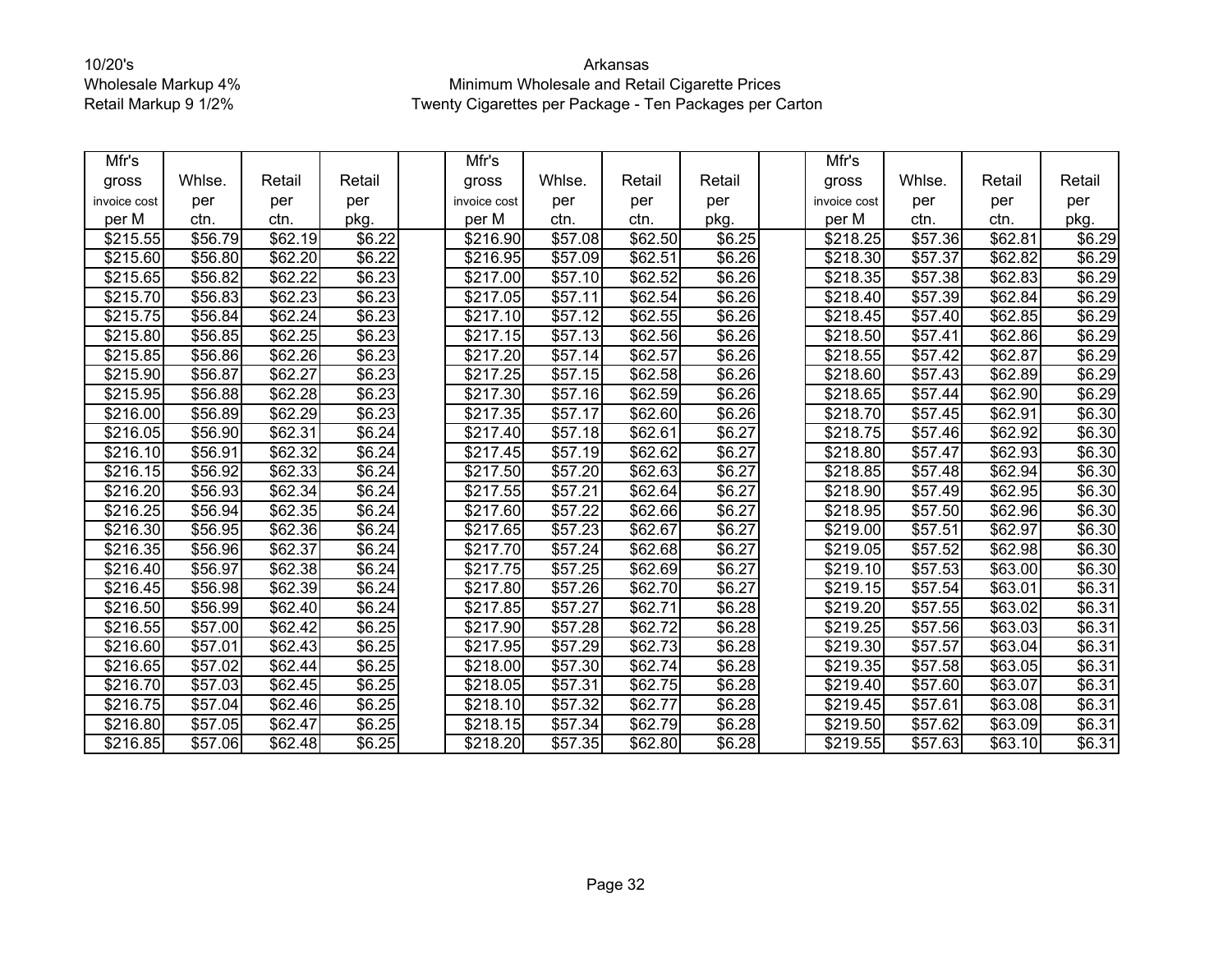10/20's
Wholesale Markup 4%
Retail Markup 9 1/2%

# Arkansas
## Minimum Wholesale and Retail Cigarette Prices
### Twenty Cigarettes per Package - Ten Packages per Carton

| Mfr's gross invoice cost per M | Whlse. per ctn. | Retail per ctn. | Retail per pkg. | | Mfr's gross invoice cost per M | Whlse. per ctn. | Retail per ctn. | Retail per pkg. | | Mfr's gross invoice cost per M | Whlse. per ctn. | Retail per ctn. | Retail per pkg. |
|---|---|---|---|---|---|---|---|---|---|---|---|---|---|
| $215.55 | $56.79 | $62.19 | $6.22 | | $216.90 | $57.08 | $62.50 | $6.25 | | $218.25 | $57.36 | $62.81 | $6.29 |
| $215.60 | $56.80 | $62.20 | $6.22 | | $216.95 | $57.09 | $62.51 | $6.26 | | $218.30 | $57.37 | $62.82 | $6.29 |
| $215.65 | $56.82 | $62.22 | $6.23 | | $217.00 | $57.10 | $62.52 | $6.26 | | $218.35 | $57.38 | $62.83 | $6.29 |
| $215.70 | $56.83 | $62.23 | $6.23 | | $217.05 | $57.11 | $62.54 | $6.26 | | $218.40 | $57.39 | $62.84 | $6.29 |
| $215.75 | $56.84 | $62.24 | $6.23 | | $217.10 | $57.12 | $62.55 | $6.26 | | $218.45 | $57.40 | $62.85 | $6.29 |
| $215.80 | $56.85 | $62.25 | $6.23 | | $217.15 | $57.13 | $62.56 | $6.26 | | $218.50 | $57.41 | $62.86 | $6.29 |
| $215.85 | $56.86 | $62.26 | $6.23 | | $217.20 | $57.14 | $62.57 | $6.26 | | $218.55 | $57.42 | $62.87 | $6.29 |
| $215.90 | $56.87 | $62.27 | $6.23 | | $217.25 | $57.15 | $62.58 | $6.26 | | $218.60 | $57.43 | $62.89 | $6.29 |
| $215.95 | $56.88 | $62.28 | $6.23 | | $217.30 | $57.16 | $62.59 | $6.26 | | $218.65 | $57.44 | $62.90 | $6.29 |
| $216.00 | $56.89 | $62.29 | $6.23 | | $217.35 | $57.17 | $62.60 | $6.26 | | $218.70 | $57.45 | $62.91 | $6.30 |
| $216.05 | $56.90 | $62.31 | $6.24 | | $217.40 | $57.18 | $62.61 | $6.27 | | $218.75 | $57.46 | $62.92 | $6.30 |
| $216.10 | $56.91 | $62.32 | $6.24 | | $217.45 | $57.19 | $62.62 | $6.27 | | $218.80 | $57.47 | $62.93 | $6.30 |
| $216.15 | $56.92 | $62.33 | $6.24 | | $217.50 | $57.20 | $62.63 | $6.27 | | $218.85 | $57.48 | $62.94 | $6.30 |
| $216.20 | $56.93 | $62.34 | $6.24 | | $217.55 | $57.21 | $62.64 | $6.27 | | $218.90 | $57.49 | $62.95 | $6.30 |
| $216.25 | $56.94 | $62.35 | $6.24 | | $217.60 | $57.22 | $62.66 | $6.27 | | $218.95 | $57.50 | $62.96 | $6.30 |
| $216.30 | $56.95 | $62.36 | $6.24 | | $217.65 | $57.23 | $62.67 | $6.27 | | $219.00 | $57.51 | $62.97 | $6.30 |
| $216.35 | $56.96 | $62.37 | $6.24 | | $217.70 | $57.24 | $62.68 | $6.27 | | $219.05 | $57.52 | $62.98 | $6.30 |
| $216.40 | $56.97 | $62.38 | $6.24 | | $217.75 | $57.25 | $62.69 | $6.27 | | $219.10 | $57.53 | $63.00 | $6.30 |
| $216.45 | $56.98 | $62.39 | $6.24 | | $217.80 | $57.26 | $62.70 | $6.27 | | $219.15 | $57.54 | $63.01 | $6.31 |
| $216.50 | $56.99 | $62.40 | $6.24 | | $217.85 | $57.27 | $62.71 | $6.28 | | $219.20 | $57.55 | $63.02 | $6.31 |
| $216.55 | $57.00 | $62.42 | $6.25 | | $217.90 | $57.28 | $62.72 | $6.28 | | $219.25 | $57.56 | $63.03 | $6.31 |
| $216.60 | $57.01 | $62.43 | $6.25 | | $217.95 | $57.29 | $62.73 | $6.28 | | $219.30 | $57.57 | $63.04 | $6.31 |
| $216.65 | $57.02 | $62.44 | $6.25 | | $218.00 | $57.30 | $62.74 | $6.28 | | $219.35 | $57.58 | $63.05 | $6.31 |
| $216.70 | $57.03 | $62.45 | $6.25 | | $218.05 | $57.31 | $62.75 | $6.28 | | $219.40 | $57.60 | $63.07 | $6.31 |
| $216.75 | $57.04 | $62.46 | $6.25 | | $218.10 | $57.32 | $62.77 | $6.28 | | $219.45 | $57.61 | $63.08 | $6.31 |
| $216.80 | $57.05 | $62.47 | $6.25 | | $218.15 | $57.34 | $62.79 | $6.28 | | $219.50 | $57.62 | $63.09 | $6.31 |
| $216.85 | $57.06 | $62.48 | $6.25 | | $218.20 | $57.35 | $62.80 | $6.28 | | $219.55 | $57.63 | $63.10 | $6.31 |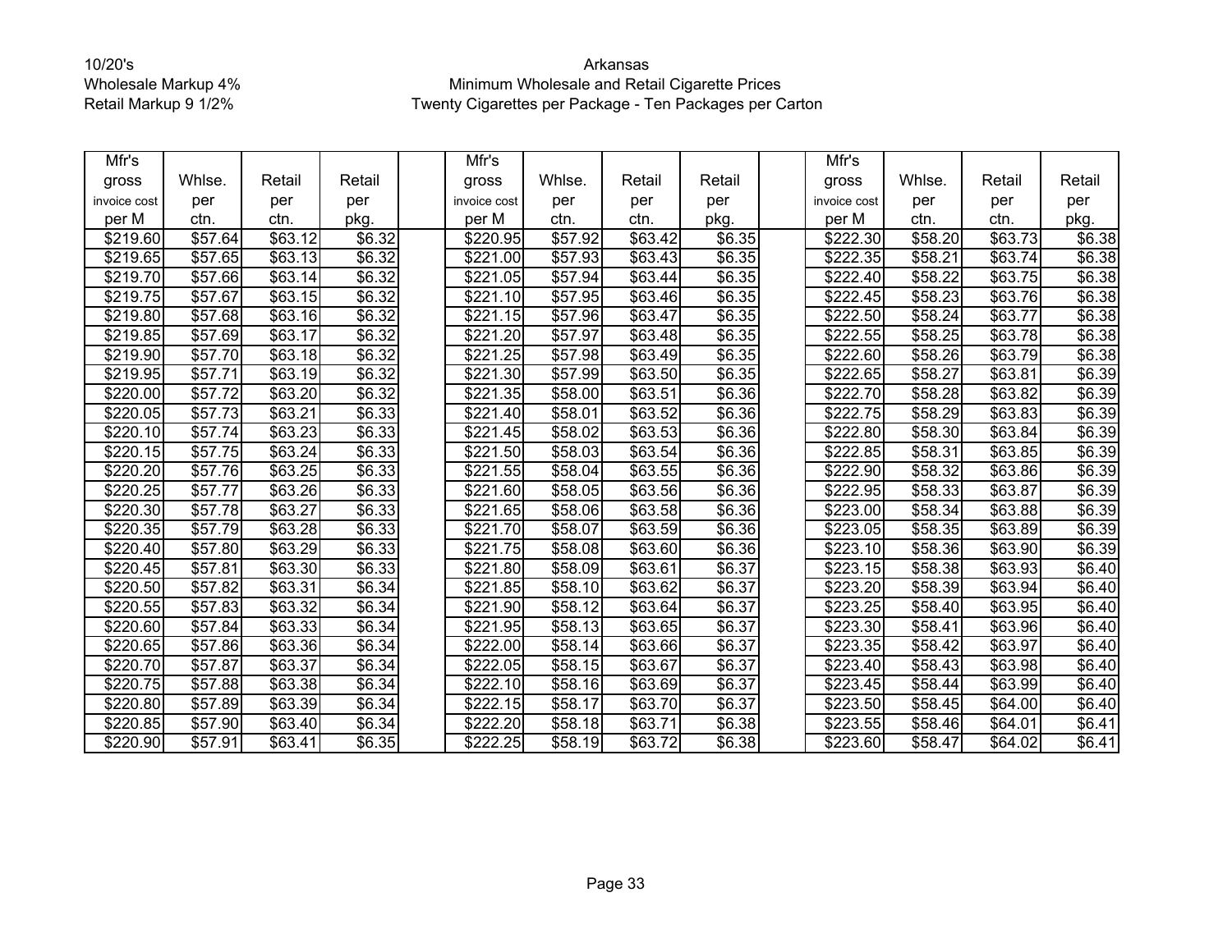10/20's
Wholesale Markup 4%
Retail Markup 9 1/2%

Arkansas
Minimum Wholesale and Retail Cigarette Prices
Twenty Cigarettes per Package - Ten Packages per Carton

| Mfr's gross invoice cost per M | Whlse. per ctn. | Retail per ctn. | Retail per pkg. | | Mfr's gross invoice cost per M | Whlse. per ctn. | Retail per ctn. | Retail per pkg. | | Mfr's gross invoice cost per M | Whlse. per ctn. | Retail per ctn. | Retail per pkg. |
|---|---|---|---|---|---|---|---|---|---|---|---|---|---|
| $219.60 | $57.64 | $63.12 | $6.32 | | $220.95 | $57.92 | $63.42 | $6.35 | | $222.30 | $58.20 | $63.73 | $6.38 |
| $219.65 | $57.65 | $63.13 | $6.32 | | $221.00 | $57.93 | $63.43 | $6.35 | | $222.35 | $58.21 | $63.74 | $6.38 |
| $219.70 | $57.66 | $63.14 | $6.32 | | $221.05 | $57.94 | $63.44 | $6.35 | | $222.40 | $58.22 | $63.75 | $6.38 |
| $219.75 | $57.67 | $63.15 | $6.32 | | $221.10 | $57.95 | $63.46 | $6.35 | | $222.45 | $58.23 | $63.76 | $6.38 |
| $219.80 | $57.68 | $63.16 | $6.32 | | $221.15 | $57.96 | $63.47 | $6.35 | | $222.50 | $58.24 | $63.77 | $6.38 |
| $219.85 | $57.69 | $63.17 | $6.32 | | $221.20 | $57.97 | $63.48 | $6.35 | | $222.55 | $58.25 | $63.78 | $6.38 |
| $219.90 | $57.70 | $63.18 | $6.32 | | $221.25 | $57.98 | $63.49 | $6.35 | | $222.60 | $58.26 | $63.79 | $6.38 |
| $219.95 | $57.71 | $63.19 | $6.32 | | $221.30 | $57.99 | $63.50 | $6.35 | | $222.65 | $58.27 | $63.81 | $6.39 |
| $220.00 | $57.72 | $63.20 | $6.32 | | $221.35 | $58.00 | $63.51 | $6.36 | | $222.70 | $58.28 | $63.82 | $6.39 |
| $220.05 | $57.73 | $63.21 | $6.33 | | $221.40 | $58.01 | $63.52 | $6.36 | | $222.75 | $58.29 | $63.83 | $6.39 |
| $220.10 | $57.74 | $63.23 | $6.33 | | $221.45 | $58.02 | $63.53 | $6.36 | | $222.80 | $58.30 | $63.84 | $6.39 |
| $220.15 | $57.75 | $63.24 | $6.33 | | $221.50 | $58.03 | $63.54 | $6.36 | | $222.85 | $58.31 | $63.85 | $6.39 |
| $220.20 | $57.76 | $63.25 | $6.33 | | $221.55 | $58.04 | $63.55 | $6.36 | | $222.90 | $58.32 | $63.86 | $6.39 |
| $220.25 | $57.77 | $63.26 | $6.33 | | $221.60 | $58.05 | $63.56 | $6.36 | | $222.95 | $58.33 | $63.87 | $6.39 |
| $220.30 | $57.78 | $63.27 | $6.33 | | $221.65 | $58.06 | $63.58 | $6.36 | | $223.00 | $58.34 | $63.88 | $6.39 |
| $220.35 | $57.79 | $63.28 | $6.33 | | $221.70 | $58.07 | $63.59 | $6.36 | | $223.05 | $58.35 | $63.89 | $6.39 |
| $220.40 | $57.80 | $63.29 | $6.33 | | $221.75 | $58.08 | $63.60 | $6.36 | | $223.10 | $58.36 | $63.90 | $6.39 |
| $220.45 | $57.81 | $63.30 | $6.33 | | $221.80 | $58.09 | $63.61 | $6.37 | | $223.15 | $58.38 | $63.93 | $6.40 |
| $220.50 | $57.82 | $63.31 | $6.34 | | $221.85 | $58.10 | $63.62 | $6.37 | | $223.20 | $58.39 | $63.94 | $6.40 |
| $220.55 | $57.83 | $63.32 | $6.34 | | $221.90 | $58.12 | $63.64 | $6.37 | | $223.25 | $58.40 | $63.95 | $6.40 |
| $220.60 | $57.84 | $63.33 | $6.34 | | $221.95 | $58.13 | $63.65 | $6.37 | | $223.30 | $58.41 | $63.96 | $6.40 |
| $220.65 | $57.86 | $63.36 | $6.34 | | $222.00 | $58.14 | $63.66 | $6.37 | | $223.35 | $58.42 | $63.97 | $6.40 |
| $220.70 | $57.87 | $63.37 | $6.34 | | $222.05 | $58.15 | $63.67 | $6.37 | | $223.40 | $58.43 | $63.98 | $6.40 |
| $220.75 | $57.88 | $63.38 | $6.34 | | $222.10 | $58.16 | $63.69 | $6.37 | | $223.45 | $58.44 | $63.99 | $6.40 |
| $220.80 | $57.89 | $63.39 | $6.34 | | $222.15 | $58.17 | $63.70 | $6.37 | | $223.50 | $58.45 | $64.00 | $6.40 |
| $220.85 | $57.90 | $63.40 | $6.34 | | $222.20 | $58.18 | $63.71 | $6.38 | | $223.55 | $58.46 | $64.01 | $6.41 |
| $220.90 | $57.91 | $63.41 | $6.35 | | $222.25 | $58.19 | $63.72 | $6.38 | | $223.60 | $58.47 | $64.02 | $6.41 |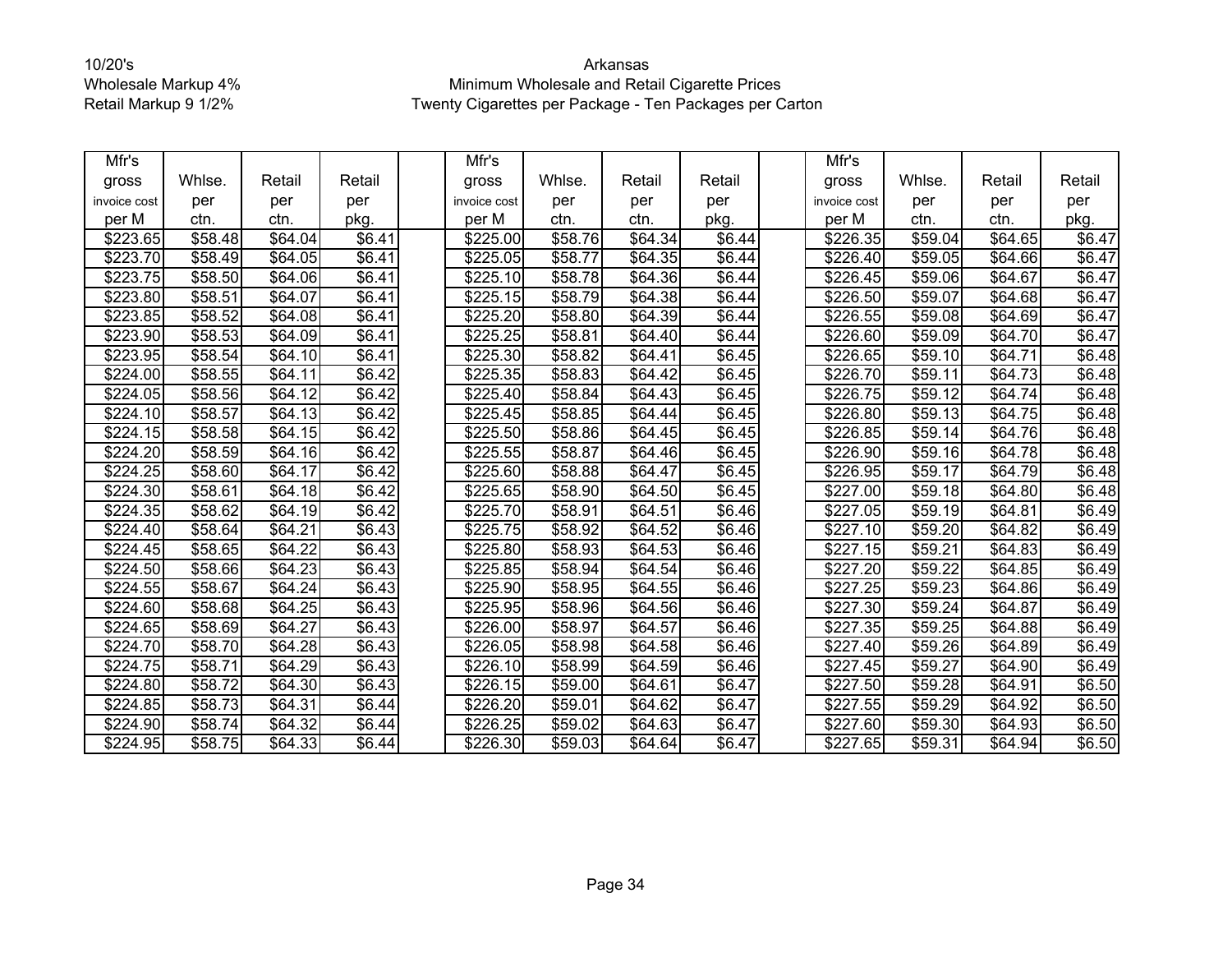10/20's
Wholesale Markup 4%
Retail Markup 9 1/2%

Arkansas
Minimum Wholesale and Retail Cigarette Prices
Twenty Cigarettes per Package - Ten Packages per Carton

| Mfr's gross invoice cost per M | Whlse. per ctn. | Retail per ctn. | Retail per pkg. | | Mfr's gross invoice cost per M | Whlse. per ctn. | Retail per ctn. | Retail per pkg. | | Mfr's gross invoice cost per M | Whlse. per ctn. | Retail per ctn. | Retail per pkg. |
|---|---|---|---|---|---|---|---|---|---|---|---|---|---|
| $223.65 | $58.48 | $64.04 | $6.41 | | $225.00 | $58.76 | $64.34 | $6.44 | | $226.35 | $59.04 | $64.65 | $6.47 |
| $223.70 | $58.49 | $64.05 | $6.41 | | $225.05 | $58.77 | $64.35 | $6.44 | | $226.40 | $59.05 | $64.66 | $6.47 |
| $223.75 | $58.50 | $64.06 | $6.41 | | $225.10 | $58.78 | $64.36 | $6.44 | | $226.45 | $59.06 | $64.67 | $6.47 |
| $223.80 | $58.51 | $64.07 | $6.41 | | $225.15 | $58.79 | $64.38 | $6.44 | | $226.50 | $59.07 | $64.68 | $6.47 |
| $223.85 | $58.52 | $64.08 | $6.41 | | $225.20 | $58.80 | $64.39 | $6.44 | | $226.55 | $59.08 | $64.69 | $6.47 |
| $223.90 | $58.53 | $64.09 | $6.41 | | $225.25 | $58.81 | $64.40 | $6.44 | | $226.60 | $59.09 | $64.70 | $6.47 |
| $223.95 | $58.54 | $64.10 | $6.41 | | $225.30 | $58.82 | $64.41 | $6.45 | | $226.65 | $59.10 | $64.71 | $6.48 |
| $224.00 | $58.55 | $64.11 | $6.42 | | $225.35 | $58.83 | $64.42 | $6.45 | | $226.70 | $59.11 | $64.73 | $6.48 |
| $224.05 | $58.56 | $64.12 | $6.42 | | $225.40 | $58.84 | $64.43 | $6.45 | | $226.75 | $59.12 | $64.74 | $6.48 |
| $224.10 | $58.57 | $64.13 | $6.42 | | $225.45 | $58.85 | $64.44 | $6.45 | | $226.80 | $59.13 | $64.75 | $6.48 |
| $224.15 | $58.58 | $64.15 | $6.42 | | $225.50 | $58.86 | $64.45 | $6.45 | | $226.85 | $59.14 | $64.76 | $6.48 |
| $224.20 | $58.59 | $64.16 | $6.42 | | $225.55 | $58.87 | $64.46 | $6.45 | | $226.90 | $59.16 | $64.78 | $6.48 |
| $224.25 | $58.60 | $64.17 | $6.42 | | $225.60 | $58.88 | $64.47 | $6.45 | | $226.95 | $59.17 | $64.79 | $6.48 |
| $224.30 | $58.61 | $64.18 | $6.42 | | $225.65 | $58.90 | $64.50 | $6.45 | | $227.00 | $59.18 | $64.80 | $6.48 |
| $224.35 | $58.62 | $64.19 | $6.42 | | $225.70 | $58.91 | $64.51 | $6.46 | | $227.05 | $59.19 | $64.81 | $6.49 |
| $224.40 | $58.64 | $64.21 | $6.43 | | $225.75 | $58.92 | $64.52 | $6.46 | | $227.10 | $59.20 | $64.82 | $6.49 |
| $224.45 | $58.65 | $64.22 | $6.43 | | $225.80 | $58.93 | $64.53 | $6.46 | | $227.15 | $59.21 | $64.83 | $6.49 |
| $224.50 | $58.66 | $64.23 | $6.43 | | $225.85 | $58.94 | $64.54 | $6.46 | | $227.20 | $59.22 | $64.85 | $6.49 |
| $224.55 | $58.67 | $64.24 | $6.43 | | $225.90 | $58.95 | $64.55 | $6.46 | | $227.25 | $59.23 | $64.86 | $6.49 |
| $224.60 | $58.68 | $64.25 | $6.43 | | $225.95 | $58.96 | $64.56 | $6.46 | | $227.30 | $59.24 | $64.87 | $6.49 |
| $224.65 | $58.69 | $64.27 | $6.43 | | $226.00 | $58.97 | $64.57 | $6.46 | | $227.35 | $59.25 | $64.88 | $6.49 |
| $224.70 | $58.70 | $64.28 | $6.43 | | $226.05 | $58.98 | $64.58 | $6.46 | | $227.40 | $59.26 | $64.89 | $6.49 |
| $224.75 | $58.71 | $64.29 | $6.43 | | $226.10 | $58.99 | $64.59 | $6.46 | | $227.45 | $59.27 | $64.90 | $6.49 |
| $224.80 | $58.72 | $64.30 | $6.43 | | $226.15 | $59.00 | $64.61 | $6.47 | | $227.50 | $59.28 | $64.91 | $6.50 |
| $224.85 | $58.73 | $64.31 | $6.44 | | $226.20 | $59.01 | $64.62 | $6.47 | | $227.55 | $59.29 | $64.92 | $6.50 |
| $224.90 | $58.74 | $64.32 | $6.44 | | $226.25 | $59.02 | $64.63 | $6.47 | | $227.60 | $59.30 | $64.93 | $6.50 |
| $224.95 | $58.75 | $64.33 | $6.44 | | $226.30 | $59.03 | $64.64 | $6.47 | | $227.65 | $59.31 | $64.94 | $6.50 |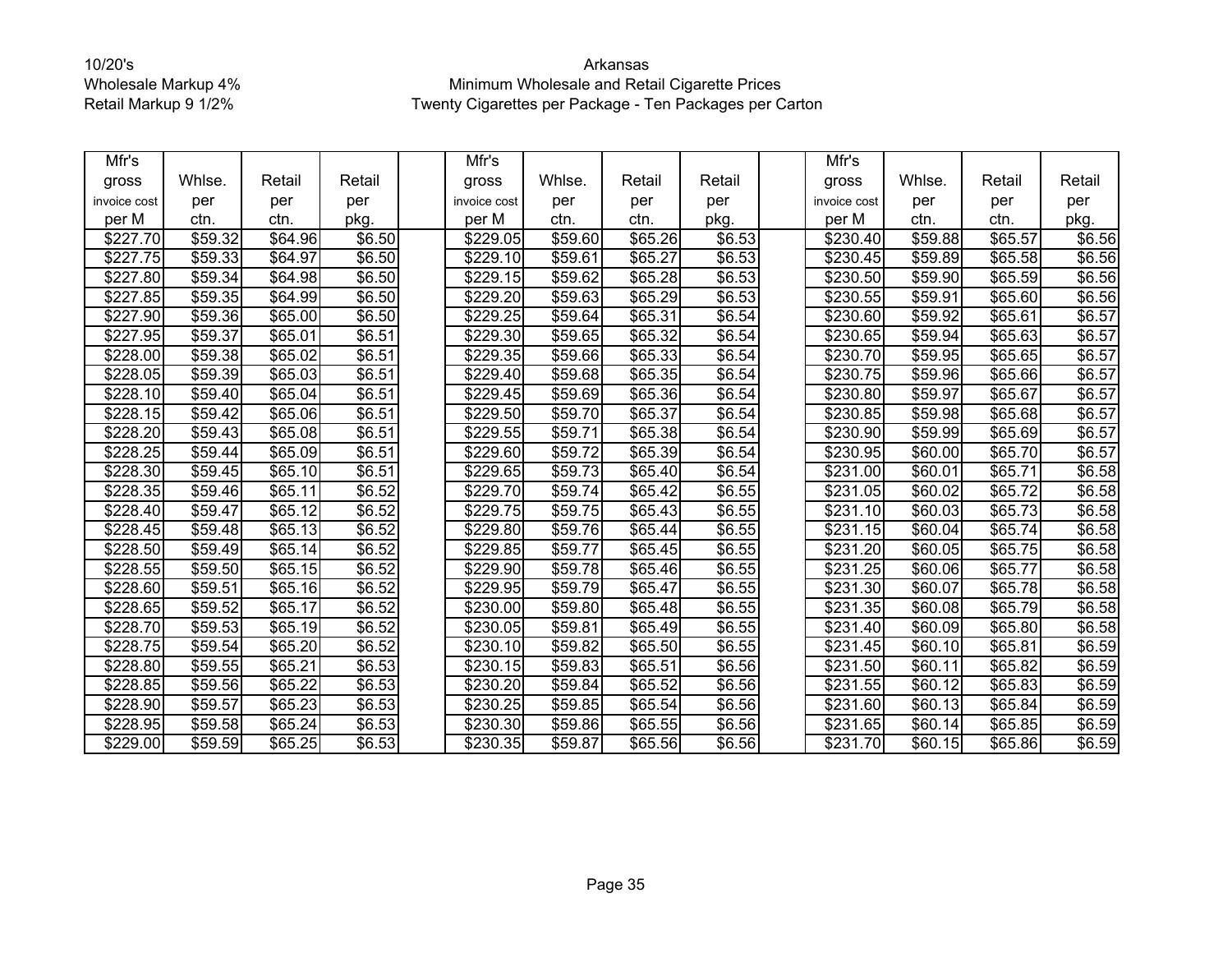10/20's
Wholesale Markup 4%
Retail Markup 9 1/2%

Arkansas
Minimum Wholesale and Retail Cigarette Prices
Twenty Cigarettes per Package - Ten Packages per Carton

| Mfr's gross invoice cost per M | Whlse. per ctn. | Retail per ctn. | Retail per pkg. | | Mfr's gross invoice cost per M | Whlse. per ctn. | Retail per ctn. | Retail per pkg. | | Mfr's gross invoice cost per M | Whlse. per ctn. | Retail per ctn. | Retail per pkg. |
|---|---|---|---|---|---|---|---|---|---|---|---|---|---|
| $227.70 | $59.32 | $64.96 | $6.50 | | $229.05 | $59.60 | $65.26 | $6.53 | | $230.40 | $59.88 | $65.57 | $6.56 |
| $227.75 | $59.33 | $64.97 | $6.50 | | $229.10 | $59.61 | $65.27 | $6.53 | | $230.45 | $59.89 | $65.58 | $6.56 |
| $227.80 | $59.34 | $64.98 | $6.50 | | $229.15 | $59.62 | $65.28 | $6.53 | | $230.50 | $59.90 | $65.59 | $6.56 |
| $227.85 | $59.35 | $64.99 | $6.50 | | $229.20 | $59.63 | $65.29 | $6.53 | | $230.55 | $59.91 | $65.60 | $6.56 |
| $227.90 | $59.36 | $65.00 | $6.50 | | $229.25 | $59.64 | $65.31 | $6.54 | | $230.60 | $59.92 | $65.61 | $6.57 |
| $227.95 | $59.37 | $65.01 | $6.51 | | $229.30 | $59.65 | $65.32 | $6.54 | | $230.65 | $59.94 | $65.63 | $6.57 |
| $228.00 | $59.38 | $65.02 | $6.51 | | $229.35 | $59.66 | $65.33 | $6.54 | | $230.70 | $59.95 | $65.65 | $6.57 |
| $228.05 | $59.39 | $65.03 | $6.51 | | $229.40 | $59.68 | $65.35 | $6.54 | | $230.75 | $59.96 | $65.66 | $6.57 |
| $228.10 | $59.40 | $65.04 | $6.51 | | $229.45 | $59.69 | $65.36 | $6.54 | | $230.80 | $59.97 | $65.67 | $6.57 |
| $228.15 | $59.42 | $65.06 | $6.51 | | $229.50 | $59.70 | $65.37 | $6.54 | | $230.85 | $59.98 | $65.68 | $6.57 |
| $228.20 | $59.43 | $65.08 | $6.51 | | $229.55 | $59.71 | $65.38 | $6.54 | | $230.90 | $59.99 | $65.69 | $6.57 |
| $228.25 | $59.44 | $65.09 | $6.51 | | $229.60 | $59.72 | $65.39 | $6.54 | | $230.95 | $60.00 | $65.70 | $6.57 |
| $228.30 | $59.45 | $65.10 | $6.51 | | $229.65 | $59.73 | $65.40 | $6.54 | | $231.00 | $60.01 | $65.71 | $6.58 |
| $228.35 | $59.46 | $65.11 | $6.52 | | $229.70 | $59.74 | $65.42 | $6.55 | | $231.05 | $60.02 | $65.72 | $6.58 |
| $228.40 | $59.47 | $65.12 | $6.52 | | $229.75 | $59.75 | $65.43 | $6.55 | | $231.10 | $60.03 | $65.73 | $6.58 |
| $228.45 | $59.48 | $65.13 | $6.52 | | $229.80 | $59.76 | $65.44 | $6.55 | | $231.15 | $60.04 | $65.74 | $6.58 |
| $228.50 | $59.49 | $65.14 | $6.52 | | $229.85 | $59.77 | $65.45 | $6.55 | | $231.20 | $60.05 | $65.75 | $6.58 |
| $228.55 | $59.50 | $65.15 | $6.52 | | $229.90 | $59.78 | $65.46 | $6.55 | | $231.25 | $60.06 | $65.77 | $6.58 |
| $228.60 | $59.51 | $65.16 | $6.52 | | $229.95 | $59.79 | $65.47 | $6.55 | | $231.30 | $60.07 | $65.78 | $6.58 |
| $228.65 | $59.52 | $65.17 | $6.52 | | $230.00 | $59.80 | $65.48 | $6.55 | | $231.35 | $60.08 | $65.79 | $6.58 |
| $228.70 | $59.53 | $65.19 | $6.52 | | $230.05 | $59.81 | $65.49 | $6.55 | | $231.40 | $60.09 | $65.80 | $6.58 |
| $228.75 | $59.54 | $65.20 | $6.52 | | $230.10 | $59.82 | $65.50 | $6.55 | | $231.45 | $60.10 | $65.81 | $6.59 |
| $228.80 | $59.55 | $65.21 | $6.53 | | $230.15 | $59.83 | $65.51 | $6.56 | | $231.50 | $60.11 | $65.82 | $6.59 |
| $228.85 | $59.56 | $65.22 | $6.53 | | $230.20 | $59.84 | $65.52 | $6.56 | | $231.55 | $60.12 | $65.83 | $6.59 |
| $228.90 | $59.57 | $65.23 | $6.53 | | $230.25 | $59.85 | $65.54 | $6.56 | | $231.60 | $60.13 | $65.84 | $6.59 |
| $228.95 | $59.58 | $65.24 | $6.53 | | $230.30 | $59.86 | $65.55 | $6.56 | | $231.65 | $60.14 | $65.85 | $6.59 |
| $229.00 | $59.59 | $65.25 | $6.53 | | $230.35 | $59.87 | $65.56 | $6.56 | | $231.70 | $60.15 | $65.86 | $6.59 |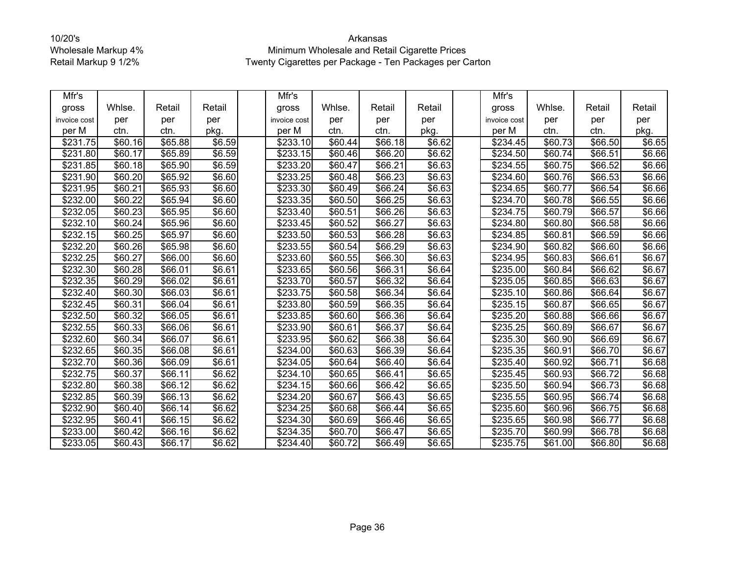10/20's
Wholesale Markup 4%
Retail Markup 9 1/2%

Arkansas
Minimum Wholesale and Retail Cigarette Prices
Twenty Cigarettes per Package - Ten Packages per Carton

| Mfr's gross invoice cost per M | Whlse. per ctn. | Retail per ctn. | Retail per pkg. | | Mfr's gross invoice cost per M | Whlse. per ctn. | Retail per ctn. | Retail per pkg. | | Mfr's gross invoice cost per M | Whlse. per ctn. | Retail per ctn. | Retail per pkg. |
|---|---|---|---|---|---|---|---|---|---|---|---|---|---|
| $231.75 | $60.16 | $65.88 | $6.59 | | $233.10 | $60.44 | $66.18 | $6.62 | | $234.45 | $60.73 | $66.50 | $6.65 |
| $231.80 | $60.17 | $65.89 | $6.59 | | $233.15 | $60.46 | $66.20 | $6.62 | | $234.50 | $60.74 | $66.51 | $6.66 |
| $231.85 | $60.18 | $65.90 | $6.59 | | $233.20 | $60.47 | $66.21 | $6.63 | | $234.55 | $60.75 | $66.52 | $6.66 |
| $231.90 | $60.20 | $65.92 | $6.60 | | $233.25 | $60.48 | $66.23 | $6.63 | | $234.60 | $60.76 | $66.53 | $6.66 |
| $231.95 | $60.21 | $65.93 | $6.60 | | $233.30 | $60.49 | $66.24 | $6.63 | | $234.65 | $60.77 | $66.54 | $6.66 |
| $232.00 | $60.22 | $65.94 | $6.60 | | $233.35 | $60.50 | $66.25 | $6.63 | | $234.70 | $60.78 | $66.55 | $6.66 |
| $232.05 | $60.23 | $65.95 | $6.60 | | $233.40 | $60.51 | $66.26 | $6.63 | | $234.75 | $60.79 | $66.57 | $6.66 |
| $232.10 | $60.24 | $65.96 | $6.60 | | $233.45 | $60.52 | $66.27 | $6.63 | | $234.80 | $60.80 | $66.58 | $6.66 |
| $232.15 | $60.25 | $65.97 | $6.60 | | $233.50 | $60.53 | $66.28 | $6.63 | | $234.85 | $60.81 | $66.59 | $6.66 |
| $232.20 | $60.26 | $65.98 | $6.60 | | $233.55 | $60.54 | $66.29 | $6.63 | | $234.90 | $60.82 | $66.60 | $6.66 |
| $232.25 | $60.27 | $66.00 | $6.60 | | $233.60 | $60.55 | $66.30 | $6.63 | | $234.95 | $60.83 | $66.61 | $6.67 |
| $232.30 | $60.28 | $66.01 | $6.61 | | $233.65 | $60.56 | $66.31 | $6.64 | | $235.00 | $60.84 | $66.62 | $6.67 |
| $232.35 | $60.29 | $66.02 | $6.61 | | $233.70 | $60.57 | $66.32 | $6.64 | | $235.05 | $60.85 | $66.63 | $6.67 |
| $232.40 | $60.30 | $66.03 | $6.61 | | $233.75 | $60.58 | $66.34 | $6.64 | | $235.10 | $60.86 | $66.64 | $6.67 |
| $232.45 | $60.31 | $66.04 | $6.61 | | $233.80 | $60.59 | $66.35 | $6.64 | | $235.15 | $60.87 | $66.65 | $6.67 |
| $232.50 | $60.32 | $66.05 | $6.61 | | $233.85 | $60.60 | $66.36 | $6.64 | | $235.20 | $60.88 | $66.66 | $6.67 |
| $232.55 | $60.33 | $66.06 | $6.61 | | $233.90 | $60.61 | $66.37 | $6.64 | | $235.25 | $60.89 | $66.67 | $6.67 |
| $232.60 | $60.34 | $66.07 | $6.61 | | $233.95 | $60.62 | $66.38 | $6.64 | | $235.30 | $60.90 | $66.69 | $6.67 |
| $232.65 | $60.35 | $66.08 | $6.61 | | $234.00 | $60.63 | $66.39 | $6.64 | | $235.35 | $60.91 | $66.70 | $6.67 |
| $232.70 | $60.36 | $66.09 | $6.61 | | $234.05 | $60.64 | $66.40 | $6.64 | | $235.40 | $60.92 | $66.71 | $6.68 |
| $232.75 | $60.37 | $66.11 | $6.62 | | $234.10 | $60.65 | $66.41 | $6.65 | | $235.45 | $60.93 | $66.72 | $6.68 |
| $232.80 | $60.38 | $66.12 | $6.62 | | $234.15 | $60.66 | $66.42 | $6.65 | | $235.50 | $60.94 | $66.73 | $6.68 |
| $232.85 | $60.39 | $66.13 | $6.62 | | $234.20 | $60.67 | $66.43 | $6.65 | | $235.55 | $60.95 | $66.74 | $6.68 |
| $232.90 | $60.40 | $66.14 | $6.62 | | $234.25 | $60.68 | $66.44 | $6.65 | | $235.60 | $60.96 | $66.75 | $6.68 |
| $232.95 | $60.41 | $66.15 | $6.62 | | $234.30 | $60.69 | $66.46 | $6.65 | | $235.65 | $60.98 | $66.77 | $6.68 |
| $233.00 | $60.42 | $66.16 | $6.62 | | $234.35 | $60.70 | $66.47 | $6.65 | | $235.70 | $60.99 | $66.78 | $6.68 |
| $233.05 | $60.43 | $66.17 | $6.62 | | $234.40 | $60.72 | $66.49 | $6.65 | | $235.75 | $61.00 | $66.80 | $6.68 |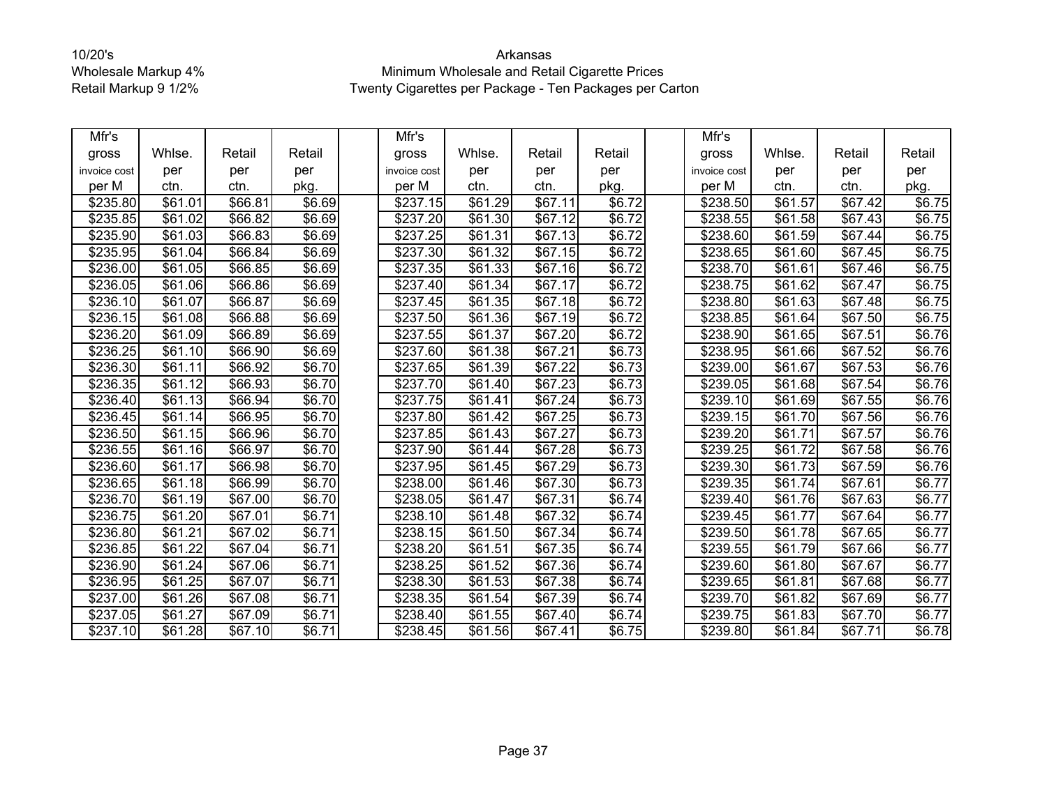10/20's
Wholesale Markup 4%
Retail Markup 9 1/2%

# Arkansas
## Minimum Wholesale and Retail Cigarette Prices
### Twenty Cigarettes per Package - Ten Packages per Carton

| Mfr's gross invoice cost per M | Whlse. per ctn. | Retail per ctn. | Retail per pkg. | | Mfr's gross invoice cost per M | Whlse. per ctn. | Retail per ctn. | Retail per pkg. | | Mfr's gross invoice cost per M | Whlse. per ctn. | Retail per ctn. | Retail per pkg. |
|---|---|---|---|---|---|---|---|---|---|---|---|---|---|
| $235.80 | $61.01 | $66.81 | $6.69 | | $237.15 | $61.29 | $67.11 | $6.72 | | $238.50 | $61.57 | $67.42 | $6.75 |
| $235.85 | $61.02 | $66.82 | $6.69 | | $237.20 | $61.30 | $67.12 | $6.72 | | $238.55 | $61.58 | $67.43 | $6.75 |
| $235.90 | $61.03 | $66.83 | $6.69 | | $237.25 | $61.31 | $67.13 | $6.72 | | $238.60 | $61.59 | $67.44 | $6.75 |
| $235.95 | $61.04 | $66.84 | $6.69 | | $237.30 | $61.32 | $67.15 | $6.72 | | $238.65 | $61.60 | $67.45 | $6.75 |
| $236.00 | $61.05 | $66.85 | $6.69 | | $237.35 | $61.33 | $67.16 | $6.72 | | $238.70 | $61.61 | $67.46 | $6.75 |
| $236.05 | $61.06 | $66.86 | $6.69 | | $237.40 | $61.34 | $67.17 | $6.72 | | $238.75 | $61.62 | $67.47 | $6.75 |
| $236.10 | $61.07 | $66.87 | $6.69 | | $237.45 | $61.35 | $67.18 | $6.72 | | $238.80 | $61.63 | $67.48 | $6.75 |
| $236.15 | $61.08 | $66.88 | $6.69 | | $237.50 | $61.36 | $67.19 | $6.72 | | $238.85 | $61.64 | $67.50 | $6.75 |
| $236.20 | $61.09 | $66.89 | $6.69 | | $237.55 | $61.37 | $67.20 | $6.72 | | $238.90 | $61.65 | $67.51 | $6.76 |
| $236.25 | $61.10 | $66.90 | $6.69 | | $237.60 | $61.38 | $67.21 | $6.73 | | $238.95 | $61.66 | $67.52 | $6.76 |
| $236.30 | $61.11 | $66.92 | $6.70 | | $237.65 | $61.39 | $67.22 | $6.73 | | $239.00 | $61.67 | $67.53 | $6.76 |
| $236.35 | $61.12 | $66.93 | $6.70 | | $237.70 | $61.40 | $67.23 | $6.73 | | $239.05 | $61.68 | $67.54 | $6.76 |
| $236.40 | $61.13 | $66.94 | $6.70 | | $237.75 | $61.41 | $67.24 | $6.73 | | $239.10 | $61.69 | $67.55 | $6.76 |
| $236.45 | $61.14 | $66.95 | $6.70 | | $237.80 | $61.42 | $67.25 | $6.73 | | $239.15 | $61.70 | $67.56 | $6.76 |
| $236.50 | $61.15 | $66.96 | $6.70 | | $237.85 | $61.43 | $67.27 | $6.73 | | $239.20 | $61.71 | $67.57 | $6.76 |
| $236.55 | $61.16 | $66.97 | $6.70 | | $237.90 | $61.44 | $67.28 | $6.73 | | $239.25 | $61.72 | $67.58 | $6.76 |
| $236.60 | $61.17 | $66.98 | $6.70 | | $237.95 | $61.45 | $67.29 | $6.73 | | $239.30 | $61.73 | $67.59 | $6.76 |
| $236.65 | $61.18 | $66.99 | $6.70 | | $238.00 | $61.46 | $67.30 | $6.73 | | $239.35 | $61.74 | $67.61 | $6.77 |
| $236.70 | $61.19 | $67.00 | $6.70 | | $238.05 | $61.47 | $67.31 | $6.74 | | $239.40 | $61.76 | $67.63 | $6.77 |
| $236.75 | $61.20 | $67.01 | $6.71 | | $238.10 | $61.48 | $67.32 | $6.74 | | $239.45 | $61.77 | $67.64 | $6.77 |
| $236.80 | $61.21 | $67.02 | $6.71 | | $238.15 | $61.50 | $67.34 | $6.74 | | $239.50 | $61.78 | $67.65 | $6.77 |
| $236.85 | $61.22 | $67.04 | $6.71 | | $238.20 | $61.51 | $67.35 | $6.74 | | $239.55 | $61.79 | $67.66 | $6.77 |
| $236.90 | $61.24 | $67.06 | $6.71 | | $238.25 | $61.52 | $67.36 | $6.74 | | $239.60 | $61.80 | $67.67 | $6.77 |
| $236.95 | $61.25 | $67.07 | $6.71 | | $238.30 | $61.53 | $67.38 | $6.74 | | $239.65 | $61.81 | $67.68 | $6.77 |
| $237.00 | $61.26 | $67.08 | $6.71 | | $238.35 | $61.54 | $67.39 | $6.74 | | $239.70 | $61.82 | $67.69 | $6.77 |
| $237.05 | $61.27 | $67.09 | $6.71 | | $238.40 | $61.55 | $67.40 | $6.74 | | $239.75 | $61.83 | $67.70 | $6.77 |
| $237.10 | $61.28 | $67.10 | $6.71 | | $238.45 | $61.56 | $67.41 | $6.75 | | $239.80 | $61.84 | $67.71 | $6.78 |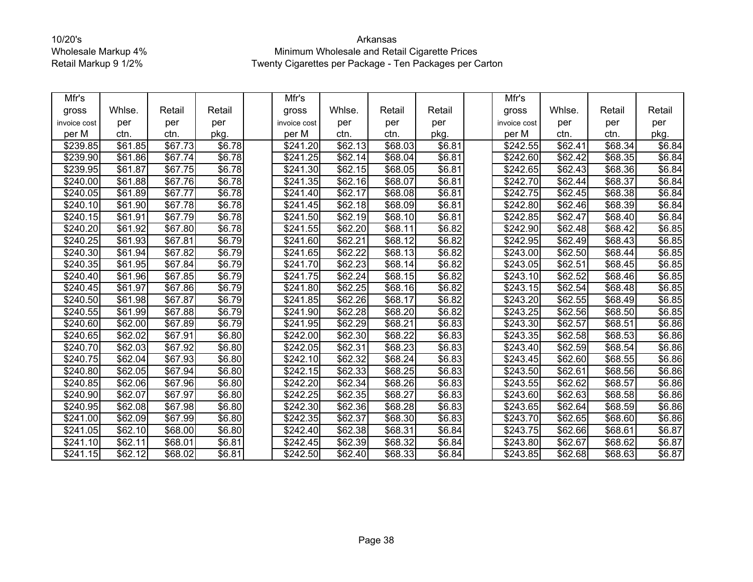10/20's
Wholesale Markup 4%
Retail Markup 9 1/2%

Arkansas
Minimum Wholesale and Retail Cigarette Prices
Twenty Cigarettes per Package - Ten Packages per Carton

| Mfr's gross invoice cost per M | Whlse. per ctn. | Retail per ctn. | Retail per pkg. | | Mfr's gross invoice cost per M | Whlse. per ctn. | Retail per ctn. | Retail per pkg. | | Mfr's gross invoice cost per M | Whlse. per ctn. | Retail per ctn. | Retail per pkg. |
|---|---|---|---|---|---|---|---|---|---|---|---|---|---|
| $239.85 | $61.85 | $67.73 | $6.78 | | $241.20 | $62.13 | $68.03 | $6.81 | | $242.55 | $62.41 | $68.34 | $6.84 |
| $239.90 | $61.86 | $67.74 | $6.78 | | $241.25 | $62.14 | $68.04 | $6.81 | | $242.60 | $62.42 | $68.35 | $6.84 |
| $239.95 | $61.87 | $67.75 | $6.78 | | $241.30 | $62.15 | $68.05 | $6.81 | | $242.65 | $62.43 | $68.36 | $6.84 |
| $240.00 | $61.88 | $67.76 | $6.78 | | $241.35 | $62.16 | $68.07 | $6.81 | | $242.70 | $62.44 | $68.37 | $6.84 |
| $240.05 | $61.89 | $67.77 | $6.78 | | $241.40 | $62.17 | $68.08 | $6.81 | | $242.75 | $62.45 | $68.38 | $6.84 |
| $240.10 | $61.90 | $67.78 | $6.78 | | $241.45 | $62.18 | $68.09 | $6.81 | | $242.80 | $62.46 | $68.39 | $6.84 |
| $240.15 | $61.91 | $67.79 | $6.78 | | $241.50 | $62.19 | $68.10 | $6.81 | | $242.85 | $62.47 | $68.40 | $6.84 |
| $240.20 | $61.92 | $67.80 | $6.78 | | $241.55 | $62.20 | $68.11 | $6.82 | | $242.90 | $62.48 | $68.42 | $6.85 |
| $240.25 | $61.93 | $67.81 | $6.79 | | $241.60 | $62.21 | $68.12 | $6.82 | | $242.95 | $62.49 | $68.43 | $6.85 |
| $240.30 | $61.94 | $67.82 | $6.79 | | $241.65 | $62.22 | $68.13 | $6.82 | | $243.00 | $62.50 | $68.44 | $6.85 |
| $240.35 | $61.95 | $67.84 | $6.79 | | $241.70 | $62.23 | $68.14 | $6.82 | | $243.05 | $62.51 | $68.45 | $6.85 |
| $240.40 | $61.96 | $67.85 | $6.79 | | $241.75 | $62.24 | $68.15 | $6.82 | | $243.10 | $62.52 | $68.46 | $6.85 |
| $240.45 | $61.97 | $67.86 | $6.79 | | $241.80 | $62.25 | $68.16 | $6.82 | | $243.15 | $62.54 | $68.48 | $6.85 |
| $240.50 | $61.98 | $67.87 | $6.79 | | $241.85 | $62.26 | $68.17 | $6.82 | | $243.20 | $62.55 | $68.49 | $6.85 |
| $240.55 | $61.99 | $67.88 | $6.79 | | $241.90 | $62.28 | $68.20 | $6.82 | | $243.25 | $62.56 | $68.50 | $6.85 |
| $240.60 | $62.00 | $67.89 | $6.79 | | $241.95 | $62.29 | $68.21 | $6.83 | | $243.30 | $62.57 | $68.51 | $6.86 |
| $240.65 | $62.02 | $67.91 | $6.80 | | $242.00 | $62.30 | $68.22 | $6.83 | | $243.35 | $62.58 | $68.53 | $6.86 |
| $240.70 | $62.03 | $67.92 | $6.80 | | $242.05 | $62.31 | $68.23 | $6.83 | | $243.40 | $62.59 | $68.54 | $6.86 |
| $240.75 | $62.04 | $67.93 | $6.80 | | $242.10 | $62.32 | $68.24 | $6.83 | | $243.45 | $62.60 | $68.55 | $6.86 |
| $240.80 | $62.05 | $67.94 | $6.80 | | $242.15 | $62.33 | $68.25 | $6.83 | | $243.50 | $62.61 | $68.56 | $6.86 |
| $240.85 | $62.06 | $67.96 | $6.80 | | $242.20 | $62.34 | $68.26 | $6.83 | | $243.55 | $62.62 | $68.57 | $6.86 |
| $240.90 | $62.07 | $67.97 | $6.80 | | $242.25 | $62.35 | $68.27 | $6.83 | | $243.60 | $62.63 | $68.58 | $6.86 |
| $240.95 | $62.08 | $67.98 | $6.80 | | $242.30 | $62.36 | $68.28 | $6.83 | | $243.65 | $62.64 | $68.59 | $6.86 |
| $241.00 | $62.09 | $67.99 | $6.80 | | $242.35 | $62.37 | $68.30 | $6.83 | | $243.70 | $62.65 | $68.60 | $6.86 |
| $241.05 | $62.10 | $68.00 | $6.80 | | $242.40 | $62.38 | $68.31 | $6.84 | | $243.75 | $62.66 | $68.61 | $6.87 |
| $241.10 | $62.11 | $68.01 | $6.81 | | $242.45 | $62.39 | $68.32 | $6.84 | | $243.80 | $62.67 | $68.62 | $6.87 |
| $241.15 | $62.12 | $68.02 | $6.81 | | $242.50 | $62.40 | $68.33 | $6.84 | | $243.85 | $62.68 | $68.63 | $6.87 |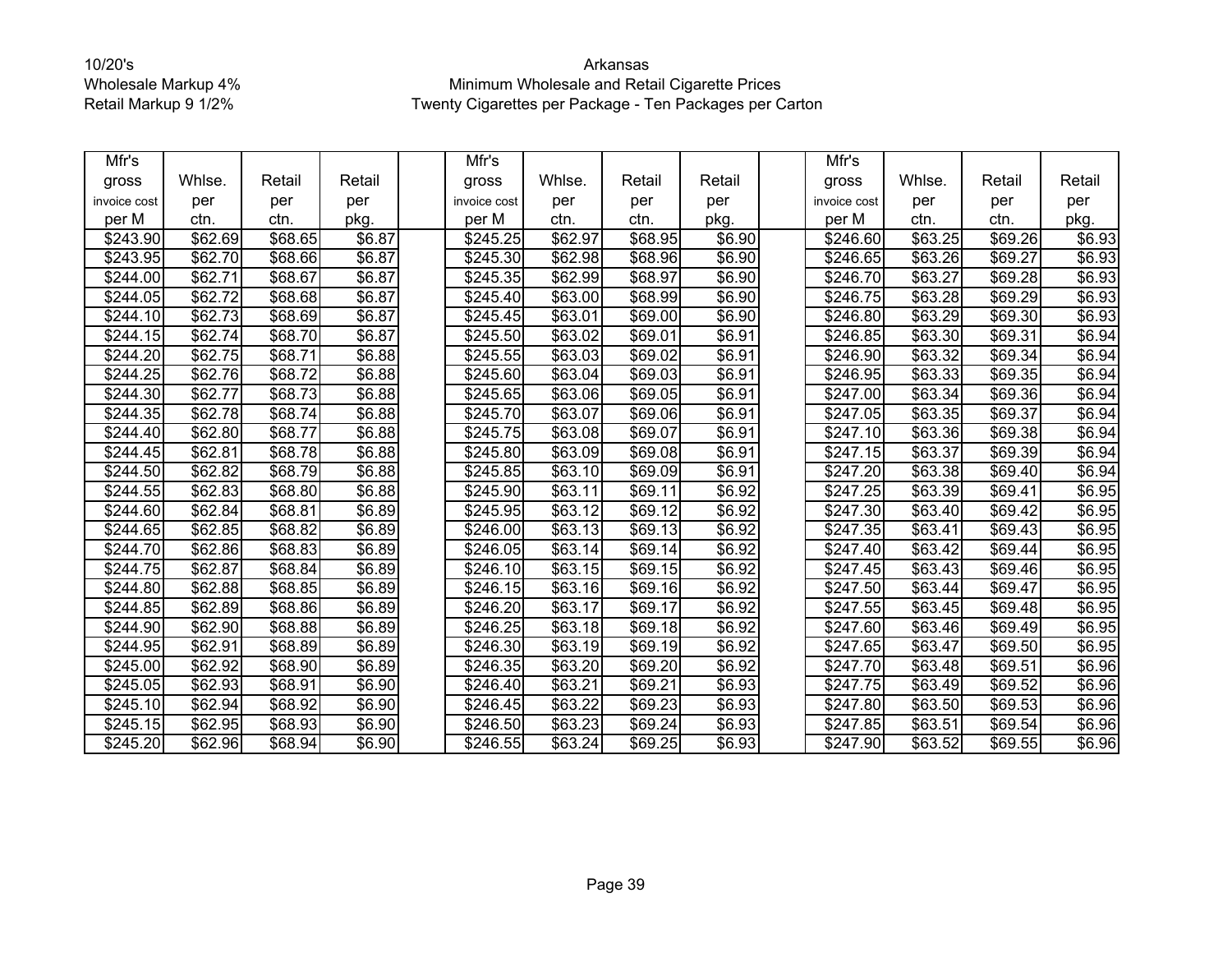10/20's
Wholesale Markup 4%
Retail Markup 9 1/2%

Arkansas
Minimum Wholesale and Retail Cigarette Prices
Twenty Cigarettes per Package - Ten Packages per Carton

| Mfr's gross invoice cost per M | Whlse. per ctn. | Retail per ctn. | Retail per pkg. | | Mfr's gross invoice cost per M | Whlse. per ctn. | Retail per ctn. | Retail per pkg. | | Mfr's gross invoice cost per M | Whlse. per ctn. | Retail per ctn. | Retail per pkg. |
|---|---|---|---|---|---|---|---|---|---|---|---|---|---|
| $243.90 | $62.69 | $68.65 | $6.87 | | $245.25 | $62.97 | $68.95 | $6.90 | | $246.60 | $63.25 | $69.26 | $6.93 |
| $243.95 | $62.70 | $68.66 | $6.87 | | $245.30 | $62.98 | $68.96 | $6.90 | | $246.65 | $63.26 | $69.27 | $6.93 |
| $244.00 | $62.71 | $68.67 | $6.87 | | $245.35 | $62.99 | $68.97 | $6.90 | | $246.70 | $63.27 | $69.28 | $6.93 |
| $244.05 | $62.72 | $68.68 | $6.87 | | $245.40 | $63.00 | $68.99 | $6.90 | | $246.75 | $63.28 | $69.29 | $6.93 |
| $244.10 | $62.73 | $68.69 | $6.87 | | $245.45 | $63.01 | $69.00 | $6.90 | | $246.80 | $63.29 | $69.30 | $6.93 |
| $244.15 | $62.74 | $68.70 | $6.87 | | $245.50 | $63.02 | $69.01 | $6.91 | | $246.85 | $63.30 | $69.31 | $6.94 |
| $244.20 | $62.75 | $68.71 | $6.88 | | $245.55 | $63.03 | $69.02 | $6.91 | | $246.90 | $63.32 | $69.34 | $6.94 |
| $244.25 | $62.76 | $68.72 | $6.88 | | $245.60 | $63.04 | $69.03 | $6.91 | | $246.95 | $63.33 | $69.35 | $6.94 |
| $244.30 | $62.77 | $68.73 | $6.88 | | $245.65 | $63.06 | $69.05 | $6.91 | | $247.00 | $63.34 | $69.36 | $6.94 |
| $244.35 | $62.78 | $68.74 | $6.88 | | $245.70 | $63.07 | $69.06 | $6.91 | | $247.05 | $63.35 | $69.37 | $6.94 |
| $244.40 | $62.80 | $68.77 | $6.88 | | $245.75 | $63.08 | $69.07 | $6.91 | | $247.10 | $63.36 | $69.38 | $6.94 |
| $244.45 | $62.81 | $68.78 | $6.88 | | $245.80 | $63.09 | $69.08 | $6.91 | | $247.15 | $63.37 | $69.39 | $6.94 |
| $244.50 | $62.82 | $68.79 | $6.88 | | $245.85 | $63.10 | $69.09 | $6.91 | | $247.20 | $63.38 | $69.40 | $6.94 |
| $244.55 | $62.83 | $68.80 | $6.88 | | $245.90 | $63.11 | $69.11 | $6.92 | | $247.25 | $63.39 | $69.41 | $6.95 |
| $244.60 | $62.84 | $68.81 | $6.89 | | $245.95 | $63.12 | $69.12 | $6.92 | | $247.30 | $63.40 | $69.42 | $6.95 |
| $244.65 | $62.85 | $68.82 | $6.89 | | $246.00 | $63.13 | $69.13 | $6.92 | | $247.35 | $63.41 | $69.43 | $6.95 |
| $244.70 | $62.86 | $68.83 | $6.89 | | $246.05 | $63.14 | $69.14 | $6.92 | | $247.40 | $63.42 | $69.44 | $6.95 |
| $244.75 | $62.87 | $68.84 | $6.89 | | $246.10 | $63.15 | $69.15 | $6.92 | | $247.45 | $63.43 | $69.46 | $6.95 |
| $244.80 | $62.88 | $68.85 | $6.89 | | $246.15 | $63.16 | $69.16 | $6.92 | | $247.50 | $63.44 | $69.47 | $6.95 |
| $244.85 | $62.89 | $68.86 | $6.89 | | $246.20 | $63.17 | $69.17 | $6.92 | | $247.55 | $63.45 | $69.48 | $6.95 |
| $244.90 | $62.90 | $68.88 | $6.89 | | $246.25 | $63.18 | $69.18 | $6.92 | | $247.60 | $63.46 | $69.49 | $6.95 |
| $244.95 | $62.91 | $68.89 | $6.89 | | $246.30 | $63.19 | $69.19 | $6.92 | | $247.65 | $63.47 | $69.50 | $6.95 |
| $245.00 | $62.92 | $68.90 | $6.89 | | $246.35 | $63.20 | $69.20 | $6.92 | | $247.70 | $63.48 | $69.51 | $6.96 |
| $245.05 | $62.93 | $68.91 | $6.90 | | $246.40 | $63.21 | $69.21 | $6.93 | | $247.75 | $63.49 | $69.52 | $6.96 |
| $245.10 | $62.94 | $68.92 | $6.90 | | $246.45 | $63.22 | $69.23 | $6.93 | | $247.80 | $63.50 | $69.53 | $6.96 |
| $245.15 | $62.95 | $68.93 | $6.90 | | $246.50 | $63.23 | $69.24 | $6.93 | | $247.85 | $63.51 | $69.54 | $6.96 |
| $245.20 | $62.96 | $68.94 | $6.90 | | $246.55 | $63.24 | $69.25 | $6.93 | | $247.90 | $63.52 | $69.55 | $6.96 |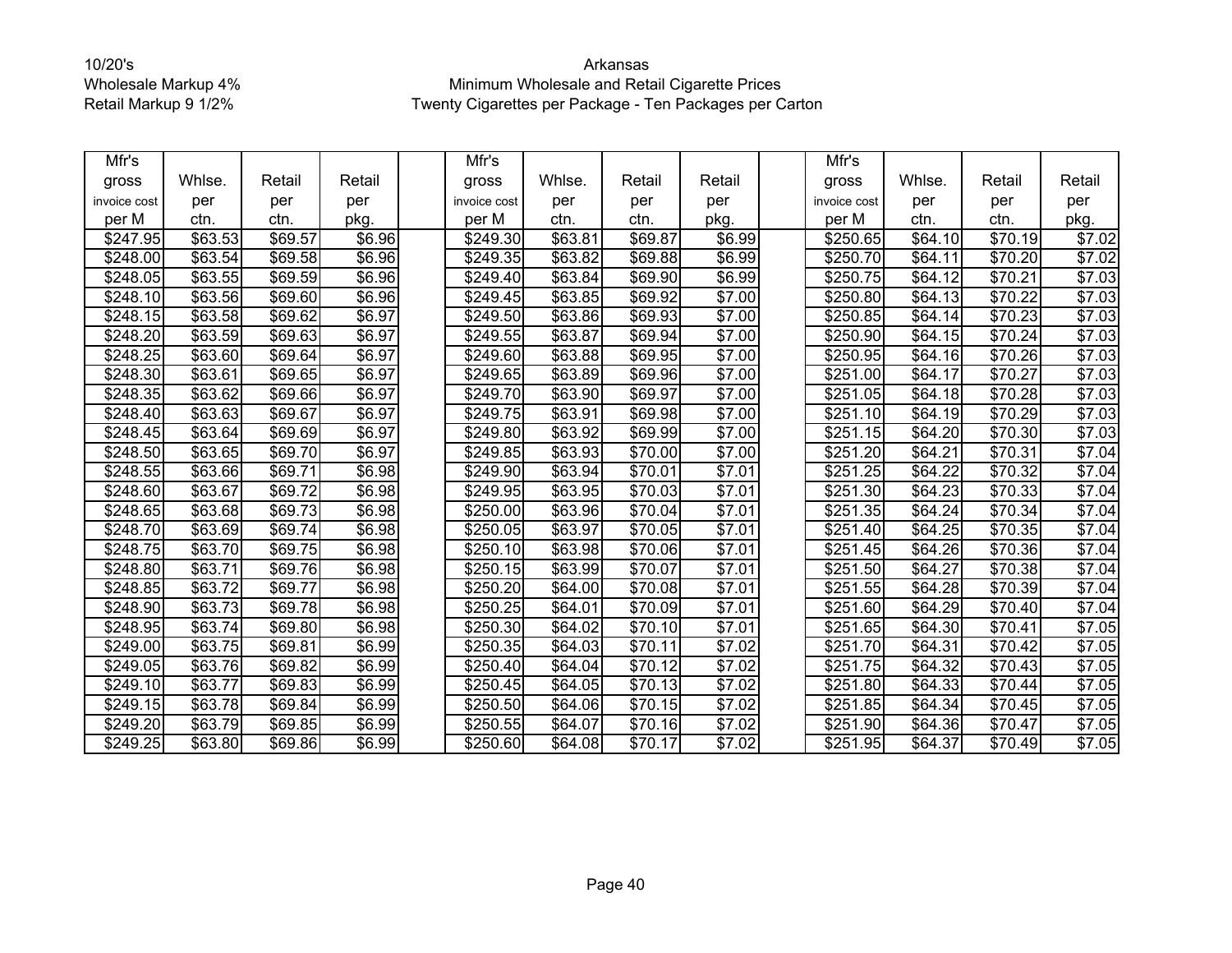10/20's
Wholesale Markup 4%
Retail Markup 9 1/2%

# Arkansas
## Minimum Wholesale and Retail Cigarette Prices
### Twenty Cigarettes per Package - Ten Packages per Carton

| Mfr's gross invoice cost per M | Whlse. per ctn. | Retail per ctn. | Retail per pkg. | | Mfr's gross invoice cost per M | Whlse. per ctn. | Retail per ctn. | Retail per pkg. | | Mfr's gross invoice cost per M | Whlse. per ctn. | Retail per ctn. | Retail per pkg. |
|---|---|---|---|---|---|---|---|---|---|---|---|---|---|
| $247.95 | $63.53 | $69.57 | $6.96 | | $249.30 | $63.81 | $69.87 | $6.99 | | $250.65 | $64.10 | $70.19 | $7.02 |
| $248.00 | $63.54 | $69.58 | $6.96 | | $249.35 | $63.82 | $69.88 | $6.99 | | $250.70 | $64.11 | $70.20 | $7.02 |
| $248.05 | $63.55 | $69.59 | $6.96 | | $249.40 | $63.84 | $69.90 | $6.99 | | $250.75 | $64.12 | $70.21 | $7.03 |
| $248.10 | $63.56 | $69.60 | $6.96 | | $249.45 | $63.85 | $69.92 | $7.00 | | $250.80 | $64.13 | $70.22 | $7.03 |
| $248.15 | $63.58 | $69.62 | $6.97 | | $249.50 | $63.86 | $69.93 | $7.00 | | $250.85 | $64.14 | $70.23 | $7.03 |
| $248.20 | $63.59 | $69.63 | $6.97 | | $249.55 | $63.87 | $69.94 | $7.00 | | $250.90 | $64.15 | $70.24 | $7.03 |
| $248.25 | $63.60 | $69.64 | $6.97 | | $249.60 | $63.88 | $69.95 | $7.00 | | $250.95 | $64.16 | $70.26 | $7.03 |
| $248.30 | $63.61 | $69.65 | $6.97 | | $249.65 | $63.89 | $69.96 | $7.00 | | $251.00 | $64.17 | $70.27 | $7.03 |
| $248.35 | $63.62 | $69.66 | $6.97 | | $249.70 | $63.90 | $69.97 | $7.00 | | $251.05 | $64.18 | $70.28 | $7.03 |
| $248.40 | $63.63 | $69.67 | $6.97 | | $249.75 | $63.91 | $69.98 | $7.00 | | $251.10 | $64.19 | $70.29 | $7.03 |
| $248.45 | $63.64 | $69.69 | $6.97 | | $249.80 | $63.92 | $69.99 | $7.00 | | $251.15 | $64.20 | $70.30 | $7.03 |
| $248.50 | $63.65 | $69.70 | $6.97 | | $249.85 | $63.93 | $70.00 | $7.00 | | $251.20 | $64.21 | $70.31 | $7.04 |
| $248.55 | $63.66 | $69.71 | $6.98 | | $249.90 | $63.94 | $70.01 | $7.01 | | $251.25 | $64.22 | $70.32 | $7.04 |
| $248.60 | $63.67 | $69.72 | $6.98 | | $249.95 | $63.95 | $70.03 | $7.01 | | $251.30 | $64.23 | $70.33 | $7.04 |
| $248.65 | $63.68 | $69.73 | $6.98 | | $250.00 | $63.96 | $70.04 | $7.01 | | $251.35 | $64.24 | $70.34 | $7.04 |
| $248.70 | $63.69 | $69.74 | $6.98 | | $250.05 | $63.97 | $70.05 | $7.01 | | $251.40 | $64.25 | $70.35 | $7.04 |
| $248.75 | $63.70 | $69.75 | $6.98 | | $250.10 | $63.98 | $70.06 | $7.01 | | $251.45 | $64.26 | $70.36 | $7.04 |
| $248.80 | $63.71 | $69.76 | $6.98 | | $250.15 | $63.99 | $70.07 | $7.01 | | $251.50 | $64.27 | $70.38 | $7.04 |
| $248.85 | $63.72 | $69.77 | $6.98 | | $250.20 | $64.00 | $70.08 | $7.01 | | $251.55 | $64.28 | $70.39 | $7.04 |
| $248.90 | $63.73 | $69.78 | $6.98 | | $250.25 | $64.01 | $70.09 | $7.01 | | $251.60 | $64.29 | $70.40 | $7.04 |
| $248.95 | $63.74 | $69.80 | $6.98 | | $250.30 | $64.02 | $70.10 | $7.01 | | $251.65 | $64.30 | $70.41 | $7.05 |
| $249.00 | $63.75 | $69.81 | $6.99 | | $250.35 | $64.03 | $70.11 | $7.02 | | $251.70 | $64.31 | $70.42 | $7.05 |
| $249.05 | $63.76 | $69.82 | $6.99 | | $250.40 | $64.04 | $70.12 | $7.02 | | $251.75 | $64.32 | $70.43 | $7.05 |
| $249.10 | $63.77 | $69.83 | $6.99 | | $250.45 | $64.05 | $70.13 | $7.02 | | $251.80 | $64.33 | $70.44 | $7.05 |
| $249.15 | $63.78 | $69.84 | $6.99 | | $250.50 | $64.06 | $70.15 | $7.02 | | $251.85 | $64.34 | $70.45 | $7.05 |
| $249.20 | $63.79 | $69.85 | $6.99 | | $250.55 | $64.07 | $70.16 | $7.02 | | $251.90 | $64.36 | $70.47 | $7.05 |
| $249.25 | $63.80 | $69.86 | $6.99 | | $250.60 | $64.08 | $70.17 | $7.02 | | $251.95 | $64.37 | $70.49 | $7.05 |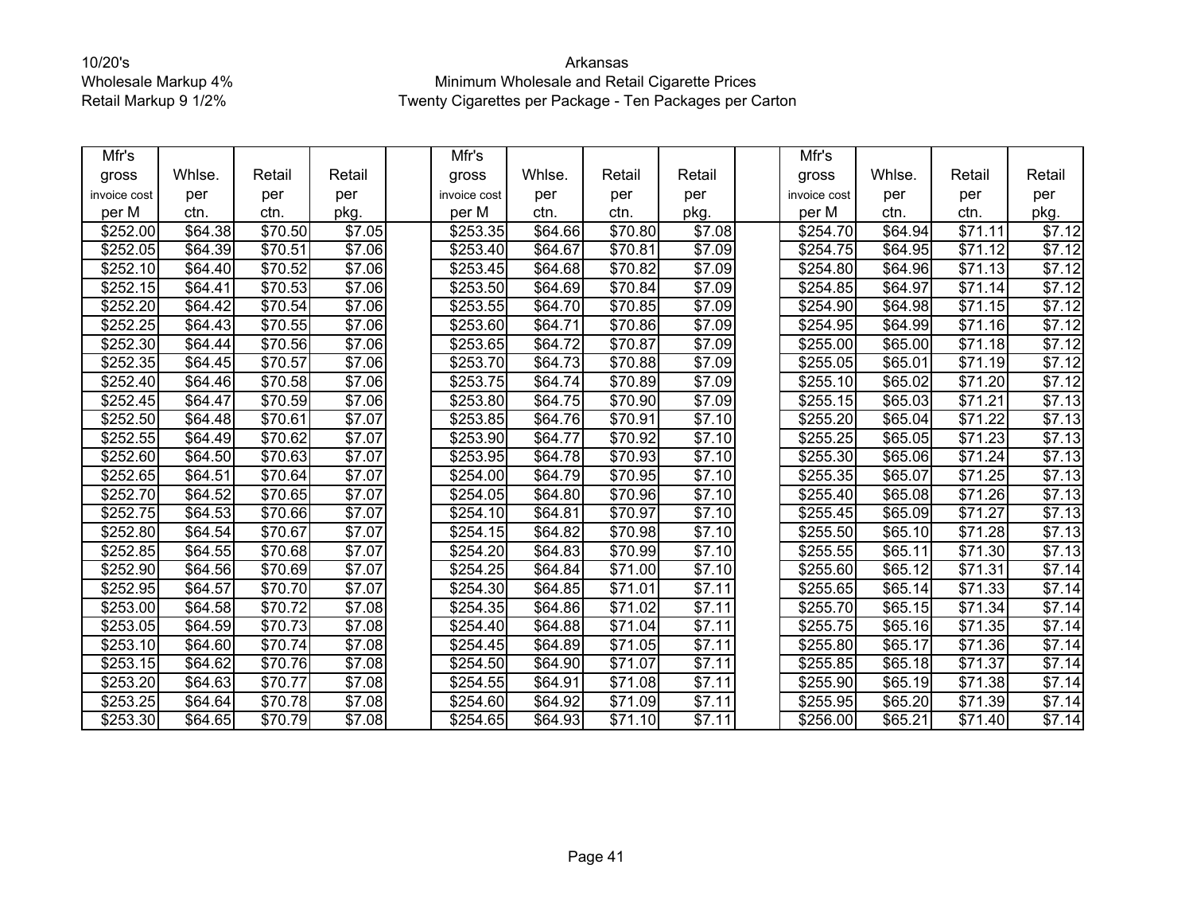10/20's
Wholesale Markup 4%
Retail Markup 9 1/2%

Arkansas
Minimum Wholesale and Retail Cigarette Prices
Twenty Cigarettes per Package - Ten Packages per Carton

| Mfr's gross invoice cost per M | Whlse. per ctn. | Retail per ctn. | Retail per pkg. | | Mfr's gross invoice cost per M | Whlse. per ctn. | Retail per ctn. | Retail per pkg. | | Mfr's gross invoice cost per M | Whlse. per ctn. | Retail per ctn. | Retail per pkg. |
|---|---|---|---|---|---|---|---|---|---|---|---|---|---|
| $252.00 | $64.38 | $70.50 | $7.05 | | $253.35 | $64.66 | $70.80 | $7.08 | | $254.70 | $64.94 | $71.11 | $7.12 |
| $252.05 | $64.39 | $70.51 | $7.06 | | $253.40 | $64.67 | $70.81 | $7.09 | | $254.75 | $64.95 | $71.12 | $7.12 |
| $252.10 | $64.40 | $70.52 | $7.06 | | $253.45 | $64.68 | $70.82 | $7.09 | | $254.80 | $64.96 | $71.13 | $7.12 |
| $252.15 | $64.41 | $70.53 | $7.06 | | $253.50 | $64.69 | $70.84 | $7.09 | | $254.85 | $64.97 | $71.14 | $7.12 |
| $252.20 | $64.42 | $70.54 | $7.06 | | $253.55 | $64.70 | $70.85 | $7.09 | | $254.90 | $64.98 | $71.15 | $7.12 |
| $252.25 | $64.43 | $70.55 | $7.06 | | $253.60 | $64.71 | $70.86 | $7.09 | | $254.95 | $64.99 | $71.16 | $7.12 |
| $252.30 | $64.44 | $70.56 | $7.06 | | $253.65 | $64.72 | $70.87 | $7.09 | | $255.00 | $65.00 | $71.18 | $7.12 |
| $252.35 | $64.45 | $70.57 | $7.06 | | $253.70 | $64.73 | $70.88 | $7.09 | | $255.05 | $65.01 | $71.19 | $7.12 |
| $252.40 | $64.46 | $70.58 | $7.06 | | $253.75 | $64.74 | $70.89 | $7.09 | | $255.10 | $65.02 | $71.20 | $7.12 |
| $252.45 | $64.47 | $70.59 | $7.06 | | $253.80 | $64.75 | $70.90 | $7.09 | | $255.15 | $65.03 | $71.21 | $7.13 |
| $252.50 | $64.48 | $70.61 | $7.07 | | $253.85 | $64.76 | $70.91 | $7.10 | | $255.20 | $65.04 | $71.22 | $7.13 |
| $252.55 | $64.49 | $70.62 | $7.07 | | $253.90 | $64.77 | $70.92 | $7.10 | | $255.25 | $65.05 | $71.23 | $7.13 |
| $252.60 | $64.50 | $70.63 | $7.07 | | $253.95 | $64.78 | $70.93 | $7.10 | | $255.30 | $65.06 | $71.24 | $7.13 |
| $252.65 | $64.51 | $70.64 | $7.07 | | $254.00 | $64.79 | $70.95 | $7.10 | | $255.35 | $65.07 | $71.25 | $7.13 |
| $252.70 | $64.52 | $70.65 | $7.07 | | $254.05 | $64.80 | $70.96 | $7.10 | | $255.40 | $65.08 | $71.26 | $7.13 |
| $252.75 | $64.53 | $70.66 | $7.07 | | $254.10 | $64.81 | $70.97 | $7.10 | | $255.45 | $65.09 | $71.27 | $7.13 |
| $252.80 | $64.54 | $70.67 | $7.07 | | $254.15 | $64.82 | $70.98 | $7.10 | | $255.50 | $65.10 | $71.28 | $7.13 |
| $252.85 | $64.55 | $70.68 | $7.07 | | $254.20 | $64.83 | $70.99 | $7.10 | | $255.55 | $65.11 | $71.30 | $7.13 |
| $252.90 | $64.56 | $70.69 | $7.07 | | $254.25 | $64.84 | $71.00 | $7.10 | | $255.60 | $65.12 | $71.31 | $7.14 |
| $252.95 | $64.57 | $70.70 | $7.07 | | $254.30 | $64.85 | $71.01 | $7.11 | | $255.65 | $65.14 | $71.33 | $7.14 |
| $253.00 | $64.58 | $70.72 | $7.08 | | $254.35 | $64.86 | $71.02 | $7.11 | | $255.70 | $65.15 | $71.34 | $7.14 |
| $253.05 | $64.59 | $70.73 | $7.08 | | $254.40 | $64.88 | $71.04 | $7.11 | | $255.75 | $65.16 | $71.35 | $7.14 |
| $253.10 | $64.60 | $70.74 | $7.08 | | $254.45 | $64.89 | $71.05 | $7.11 | | $255.80 | $65.17 | $71.36 | $7.14 |
| $253.15 | $64.62 | $70.76 | $7.08 | | $254.50 | $64.90 | $71.07 | $7.11 | | $255.85 | $65.18 | $71.37 | $7.14 |
| $253.20 | $64.63 | $70.77 | $7.08 | | $254.55 | $64.91 | $71.08 | $7.11 | | $255.90 | $65.19 | $71.38 | $7.14 |
| $253.25 | $64.64 | $70.78 | $7.08 | | $254.60 | $64.92 | $71.09 | $7.11 | | $255.95 | $65.20 | $71.39 | $7.14 |
| $253.30 | $64.65 | $70.79 | $7.08 | | $254.65 | $64.93 | $71.10 | $7.11 | | $256.00 | $65.21 | $71.40 | $7.14 |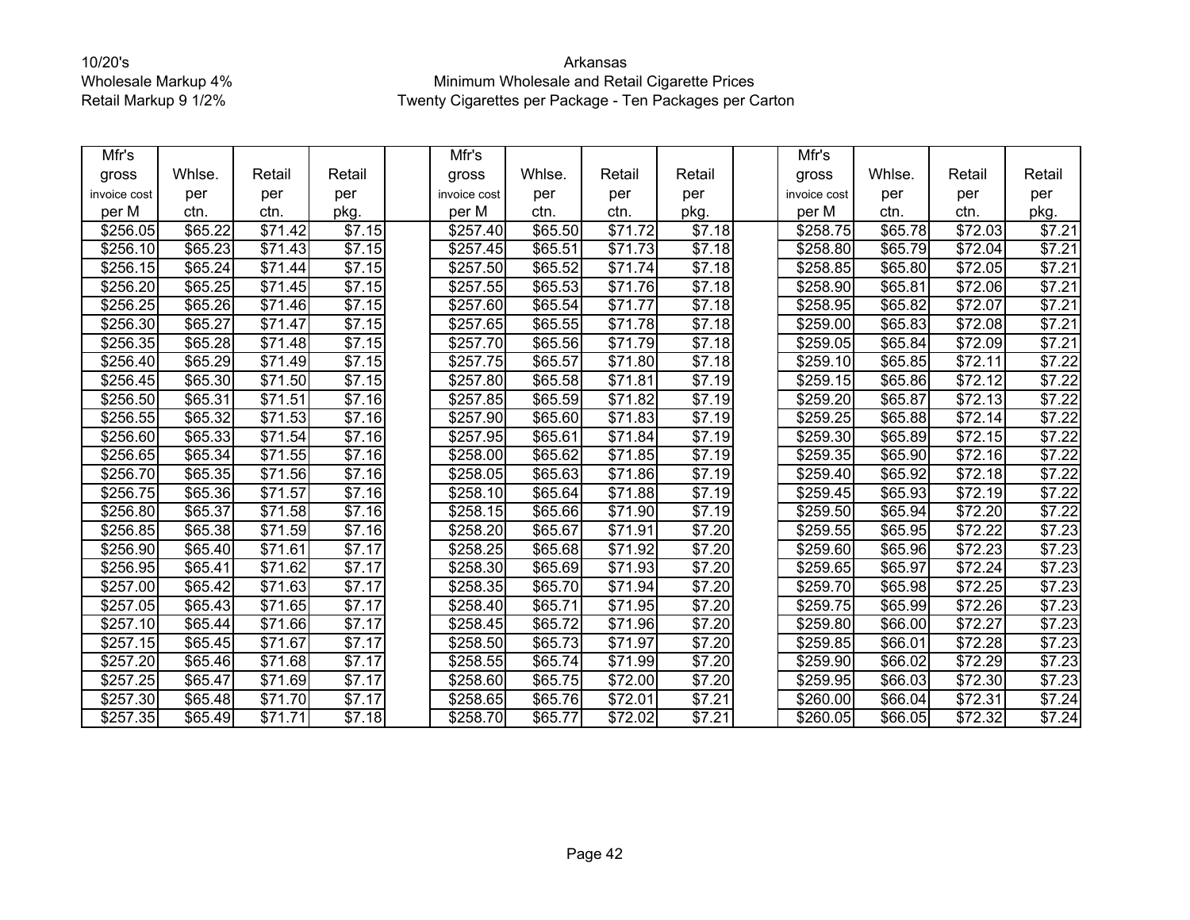10/20's
Wholesale Markup 4%
Retail Markup 9 1/2%

Arkansas
Minimum Wholesale and Retail Cigarette Prices
Twenty Cigarettes per Package - Ten Packages per Carton

| Mfr's gross invoice cost per M | Whlse. per ctn. | Retail per ctn. | Retail per pkg. | | Mfr's gross invoice cost per M | Whlse. per ctn. | Retail per ctn. | Retail per pkg. | | Mfr's gross invoice cost per M | Whlse. per ctn. | Retail per ctn. | Retail per pkg. |
|---|---|---|---|---|---|---|---|---|---|---|---|---|---|
| $256.05 | $65.22 | $71.42 | $7.15 | | $257.40 | $65.50 | $71.72 | $7.18 | | $258.75 | $65.78 | $72.03 | $7.21 |
| $256.10 | $65.23 | $71.43 | $7.15 | | $257.45 | $65.51 | $71.73 | $7.18 | | $258.80 | $65.79 | $72.04 | $7.21 |
| $256.15 | $65.24 | $71.44 | $7.15 | | $257.50 | $65.52 | $71.74 | $7.18 | | $258.85 | $65.80 | $72.05 | $7.21 |
| $256.20 | $65.25 | $71.45 | $7.15 | | $257.55 | $65.53 | $71.76 | $7.18 | | $258.90 | $65.81 | $72.06 | $7.21 |
| $256.25 | $65.26 | $71.46 | $7.15 | | $257.60 | $65.54 | $71.77 | $7.18 | | $258.95 | $65.82 | $72.07 | $7.21 |
| $256.30 | $65.27 | $71.47 | $7.15 | | $257.65 | $65.55 | $71.78 | $7.18 | | $259.00 | $65.83 | $72.08 | $7.21 |
| $256.35 | $65.28 | $71.48 | $7.15 | | $257.70 | $65.56 | $71.79 | $7.18 | | $259.05 | $65.84 | $72.09 | $7.21 |
| $256.40 | $65.29 | $71.49 | $7.15 | | $257.75 | $65.57 | $71.80 | $7.18 | | $259.10 | $65.85 | $72.11 | $7.22 |
| $256.45 | $65.30 | $71.50 | $7.15 | | $257.80 | $65.58 | $71.81 | $7.19 | | $259.15 | $65.86 | $72.12 | $7.22 |
| $256.50 | $65.31 | $71.51 | $7.16 | | $257.85 | $65.59 | $71.82 | $7.19 | | $259.20 | $65.87 | $72.13 | $7.22 |
| $256.55 | $65.32 | $71.53 | $7.16 | | $257.90 | $65.60 | $71.83 | $7.19 | | $259.25 | $65.88 | $72.14 | $7.22 |
| $256.60 | $65.33 | $71.54 | $7.16 | | $257.95 | $65.61 | $71.84 | $7.19 | | $259.30 | $65.89 | $72.15 | $7.22 |
| $256.65 | $65.34 | $71.55 | $7.16 | | $258.00 | $65.62 | $71.85 | $7.19 | | $259.35 | $65.90 | $72.16 | $7.22 |
| $256.70 | $65.35 | $71.56 | $7.16 | | $258.05 | $65.63 | $71.86 | $7.19 | | $259.40 | $65.92 | $72.18 | $7.22 |
| $256.75 | $65.36 | $71.57 | $7.16 | | $258.10 | $65.64 | $71.88 | $7.19 | | $259.45 | $65.93 | $72.19 | $7.22 |
| $256.80 | $65.37 | $71.58 | $7.16 | | $258.15 | $65.66 | $71.90 | $7.19 | | $259.50 | $65.94 | $72.20 | $7.22 |
| $256.85 | $65.38 | $71.59 | $7.16 | | $258.20 | $65.67 | $71.91 | $7.20 | | $259.55 | $65.95 | $72.22 | $7.23 |
| $256.90 | $65.40 | $71.61 | $7.17 | | $258.25 | $65.68 | $71.92 | $7.20 | | $259.60 | $65.96 | $72.23 | $7.23 |
| $256.95 | $65.41 | $71.62 | $7.17 | | $258.30 | $65.69 | $71.93 | $7.20 | | $259.65 | $65.97 | $72.24 | $7.23 |
| $257.00 | $65.42 | $71.63 | $7.17 | | $258.35 | $65.70 | $71.94 | $7.20 | | $259.70 | $65.98 | $72.25 | $7.23 |
| $257.05 | $65.43 | $71.65 | $7.17 | | $258.40 | $65.71 | $71.95 | $7.20 | | $259.75 | $65.99 | $72.26 | $7.23 |
| $257.10 | $65.44 | $71.66 | $7.17 | | $258.45 | $65.72 | $71.96 | $7.20 | | $259.80 | $66.00 | $72.27 | $7.23 |
| $257.15 | $65.45 | $71.67 | $7.17 | | $258.50 | $65.73 | $71.97 | $7.20 | | $259.85 | $66.01 | $72.28 | $7.23 |
| $257.20 | $65.46 | $71.68 | $7.17 | | $258.55 | $65.74 | $71.99 | $7.20 | | $259.90 | $66.02 | $72.29 | $7.23 |
| $257.25 | $65.47 | $71.69 | $7.17 | | $258.60 | $65.75 | $72.00 | $7.20 | | $259.95 | $66.03 | $72.30 | $7.23 |
| $257.30 | $65.48 | $71.70 | $7.17 | | $258.65 | $65.76 | $72.01 | $7.21 | | $260.00 | $66.04 | $72.31 | $7.24 |
| $257.35 | $65.49 | $71.71 | $7.18 | | $258.70 | $65.77 | $72.02 | $7.21 | | $260.05 | $66.05 | $72.32 | $7.24 |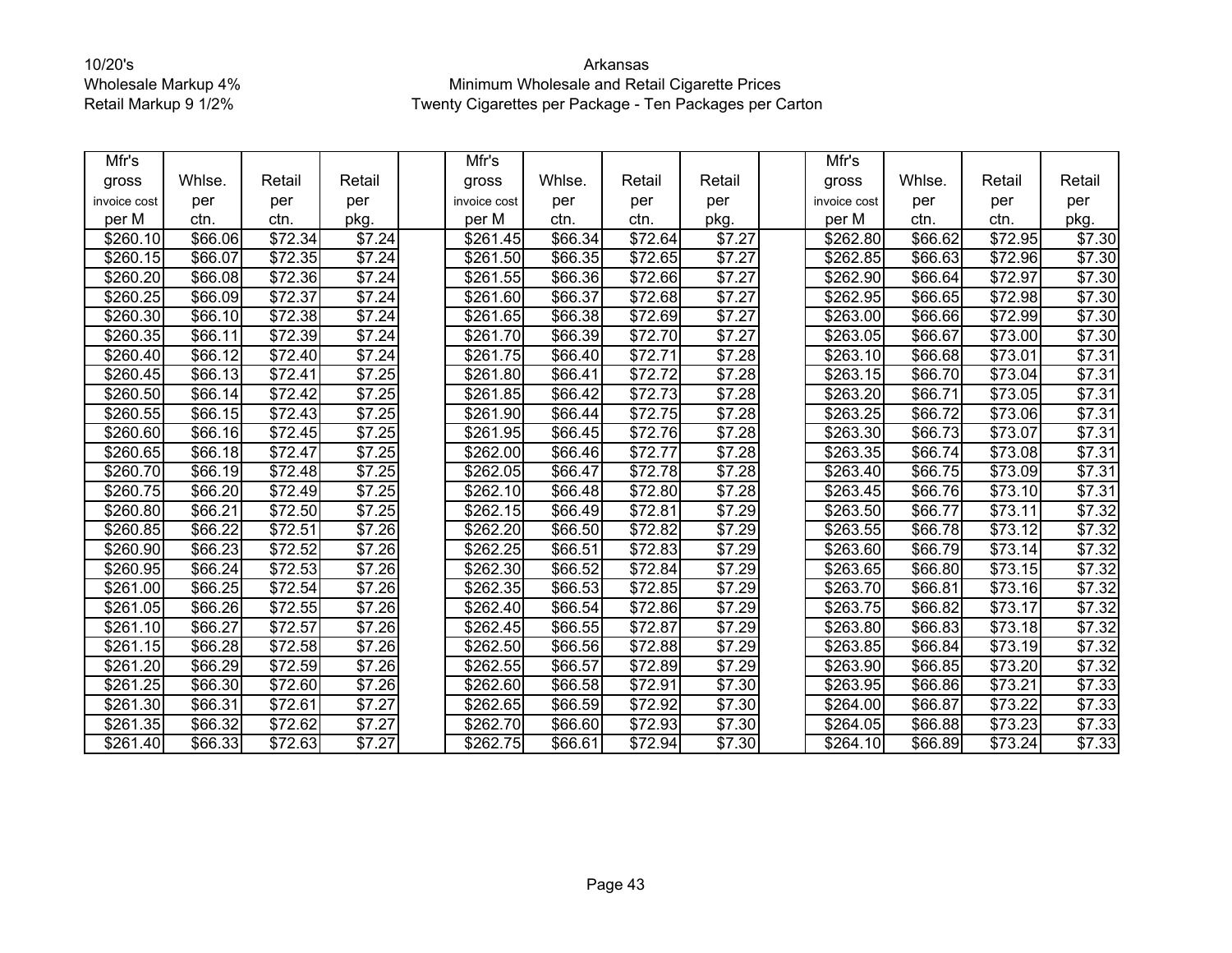10/20's
Wholesale Markup 4%
Retail Markup 9 1/2%

Arkansas
Minimum Wholesale and Retail Cigarette Prices
Twenty Cigarettes per Package - Ten Packages per Carton

| Mfr's gross invoice cost per M | Whlse. per ctn. | Retail per ctn. | Retail per pkg. | | Mfr's gross invoice cost per M | Whlse. per ctn. | Retail per ctn. | Retail per pkg. | | Mfr's gross invoice cost per M | Whlse. per ctn. | Retail per ctn. | Retail per pkg. |
|---|---|---|---|---|---|---|---|---|---|---|---|---|---|
| $260.10 | $66.06 | $72.34 | $7.24 | | $261.45 | $66.34 | $72.64 | $7.27 | | $262.80 | $66.62 | $72.95 | $7.30 |
| $260.15 | $66.07 | $72.35 | $7.24 | | $261.50 | $66.35 | $72.65 | $7.27 | | $262.85 | $66.63 | $72.96 | $7.30 |
| $260.20 | $66.08 | $72.36 | $7.24 | | $261.55 | $66.36 | $72.66 | $7.27 | | $262.90 | $66.64 | $72.97 | $7.30 |
| $260.25 | $66.09 | $72.37 | $7.24 | | $261.60 | $66.37 | $72.68 | $7.27 | | $262.95 | $66.65 | $72.98 | $7.30 |
| $260.30 | $66.10 | $72.38 | $7.24 | | $261.65 | $66.38 | $72.69 | $7.27 | | $263.00 | $66.66 | $72.99 | $7.30 |
| $260.35 | $66.11 | $72.39 | $7.24 | | $261.70 | $66.39 | $72.70 | $7.27 | | $263.05 | $66.67 | $73.00 | $7.30 |
| $260.40 | $66.12 | $72.40 | $7.24 | | $261.75 | $66.40 | $72.71 | $7.28 | | $263.10 | $66.68 | $73.01 | $7.31 |
| $260.45 | $66.13 | $72.41 | $7.25 | | $261.80 | $66.41 | $72.72 | $7.28 | | $263.15 | $66.70 | $73.04 | $7.31 |
| $260.50 | $66.14 | $72.42 | $7.25 | | $261.85 | $66.42 | $72.73 | $7.28 | | $263.20 | $66.71 | $73.05 | $7.31 |
| $260.55 | $66.15 | $72.43 | $7.25 | | $261.90 | $66.44 | $72.75 | $7.28 | | $263.25 | $66.72 | $73.06 | $7.31 |
| $260.60 | $66.16 | $72.45 | $7.25 | | $261.95 | $66.45 | $72.76 | $7.28 | | $263.30 | $66.73 | $73.07 | $7.31 |
| $260.65 | $66.18 | $72.47 | $7.25 | | $262.00 | $66.46 | $72.77 | $7.28 | | $263.35 | $66.74 | $73.08 | $7.31 |
| $260.70 | $66.19 | $72.48 | $7.25 | | $262.05 | $66.47 | $72.78 | $7.28 | | $263.40 | $66.75 | $73.09 | $7.31 |
| $260.75 | $66.20 | $72.49 | $7.25 | | $262.10 | $66.48 | $72.80 | $7.28 | | $263.45 | $66.76 | $73.10 | $7.31 |
| $260.80 | $66.21 | $72.50 | $7.25 | | $262.15 | $66.49 | $72.81 | $7.29 | | $263.50 | $66.77 | $73.11 | $7.32 |
| $260.85 | $66.22 | $72.51 | $7.26 | | $262.20 | $66.50 | $72.82 | $7.29 | | $263.55 | $66.78 | $73.12 | $7.32 |
| $260.90 | $66.23 | $72.52 | $7.26 | | $262.25 | $66.51 | $72.83 | $7.29 | | $263.60 | $66.79 | $73.14 | $7.32 |
| $260.95 | $66.24 | $72.53 | $7.26 | | $262.30 | $66.52 | $72.84 | $7.29 | | $263.65 | $66.80 | $73.15 | $7.32 |
| $261.00 | $66.25 | $72.54 | $7.26 | | $262.35 | $66.53 | $72.85 | $7.29 | | $263.70 | $66.81 | $73.16 | $7.32 |
| $261.05 | $66.26 | $72.55 | $7.26 | | $262.40 | $66.54 | $72.86 | $7.29 | | $263.75 | $66.82 | $73.17 | $7.32 |
| $261.10 | $66.27 | $72.57 | $7.26 | | $262.45 | $66.55 | $72.87 | $7.29 | | $263.80 | $66.83 | $73.18 | $7.32 |
| $261.15 | $66.28 | $72.58 | $7.26 | | $262.50 | $66.56 | $72.88 | $7.29 | | $263.85 | $66.84 | $73.19 | $7.32 |
| $261.20 | $66.29 | $72.59 | $7.26 | | $262.55 | $66.57 | $72.89 | $7.29 | | $263.90 | $66.85 | $73.20 | $7.32 |
| $261.25 | $66.30 | $72.60 | $7.26 | | $262.60 | $66.58 | $72.91 | $7.30 | | $263.95 | $66.86 | $73.21 | $7.33 |
| $261.30 | $66.31 | $72.61 | $7.27 | | $262.65 | $66.59 | $72.92 | $7.30 | | $264.00 | $66.87 | $73.22 | $7.33 |
| $261.35 | $66.32 | $72.62 | $7.27 | | $262.70 | $66.60 | $72.93 | $7.30 | | $264.05 | $66.88 | $73.23 | $7.33 |
| $261.40 | $66.33 | $72.63 | $7.27 | | $262.75 | $66.61 | $72.94 | $7.30 | | $264.10 | $66.89 | $73.24 | $7.33 |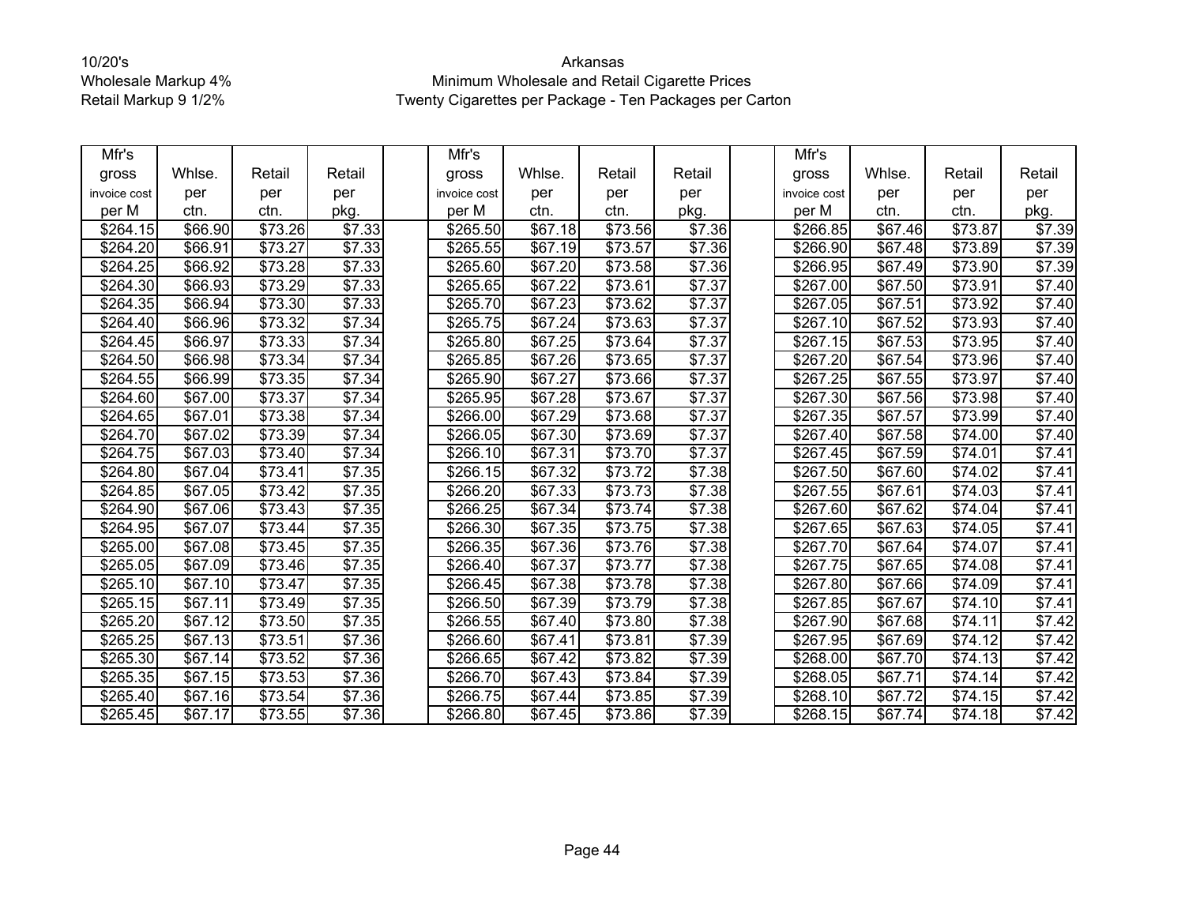10/20's
Wholesale Markup 4%
Retail Markup 9 1/2%

Arkansas
Minimum Wholesale and Retail Cigarette Prices
Twenty Cigarettes per Package - Ten Packages per Carton

| Mfr's gross invoice cost per M | Whlse. per ctn. | Retail per ctn. | Retail per pkg. | | Mfr's gross invoice cost per M | Whlse. per ctn. | Retail per ctn. | Retail per pkg. | | Mfr's gross invoice cost per M | Whlse. per ctn. | Retail per ctn. | Retail per pkg. |
|---|---|---|---|---|---|---|---|---|---|---|---|---|---|
| $264.15 | $66.90 | $73.26 | $7.33 | | $265.50 | $67.18 | $73.56 | $7.36 | | $266.85 | $67.46 | $73.87 | $7.39 |
| $264.20 | $66.91 | $73.27 | $7.33 | | $265.55 | $67.19 | $73.57 | $7.36 | | $266.90 | $67.48 | $73.89 | $7.39 |
| $264.25 | $66.92 | $73.28 | $7.33 | | $265.60 | $67.20 | $73.58 | $7.36 | | $266.95 | $67.49 | $73.90 | $7.39 |
| $264.30 | $66.93 | $73.29 | $7.33 | | $265.65 | $67.22 | $73.61 | $7.37 | | $267.00 | $67.50 | $73.91 | $7.40 |
| $264.35 | $66.94 | $73.30 | $7.33 | | $265.70 | $67.23 | $73.62 | $7.37 | | $267.05 | $67.51 | $73.92 | $7.40 |
| $264.40 | $66.96 | $73.32 | $7.34 | | $265.75 | $67.24 | $73.63 | $7.37 | | $267.10 | $67.52 | $73.93 | $7.40 |
| $264.45 | $66.97 | $73.33 | $7.34 | | $265.80 | $67.25 | $73.64 | $7.37 | | $267.15 | $67.53 | $73.95 | $7.40 |
| $264.50 | $66.98 | $73.34 | $7.34 | | $265.85 | $67.26 | $73.65 | $7.37 | | $267.20 | $67.54 | $73.96 | $7.40 |
| $264.55 | $66.99 | $73.35 | $7.34 | | $265.90 | $67.27 | $73.66 | $7.37 | | $267.25 | $67.55 | $73.97 | $7.40 |
| $264.60 | $67.00 | $73.37 | $7.34 | | $265.95 | $67.28 | $73.67 | $7.37 | | $267.30 | $67.56 | $73.98 | $7.40 |
| $264.65 | $67.01 | $73.38 | $7.34 | | $266.00 | $67.29 | $73.68 | $7.37 | | $267.35 | $67.57 | $73.99 | $7.40 |
| $264.70 | $67.02 | $73.39 | $7.34 | | $266.05 | $67.30 | $73.69 | $7.37 | | $267.40 | $67.58 | $74.00 | $7.40 |
| $264.75 | $67.03 | $73.40 | $7.34 | | $266.10 | $67.31 | $73.70 | $7.37 | | $267.45 | $67.59 | $74.01 | $7.41 |
| $264.80 | $67.04 | $73.41 | $7.35 | | $266.15 | $67.32 | $73.72 | $7.38 | | $267.50 | $67.60 | $74.02 | $7.41 |
| $264.85 | $67.05 | $73.42 | $7.35 | | $266.20 | $67.33 | $73.73 | $7.38 | | $267.55 | $67.61 | $74.03 | $7.41 |
| $264.90 | $67.06 | $73.43 | $7.35 | | $266.25 | $67.34 | $73.74 | $7.38 | | $267.60 | $67.62 | $74.04 | $7.41 |
| $264.95 | $67.07 | $73.44 | $7.35 | | $266.30 | $67.35 | $73.75 | $7.38 | | $267.65 | $67.63 | $74.05 | $7.41 |
| $265.00 | $67.08 | $73.45 | $7.35 | | $266.35 | $67.36 | $73.76 | $7.38 | | $267.70 | $67.64 | $74.07 | $7.41 |
| $265.05 | $67.09 | $73.46 | $7.35 | | $266.40 | $67.37 | $73.77 | $7.38 | | $267.75 | $67.65 | $74.08 | $7.41 |
| $265.10 | $67.10 | $73.47 | $7.35 | | $266.45 | $67.38 | $73.78 | $7.38 | | $267.80 | $67.66 | $74.09 | $7.41 |
| $265.15 | $67.11 | $73.49 | $7.35 | | $266.50 | $67.39 | $73.79 | $7.38 | | $267.85 | $67.67 | $74.10 | $7.41 |
| $265.20 | $67.12 | $73.50 | $7.35 | | $266.55 | $67.40 | $73.80 | $7.38 | | $267.90 | $67.68 | $74.11 | $7.42 |
| $265.25 | $67.13 | $73.51 | $7.36 | | $266.60 | $67.41 | $73.81 | $7.39 | | $267.95 | $67.69 | $74.12 | $7.42 |
| $265.30 | $67.14 | $73.52 | $7.36 | | $266.65 | $67.42 | $73.82 | $7.39 | | $268.00 | $67.70 | $74.13 | $7.42 |
| $265.35 | $67.15 | $73.53 | $7.36 | | $266.70 | $67.43 | $73.84 | $7.39 | | $268.05 | $67.71 | $74.14 | $7.42 |
| $265.40 | $67.16 | $73.54 | $7.36 | | $266.75 | $67.44 | $73.85 | $7.39 | | $268.10 | $67.72 | $74.15 | $7.42 |
| $265.45 | $67.17 | $73.55 | $7.36 | | $266.80 | $67.45 | $73.86 | $7.39 | | $268.15 | $67.74 | $74.18 | $7.42 |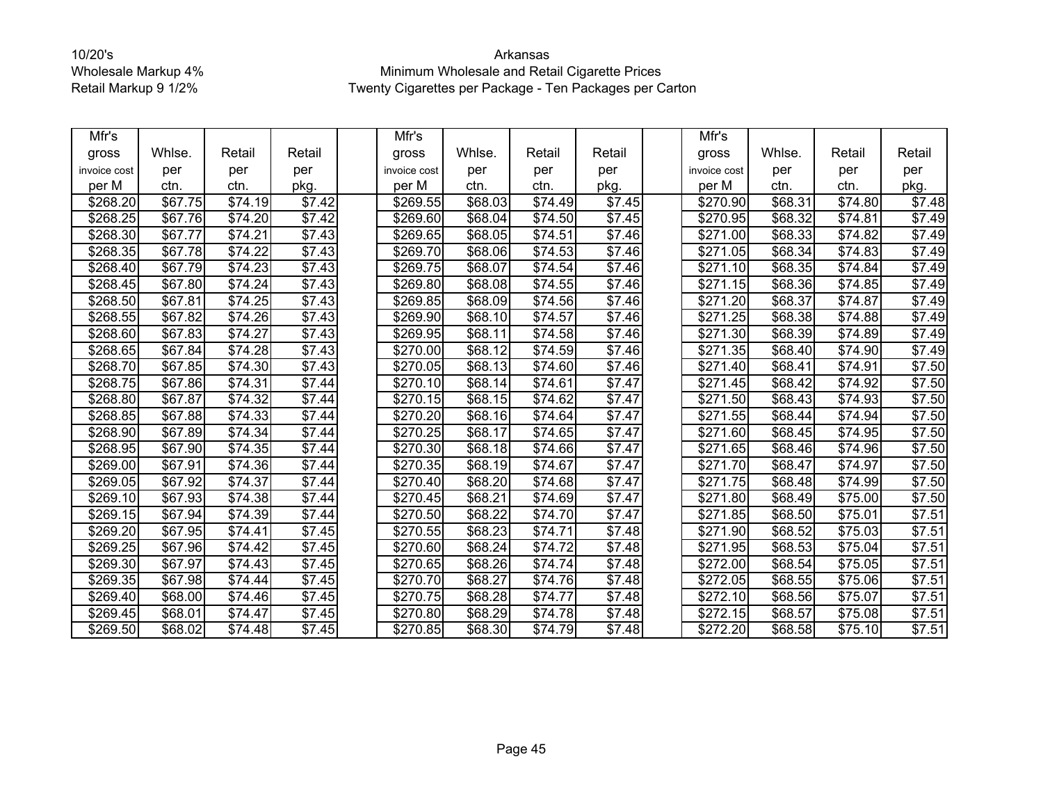10/20's
Wholesale Markup 4%
Retail Markup 9 1/2%

Arkansas
Minimum Wholesale and Retail Cigarette Prices
Twenty Cigarettes per Package - Ten Packages per Carton

| Mfr's gross invoice cost per M | Whlse. per ctn. | Retail per ctn. | Retail per pkg. | | Mfr's gross invoice cost per M | Whlse. per ctn. | Retail per ctn. | Retail per pkg. | | Mfr's gross invoice cost per M | Whlse. per ctn. | Retail per ctn. | Retail per pkg. |
|---|---|---|---|---|---|---|---|---|---|---|---|---|---|
| $268.20 | $67.75 | $74.19 | $7.42 | | $269.55 | $68.03 | $74.49 | $7.45 | | $270.90 | $68.31 | $74.80 | $7.48 |
| $268.25 | $67.76 | $74.20 | $7.42 | | $269.60 | $68.04 | $74.50 | $7.45 | | $270.95 | $68.32 | $74.81 | $7.49 |
| $268.30 | $67.77 | $74.21 | $7.43 | | $269.65 | $68.05 | $74.51 | $7.46 | | $271.00 | $68.33 | $74.82 | $7.49 |
| $268.35 | $67.78 | $74.22 | $7.43 | | $269.70 | $68.06 | $74.53 | $7.46 | | $271.05 | $68.34 | $74.83 | $7.49 |
| $268.40 | $67.79 | $74.23 | $7.43 | | $269.75 | $68.07 | $74.54 | $7.46 | | $271.10 | $68.35 | $74.84 | $7.49 |
| $268.45 | $67.80 | $74.24 | $7.43 | | $269.80 | $68.08 | $74.55 | $7.46 | | $271.15 | $68.36 | $74.85 | $7.49 |
| $268.50 | $67.81 | $74.25 | $7.43 | | $269.85 | $68.09 | $74.56 | $7.46 | | $271.20 | $68.37 | $74.87 | $7.49 |
| $268.55 | $67.82 | $74.26 | $7.43 | | $269.90 | $68.10 | $74.57 | $7.46 | | $271.25 | $68.38 | $74.88 | $7.49 |
| $268.60 | $67.83 | $74.27 | $7.43 | | $269.95 | $68.11 | $74.58 | $7.46 | | $271.30 | $68.39 | $74.89 | $7.49 |
| $268.65 | $67.84 | $74.28 | $7.43 | | $270.00 | $68.12 | $74.59 | $7.46 | | $271.35 | $68.40 | $74.90 | $7.49 |
| $268.70 | $67.85 | $74.30 | $7.43 | | $270.05 | $68.13 | $74.60 | $7.46 | | $271.40 | $68.41 | $74.91 | $7.50 |
| $268.75 | $67.86 | $74.31 | $7.44 | | $270.10 | $68.14 | $74.61 | $7.47 | | $271.45 | $68.42 | $74.92 | $7.50 |
| $268.80 | $67.87 | $74.32 | $7.44 | | $270.15 | $68.15 | $74.62 | $7.47 | | $271.50 | $68.43 | $74.93 | $7.50 |
| $268.85 | $67.88 | $74.33 | $7.44 | | $270.20 | $68.16 | $74.64 | $7.47 | | $271.55 | $68.44 | $74.94 | $7.50 |
| $268.90 | $67.89 | $74.34 | $7.44 | | $270.25 | $68.17 | $74.65 | $7.47 | | $271.60 | $68.45 | $74.95 | $7.50 |
| $268.95 | $67.90 | $74.35 | $7.44 | | $270.30 | $68.18 | $74.66 | $7.47 | | $271.65 | $68.46 | $74.96 | $7.50 |
| $269.00 | $67.91 | $74.36 | $7.44 | | $270.35 | $68.19 | $74.67 | $7.47 | | $271.70 | $68.47 | $74.97 | $7.50 |
| $269.05 | $67.92 | $74.37 | $7.44 | | $270.40 | $68.20 | $74.68 | $7.47 | | $271.75 | $68.48 | $74.99 | $7.50 |
| $269.10 | $67.93 | $74.38 | $7.44 | | $270.45 | $68.21 | $74.69 | $7.47 | | $271.80 | $68.49 | $75.00 | $7.50 |
| $269.15 | $67.94 | $74.39 | $7.44 | | $270.50 | $68.22 | $74.70 | $7.47 | | $271.85 | $68.50 | $75.01 | $7.51 |
| $269.20 | $67.95 | $74.41 | $7.45 | | $270.55 | $68.23 | $74.71 | $7.48 | | $271.90 | $68.52 | $75.03 | $7.51 |
| $269.25 | $67.96 | $74.42 | $7.45 | | $270.60 | $68.24 | $74.72 | $7.48 | | $271.95 | $68.53 | $75.04 | $7.51 |
| $269.30 | $67.97 | $74.43 | $7.45 | | $270.65 | $68.26 | $74.74 | $7.48 | | $272.00 | $68.54 | $75.05 | $7.51 |
| $269.35 | $67.98 | $74.44 | $7.45 | | $270.70 | $68.27 | $74.76 | $7.48 | | $272.05 | $68.55 | $75.06 | $7.51 |
| $269.40 | $68.00 | $74.46 | $7.45 | | $270.75 | $68.28 | $74.77 | $7.48 | | $272.10 | $68.56 | $75.07 | $7.51 |
| $269.45 | $68.01 | $74.47 | $7.45 | | $270.80 | $68.29 | $74.78 | $7.48 | | $272.15 | $68.57 | $75.08 | $7.51 |
| $269.50 | $68.02 | $74.48 | $7.45 | | $270.85 | $68.30 | $74.79 | $7.48 | | $272.20 | $68.58 | $75.10 | $7.51 |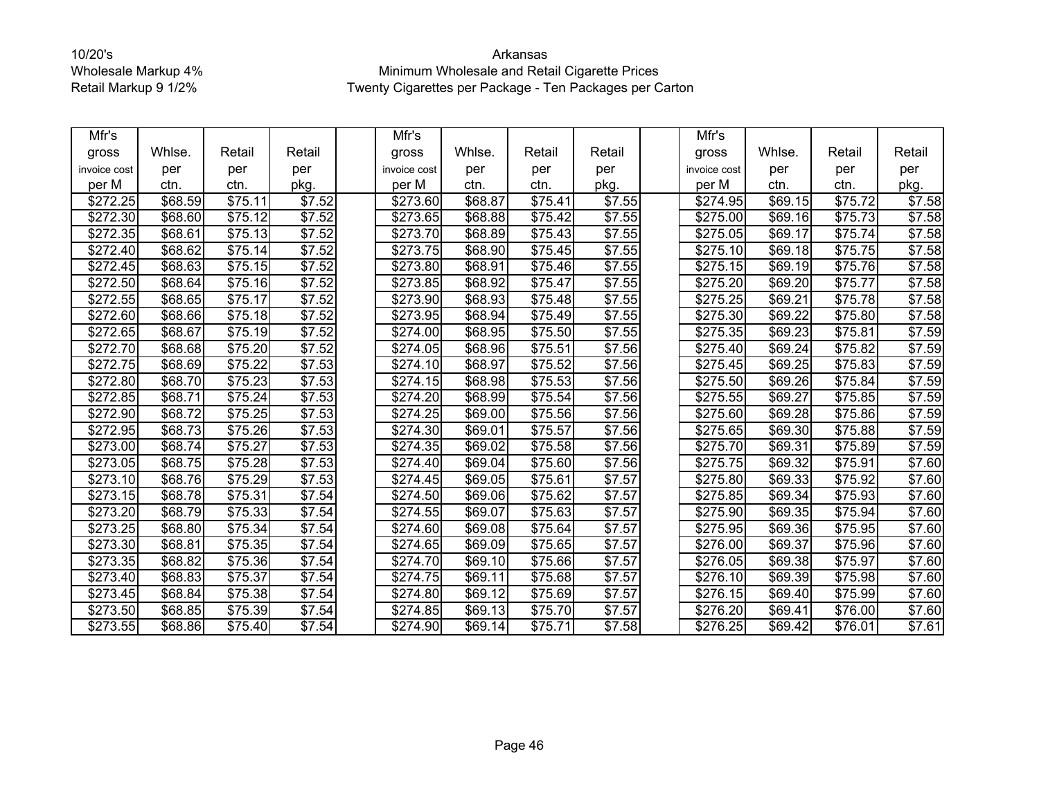10/20's
Wholesale Markup 4%
Retail Markup 9 1/2%

Arkansas
Minimum Wholesale and Retail Cigarette Prices
Twenty Cigarettes per Package - Ten Packages per Carton

| Mfr's gross invoice cost per M | Whlse. per ctn. | Retail per ctn. | Retail per pkg. | | Mfr's gross invoice cost per M | Whlse. per ctn. | Retail per ctn. | Retail per pkg. | | Mfr's gross invoice cost per M | Whlse. per ctn. | Retail per ctn. | Retail per pkg. |
|---|---|---|---|---|---|---|---|---|---|---|---|---|---|
| $272.25 | $68.59 | $75.11 | $7.52 | | $273.60 | $68.87 | $75.41 | $7.55 | | $274.95 | $69.15 | $75.72 | $7.58 |
| $272.30 | $68.60 | $75.12 | $7.52 | | $273.65 | $68.88 | $75.42 | $7.55 | | $275.00 | $69.16 | $75.73 | $7.58 |
| $272.35 | $68.61 | $75.13 | $7.52 | | $273.70 | $68.89 | $75.43 | $7.55 | | $275.05 | $69.17 | $75.74 | $7.58 |
| $272.40 | $68.62 | $75.14 | $7.52 | | $273.75 | $68.90 | $75.45 | $7.55 | | $275.10 | $69.18 | $75.75 | $7.58 |
| $272.45 | $68.63 | $75.15 | $7.52 | | $273.80 | $68.91 | $75.46 | $7.55 | | $275.15 | $69.19 | $75.76 | $7.58 |
| $272.50 | $68.64 | $75.16 | $7.52 | | $273.85 | $68.92 | $75.47 | $7.55 | | $275.20 | $69.20 | $75.77 | $7.58 |
| $272.55 | $68.65 | $75.17 | $7.52 | | $273.90 | $68.93 | $75.48 | $7.55 | | $275.25 | $69.21 | $75.78 | $7.58 |
| $272.60 | $68.66 | $75.18 | $7.52 | | $273.95 | $68.94 | $75.49 | $7.55 | | $275.30 | $69.22 | $75.80 | $7.58 |
| $272.65 | $68.67 | $75.19 | $7.52 | | $274.00 | $68.95 | $75.50 | $7.55 | | $275.35 | $69.23 | $75.81 | $7.59 |
| $272.70 | $68.68 | $75.20 | $7.52 | | $274.05 | $68.96 | $75.51 | $7.56 | | $275.40 | $69.24 | $75.82 | $7.59 |
| $272.75 | $68.69 | $75.22 | $7.53 | | $274.10 | $68.97 | $75.52 | $7.56 | | $275.45 | $69.25 | $75.83 | $7.59 |
| $272.80 | $68.70 | $75.23 | $7.53 | | $274.15 | $68.98 | $75.53 | $7.56 | | $275.50 | $69.26 | $75.84 | $7.59 |
| $272.85 | $68.71 | $75.24 | $7.53 | | $274.20 | $68.99 | $75.54 | $7.56 | | $275.55 | $69.27 | $75.85 | $7.59 |
| $272.90 | $68.72 | $75.25 | $7.53 | | $274.25 | $69.00 | $75.56 | $7.56 | | $275.60 | $69.28 | $75.86 | $7.59 |
| $272.95 | $68.73 | $75.26 | $7.53 | | $274.30 | $69.01 | $75.57 | $7.56 | | $275.65 | $69.30 | $75.88 | $7.59 |
| $273.00 | $68.74 | $75.27 | $7.53 | | $274.35 | $69.02 | $75.58 | $7.56 | | $275.70 | $69.31 | $75.89 | $7.59 |
| $273.05 | $68.75 | $75.28 | $7.53 | | $274.40 | $69.04 | $75.60 | $7.56 | | $275.75 | $69.32 | $75.91 | $7.60 |
| $273.10 | $68.76 | $75.29 | $7.53 | | $274.45 | $69.05 | $75.61 | $7.57 | | $275.80 | $69.33 | $75.92 | $7.60 |
| $273.15 | $68.78 | $75.31 | $7.54 | | $274.50 | $69.06 | $75.62 | $7.57 | | $275.85 | $69.34 | $75.93 | $7.60 |
| $273.20 | $68.79 | $75.33 | $7.54 | | $274.55 | $69.07 | $75.63 | $7.57 | | $275.90 | $69.35 | $75.94 | $7.60 |
| $273.25 | $68.80 | $75.34 | $7.54 | | $274.60 | $69.08 | $75.64 | $7.57 | | $275.95 | $69.36 | $75.95 | $7.60 |
| $273.30 | $68.81 | $75.35 | $7.54 | | $274.65 | $69.09 | $75.65 | $7.57 | | $276.00 | $69.37 | $75.96 | $7.60 |
| $273.35 | $68.82 | $75.36 | $7.54 | | $274.70 | $69.10 | $75.66 | $7.57 | | $276.05 | $69.38 | $75.97 | $7.60 |
| $273.40 | $68.83 | $75.37 | $7.54 | | $274.75 | $69.11 | $75.68 | $7.57 | | $276.10 | $69.39 | $75.98 | $7.60 |
| $273.45 | $68.84 | $75.38 | $7.54 | | $274.80 | $69.12 | $75.69 | $7.57 | | $276.15 | $69.40 | $75.99 | $7.60 |
| $273.50 | $68.85 | $75.39 | $7.54 | | $274.85 | $69.13 | $75.70 | $7.57 | | $276.20 | $69.41 | $76.00 | $7.60 |
| $273.55 | $68.86 | $75.40 | $7.54 | | $274.90 | $69.14 | $75.71 | $7.58 | | $276.25 | $69.42 | $76.01 | $7.61 |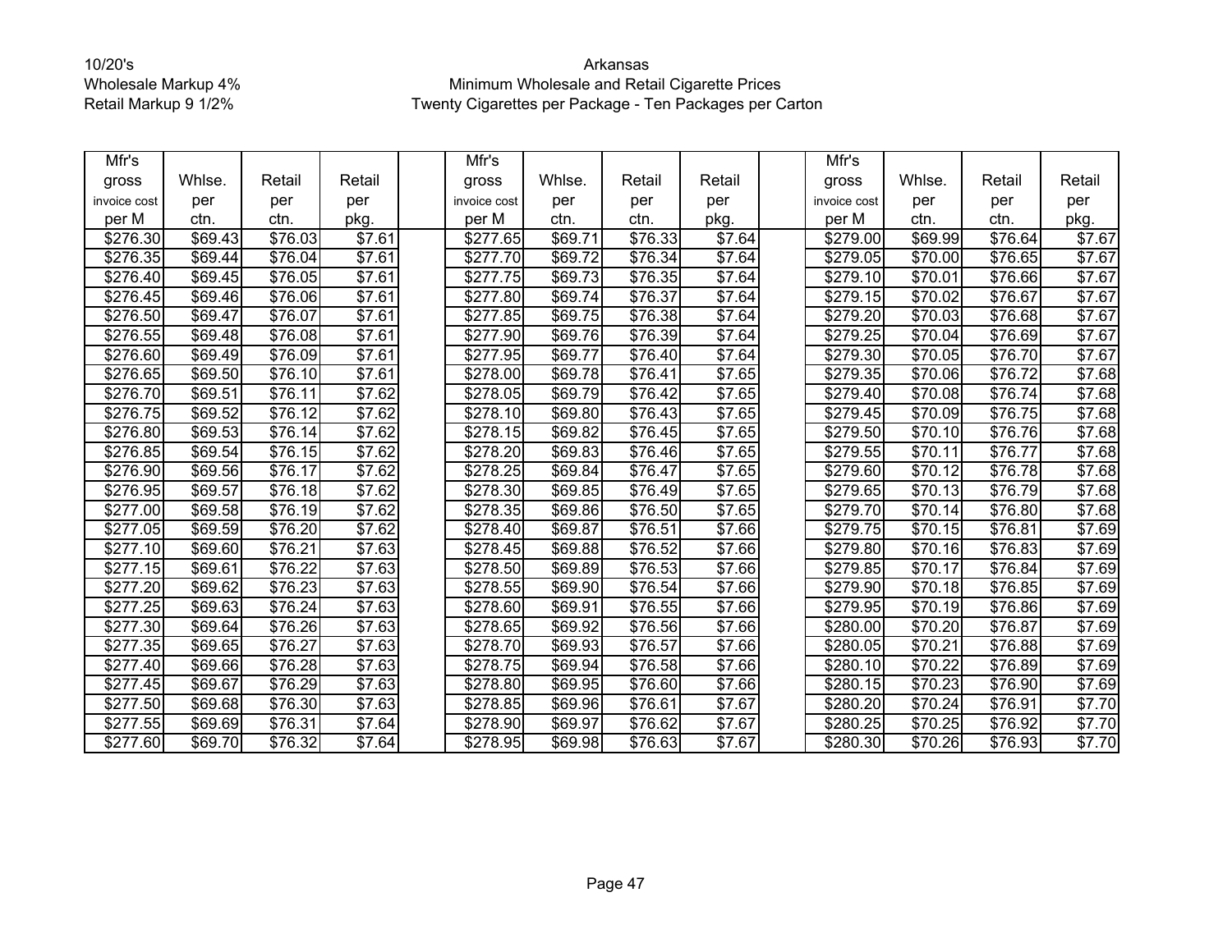10/20's
Wholesale Markup 4%
Retail Markup 9 1/2%

Arkansas
Minimum Wholesale and Retail Cigarette Prices
Twenty Cigarettes per Package - Ten Packages per Carton

| Mfr's gross invoice cost per M | Whlse. per ctn. | Retail per ctn. | Retail per pkg. | | Mfr's gross invoice cost per M | Whlse. per ctn. | Retail per ctn. | Retail per pkg. | | Mfr's gross invoice cost per M | Whlse. per ctn. | Retail per ctn. | Retail per pkg. |
|---|---|---|---|---|---|---|---|---|---|---|---|---|---|
| $276.30 | $69.43 | $76.03 | $7.61 | | $277.65 | $69.71 | $76.33 | $7.64 | | $279.00 | $69.99 | $76.64 | $7.67 |
| $276.35 | $69.44 | $76.04 | $7.61 | | $277.70 | $69.72 | $76.34 | $7.64 | | $279.05 | $70.00 | $76.65 | $7.67 |
| $276.40 | $69.45 | $76.05 | $7.61 | | $277.75 | $69.73 | $76.35 | $7.64 | | $279.10 | $70.01 | $76.66 | $7.67 |
| $276.45 | $69.46 | $76.06 | $7.61 | | $277.80 | $69.74 | $76.37 | $7.64 | | $279.15 | $70.02 | $76.67 | $7.67 |
| $276.50 | $69.47 | $76.07 | $7.61 | | $277.85 | $69.75 | $76.38 | $7.64 | | $279.20 | $70.03 | $76.68 | $7.67 |
| $276.55 | $69.48 | $76.08 | $7.61 | | $277.90 | $69.76 | $76.39 | $7.64 | | $279.25 | $70.04 | $76.69 | $7.67 |
| $276.60 | $69.49 | $76.09 | $7.61 | | $277.95 | $69.77 | $76.40 | $7.64 | | $279.30 | $70.05 | $76.70 | $7.67 |
| $276.65 | $69.50 | $76.10 | $7.61 | | $278.00 | $69.78 | $76.41 | $7.65 | | $279.35 | $70.06 | $76.72 | $7.68 |
| $276.70 | $69.51 | $76.11 | $7.62 | | $278.05 | $69.79 | $76.42 | $7.65 | | $279.40 | $70.08 | $76.74 | $7.68 |
| $276.75 | $69.52 | $76.12 | $7.62 | | $278.10 | $69.80 | $76.43 | $7.65 | | $279.45 | $70.09 | $76.75 | $7.68 |
| $276.80 | $69.53 | $76.14 | $7.62 | | $278.15 | $69.82 | $76.45 | $7.65 | | $279.50 | $70.10 | $76.76 | $7.68 |
| $276.85 | $69.54 | $76.15 | $7.62 | | $278.20 | $69.83 | $76.46 | $7.65 | | $279.55 | $70.11 | $76.77 | $7.68 |
| $276.90 | $69.56 | $76.17 | $7.62 | | $278.25 | $69.84 | $76.47 | $7.65 | | $279.60 | $70.12 | $76.78 | $7.68 |
| $276.95 | $69.57 | $76.18 | $7.62 | | $278.30 | $69.85 | $76.49 | $7.65 | | $279.65 | $70.13 | $76.79 | $7.68 |
| $277.00 | $69.58 | $76.19 | $7.62 | | $278.35 | $69.86 | $76.50 | $7.65 | | $279.70 | $70.14 | $76.80 | $7.68 |
| $277.05 | $69.59 | $76.20 | $7.62 | | $278.40 | $69.87 | $76.51 | $7.66 | | $279.75 | $70.15 | $76.81 | $7.69 |
| $277.10 | $69.60 | $76.21 | $7.63 | | $278.45 | $69.88 | $76.52 | $7.66 | | $279.80 | $70.16 | $76.83 | $7.69 |
| $277.15 | $69.61 | $76.22 | $7.63 | | $278.50 | $69.89 | $76.53 | $7.66 | | $279.85 | $70.17 | $76.84 | $7.69 |
| $277.20 | $69.62 | $76.23 | $7.63 | | $278.55 | $69.90 | $76.54 | $7.66 | | $279.90 | $70.18 | $76.85 | $7.69 |
| $277.25 | $69.63 | $76.24 | $7.63 | | $278.60 | $69.91 | $76.55 | $7.66 | | $279.95 | $70.19 | $76.86 | $7.69 |
| $277.30 | $69.64 | $76.26 | $7.63 | | $278.65 | $69.92 | $76.56 | $7.66 | | $280.00 | $70.20 | $76.87 | $7.69 |
| $277.35 | $69.65 | $76.27 | $7.63 | | $278.70 | $69.93 | $76.57 | $7.66 | | $280.05 | $70.21 | $76.88 | $7.69 |
| $277.40 | $69.66 | $76.28 | $7.63 | | $278.75 | $69.94 | $76.58 | $7.66 | | $280.10 | $70.22 | $76.89 | $7.69 |
| $277.45 | $69.67 | $76.29 | $7.63 | | $278.80 | $69.95 | $76.60 | $7.66 | | $280.15 | $70.23 | $76.90 | $7.69 |
| $277.50 | $69.68 | $76.30 | $7.63 | | $278.85 | $69.96 | $76.61 | $7.67 | | $280.20 | $70.24 | $76.91 | $7.70 |
| $277.55 | $69.69 | $76.31 | $7.64 | | $278.90 | $69.97 | $76.62 | $7.67 | | $280.25 | $70.25 | $76.92 | $7.70 |
| $277.60 | $69.70 | $76.32 | $7.64 | | $278.95 | $69.98 | $76.63 | $7.67 | | $280.30 | $70.26 | $76.93 | $7.70 |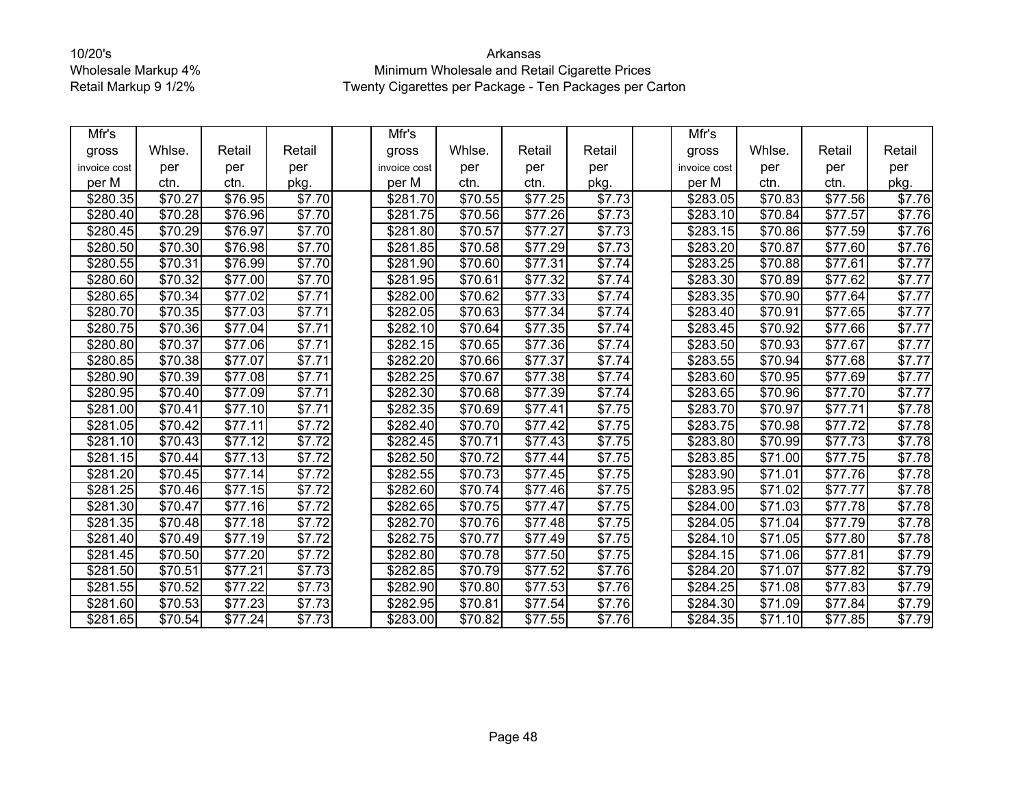10/20's
Wholesale Markup 4%
Retail Markup 9 1/2%

Arkansas
Minimum Wholesale and Retail Cigarette Prices
Twenty Cigarettes per Package - Ten Packages per Carton

| Mfr's gross invoice cost per M | Whlse. per ctn. | Retail per ctn. | Retail per pkg. | | Mfr's gross invoice cost per M | Whlse. per ctn. | Retail per ctn. | Retail per pkg. | | Mfr's gross invoice cost per M | Whlse. per ctn. | Retail per ctn. | Retail per pkg. |
|---|---|---|---|---|---|---|---|---|---|---|---|---|---|
| $280.35 | $70.27 | $76.95 | $7.70 | | $281.70 | $70.55 | $77.25 | $7.73 | | $283.05 | $70.83 | $77.56 | $7.76 |
| $280.40 | $70.28 | $76.96 | $7.70 | | $281.75 | $70.56 | $77.26 | $7.73 | | $283.10 | $70.84 | $77.57 | $7.76 |
| $280.45 | $70.29 | $76.97 | $7.70 | | $281.80 | $70.57 | $77.27 | $7.73 | | $283.15 | $70.86 | $77.59 | $7.76 |
| $280.50 | $70.30 | $76.98 | $7.70 | | $281.85 | $70.58 | $77.29 | $7.73 | | $283.20 | $70.87 | $77.60 | $7.76 |
| $280.55 | $70.31 | $76.99 | $7.70 | | $281.90 | $70.60 | $77.31 | $7.74 | | $283.25 | $70.88 | $77.61 | $7.77 |
| $280.60 | $70.32 | $77.00 | $7.70 | | $281.95 | $70.61 | $77.32 | $7.74 | | $283.30 | $70.89 | $77.62 | $7.77 |
| $280.65 | $70.34 | $77.02 | $7.71 | | $282.00 | $70.62 | $77.33 | $7.74 | | $283.35 | $70.90 | $77.64 | $7.77 |
| $280.70 | $70.35 | $77.03 | $7.71 | | $282.05 | $70.63 | $77.34 | $7.74 | | $283.40 | $70.91 | $77.65 | $7.77 |
| $280.75 | $70.36 | $77.04 | $7.71 | | $282.10 | $70.64 | $77.35 | $7.74 | | $283.45 | $70.92 | $77.66 | $7.77 |
| $280.80 | $70.37 | $77.06 | $7.71 | | $282.15 | $70.65 | $77.36 | $7.74 | | $283.50 | $70.93 | $77.67 | $7.77 |
| $280.85 | $70.38 | $77.07 | $7.71 | | $282.20 | $70.66 | $77.37 | $7.74 | | $283.55 | $70.94 | $77.68 | $7.77 |
| $280.90 | $70.39 | $77.08 | $7.71 | | $282.25 | $70.67 | $77.38 | $7.74 | | $283.60 | $70.95 | $77.69 | $7.77 |
| $280.95 | $70.40 | $77.09 | $7.71 | | $282.30 | $70.68 | $77.39 | $7.74 | | $283.65 | $70.96 | $77.70 | $7.77 |
| $281.00 | $70.41 | $77.10 | $7.71 | | $282.35 | $70.69 | $77.41 | $7.75 | | $283.70 | $70.97 | $77.71 | $7.78 |
| $281.05 | $70.42 | $77.11 | $7.72 | | $282.40 | $70.70 | $77.42 | $7.75 | | $283.75 | $70.98 | $77.72 | $7.78 |
| $281.10 | $70.43 | $77.12 | $7.72 | | $282.45 | $70.71 | $77.43 | $7.75 | | $283.80 | $70.99 | $77.73 | $7.78 |
| $281.15 | $70.44 | $77.13 | $7.72 | | $282.50 | $70.72 | $77.44 | $7.75 | | $283.85 | $71.00 | $77.75 | $7.78 |
| $281.20 | $70.45 | $77.14 | $7.72 | | $282.55 | $70.73 | $77.45 | $7.75 | | $283.90 | $71.01 | $77.76 | $7.78 |
| $281.25 | $70.46 | $77.15 | $7.72 | | $282.60 | $70.74 | $77.46 | $7.75 | | $283.95 | $71.02 | $77.77 | $7.78 |
| $281.30 | $70.47 | $77.16 | $7.72 | | $282.65 | $70.75 | $77.47 | $7.75 | | $284.00 | $71.03 | $77.78 | $7.78 |
| $281.35 | $70.48 | $77.18 | $7.72 | | $282.70 | $70.76 | $77.48 | $7.75 | | $284.05 | $71.04 | $77.79 | $7.78 |
| $281.40 | $70.49 | $77.19 | $7.72 | | $282.75 | $70.77 | $77.49 | $7.75 | | $284.10 | $71.05 | $77.80 | $7.78 |
| $281.45 | $70.50 | $77.20 | $7.72 | | $282.80 | $70.78 | $77.50 | $7.75 | | $284.15 | $71.06 | $77.81 | $7.79 |
| $281.50 | $70.51 | $77.21 | $7.73 | | $282.85 | $70.79 | $77.52 | $7.76 | | $284.20 | $71.07 | $77.82 | $7.79 |
| $281.55 | $70.52 | $77.22 | $7.73 | | $282.90 | $70.80 | $77.53 | $7.76 | | $284.25 | $71.08 | $77.83 | $7.79 |
| $281.60 | $70.53 | $77.23 | $7.73 | | $282.95 | $70.81 | $77.54 | $7.76 | | $284.30 | $71.09 | $77.84 | $7.79 |
| $281.65 | $70.54 | $77.24 | $7.73 | | $283.00 | $70.82 | $77.55 | $7.76 | | $284.35 | $71.10 | $77.85 | $7.79 |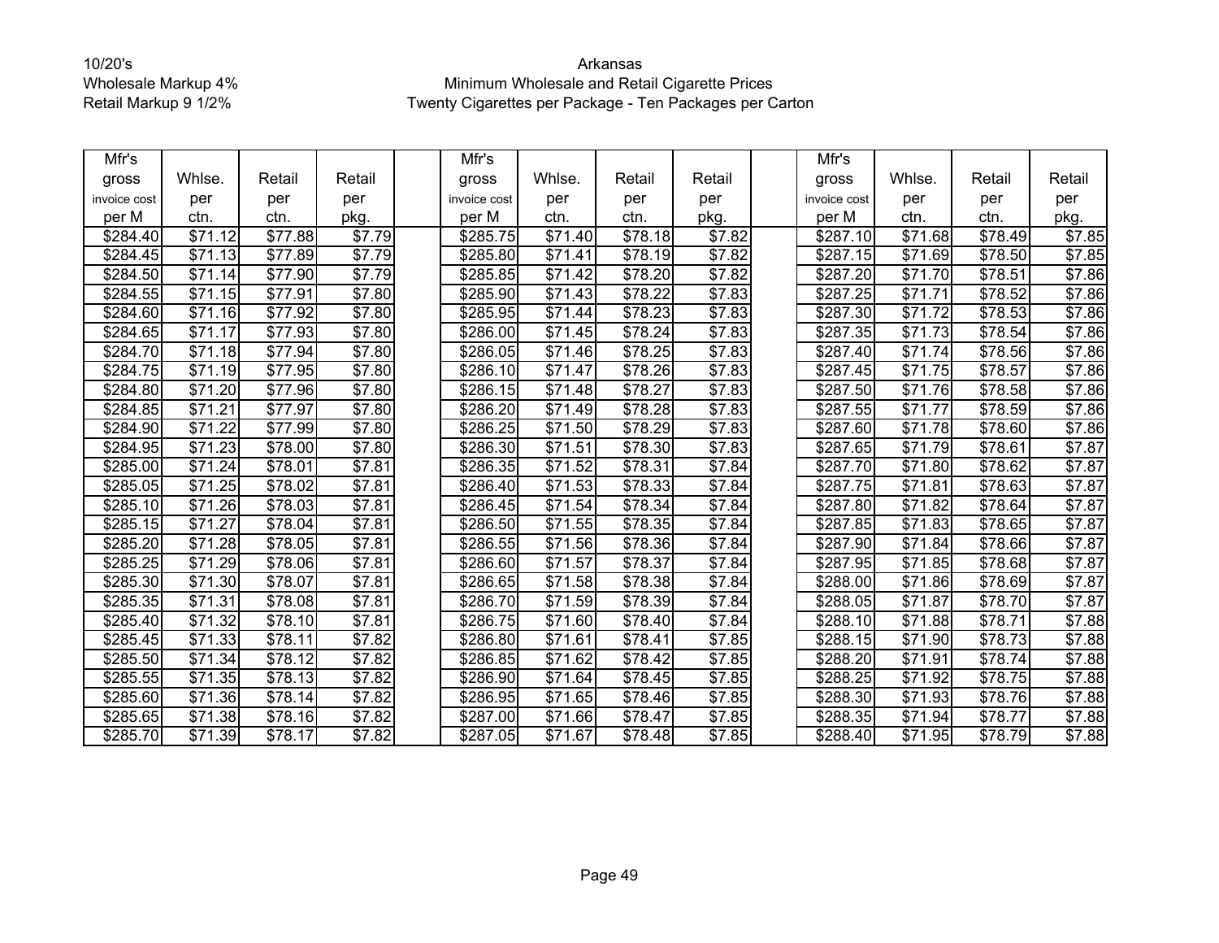10/20's
Wholesale Markup 4%
Retail Markup 9 1/2%

Arkansas
Minimum Wholesale and Retail Cigarette Prices
Twenty Cigarettes per Package - Ten Packages per Carton

| Mfr's gross invoice cost per M | Whlse. per ctn. | Retail per ctn. | Retail per pkg. | | Mfr's gross invoice cost per M | Whlse. per ctn. | Retail per ctn. | Retail per pkg. | | Mfr's gross invoice cost per M | Whlse. per ctn. | Retail per ctn. | Retail per pkg. |
|---|---|---|---|---|---|---|---|---|---|---|---|---|---|
| $284.40 | $71.12 | $77.88 | $7.79 | | $285.75 | $71.40 | $78.18 | $7.82 | | $287.10 | $71.68 | $78.49 | $7.85 |
| $284.45 | $71.13 | $77.89 | $7.79 | | $285.80 | $71.41 | $78.19 | $7.82 | | $287.15 | $71.69 | $78.50 | $7.85 |
| $284.50 | $71.14 | $77.90 | $7.79 | | $285.85 | $71.42 | $78.20 | $7.82 | | $287.20 | $71.70 | $78.51 | $7.86 |
| $284.55 | $71.15 | $77.91 | $7.80 | | $285.90 | $71.43 | $78.22 | $7.83 | | $287.25 | $71.71 | $78.52 | $7.86 |
| $284.60 | $71.16 | $77.92 | $7.80 | | $285.95 | $71.44 | $78.23 | $7.83 | | $287.30 | $71.72 | $78.53 | $7.86 |
| $284.65 | $71.17 | $77.93 | $7.80 | | $286.00 | $71.45 | $78.24 | $7.83 | | $287.35 | $71.73 | $78.54 | $7.86 |
| $284.70 | $71.18 | $77.94 | $7.80 | | $286.05 | $71.46 | $78.25 | $7.83 | | $287.40 | $71.74 | $78.56 | $7.86 |
| $284.75 | $71.19 | $77.95 | $7.80 | | $286.10 | $71.47 | $78.26 | $7.83 | | $287.45 | $71.75 | $78.57 | $7.86 |
| $284.80 | $71.20 | $77.96 | $7.80 | | $286.15 | $71.48 | $78.27 | $7.83 | | $287.50 | $71.76 | $78.58 | $7.86 |
| $284.85 | $71.21 | $77.97 | $7.80 | | $286.20 | $71.49 | $78.28 | $7.83 | | $287.55 | $71.77 | $78.59 | $7.86 |
| $284.90 | $71.22 | $77.99 | $7.80 | | $286.25 | $71.50 | $78.29 | $7.83 | | $287.60 | $71.78 | $78.60 | $7.86 |
| $284.95 | $71.23 | $78.00 | $7.80 | | $286.30 | $71.51 | $78.30 | $7.83 | | $287.65 | $71.79 | $78.61 | $7.87 |
| $285.00 | $71.24 | $78.01 | $7.81 | | $286.35 | $71.52 | $78.31 | $7.84 | | $287.70 | $71.80 | $78.62 | $7.87 |
| $285.05 | $71.25 | $78.02 | $7.81 | | $286.40 | $71.53 | $78.33 | $7.84 | | $287.75 | $71.81 | $78.63 | $7.87 |
| $285.10 | $71.26 | $78.03 | $7.81 | | $286.45 | $71.54 | $78.34 | $7.84 | | $287.80 | $71.82 | $78.64 | $7.87 |
| $285.15 | $71.27 | $78.04 | $7.81 | | $286.50 | $71.55 | $78.35 | $7.84 | | $287.85 | $71.83 | $78.65 | $7.87 |
| $285.20 | $71.28 | $78.05 | $7.81 | | $286.55 | $71.56 | $78.36 | $7.84 | | $287.90 | $71.84 | $78.66 | $7.87 |
| $285.25 | $71.29 | $78.06 | $7.81 | | $286.60 | $71.57 | $78.37 | $7.84 | | $287.95 | $71.85 | $78.68 | $7.87 |
| $285.30 | $71.30 | $78.07 | $7.81 | | $286.65 | $71.58 | $78.38 | $7.84 | | $288.00 | $71.86 | $78.69 | $7.87 |
| $285.35 | $71.31 | $78.08 | $7.81 | | $286.70 | $71.59 | $78.39 | $7.84 | | $288.05 | $71.87 | $78.70 | $7.87 |
| $285.40 | $71.32 | $78.10 | $7.81 | | $286.75 | $71.60 | $78.40 | $7.84 | | $288.10 | $71.88 | $78.71 | $7.88 |
| $285.45 | $71.33 | $78.11 | $7.82 | | $286.80 | $71.61 | $78.41 | $7.85 | | $288.15 | $71.90 | $78.73 | $7.88 |
| $285.50 | $71.34 | $78.12 | $7.82 | | $286.85 | $71.62 | $78.42 | $7.85 | | $288.20 | $71.91 | $78.74 | $7.88 |
| $285.55 | $71.35 | $78.13 | $7.82 | | $286.90 | $71.64 | $78.45 | $7.85 | | $288.25 | $71.92 | $78.75 | $7.88 |
| $285.60 | $71.36 | $78.14 | $7.82 | | $286.95 | $71.65 | $78.46 | $7.85 | | $288.30 | $71.93 | $78.76 | $7.88 |
| $285.65 | $71.38 | $78.16 | $7.82 | | $287.00 | $71.66 | $78.47 | $7.85 | | $288.35 | $71.94 | $78.77 | $7.88 |
| $285.70 | $71.39 | $78.17 | $7.82 | | $287.05 | $71.67 | $78.48 | $7.85 | | $288.40 | $71.95 | $78.79 | $7.88 |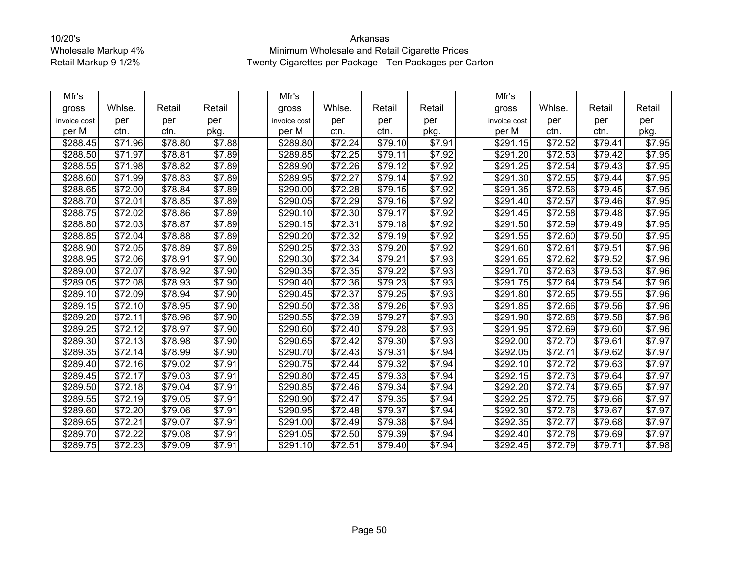10/20's
Wholesale Markup 4%
Retail Markup 9 1/2%

Arkansas
Minimum Wholesale and Retail Cigarette Prices
Twenty Cigarettes per Package - Ten Packages per Carton

| Mfr's gross invoice cost per M | Whlse. per ctn. | Retail per ctn. | Retail per pkg. | | Mfr's gross invoice cost per M | Whlse. per ctn. | Retail per ctn. | Retail per pkg. | | Mfr's gross invoice cost per M | Whlse. per ctn. | Retail per ctn. | Retail per pkg. |
|---|---|---|---|---|---|---|---|---|---|---|---|---|---|
| $288.45 | $71.96 | $78.80 | $7.88 | | $289.80 | $72.24 | $79.10 | $7.91 | | $291.15 | $72.52 | $79.41 | $7.95 |
| $288.50 | $71.97 | $78.81 | $7.89 | | $289.85 | $72.25 | $79.11 | $7.92 | | $291.20 | $72.53 | $79.42 | $7.95 |
| $288.55 | $71.98 | $78.82 | $7.89 | | $289.90 | $72.26 | $79.12 | $7.92 | | $291.25 | $72.54 | $79.43 | $7.95 |
| $288.60 | $71.99 | $78.83 | $7.89 | | $289.95 | $72.27 | $79.14 | $7.92 | | $291.30 | $72.55 | $79.44 | $7.95 |
| $288.65 | $72.00 | $78.84 | $7.89 | | $290.00 | $72.28 | $79.15 | $7.92 | | $291.35 | $72.56 | $79.45 | $7.95 |
| $288.70 | $72.01 | $78.85 | $7.89 | | $290.05 | $72.29 | $79.16 | $7.92 | | $291.40 | $72.57 | $79.46 | $7.95 |
| $288.75 | $72.02 | $78.86 | $7.89 | | $290.10 | $72.30 | $79.17 | $7.92 | | $291.45 | $72.58 | $79.48 | $7.95 |
| $288.80 | $72.03 | $78.87 | $7.89 | | $290.15 | $72.31 | $79.18 | $7.92 | | $291.50 | $72.59 | $79.49 | $7.95 |
| $288.85 | $72.04 | $78.88 | $7.89 | | $290.20 | $72.32 | $79.19 | $7.92 | | $291.55 | $72.60 | $79.50 | $7.95 |
| $288.90 | $72.05 | $78.89 | $7.89 | | $290.25 | $72.33 | $79.20 | $7.92 | | $291.60 | $72.61 | $79.51 | $7.96 |
| $288.95 | $72.06 | $78.91 | $7.90 | | $290.30 | $72.34 | $79.21 | $7.93 | | $291.65 | $72.62 | $79.52 | $7.96 |
| $289.00 | $72.07 | $78.92 | $7.90 | | $290.35 | $72.35 | $79.22 | $7.93 | | $291.70 | $72.63 | $79.53 | $7.96 |
| $289.05 | $72.08 | $78.93 | $7.90 | | $290.40 | $72.36 | $79.23 | $7.93 | | $291.75 | $72.64 | $79.54 | $7.96 |
| $289.10 | $72.09 | $78.94 | $7.90 | | $290.45 | $72.37 | $79.25 | $7.93 | | $291.80 | $72.65 | $79.55 | $7.96 |
| $289.15 | $72.10 | $78.95 | $7.90 | | $290.50 | $72.38 | $79.26 | $7.93 | | $291.85 | $72.66 | $79.56 | $7.96 |
| $289.20 | $72.11 | $78.96 | $7.90 | | $290.55 | $72.39 | $79.27 | $7.93 | | $291.90 | $72.68 | $79.58 | $7.96 |
| $289.25 | $72.12 | $78.97 | $7.90 | | $290.60 | $72.40 | $79.28 | $7.93 | | $291.95 | $72.69 | $79.60 | $7.96 |
| $289.30 | $72.13 | $78.98 | $7.90 | | $290.65 | $72.42 | $79.30 | $7.93 | | $292.00 | $72.70 | $79.61 | $7.97 |
| $289.35 | $72.14 | $78.99 | $7.90 | | $290.70 | $72.43 | $79.31 | $7.94 | | $292.05 | $72.71 | $79.62 | $7.97 |
| $289.40 | $72.16 | $79.02 | $7.91 | | $290.75 | $72.44 | $79.32 | $7.94 | | $292.10 | $72.72 | $79.63 | $7.97 |
| $289.45 | $72.17 | $79.03 | $7.91 | | $290.80 | $72.45 | $79.33 | $7.94 | | $292.15 | $72.73 | $79.64 | $7.97 |
| $289.50 | $72.18 | $79.04 | $7.91 | | $290.85 | $72.46 | $79.34 | $7.94 | | $292.20 | $72.74 | $79.65 | $7.97 |
| $289.55 | $72.19 | $79.05 | $7.91 | | $290.90 | $72.47 | $79.35 | $7.94 | | $292.25 | $72.75 | $79.66 | $7.97 |
| $289.60 | $72.20 | $79.06 | $7.91 | | $290.95 | $72.48 | $79.37 | $7.94 | | $292.30 | $72.76 | $79.67 | $7.97 |
| $289.65 | $72.21 | $79.07 | $7.91 | | $291.00 | $72.49 | $79.38 | $7.94 | | $292.35 | $72.77 | $79.68 | $7.97 |
| $289.70 | $72.22 | $79.08 | $7.91 | | $291.05 | $72.50 | $79.39 | $7.94 | | $292.40 | $72.78 | $79.69 | $7.97 |
| $289.75 | $72.23 | $79.09 | $7.91 | | $291.10 | $72.51 | $79.40 | $7.94 | | $292.45 | $72.79 | $79.71 | $7.98 |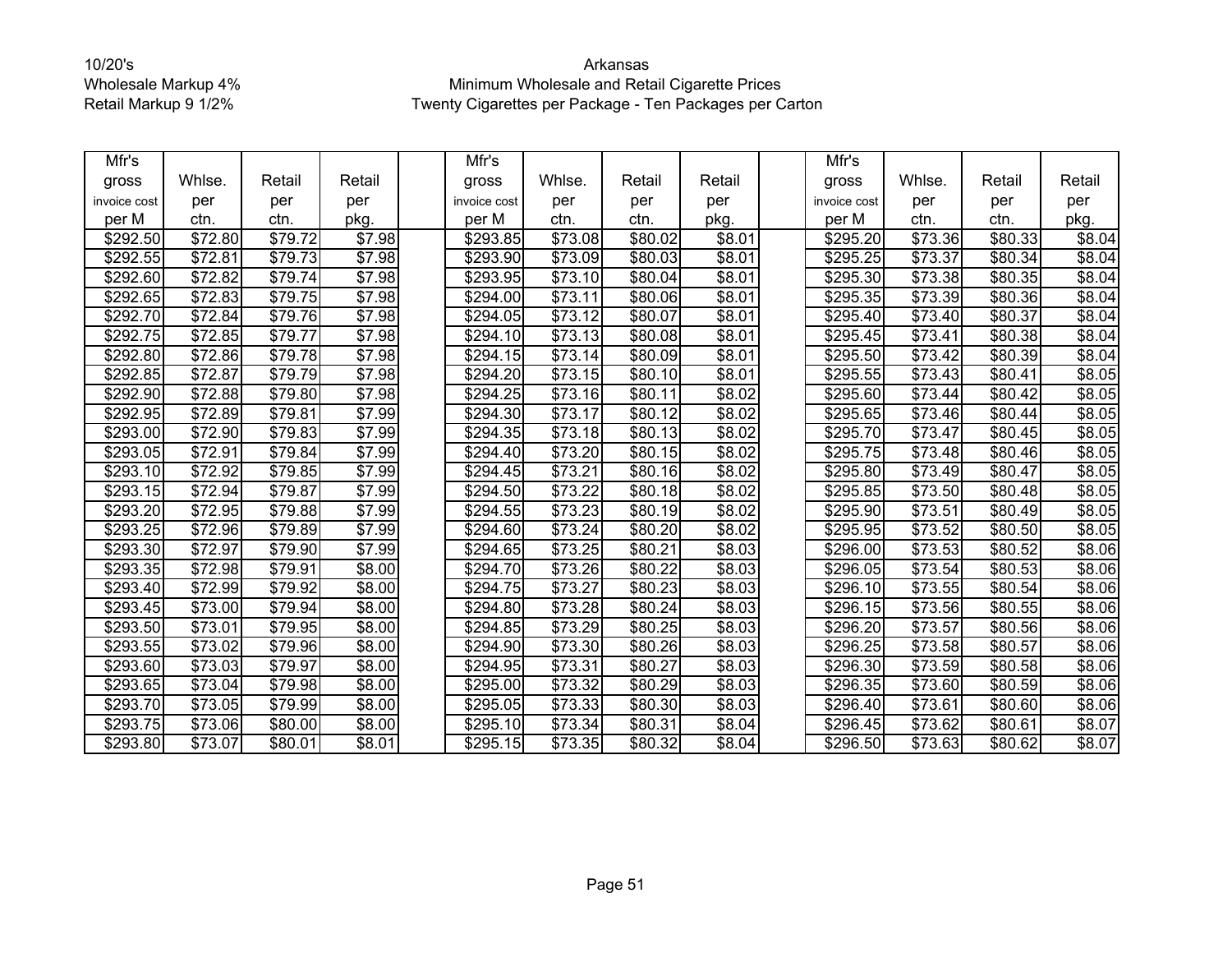10/20's
Wholesale Markup 4%
Retail Markup 9 1/2%

Arkansas
Minimum Wholesale and Retail Cigarette Prices
Twenty Cigarettes per Package - Ten Packages per Carton

| Mfr's gross invoice cost per M | Whlse. per ctn. | Retail per ctn. | Retail per pkg. | | Mfr's gross invoice cost per M | Whlse. per ctn. | Retail per ctn. | Retail per pkg. | | Mfr's gross invoice cost per M | Whlse. per ctn. | Retail per ctn. | Retail per pkg. |
|---|---|---|---|---|---|---|---|---|---|---|---|---|---|
| $292.50 | $72.80 | $79.72 | $7.98 | | $293.85 | $73.08 | $80.02 | $8.01 | | $295.20 | $73.36 | $80.33 | $8.04 |
| $292.55 | $72.81 | $79.73 | $7.98 | | $293.90 | $73.09 | $80.03 | $8.01 | | $295.25 | $73.37 | $80.34 | $8.04 |
| $292.60 | $72.82 | $79.74 | $7.98 | | $293.95 | $73.10 | $80.04 | $8.01 | | $295.30 | $73.38 | $80.35 | $8.04 |
| $292.65 | $72.83 | $79.75 | $7.98 | | $294.00 | $73.11 | $80.06 | $8.01 | | $295.35 | $73.39 | $80.36 | $8.04 |
| $292.70 | $72.84 | $79.76 | $7.98 | | $294.05 | $73.12 | $80.07 | $8.01 | | $295.40 | $73.40 | $80.37 | $8.04 |
| $292.75 | $72.85 | $79.77 | $7.98 | | $294.10 | $73.13 | $80.08 | $8.01 | | $295.45 | $73.41 | $80.38 | $8.04 |
| $292.80 | $72.86 | $79.78 | $7.98 | | $294.15 | $73.14 | $80.09 | $8.01 | | $295.50 | $73.42 | $80.39 | $8.04 |
| $292.85 | $72.87 | $79.79 | $7.98 | | $294.20 | $73.15 | $80.10 | $8.01 | | $295.55 | $73.43 | $80.41 | $8.05 |
| $292.90 | $72.88 | $79.80 | $7.98 | | $294.25 | $73.16 | $80.11 | $8.02 | | $295.60 | $73.44 | $80.42 | $8.05 |
| $292.95 | $72.89 | $79.81 | $7.99 | | $294.30 | $73.17 | $80.12 | $8.02 | | $295.65 | $73.46 | $80.44 | $8.05 |
| $293.00 | $72.90 | $79.83 | $7.99 | | $294.35 | $73.18 | $80.13 | $8.02 | | $295.70 | $73.47 | $80.45 | $8.05 |
| $293.05 | $72.91 | $79.84 | $7.99 | | $294.40 | $73.20 | $80.15 | $8.02 | | $295.75 | $73.48 | $80.46 | $8.05 |
| $293.10 | $72.92 | $79.85 | $7.99 | | $294.45 | $73.21 | $80.16 | $8.02 | | $295.80 | $73.49 | $80.47 | $8.05 |
| $293.15 | $72.94 | $79.87 | $7.99 | | $294.50 | $73.22 | $80.18 | $8.02 | | $295.85 | $73.50 | $80.48 | $8.05 |
| $293.20 | $72.95 | $79.88 | $7.99 | | $294.55 | $73.23 | $80.19 | $8.02 | | $295.90 | $73.51 | $80.49 | $8.05 |
| $293.25 | $72.96 | $79.89 | $7.99 | | $294.60 | $73.24 | $80.20 | $8.02 | | $295.95 | $73.52 | $80.50 | $8.05 |
| $293.30 | $72.97 | $79.90 | $7.99 | | $294.65 | $73.25 | $80.21 | $8.03 | | $296.00 | $73.53 | $80.52 | $8.06 |
| $293.35 | $72.98 | $79.91 | $8.00 | | $294.70 | $73.26 | $80.22 | $8.03 | | $296.05 | $73.54 | $80.53 | $8.06 |
| $293.40 | $72.99 | $79.92 | $8.00 | | $294.75 | $73.27 | $80.23 | $8.03 | | $296.10 | $73.55 | $80.54 | $8.06 |
| $293.45 | $73.00 | $79.94 | $8.00 | | $294.80 | $73.28 | $80.24 | $8.03 | | $296.15 | $73.56 | $80.55 | $8.06 |
| $293.50 | $73.01 | $79.95 | $8.00 | | $294.85 | $73.29 | $80.25 | $8.03 | | $296.20 | $73.57 | $80.56 | $8.06 |
| $293.55 | $73.02 | $79.96 | $8.00 | | $294.90 | $73.30 | $80.26 | $8.03 | | $296.25 | $73.58 | $80.57 | $8.06 |
| $293.60 | $73.03 | $79.97 | $8.00 | | $294.95 | $73.31 | $80.27 | $8.03 | | $296.30 | $73.59 | $80.58 | $8.06 |
| $293.65 | $73.04 | $79.98 | $8.00 | | $295.00 | $73.32 | $80.29 | $8.03 | | $296.35 | $73.60 | $80.59 | $8.06 |
| $293.70 | $73.05 | $79.99 | $8.00 | | $295.05 | $73.33 | $80.30 | $8.03 | | $296.40 | $73.61 | $80.60 | $8.06 |
| $293.75 | $73.06 | $80.00 | $8.00 | | $295.10 | $73.34 | $80.31 | $8.04 | | $296.45 | $73.62 | $80.61 | $8.07 |
| $293.80 | $73.07 | $80.01 | $8.01 | | $295.15 | $73.35 | $80.32 | $8.04 | | $296.50 | $73.63 | $80.62 | $8.07 |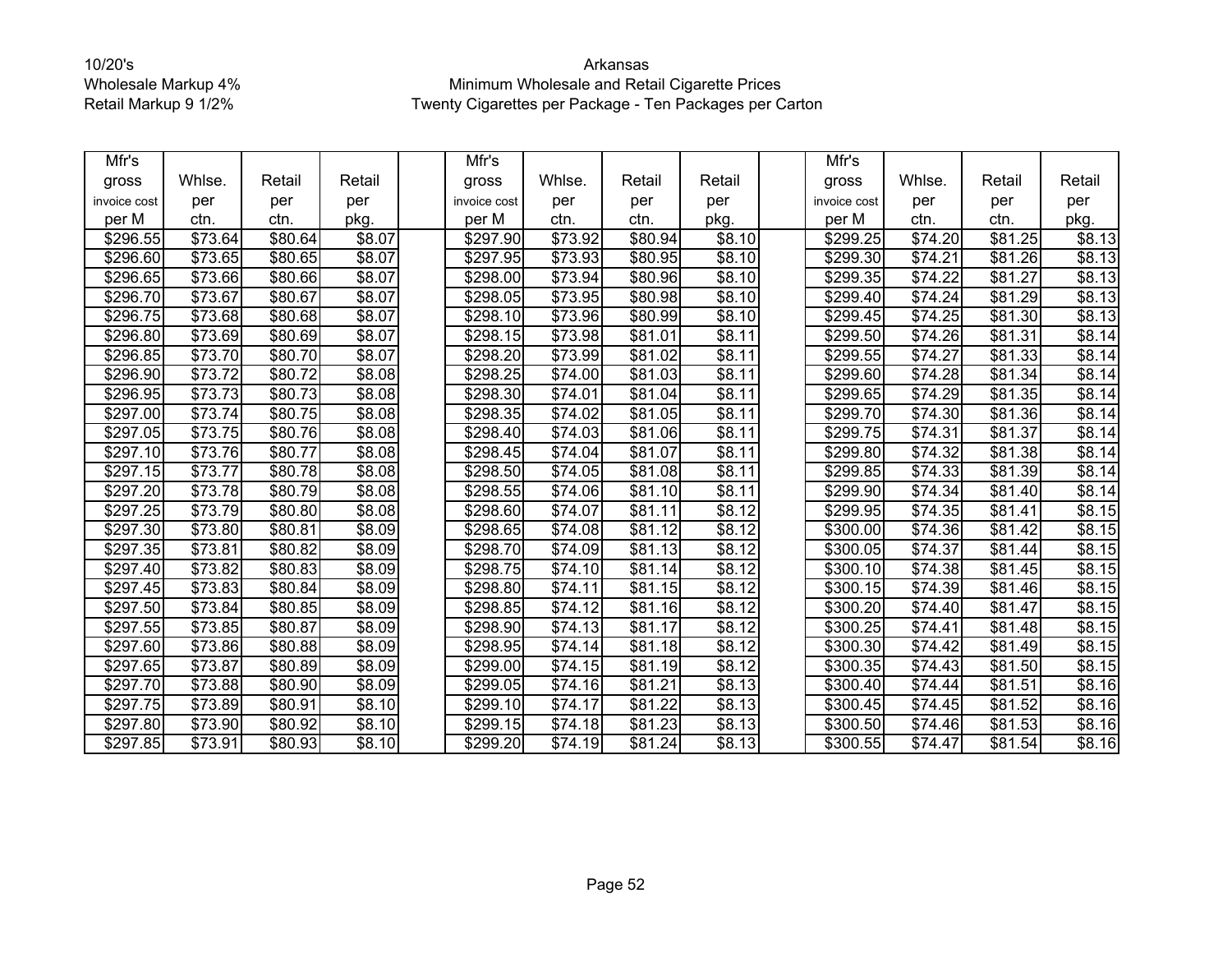10/20's
Wholesale Markup 4%
Retail Markup 9 1/2%

Arkansas
Minimum Wholesale and Retail Cigarette Prices
Twenty Cigarettes per Package - Ten Packages per Carton

| Mfr's gross invoice cost per M | Whlse. per ctn. | Retail per ctn. | Retail per pkg. | | Mfr's gross invoice cost per M | Whlse. per ctn. | Retail per ctn. | Retail per pkg. | | Mfr's gross invoice cost per M | Whlse. per ctn. | Retail per ctn. | Retail per pkg. |
|---|---|---|---|---|---|---|---|---|---|---|---|---|---|
| $296.55 | $73.64 | $80.64 | $8.07 | | $297.90 | $73.92 | $80.94 | $8.10 | | $299.25 | $74.20 | $81.25 | $8.13 |
| $296.60 | $73.65 | $80.65 | $8.07 | | $297.95 | $73.93 | $80.95 | $8.10 | | $299.30 | $74.21 | $81.26 | $8.13 |
| $296.65 | $73.66 | $80.66 | $8.07 | | $298.00 | $73.94 | $80.96 | $8.10 | | $299.35 | $74.22 | $81.27 | $8.13 |
| $296.70 | $73.67 | $80.67 | $8.07 | | $298.05 | $73.95 | $80.98 | $8.10 | | $299.40 | $74.24 | $81.29 | $8.13 |
| $296.75 | $73.68 | $80.68 | $8.07 | | $298.10 | $73.96 | $80.99 | $8.10 | | $299.45 | $74.25 | $81.30 | $8.13 |
| $296.80 | $73.69 | $80.69 | $8.07 | | $298.15 | $73.98 | $81.01 | $8.11 | | $299.50 | $74.26 | $81.31 | $8.14 |
| $296.85 | $73.70 | $80.70 | $8.07 | | $298.20 | $73.99 | $81.02 | $8.11 | | $299.55 | $74.27 | $81.33 | $8.14 |
| $296.90 | $73.72 | $80.72 | $8.08 | | $298.25 | $74.00 | $81.03 | $8.11 | | $299.60 | $74.28 | $81.34 | $8.14 |
| $296.95 | $73.73 | $80.73 | $8.08 | | $298.30 | $74.01 | $81.04 | $8.11 | | $299.65 | $74.29 | $81.35 | $8.14 |
| $297.00 | $73.74 | $80.75 | $8.08 | | $298.35 | $74.02 | $81.05 | $8.11 | | $299.70 | $74.30 | $81.36 | $8.14 |
| $297.05 | $73.75 | $80.76 | $8.08 | | $298.40 | $74.03 | $81.06 | $8.11 | | $299.75 | $74.31 | $81.37 | $8.14 |
| $297.10 | $73.76 | $80.77 | $8.08 | | $298.45 | $74.04 | $81.07 | $8.11 | | $299.80 | $74.32 | $81.38 | $8.14 |
| $297.15 | $73.77 | $80.78 | $8.08 | | $298.50 | $74.05 | $81.08 | $8.11 | | $299.85 | $74.33 | $81.39 | $8.14 |
| $297.20 | $73.78 | $80.79 | $8.08 | | $298.55 | $74.06 | $81.10 | $8.11 | | $299.90 | $74.34 | $81.40 | $8.14 |
| $297.25 | $73.79 | $80.80 | $8.08 | | $298.60 | $74.07 | $81.11 | $8.12 | | $299.95 | $74.35 | $81.41 | $8.15 |
| $297.30 | $73.80 | $80.81 | $8.09 | | $298.65 | $74.08 | $81.12 | $8.12 | | $300.00 | $74.36 | $81.42 | $8.15 |
| $297.35 | $73.81 | $80.82 | $8.09 | | $298.70 | $74.09 | $81.13 | $8.12 | | $300.05 | $74.37 | $81.44 | $8.15 |
| $297.40 | $73.82 | $80.83 | $8.09 | | $298.75 | $74.10 | $81.14 | $8.12 | | $300.10 | $74.38 | $81.45 | $8.15 |
| $297.45 | $73.83 | $80.84 | $8.09 | | $298.80 | $74.11 | $81.15 | $8.12 | | $300.15 | $74.39 | $81.46 | $8.15 |
| $297.50 | $73.84 | $80.85 | $8.09 | | $298.85 | $74.12 | $81.16 | $8.12 | | $300.20 | $74.40 | $81.47 | $8.15 |
| $297.55 | $73.85 | $80.87 | $8.09 | | $298.90 | $74.13 | $81.17 | $8.12 | | $300.25 | $74.41 | $81.48 | $8.15 |
| $297.60 | $73.86 | $80.88 | $8.09 | | $298.95 | $74.14 | $81.18 | $8.12 | | $300.30 | $74.42 | $81.49 | $8.15 |
| $297.65 | $73.87 | $80.89 | $8.09 | | $299.00 | $74.15 | $81.19 | $8.12 | | $300.35 | $74.43 | $81.50 | $8.15 |
| $297.70 | $73.88 | $80.90 | $8.09 | | $299.05 | $74.16 | $81.21 | $8.13 | | $300.40 | $74.44 | $81.51 | $8.16 |
| $297.75 | $73.89 | $80.91 | $8.10 | | $299.10 | $74.17 | $81.22 | $8.13 | | $300.45 | $74.45 | $81.52 | $8.16 |
| $297.80 | $73.90 | $80.92 | $8.10 | | $299.15 | $74.18 | $81.23 | $8.13 | | $300.50 | $74.46 | $81.53 | $8.16 |
| $297.85 | $73.91 | $80.93 | $8.10 | | $299.20 | $74.19 | $81.24 | $8.13 | | $300.55 | $74.47 | $81.54 | $8.16 |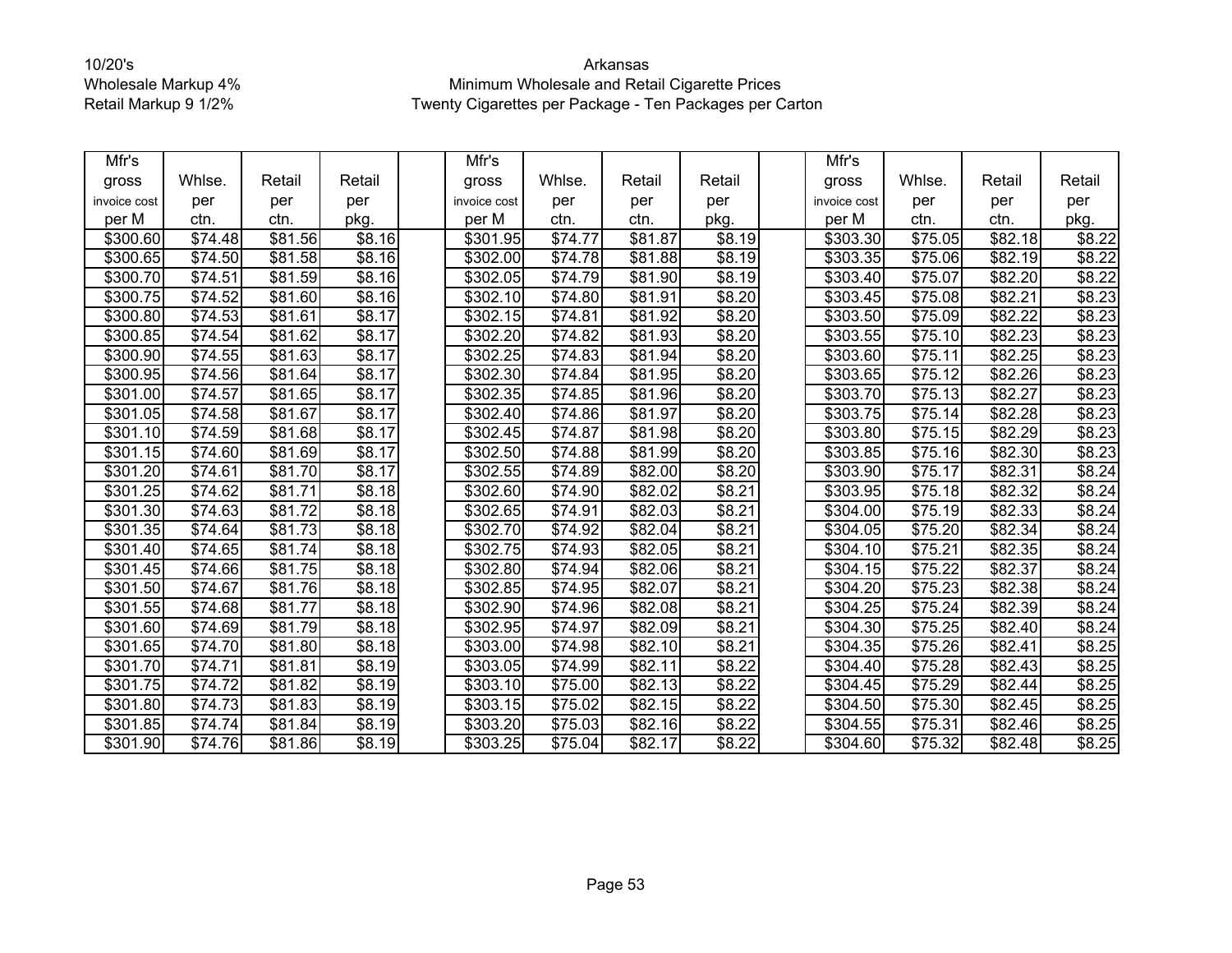10/20's
Wholesale Markup 4%
Retail Markup 9 1/2%

# Arkansas
## Minimum Wholesale and Retail Cigarette Prices
### Twenty Cigarettes per Package - Ten Packages per Carton

| Mfr's gross invoice cost per M | Whlse. per ctn. | Retail per ctn. | Retail per pkg. | | Mfr's gross invoice cost per M | Whlse. per ctn. | Retail per ctn. | Retail per pkg. | | Mfr's gross invoice cost per M | Whlse. per ctn. | Retail per ctn. | Retail per pkg. |
|---|---|---|---|---|---|---|---|---|---|---|---|---|---|
| $300.60 | $74.48 | $81.56 | $8.16 | | $301.95 | $74.77 | $81.87 | $8.19 | | $303.30 | $75.05 | $82.18 | $8.22 |
| $300.65 | $74.50 | $81.58 | $8.16 | | $302.00 | $74.78 | $81.88 | $8.19 | | $303.35 | $75.06 | $82.19 | $8.22 |
| $300.70 | $74.51 | $81.59 | $8.16 | | $302.05 | $74.79 | $81.90 | $8.19 | | $303.40 | $75.07 | $82.20 | $8.22 |
| $300.75 | $74.52 | $81.60 | $8.16 | | $302.10 | $74.80 | $81.91 | $8.20 | | $303.45 | $75.08 | $82.21 | $8.23 |
| $300.80 | $74.53 | $81.61 | $8.17 | | $302.15 | $74.81 | $81.92 | $8.20 | | $303.50 | $75.09 | $82.22 | $8.23 |
| $300.85 | $74.54 | $81.62 | $8.17 | | $302.20 | $74.82 | $81.93 | $8.20 | | $303.55 | $75.10 | $82.23 | $8.23 |
| $300.90 | $74.55 | $81.63 | $8.17 | | $302.25 | $74.83 | $81.94 | $8.20 | | $303.60 | $75.11 | $82.25 | $8.23 |
| $300.95 | $74.56 | $81.64 | $8.17 | | $302.30 | $74.84 | $81.95 | $8.20 | | $303.65 | $75.12 | $82.26 | $8.23 |
| $301.00 | $74.57 | $81.65 | $8.17 | | $302.35 | $74.85 | $81.96 | $8.20 | | $303.70 | $75.13 | $82.27 | $8.23 |
| $301.05 | $74.58 | $81.67 | $8.17 | | $302.40 | $74.86 | $81.97 | $8.20 | | $303.75 | $75.14 | $82.28 | $8.23 |
| $301.10 | $74.59 | $81.68 | $8.17 | | $302.45 | $74.87 | $81.98 | $8.20 | | $303.80 | $75.15 | $82.29 | $8.23 |
| $301.15 | $74.60 | $81.69 | $8.17 | | $302.50 | $74.88 | $81.99 | $8.20 | | $303.85 | $75.16 | $82.30 | $8.23 |
| $301.20 | $74.61 | $81.70 | $8.17 | | $302.55 | $74.89 | $82.00 | $8.20 | | $303.90 | $75.17 | $82.31 | $8.24 |
| $301.25 | $74.62 | $81.71 | $8.18 | | $302.60 | $74.90 | $82.02 | $8.21 | | $303.95 | $75.18 | $82.32 | $8.24 |
| $301.30 | $74.63 | $81.72 | $8.18 | | $302.65 | $74.91 | $82.03 | $8.21 | | $304.00 | $75.19 | $82.33 | $8.24 |
| $301.35 | $74.64 | $81.73 | $8.18 | | $302.70 | $74.92 | $82.04 | $8.21 | | $304.05 | $75.20 | $82.34 | $8.24 |
| $301.40 | $74.65 | $81.74 | $8.18 | | $302.75 | $74.93 | $82.05 | $8.21 | | $304.10 | $75.21 | $82.35 | $8.24 |
| $301.45 | $74.66 | $81.75 | $8.18 | | $302.80 | $74.94 | $82.06 | $8.21 | | $304.15 | $75.22 | $82.37 | $8.24 |
| $301.50 | $74.67 | $81.76 | $8.18 | | $302.85 | $74.95 | $82.07 | $8.21 | | $304.20 | $75.23 | $82.38 | $8.24 |
| $301.55 | $74.68 | $81.77 | $8.18 | | $302.90 | $74.96 | $82.08 | $8.21 | | $304.25 | $75.24 | $82.39 | $8.24 |
| $301.60 | $74.69 | $81.79 | $8.18 | | $302.95 | $74.97 | $82.09 | $8.21 | | $304.30 | $75.25 | $82.40 | $8.24 |
| $301.65 | $74.70 | $81.80 | $8.18 | | $303.00 | $74.98 | $82.10 | $8.21 | | $304.35 | $75.26 | $82.41 | $8.25 |
| $301.70 | $74.71 | $81.81 | $8.19 | | $303.05 | $74.99 | $82.11 | $8.22 | | $304.40 | $75.28 | $82.43 | $8.25 |
| $301.75 | $74.72 | $81.82 | $8.19 | | $303.10 | $75.00 | $82.13 | $8.22 | | $304.45 | $75.29 | $82.44 | $8.25 |
| $301.80 | $74.73 | $81.83 | $8.19 | | $303.15 | $75.02 | $82.15 | $8.22 | | $304.50 | $75.30 | $82.45 | $8.25 |
| $301.85 | $74.74 | $81.84 | $8.19 | | $303.20 | $75.03 | $82.16 | $8.22 | | $304.55 | $75.31 | $82.46 | $8.25 |
| $301.90 | $74.76 | $81.86 | $8.19 | | $303.25 | $75.04 | $82.17 | $8.22 | | $304.60 | $75.32 | $82.48 | $8.25 |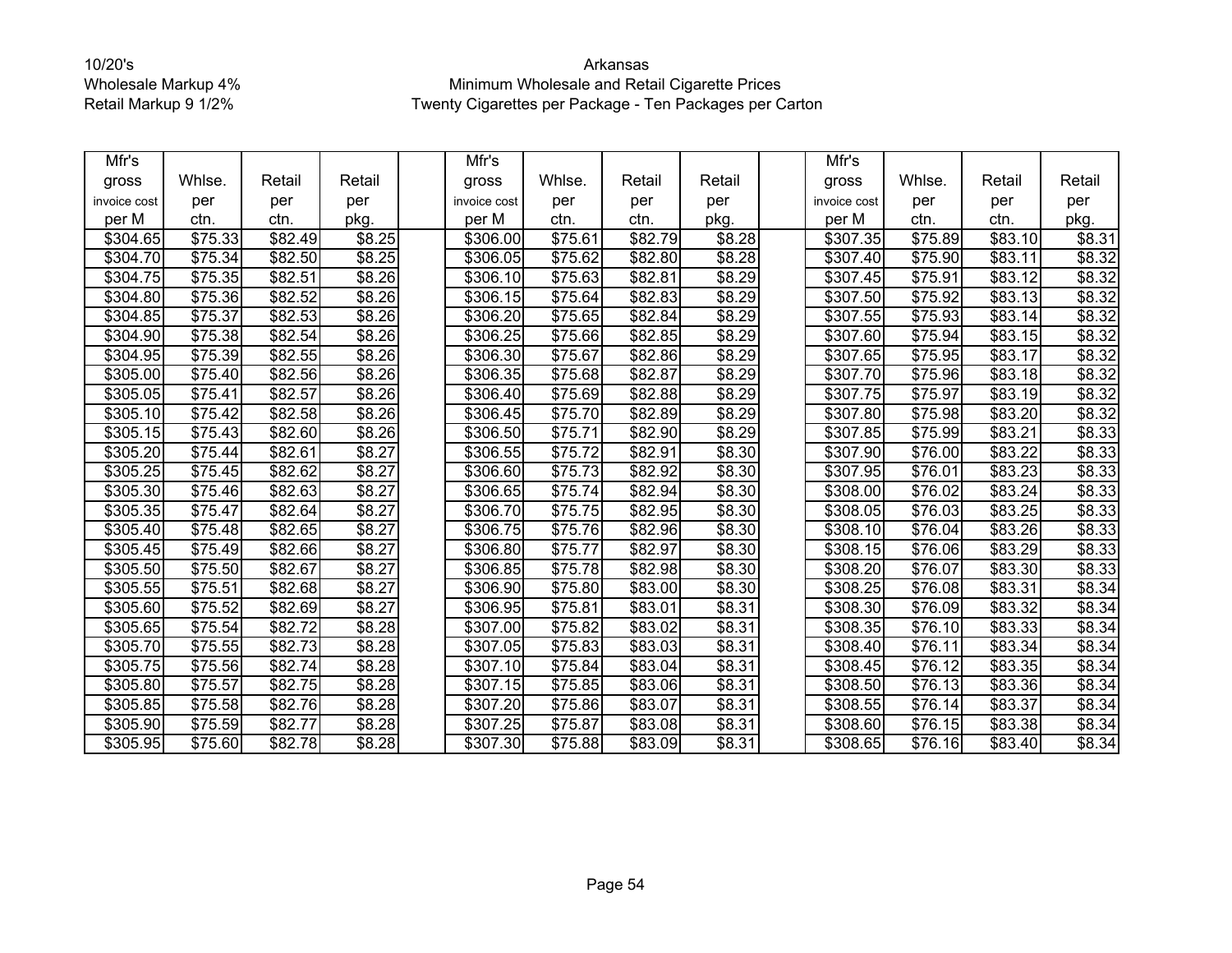10/20's
Wholesale Markup 4%
Retail Markup 9 1/2%

Arkansas
Minimum Wholesale and Retail Cigarette Prices
Twenty Cigarettes per Package - Ten Packages per Carton

| Mfr's gross invoice cost per M | Whlse. per ctn. | Retail per ctn. | Retail per pkg. | | Mfr's gross invoice cost per M | Whlse. per ctn. | Retail per ctn. | Retail per pkg. | | Mfr's gross invoice cost per M | Whlse. per ctn. | Retail per ctn. | Retail per pkg. |
|---|---|---|---|---|---|---|---|---|---|---|---|---|---|
| $304.65 | $75.33 | $82.49 | $8.25 | | $306.00 | $75.61 | $82.79 | $8.28 | | $307.35 | $75.89 | $83.10 | $8.31 |
| $304.70 | $75.34 | $82.50 | $8.25 | | $306.05 | $75.62 | $82.80 | $8.28 | | $307.40 | $75.90 | $83.11 | $8.32 |
| $304.75 | $75.35 | $82.51 | $8.26 | | $306.10 | $75.63 | $82.81 | $8.29 | | $307.45 | $75.91 | $83.12 | $8.32 |
| $304.80 | $75.36 | $82.52 | $8.26 | | $306.15 | $75.64 | $82.83 | $8.29 | | $307.50 | $75.92 | $83.13 | $8.32 |
| $304.85 | $75.37 | $82.53 | $8.26 | | $306.20 | $75.65 | $82.84 | $8.29 | | $307.55 | $75.93 | $83.14 | $8.32 |
| $304.90 | $75.38 | $82.54 | $8.26 | | $306.25 | $75.66 | $82.85 | $8.29 | | $307.60 | $75.94 | $83.15 | $8.32 |
| $304.95 | $75.39 | $82.55 | $8.26 | | $306.30 | $75.67 | $82.86 | $8.29 | | $307.65 | $75.95 | $83.17 | $8.32 |
| $305.00 | $75.40 | $82.56 | $8.26 | | $306.35 | $75.68 | $82.87 | $8.29 | | $307.70 | $75.96 | $83.18 | $8.32 |
| $305.05 | $75.41 | $82.57 | $8.26 | | $306.40 | $75.69 | $82.88 | $8.29 | | $307.75 | $75.97 | $83.19 | $8.32 |
| $305.10 | $75.42 | $82.58 | $8.26 | | $306.45 | $75.70 | $82.89 | $8.29 | | $307.80 | $75.98 | $83.20 | $8.32 |
| $305.15 | $75.43 | $82.60 | $8.26 | | $306.50 | $75.71 | $82.90 | $8.29 | | $307.85 | $75.99 | $83.21 | $8.33 |
| $305.20 | $75.44 | $82.61 | $8.27 | | $306.55 | $75.72 | $82.91 | $8.30 | | $307.90 | $76.00 | $83.22 | $8.33 |
| $305.25 | $75.45 | $82.62 | $8.27 | | $306.60 | $75.73 | $82.92 | $8.30 | | $307.95 | $76.01 | $83.23 | $8.33 |
| $305.30 | $75.46 | $82.63 | $8.27 | | $306.65 | $75.74 | $82.94 | $8.30 | | $308.00 | $76.02 | $83.24 | $8.33 |
| $305.35 | $75.47 | $82.64 | $8.27 | | $306.70 | $75.75 | $82.95 | $8.30 | | $308.05 | $76.03 | $83.25 | $8.33 |
| $305.40 | $75.48 | $82.65 | $8.27 | | $306.75 | $75.76 | $82.96 | $8.30 | | $308.10 | $76.04 | $83.26 | $8.33 |
| $305.45 | $75.49 | $82.66 | $8.27 | | $306.80 | $75.77 | $82.97 | $8.30 | | $308.15 | $76.06 | $83.29 | $8.33 |
| $305.50 | $75.50 | $82.67 | $8.27 | | $306.85 | $75.78 | $82.98 | $8.30 | | $308.20 | $76.07 | $83.30 | $8.33 |
| $305.55 | $75.51 | $82.68 | $8.27 | | $306.90 | $75.80 | $83.00 | $8.30 | | $308.25 | $76.08 | $83.31 | $8.34 |
| $305.60 | $75.52 | $82.69 | $8.27 | | $306.95 | $75.81 | $83.01 | $8.31 | | $308.30 | $76.09 | $83.32 | $8.34 |
| $305.65 | $75.54 | $82.72 | $8.28 | | $307.00 | $75.82 | $83.02 | $8.31 | | $308.35 | $76.10 | $83.33 | $8.34 |
| $305.70 | $75.55 | $82.73 | $8.28 | | $307.05 | $75.83 | $83.03 | $8.31 | | $308.40 | $76.11 | $83.34 | $8.34 |
| $305.75 | $75.56 | $82.74 | $8.28 | | $307.10 | $75.84 | $83.04 | $8.31 | | $308.45 | $76.12 | $83.35 | $8.34 |
| $305.80 | $75.57 | $82.75 | $8.28 | | $307.15 | $75.85 | $83.06 | $8.31 | | $308.50 | $76.13 | $83.36 | $8.34 |
| $305.85 | $75.58 | $82.76 | $8.28 | | $307.20 | $75.86 | $83.07 | $8.31 | | $308.55 | $76.14 | $83.37 | $8.34 |
| $305.90 | $75.59 | $82.77 | $8.28 | | $307.25 | $75.87 | $83.08 | $8.31 | | $308.60 | $76.15 | $83.38 | $8.34 |
| $305.95 | $75.60 | $82.78 | $8.28 | | $307.30 | $75.88 | $83.09 | $8.31 | | $308.65 | $76.16 | $83.40 | $8.34 |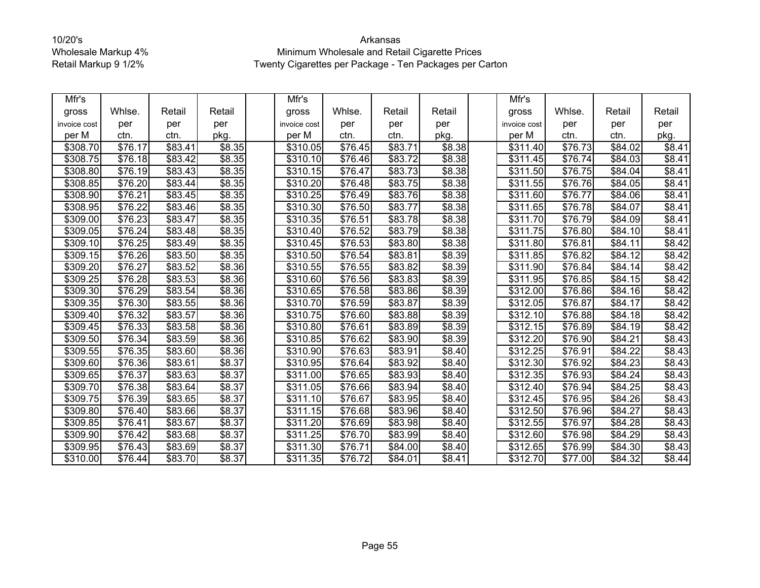10/20's
Wholesale Markup 4%
Retail Markup 9 1/2%

Arkansas
Minimum Wholesale and Retail Cigarette Prices
Twenty Cigarettes per Package - Ten Packages per Carton

| Mfr's gross invoice cost per M | Whlse. per ctn. | Retail per ctn. | Retail per pkg. | | Mfr's gross invoice cost per M | Whlse. per ctn. | Retail per ctn. | Retail per pkg. | | Mfr's gross invoice cost per M | Whlse. per ctn. | Retail per ctn. | Retail per pkg. |
|---|---|---|---|---|---|---|---|---|---|---|---|---|---|
| $308.70 | $76.17 | $83.41 | $8.35 | | $310.05 | $76.45 | $83.71 | $8.38 | | $311.40 | $76.73 | $84.02 | $8.41 |
| $308.75 | $76.18 | $83.42 | $8.35 | | $310.10 | $76.46 | $83.72 | $8.38 | | $311.45 | $76.74 | $84.03 | $8.41 |
| $308.80 | $76.19 | $83.43 | $8.35 | | $310.15 | $76.47 | $83.73 | $8.38 | | $311.50 | $76.75 | $84.04 | $8.41 |
| $308.85 | $76.20 | $83.44 | $8.35 | | $310.20 | $76.48 | $83.75 | $8.38 | | $311.55 | $76.76 | $84.05 | $8.41 |
| $308.90 | $76.21 | $83.45 | $8.35 | | $310.25 | $76.49 | $83.76 | $8.38 | | $311.60 | $76.77 | $84.06 | $8.41 |
| $308.95 | $76.22 | $83.46 | $8.35 | | $310.30 | $76.50 | $83.77 | $8.38 | | $311.65 | $76.78 | $84.07 | $8.41 |
| $309.00 | $76.23 | $83.47 | $8.35 | | $310.35 | $76.51 | $83.78 | $8.38 | | $311.70 | $76.79 | $84.09 | $8.41 |
| $309.05 | $76.24 | $83.48 | $8.35 | | $310.40 | $76.52 | $83.79 | $8.38 | | $311.75 | $76.80 | $84.10 | $8.41 |
| $309.10 | $76.25 | $83.49 | $8.35 | | $310.45 | $76.53 | $83.80 | $8.38 | | $311.80 | $76.81 | $84.11 | $8.42 |
| $309.15 | $76.26 | $83.50 | $8.35 | | $310.50 | $76.54 | $83.81 | $8.39 | | $311.85 | $76.82 | $84.12 | $8.42 |
| $309.20 | $76.27 | $83.52 | $8.36 | | $310.55 | $76.55 | $83.82 | $8.39 | | $311.90 | $76.84 | $84.14 | $8.42 |
| $309.25 | $76.28 | $83.53 | $8.36 | | $310.60 | $76.56 | $83.83 | $8.39 | | $311.95 | $76.85 | $84.15 | $8.42 |
| $309.30 | $76.29 | $83.54 | $8.36 | | $310.65 | $76.58 | $83.86 | $8.39 | | $312.00 | $76.86 | $84.16 | $8.42 |
| $309.35 | $76.30 | $83.55 | $8.36 | | $310.70 | $76.59 | $83.87 | $8.39 | | $312.05 | $76.87 | $84.17 | $8.42 |
| $309.40 | $76.32 | $83.57 | $8.36 | | $310.75 | $76.60 | $83.88 | $8.39 | | $312.10 | $76.88 | $84.18 | $8.42 |
| $309.45 | $76.33 | $83.58 | $8.36 | | $310.80 | $76.61 | $83.89 | $8.39 | | $312.15 | $76.89 | $84.19 | $8.42 |
| $309.50 | $76.34 | $83.59 | $8.36 | | $310.85 | $76.62 | $83.90 | $8.39 | | $312.20 | $76.90 | $84.21 | $8.43 |
| $309.55 | $76.35 | $83.60 | $8.36 | | $310.90 | $76.63 | $83.91 | $8.40 | | $312.25 | $76.91 | $84.22 | $8.43 |
| $309.60 | $76.36 | $83.61 | $8.37 | | $310.95 | $76.64 | $83.92 | $8.40 | | $312.30 | $76.92 | $84.23 | $8.43 |
| $309.65 | $76.37 | $83.63 | $8.37 | | $311.00 | $76.65 | $83.93 | $8.40 | | $312.35 | $76.93 | $84.24 | $8.43 |
| $309.70 | $76.38 | $83.64 | $8.37 | | $311.05 | $76.66 | $83.94 | $8.40 | | $312.40 | $76.94 | $84.25 | $8.43 |
| $309.75 | $76.39 | $83.65 | $8.37 | | $311.10 | $76.67 | $83.95 | $8.40 | | $312.45 | $76.95 | $84.26 | $8.43 |
| $309.80 | $76.40 | $83.66 | $8.37 | | $311.15 | $76.68 | $83.96 | $8.40 | | $312.50 | $76.96 | $84.27 | $8.43 |
| $309.85 | $76.41 | $83.67 | $8.37 | | $311.20 | $76.69 | $83.98 | $8.40 | | $312.55 | $76.97 | $84.28 | $8.43 |
| $309.90 | $76.42 | $83.68 | $8.37 | | $311.25 | $76.70 | $83.99 | $8.40 | | $312.60 | $76.98 | $84.29 | $8.43 |
| $309.95 | $76.43 | $83.69 | $8.37 | | $311.30 | $76.71 | $84.00 | $8.40 | | $312.65 | $76.99 | $84.30 | $8.43 |
| $310.00 | $76.44 | $83.70 | $8.37 | | $311.35 | $76.72 | $84.01 | $8.41 | | $312.70 | $77.00 | $84.32 | $8.44 |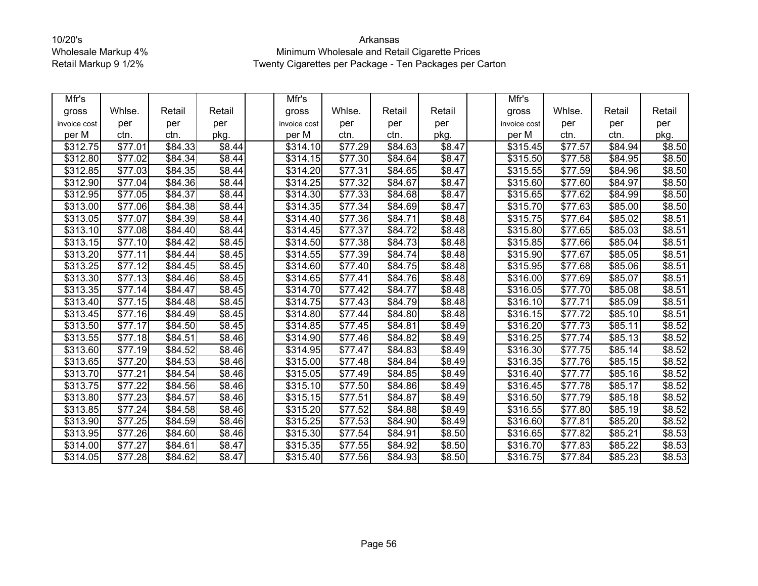10/20's
Wholesale Markup 4%
Retail Markup 9 1/2%

Arkansas
Minimum Wholesale and Retail Cigarette Prices
Twenty Cigarettes per Package - Ten Packages per Carton

| Mfr's gross invoice cost per M | Whlse. per ctn. | Retail per ctn. | Retail per pkg. | | Mfr's gross invoice cost per M | Whlse. per ctn. | Retail per ctn. | Retail per pkg. | | Mfr's gross invoice cost per M | Whlse. per ctn. | Retail per ctn. | Retail per pkg. |
|---|---|---|---|---|---|---|---|---|---|---|---|---|---|
| $312.75 | $77.01 | $84.33 | $8.44 | | $314.10 | $77.29 | $84.63 | $8.47 | | $315.45 | $77.57 | $84.94 | $8.50 |
| $312.80 | $77.02 | $84.34 | $8.44 | | $314.15 | $77.30 | $84.64 | $8.47 | | $315.50 | $77.58 | $84.95 | $8.50 |
| $312.85 | $77.03 | $84.35 | $8.44 | | $314.20 | $77.31 | $84.65 | $8.47 | | $315.55 | $77.59 | $84.96 | $8.50 |
| $312.90 | $77.04 | $84.36 | $8.44 | | $314.25 | $77.32 | $84.67 | $8.47 | | $315.60 | $77.60 | $84.97 | $8.50 |
| $312.95 | $77.05 | $84.37 | $8.44 | | $314.30 | $77.33 | $84.68 | $8.47 | | $315.65 | $77.62 | $84.99 | $8.50 |
| $313.00 | $77.06 | $84.38 | $8.44 | | $314.35 | $77.34 | $84.69 | $8.47 | | $315.70 | $77.63 | $85.00 | $8.50 |
| $313.05 | $77.07 | $84.39 | $8.44 | | $314.40 | $77.36 | $84.71 | $8.48 | | $315.75 | $77.64 | $85.02 | $8.51 |
| $313.10 | $77.08 | $84.40 | $8.44 | | $314.45 | $77.37 | $84.72 | $8.48 | | $315.80 | $77.65 | $85.03 | $8.51 |
| $313.15 | $77.10 | $84.42 | $8.45 | | $314.50 | $77.38 | $84.73 | $8.48 | | $315.85 | $77.66 | $85.04 | $8.51 |
| $313.20 | $77.11 | $84.44 | $8.45 | | $314.55 | $77.39 | $84.74 | $8.48 | | $315.90 | $77.67 | $85.05 | $8.51 |
| $313.25 | $77.12 | $84.45 | $8.45 | | $314.60 | $77.40 | $84.75 | $8.48 | | $315.95 | $77.68 | $85.06 | $8.51 |
| $313.30 | $77.13 | $84.46 | $8.45 | | $314.65 | $77.41 | $84.76 | $8.48 | | $316.00 | $77.69 | $85.07 | $8.51 |
| $313.35 | $77.14 | $84.47 | $8.45 | | $314.70 | $77.42 | $84.77 | $8.48 | | $316.05 | $77.70 | $85.08 | $8.51 |
| $313.40 | $77.15 | $84.48 | $8.45 | | $314.75 | $77.43 | $84.79 | $8.48 | | $316.10 | $77.71 | $85.09 | $8.51 |
| $313.45 | $77.16 | $84.49 | $8.45 | | $314.80 | $77.44 | $84.80 | $8.48 | | $316.15 | $77.72 | $85.10 | $8.51 |
| $313.50 | $77.17 | $84.50 | $8.45 | | $314.85 | $77.45 | $84.81 | $8.49 | | $316.20 | $77.73 | $85.11 | $8.52 |
| $313.55 | $77.18 | $84.51 | $8.46 | | $314.90 | $77.46 | $84.82 | $8.49 | | $316.25 | $77.74 | $85.13 | $8.52 |
| $313.60 | $77.19 | $84.52 | $8.46 | | $314.95 | $77.47 | $84.83 | $8.49 | | $316.30 | $77.75 | $85.14 | $8.52 |
| $313.65 | $77.20 | $84.53 | $8.46 | | $315.00 | $77.48 | $84.84 | $8.49 | | $316.35 | $77.76 | $85.15 | $8.52 |
| $313.70 | $77.21 | $84.54 | $8.46 | | $315.05 | $77.49 | $84.85 | $8.49 | | $316.40 | $77.77 | $85.16 | $8.52 |
| $313.75 | $77.22 | $84.56 | $8.46 | | $315.10 | $77.50 | $84.86 | $8.49 | | $316.45 | $77.78 | $85.17 | $8.52 |
| $313.80 | $77.23 | $84.57 | $8.46 | | $315.15 | $77.51 | $84.87 | $8.49 | | $316.50 | $77.79 | $85.18 | $8.52 |
| $313.85 | $77.24 | $84.58 | $8.46 | | $315.20 | $77.52 | $84.88 | $8.49 | | $316.55 | $77.80 | $85.19 | $8.52 |
| $313.90 | $77.25 | $84.59 | $8.46 | | $315.25 | $77.53 | $84.90 | $8.49 | | $316.60 | $77.81 | $85.20 | $8.52 |
| $313.95 | $77.26 | $84.60 | $8.46 | | $315.30 | $77.54 | $84.91 | $8.50 | | $316.65 | $77.82 | $85.21 | $8.53 |
| $314.00 | $77.27 | $84.61 | $8.47 | | $315.35 | $77.55 | $84.92 | $8.50 | | $316.70 | $77.83 | $85.22 | $8.53 |
| $314.05 | $77.28 | $84.62 | $8.47 | | $315.40 | $77.56 | $84.93 | $8.50 | | $316.75 | $77.84 | $85.23 | $8.53 |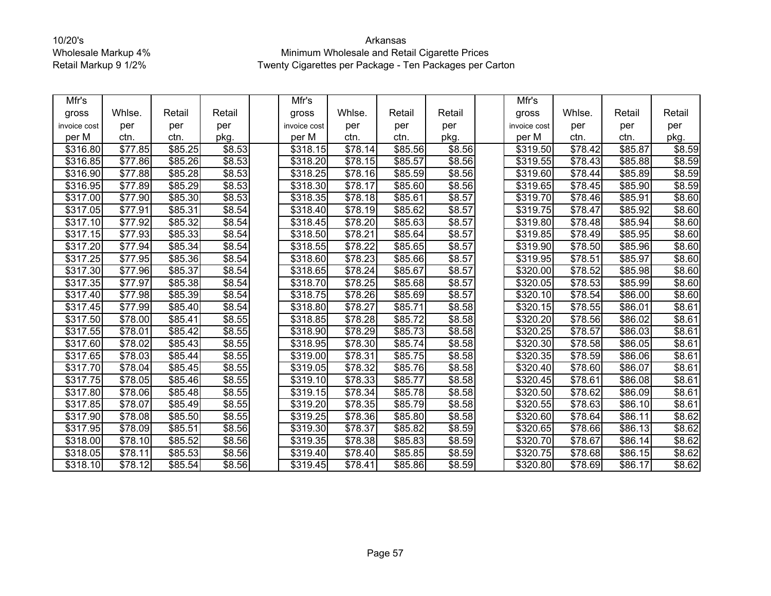10/20's
Wholesale Markup 4%
Retail Markup 9 1/2%

Arkansas
Minimum Wholesale and Retail Cigarette Prices
Twenty Cigarettes per Package - Ten Packages per Carton

| Mfr's gross invoice cost per M | Whlse. per ctn. | Retail per ctn. | Retail per pkg. | | Mfr's gross invoice cost per M | Whlse. per ctn. | Retail per ctn. | Retail per pkg. | | Mfr's gross invoice cost per M | Whlse. per ctn. | Retail per ctn. | Retail per pkg. |
|---|---|---|---|---|---|---|---|---|---|---|---|---|---|
| $316.80 | $77.85 | $85.25 | $8.53 | | $318.15 | $78.14 | $85.56 | $8.56 | | $319.50 | $78.42 | $85.87 | $8.59 |
| $316.85 | $77.86 | $85.26 | $8.53 | | $318.20 | $78.15 | $85.57 | $8.56 | | $319.55 | $78.43 | $85.88 | $8.59 |
| $316.90 | $77.88 | $85.28 | $8.53 | | $318.25 | $78.16 | $85.59 | $8.56 | | $319.60 | $78.44 | $85.89 | $8.59 |
| $316.95 | $77.89 | $85.29 | $8.53 | | $318.30 | $78.17 | $85.60 | $8.56 | | $319.65 | $78.45 | $85.90 | $8.59 |
| $317.00 | $77.90 | $85.30 | $8.53 | | $318.35 | $78.18 | $85.61 | $8.57 | | $319.70 | $78.46 | $85.91 | $8.60 |
| $317.05 | $77.91 | $85.31 | $8.54 | | $318.40 | $78.19 | $85.62 | $8.57 | | $319.75 | $78.47 | $85.92 | $8.60 |
| $317.10 | $77.92 | $85.32 | $8.54 | | $318.45 | $78.20 | $85.63 | $8.57 | | $319.80 | $78.48 | $85.94 | $8.60 |
| $317.15 | $77.93 | $85.33 | $8.54 | | $318.50 | $78.21 | $85.64 | $8.57 | | $319.85 | $78.49 | $85.95 | $8.60 |
| $317.20 | $77.94 | $85.34 | $8.54 | | $318.55 | $78.22 | $85.65 | $8.57 | | $319.90 | $78.50 | $85.96 | $8.60 |
| $317.25 | $77.95 | $85.36 | $8.54 | | $318.60 | $78.23 | $85.66 | $8.57 | | $319.95 | $78.51 | $85.97 | $8.60 |
| $317.30 | $77.96 | $85.37 | $8.54 | | $318.65 | $78.24 | $85.67 | $8.57 | | $320.00 | $78.52 | $85.98 | $8.60 |
| $317.35 | $77.97 | $85.38 | $8.54 | | $318.70 | $78.25 | $85.68 | $8.57 | | $320.05 | $78.53 | $85.99 | $8.60 |
| $317.40 | $77.98 | $85.39 | $8.54 | | $318.75 | $78.26 | $85.69 | $8.57 | | $320.10 | $78.54 | $86.00 | $8.60 |
| $317.45 | $77.99 | $85.40 | $8.54 | | $318.80 | $78.27 | $85.71 | $8.58 | | $320.15 | $78.55 | $86.01 | $8.61 |
| $317.50 | $78.00 | $85.41 | $8.55 | | $318.85 | $78.28 | $85.72 | $8.58 | | $320.20 | $78.56 | $86.02 | $8.61 |
| $317.55 | $78.01 | $85.42 | $8.55 | | $318.90 | $78.29 | $85.73 | $8.58 | | $320.25 | $78.57 | $86.03 | $8.61 |
| $317.60 | $78.02 | $85.43 | $8.55 | | $318.95 | $78.30 | $85.74 | $8.58 | | $320.30 | $78.58 | $86.05 | $8.61 |
| $317.65 | $78.03 | $85.44 | $8.55 | | $319.00 | $78.31 | $85.75 | $8.58 | | $320.35 | $78.59 | $86.06 | $8.61 |
| $317.70 | $78.04 | $85.45 | $8.55 | | $319.05 | $78.32 | $85.76 | $8.58 | | $320.40 | $78.60 | $86.07 | $8.61 |
| $317.75 | $78.05 | $85.46 | $8.55 | | $319.10 | $78.33 | $85.77 | $8.58 | | $320.45 | $78.61 | $86.08 | $8.61 |
| $317.80 | $78.06 | $85.48 | $8.55 | | $319.15 | $78.34 | $85.78 | $8.58 | | $320.50 | $78.62 | $86.09 | $8.61 |
| $317.85 | $78.07 | $85.49 | $8.55 | | $319.20 | $78.35 | $85.79 | $8.58 | | $320.55 | $78.63 | $86.10 | $8.61 |
| $317.90 | $78.08 | $85.50 | $8.55 | | $319.25 | $78.36 | $85.80 | $8.58 | | $320.60 | $78.64 | $86.11 | $8.62 |
| $317.95 | $78.09 | $85.51 | $8.56 | | $319.30 | $78.37 | $85.82 | $8.59 | | $320.65 | $78.66 | $86.13 | $8.62 |
| $318.00 | $78.10 | $85.52 | $8.56 | | $319.35 | $78.38 | $85.83 | $8.59 | | $320.70 | $78.67 | $86.14 | $8.62 |
| $318.05 | $78.11 | $85.53 | $8.56 | | $319.40 | $78.40 | $85.85 | $8.59 | | $320.75 | $78.68 | $86.15 | $8.62 |
| $318.10 | $78.12 | $85.54 | $8.56 | | $319.45 | $78.41 | $85.86 | $8.59 | | $320.80 | $78.69 | $86.17 | $8.62 |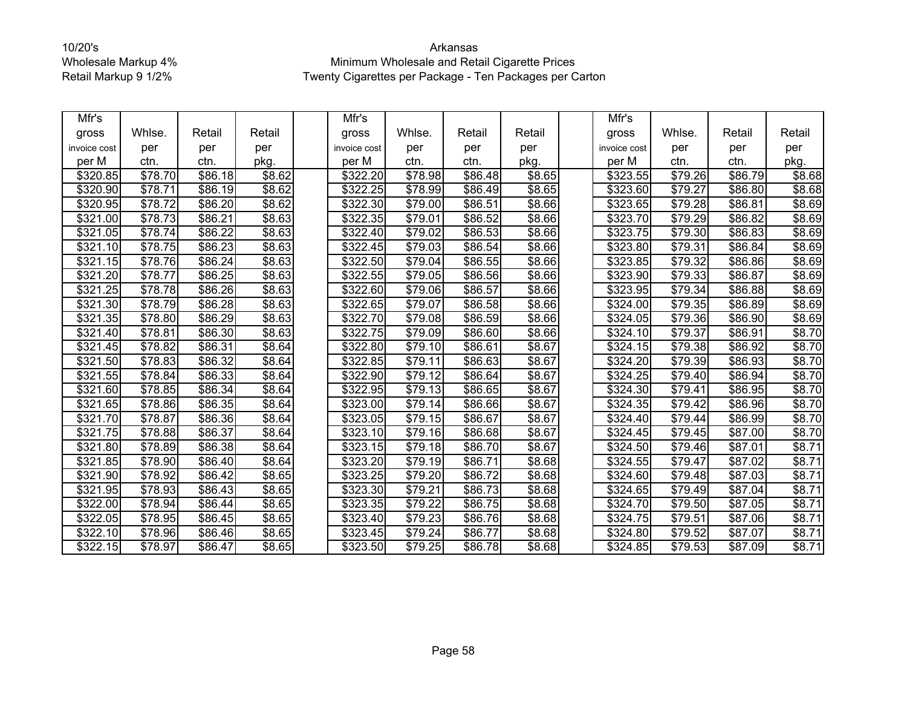10/20's
Wholesale Markup 4%
Retail Markup 9 1/2%

Arkansas
Minimum Wholesale and Retail Cigarette Prices
Twenty Cigarettes per Package - Ten Packages per Carton

| Mfr's gross invoice cost per M | Whlse. per ctn. | Retail per ctn. | Retail per pkg. | | Mfr's gross invoice cost per M | Whlse. per ctn. | Retail per ctn. | Retail per pkg. | | Mfr's gross invoice cost per M | Whlse. per ctn. | Retail per ctn. | Retail per pkg. |
|---|---|---|---|---|---|---|---|---|---|---|---|---|---|
| $320.85 | $78.70 | $86.18 | $8.62 | | $322.20 | $78.98 | $86.48 | $8.65 | | $323.55 | $79.26 | $86.79 | $8.68 |
| $320.90 | $78.71 | $86.19 | $8.62 | | $322.25 | $78.99 | $86.49 | $8.65 | | $323.60 | $79.27 | $86.80 | $8.68 |
| $320.95 | $78.72 | $86.20 | $8.62 | | $322.30 | $79.00 | $86.51 | $8.66 | | $323.65 | $79.28 | $86.81 | $8.69 |
| $321.00 | $78.73 | $86.21 | $8.63 | | $322.35 | $79.01 | $86.52 | $8.66 | | $323.70 | $79.29 | $86.82 | $8.69 |
| $321.05 | $78.74 | $86.22 | $8.63 | | $322.40 | $79.02 | $86.53 | $8.66 | | $323.75 | $79.30 | $86.83 | $8.69 |
| $321.10 | $78.75 | $86.23 | $8.63 | | $322.45 | $79.03 | $86.54 | $8.66 | | $323.80 | $79.31 | $86.84 | $8.69 |
| $321.15 | $78.76 | $86.24 | $8.63 | | $322.50 | $79.04 | $86.55 | $8.66 | | $323.85 | $79.32 | $86.86 | $8.69 |
| $321.20 | $78.77 | $86.25 | $8.63 | | $322.55 | $79.05 | $86.56 | $8.66 | | $323.90 | $79.33 | $86.87 | $8.69 |
| $321.25 | $78.78 | $86.26 | $8.63 | | $322.60 | $79.06 | $86.57 | $8.66 | | $323.95 | $79.34 | $86.88 | $8.69 |
| $321.30 | $78.79 | $86.28 | $8.63 | | $322.65 | $79.07 | $86.58 | $8.66 | | $324.00 | $79.35 | $86.89 | $8.69 |
| $321.35 | $78.80 | $86.29 | $8.63 | | $322.70 | $79.08 | $86.59 | $8.66 | | $324.05 | $79.36 | $86.90 | $8.69 |
| $321.40 | $78.81 | $86.30 | $8.63 | | $322.75 | $79.09 | $86.60 | $8.66 | | $324.10 | $79.37 | $86.91 | $8.70 |
| $321.45 | $78.82 | $86.31 | $8.64 | | $322.80 | $79.10 | $86.61 | $8.67 | | $324.15 | $79.38 | $86.92 | $8.70 |
| $321.50 | $78.83 | $86.32 | $8.64 | | $322.85 | $79.11 | $86.63 | $8.67 | | $324.20 | $79.39 | $86.93 | $8.70 |
| $321.55 | $78.84 | $86.33 | $8.64 | | $322.90 | $79.12 | $86.64 | $8.67 | | $324.25 | $79.40 | $86.94 | $8.70 |
| $321.60 | $78.85 | $86.34 | $8.64 | | $322.95 | $79.13 | $86.65 | $8.67 | | $324.30 | $79.41 | $86.95 | $8.70 |
| $321.65 | $78.86 | $86.35 | $8.64 | | $323.00 | $79.14 | $86.66 | $8.67 | | $324.35 | $79.42 | $86.96 | $8.70 |
| $321.70 | $78.87 | $86.36 | $8.64 | | $323.05 | $79.15 | $86.67 | $8.67 | | $324.40 | $79.44 | $86.99 | $8.70 |
| $321.75 | $78.88 | $86.37 | $8.64 | | $323.10 | $79.16 | $86.68 | $8.67 | | $324.45 | $79.45 | $87.00 | $8.70 |
| $321.80 | $78.89 | $86.38 | $8.64 | | $323.15 | $79.18 | $86.70 | $8.67 | | $324.50 | $79.46 | $87.01 | $8.71 |
| $321.85 | $78.90 | $86.40 | $8.64 | | $323.20 | $79.19 | $86.71 | $8.68 | | $324.55 | $79.47 | $87.02 | $8.71 |
| $321.90 | $78.92 | $86.42 | $8.65 | | $323.25 | $79.20 | $86.72 | $8.68 | | $324.60 | $79.48 | $87.03 | $8.71 |
| $321.95 | $78.93 | $86.43 | $8.65 | | $323.30 | $79.21 | $86.73 | $8.68 | | $324.65 | $79.49 | $87.04 | $8.71 |
| $322.00 | $78.94 | $86.44 | $8.65 | | $323.35 | $79.22 | $86.75 | $8.68 | | $324.70 | $79.50 | $87.05 | $8.71 |
| $322.05 | $78.95 | $86.45 | $8.65 | | $323.40 | $79.23 | $86.76 | $8.68 | | $324.75 | $79.51 | $87.06 | $8.71 |
| $322.10 | $78.96 | $86.46 | $8.65 | | $323.45 | $79.24 | $86.77 | $8.68 | | $324.80 | $79.52 | $87.07 | $8.71 |
| $322.15 | $78.97 | $86.47 | $8.65 | | $323.50 | $79.25 | $86.78 | $8.68 | | $324.85 | $79.53 | $87.09 | $8.71 |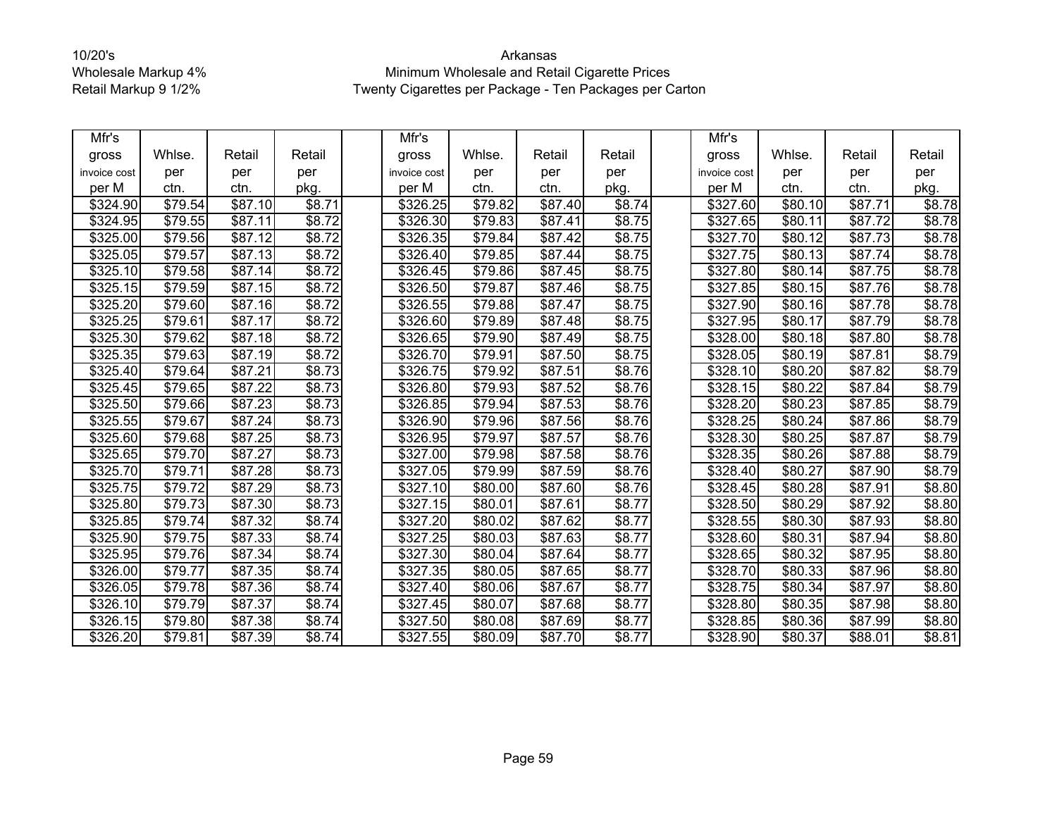10/20's
Wholesale Markup 4%
Retail Markup 9 1/2%

Arkansas
Minimum Wholesale and Retail Cigarette Prices
Twenty Cigarettes per Package - Ten Packages per Carton

| Mfr's gross invoice cost per M | Whlse. per ctn. | Retail per ctn. | Retail per pkg. | | Mfr's gross invoice cost per M | Whlse. per ctn. | Retail per ctn. | Retail per pkg. | | Mfr's gross invoice cost per M | Whlse. per ctn. | Retail per ctn. | Retail per pkg. |
|---|---|---|---|---|---|---|---|---|---|---|---|---|---|
| $324.90 | $79.54 | $87.10 | $8.71 | | $326.25 | $79.82 | $87.40 | $8.74 | | $327.60 | $80.10 | $87.71 | $8.78 |
| $324.95 | $79.55 | $87.11 | $8.72 | | $326.30 | $79.83 | $87.41 | $8.75 | | $327.65 | $80.11 | $87.72 | $8.78 |
| $325.00 | $79.56 | $87.12 | $8.72 | | $326.35 | $79.84 | $87.42 | $8.75 | | $327.70 | $80.12 | $87.73 | $8.78 |
| $325.05 | $79.57 | $87.13 | $8.72 | | $326.40 | $79.85 | $87.44 | $8.75 | | $327.75 | $80.13 | $87.74 | $8.78 |
| $325.10 | $79.58 | $87.14 | $8.72 | | $326.45 | $79.86 | $87.45 | $8.75 | | $327.80 | $80.14 | $87.75 | $8.78 |
| $325.15 | $79.59 | $87.15 | $8.72 | | $326.50 | $79.87 | $87.46 | $8.75 | | $327.85 | $80.15 | $87.76 | $8.78 |
| $325.20 | $79.60 | $87.16 | $8.72 | | $326.55 | $79.88 | $87.47 | $8.75 | | $327.90 | $80.16 | $87.78 | $8.78 |
| $325.25 | $79.61 | $87.17 | $8.72 | | $326.60 | $79.89 | $87.48 | $8.75 | | $327.95 | $80.17 | $87.79 | $8.78 |
| $325.30 | $79.62 | $87.18 | $8.72 | | $326.65 | $79.90 | $87.49 | $8.75 | | $328.00 | $80.18 | $87.80 | $8.78 |
| $325.35 | $79.63 | $87.19 | $8.72 | | $326.70 | $79.91 | $87.50 | $8.75 | | $328.05 | $80.19 | $87.81 | $8.79 |
| $325.40 | $79.64 | $87.21 | $8.73 | | $326.75 | $79.92 | $87.51 | $8.76 | | $328.10 | $80.20 | $87.82 | $8.79 |
| $325.45 | $79.65 | $87.22 | $8.73 | | $326.80 | $79.93 | $87.52 | $8.76 | | $328.15 | $80.22 | $87.84 | $8.79 |
| $325.50 | $79.66 | $87.23 | $8.73 | | $326.85 | $79.94 | $87.53 | $8.76 | | $328.20 | $80.23 | $87.85 | $8.79 |
| $325.55 | $79.67 | $87.24 | $8.73 | | $326.90 | $79.96 | $87.56 | $8.76 | | $328.25 | $80.24 | $87.86 | $8.79 |
| $325.60 | $79.68 | $87.25 | $8.73 | | $326.95 | $79.97 | $87.57 | $8.76 | | $328.30 | $80.25 | $87.87 | $8.79 |
| $325.65 | $79.70 | $87.27 | $8.73 | | $327.00 | $79.98 | $87.58 | $8.76 | | $328.35 | $80.26 | $87.88 | $8.79 |
| $325.70 | $79.71 | $87.28 | $8.73 | | $327.05 | $79.99 | $87.59 | $8.76 | | $328.40 | $80.27 | $87.90 | $8.79 |
| $325.75 | $79.72 | $87.29 | $8.73 | | $327.10 | $80.00 | $87.60 | $8.76 | | $328.45 | $80.28 | $87.91 | $8.80 |
| $325.80 | $79.73 | $87.30 | $8.73 | | $327.15 | $80.01 | $87.61 | $8.77 | | $328.50 | $80.29 | $87.92 | $8.80 |
| $325.85 | $79.74 | $87.32 | $8.74 | | $327.20 | $80.02 | $87.62 | $8.77 | | $328.55 | $80.30 | $87.93 | $8.80 |
| $325.90 | $79.75 | $87.33 | $8.74 | | $327.25 | $80.03 | $87.63 | $8.77 | | $328.60 | $80.31 | $87.94 | $8.80 |
| $325.95 | $79.76 | $87.34 | $8.74 | | $327.30 | $80.04 | $87.64 | $8.77 | | $328.65 | $80.32 | $87.95 | $8.80 |
| $326.00 | $79.77 | $87.35 | $8.74 | | $327.35 | $80.05 | $87.65 | $8.77 | | $328.70 | $80.33 | $87.96 | $8.80 |
| $326.05 | $79.78 | $87.36 | $8.74 | | $327.40 | $80.06 | $87.67 | $8.77 | | $328.75 | $80.34 | $87.97 | $8.80 |
| $326.10 | $79.79 | $87.37 | $8.74 | | $327.45 | $80.07 | $87.68 | $8.77 | | $328.80 | $80.35 | $87.98 | $8.80 |
| $326.15 | $79.80 | $87.38 | $8.74 | | $327.50 | $80.08 | $87.69 | $8.77 | | $328.85 | $80.36 | $87.99 | $8.80 |
| $326.20 | $79.81 | $87.39 | $8.74 | | $327.55 | $80.09 | $87.70 | $8.77 | | $328.90 | $80.37 | $88.01 | $8.81 |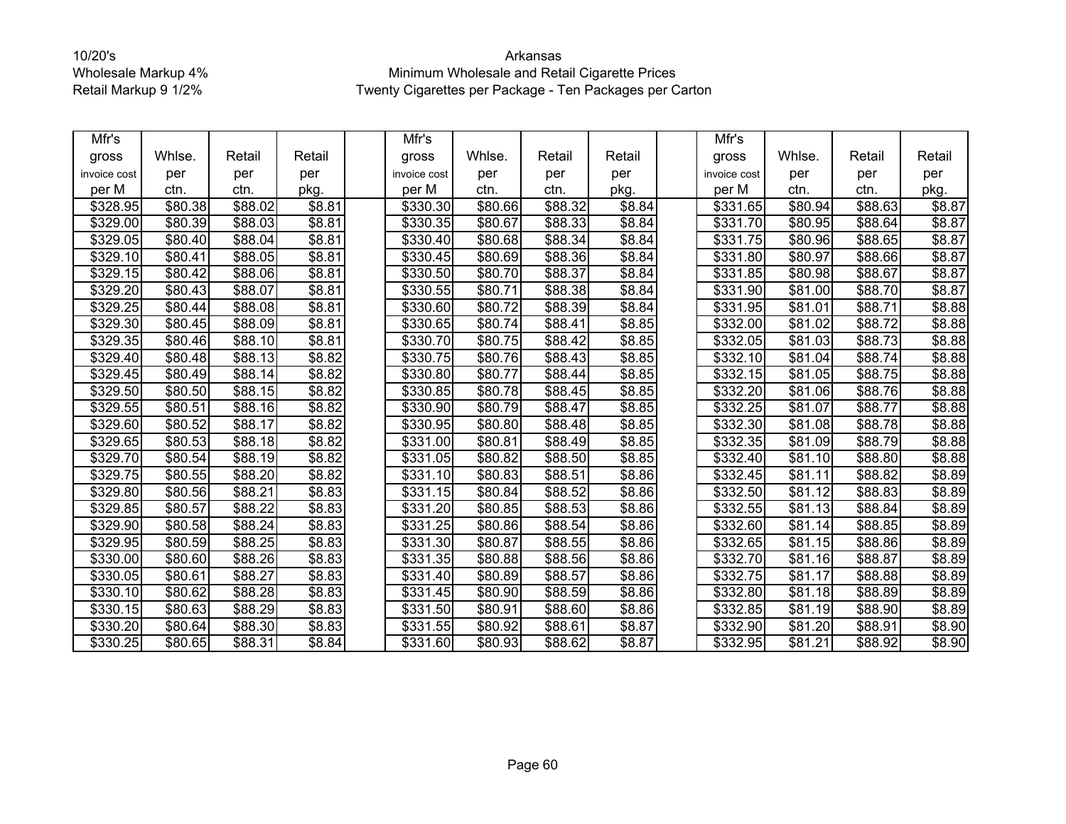10/20's
Wholesale Markup 4%
Retail Markup 9 1/2%

# Arkansas
## Minimum Wholesale and Retail Cigarette Prices
### Twenty Cigarettes per Package - Ten Packages per Carton

| Mfr's gross invoice cost per M | Whlse. per ctn. | Retail per ctn. | Retail per pkg. | | Mfr's gross invoice cost per M | Whlse. per ctn. | Retail per ctn. | Retail per pkg. | | Mfr's gross invoice cost per M | Whlse. per ctn. | Retail per ctn. | Retail per pkg. |
|---|---|---|---|---|---|---|---|---|---|---|---|---|---|
| $328.95 | $80.38 | $88.02 | $8.81 | | $330.30 | $80.66 | $88.32 | $8.84 | | $331.65 | $80.94 | $88.63 | $8.87 |
| $329.00 | $80.39 | $88.03 | $8.81 | | $330.35 | $80.67 | $88.33 | $8.84 | | $331.70 | $80.95 | $88.64 | $8.87 |
| $329.05 | $80.40 | $88.04 | $8.81 | | $330.40 | $80.68 | $88.34 | $8.84 | | $331.75 | $80.96 | $88.65 | $8.87 |
| $329.10 | $80.41 | $88.05 | $8.81 | | $330.45 | $80.69 | $88.36 | $8.84 | | $331.80 | $80.97 | $88.66 | $8.87 |
| $329.15 | $80.42 | $88.06 | $8.81 | | $330.50 | $80.70 | $88.37 | $8.84 | | $331.85 | $80.98 | $88.67 | $8.87 |
| $329.20 | $80.43 | $88.07 | $8.81 | | $330.55 | $80.71 | $88.38 | $8.84 | | $331.90 | $81.00 | $88.70 | $8.87 |
| $329.25 | $80.44 | $88.08 | $8.81 | | $330.60 | $80.72 | $88.39 | $8.84 | | $331.95 | $81.01 | $88.71 | $8.88 |
| $329.30 | $80.45 | $88.09 | $8.81 | | $330.65 | $80.74 | $88.41 | $8.85 | | $332.00 | $81.02 | $88.72 | $8.88 |
| $329.35 | $80.46 | $88.10 | $8.81 | | $330.70 | $80.75 | $88.42 | $8.85 | | $332.05 | $81.03 | $88.73 | $8.88 |
| $329.40 | $80.48 | $88.13 | $8.82 | | $330.75 | $80.76 | $88.43 | $8.85 | | $332.10 | $81.04 | $88.74 | $8.88 |
| $329.45 | $80.49 | $88.14 | $8.82 | | $330.80 | $80.77 | $88.44 | $8.85 | | $332.15 | $81.05 | $88.75 | $8.88 |
| $329.50 | $80.50 | $88.15 | $8.82 | | $330.85 | $80.78 | $88.45 | $8.85 | | $332.20 | $81.06 | $88.76 | $8.88 |
| $329.55 | $80.51 | $88.16 | $8.82 | | $330.90 | $80.79 | $88.47 | $8.85 | | $332.25 | $81.07 | $88.77 | $8.88 |
| $329.60 | $80.52 | $88.17 | $8.82 | | $330.95 | $80.80 | $88.48 | $8.85 | | $332.30 | $81.08 | $88.78 | $8.88 |
| $329.65 | $80.53 | $88.18 | $8.82 | | $331.00 | $80.81 | $88.49 | $8.85 | | $332.35 | $81.09 | $88.79 | $8.88 |
| $329.70 | $80.54 | $88.19 | $8.82 | | $331.05 | $80.82 | $88.50 | $8.85 | | $332.40 | $81.10 | $88.80 | $8.88 |
| $329.75 | $80.55 | $88.20 | $8.82 | | $331.10 | $80.83 | $88.51 | $8.86 | | $332.45 | $81.11 | $88.82 | $8.89 |
| $329.80 | $80.56 | $88.21 | $8.83 | | $331.15 | $80.84 | $88.52 | $8.86 | | $332.50 | $81.12 | $88.83 | $8.89 |
| $329.85 | $80.57 | $88.22 | $8.83 | | $331.20 | $80.85 | $88.53 | $8.86 | | $332.55 | $81.13 | $88.84 | $8.89 |
| $329.90 | $80.58 | $88.24 | $8.83 | | $331.25 | $80.86 | $88.54 | $8.86 | | $332.60 | $81.14 | $88.85 | $8.89 |
| $329.95 | $80.59 | $88.25 | $8.83 | | $331.30 | $80.87 | $88.55 | $8.86 | | $332.65 | $81.15 | $88.86 | $8.89 |
| $330.00 | $80.60 | $88.26 | $8.83 | | $331.35 | $80.88 | $88.56 | $8.86 | | $332.70 | $81.16 | $88.87 | $8.89 |
| $330.05 | $80.61 | $88.27 | $8.83 | | $331.40 | $80.89 | $88.57 | $8.86 | | $332.75 | $81.17 | $88.88 | $8.89 |
| $330.10 | $80.62 | $88.28 | $8.83 | | $331.45 | $80.90 | $88.59 | $8.86 | | $332.80 | $81.18 | $88.89 | $8.89 |
| $330.15 | $80.63 | $88.29 | $8.83 | | $331.50 | $80.91 | $88.60 | $8.86 | | $332.85 | $81.19 | $88.90 | $8.89 |
| $330.20 | $80.64 | $88.30 | $8.83 | | $331.55 | $80.92 | $88.61 | $8.87 | | $332.90 | $81.20 | $88.91 | $8.90 |
| $330.25 | $80.65 | $88.31 | $8.84 | | $331.60 | $80.93 | $88.62 | $8.87 | | $332.95 | $81.21 | $88.92 | $8.90 |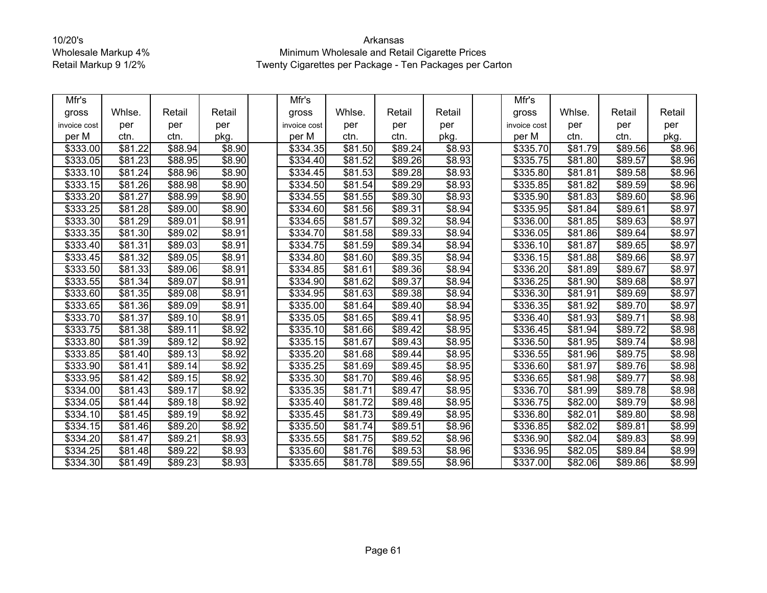10/20's
Wholesale Markup 4%
Retail Markup 9 1/2%

# Arkansas
## Minimum Wholesale and Retail Cigarette Prices
### Twenty Cigarettes per Package - Ten Packages per Carton

| Mfr's gross invoice cost per M | Whlse. per ctn. | Retail per ctn. | Retail per pkg. | | Mfr's gross invoice cost per M | Whlse. per ctn. | Retail per ctn. | Retail per pkg. | | Mfr's gross invoice cost per M | Whlse. per ctn. | Retail per ctn. | Retail per pkg. |
|---|---|---|---|---|---|---|---|---|---|---|---|---|---|
| $333.00 | $81.22 | $88.94 | $8.90 | | $334.35 | $81.50 | $89.24 | $8.93 | | $335.70 | $81.79 | $89.56 | $8.96 |
| $333.05 | $81.23 | $88.95 | $8.90 | | $334.40 | $81.52 | $89.26 | $8.93 | | $335.75 | $81.80 | $89.57 | $8.96 |
| $333.10 | $81.24 | $88.96 | $8.90 | | $334.45 | $81.53 | $89.28 | $8.93 | | $335.80 | $81.81 | $89.58 | $8.96 |
| $333.15 | $81.26 | $88.98 | $8.90 | | $334.50 | $81.54 | $89.29 | $8.93 | | $335.85 | $81.82 | $89.59 | $8.96 |
| $333.20 | $81.27 | $88.99 | $8.90 | | $334.55 | $81.55 | $89.30 | $8.93 | | $335.90 | $81.83 | $89.60 | $8.96 |
| $333.25 | $81.28 | $89.00 | $8.90 | | $334.60 | $81.56 | $89.31 | $8.94 | | $335.95 | $81.84 | $89.61 | $8.97 |
| $333.30 | $81.29 | $89.01 | $8.91 | | $334.65 | $81.57 | $89.32 | $8.94 | | $336.00 | $81.85 | $89.63 | $8.97 |
| $333.35 | $81.30 | $89.02 | $8.91 | | $334.70 | $81.58 | $89.33 | $8.94 | | $336.05 | $81.86 | $89.64 | $8.97 |
| $333.40 | $81.31 | $89.03 | $8.91 | | $334.75 | $81.59 | $89.34 | $8.94 | | $336.10 | $81.87 | $89.65 | $8.97 |
| $333.45 | $81.32 | $89.05 | $8.91 | | $334.80 | $81.60 | $89.35 | $8.94 | | $336.15 | $81.88 | $89.66 | $8.97 |
| $333.50 | $81.33 | $89.06 | $8.91 | | $334.85 | $81.61 | $89.36 | $8.94 | | $336.20 | $81.89 | $89.67 | $8.97 |
| $333.55 | $81.34 | $89.07 | $8.91 | | $334.90 | $81.62 | $89.37 | $8.94 | | $336.25 | $81.90 | $89.68 | $8.97 |
| $333.60 | $81.35 | $89.08 | $8.91 | | $334.95 | $81.63 | $89.38 | $8.94 | | $336.30 | $81.91 | $89.69 | $8.97 |
| $333.65 | $81.36 | $89.09 | $8.91 | | $335.00 | $81.64 | $89.40 | $8.94 | | $336.35 | $81.92 | $89.70 | $8.97 |
| $333.70 | $81.37 | $89.10 | $8.91 | | $335.05 | $81.65 | $89.41 | $8.95 | | $336.40 | $81.93 | $89.71 | $8.98 |
| $333.75 | $81.38 | $89.11 | $8.92 | | $335.10 | $81.66 | $89.42 | $8.95 | | $336.45 | $81.94 | $89.72 | $8.98 |
| $333.80 | $81.39 | $89.12 | $8.92 | | $335.15 | $81.67 | $89.43 | $8.95 | | $336.50 | $81.95 | $89.74 | $8.98 |
| $333.85 | $81.40 | $89.13 | $8.92 | | $335.20 | $81.68 | $89.44 | $8.95 | | $336.55 | $81.96 | $89.75 | $8.98 |
| $333.90 | $81.41 | $89.14 | $8.92 | | $335.25 | $81.69 | $89.45 | $8.95 | | $336.60 | $81.97 | $89.76 | $8.98 |
| $333.95 | $81.42 | $89.15 | $8.92 | | $335.30 | $81.70 | $89.46 | $8.95 | | $336.65 | $81.98 | $89.77 | $8.98 |
| $334.00 | $81.43 | $89.17 | $8.92 | | $335.35 | $81.71 | $89.47 | $8.95 | | $336.70 | $81.99 | $89.78 | $8.98 |
| $334.05 | $81.44 | $89.18 | $8.92 | | $335.40 | $81.72 | $89.48 | $8.95 | | $336.75 | $82.00 | $89.79 | $8.98 |
| $334.10 | $81.45 | $89.19 | $8.92 | | $335.45 | $81.73 | $89.49 | $8.95 | | $336.80 | $82.01 | $89.80 | $8.98 |
| $334.15 | $81.46 | $89.20 | $8.92 | | $335.50 | $81.74 | $89.51 | $8.96 | | $336.85 | $82.02 | $89.81 | $8.99 |
| $334.20 | $81.47 | $89.21 | $8.93 | | $335.55 | $81.75 | $89.52 | $8.96 | | $336.90 | $82.04 | $89.83 | $8.99 |
| $334.25 | $81.48 | $89.22 | $8.93 | | $335.60 | $81.76 | $89.53 | $8.96 | | $336.95 | $82.05 | $89.84 | $8.99 |
| $334.30 | $81.49 | $89.23 | $8.93 | | $335.65 | $81.78 | $89.55 | $8.96 | | $337.00 | $82.06 | $89.86 | $8.99 |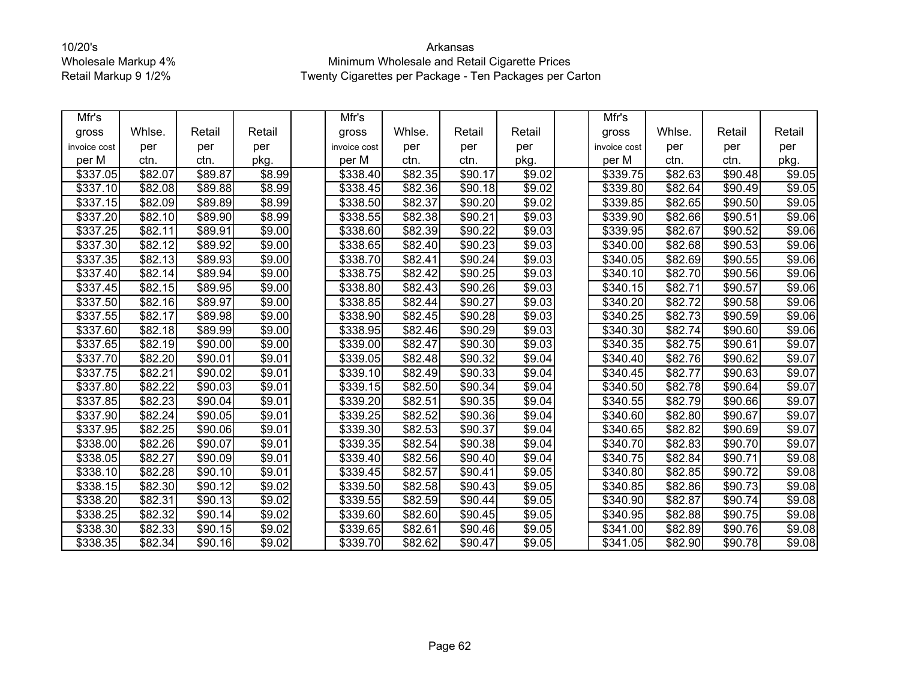10/20's
Wholesale Markup 4%
Retail Markup 9 1/2%

Arkansas
Minimum Wholesale and Retail Cigarette Prices
Twenty Cigarettes per Package - Ten Packages per Carton

| Mfr's gross invoice cost per M | Whlse. per ctn. | Retail per ctn. | Retail per pkg. | | Mfr's gross invoice cost per M | Whlse. per ctn. | Retail per ctn. | Retail per pkg. | | Mfr's gross invoice cost per M | Whlse. per ctn. | Retail per ctn. | Retail per pkg. |
|---|---|---|---|---|---|---|---|---|---|---|---|---|---|
| $337.05 | $82.07 | $89.87 | $8.99 | | $338.40 | $82.35 | $90.17 | $9.02 | | $339.75 | $82.63 | $90.48 | $9.05 |
| $337.10 | $82.08 | $89.88 | $8.99 | | $338.45 | $82.36 | $90.18 | $9.02 | | $339.80 | $82.64 | $90.49 | $9.05 |
| $337.15 | $82.09 | $89.89 | $8.99 | | $338.50 | $82.37 | $90.20 | $9.02 | | $339.85 | $82.65 | $90.50 | $9.05 |
| $337.20 | $82.10 | $89.90 | $8.99 | | $338.55 | $82.38 | $90.21 | $9.03 | | $339.90 | $82.66 | $90.51 | $9.06 |
| $337.25 | $82.11 | $89.91 | $9.00 | | $338.60 | $82.39 | $90.22 | $9.03 | | $339.95 | $82.67 | $90.52 | $9.06 |
| $337.30 | $82.12 | $89.92 | $9.00 | | $338.65 | $82.40 | $90.23 | $9.03 | | $340.00 | $82.68 | $90.53 | $9.06 |
| $337.35 | $82.13 | $89.93 | $9.00 | | $338.70 | $82.41 | $90.24 | $9.03 | | $340.05 | $82.69 | $90.55 | $9.06 |
| $337.40 | $82.14 | $89.94 | $9.00 | | $338.75 | $82.42 | $90.25 | $9.03 | | $340.10 | $82.70 | $90.56 | $9.06 |
| $337.45 | $82.15 | $89.95 | $9.00 | | $338.80 | $82.43 | $90.26 | $9.03 | | $340.15 | $82.71 | $90.57 | $9.06 |
| $337.50 | $82.16 | $89.97 | $9.00 | | $338.85 | $82.44 | $90.27 | $9.03 | | $340.20 | $82.72 | $90.58 | $9.06 |
| $337.55 | $82.17 | $89.98 | $9.00 | | $338.90 | $82.45 | $90.28 | $9.03 | | $340.25 | $82.73 | $90.59 | $9.06 |
| $337.60 | $82.18 | $89.99 | $9.00 | | $338.95 | $82.46 | $90.29 | $9.03 | | $340.30 | $82.74 | $90.60 | $9.06 |
| $337.65 | $82.19 | $90.00 | $9.00 | | $339.00 | $82.47 | $90.30 | $9.03 | | $340.35 | $82.75 | $90.61 | $9.07 |
| $337.70 | $82.20 | $90.01 | $9.01 | | $339.05 | $82.48 | $90.32 | $9.04 | | $340.40 | $82.76 | $90.62 | $9.07 |
| $337.75 | $82.21 | $90.02 | $9.01 | | $339.10 | $82.49 | $90.33 | $9.04 | | $340.45 | $82.77 | $90.63 | $9.07 |
| $337.80 | $82.22 | $90.03 | $9.01 | | $339.15 | $82.50 | $90.34 | $9.04 | | $340.50 | $82.78 | $90.64 | $9.07 |
| $337.85 | $82.23 | $90.04 | $9.01 | | $339.20 | $82.51 | $90.35 | $9.04 | | $340.55 | $82.79 | $90.66 | $9.07 |
| $337.90 | $82.24 | $90.05 | $9.01 | | $339.25 | $82.52 | $90.36 | $9.04 | | $340.60 | $82.80 | $90.67 | $9.07 |
| $337.95 | $82.25 | $90.06 | $9.01 | | $339.30 | $82.53 | $90.37 | $9.04 | | $340.65 | $82.82 | $90.69 | $9.07 |
| $338.00 | $82.26 | $90.07 | $9.01 | | $339.35 | $82.54 | $90.38 | $9.04 | | $340.70 | $82.83 | $90.70 | $9.07 |
| $338.05 | $82.27 | $90.09 | $9.01 | | $339.40 | $82.56 | $90.40 | $9.04 | | $340.75 | $82.84 | $90.71 | $9.08 |
| $338.10 | $82.28 | $90.10 | $9.01 | | $339.45 | $82.57 | $90.41 | $9.05 | | $340.80 | $82.85 | $90.72 | $9.08 |
| $338.15 | $82.30 | $90.12 | $9.02 | | $339.50 | $82.58 | $90.43 | $9.05 | | $340.85 | $82.86 | $90.73 | $9.08 |
| $338.20 | $82.31 | $90.13 | $9.02 | | $339.55 | $82.59 | $90.44 | $9.05 | | $340.90 | $82.87 | $90.74 | $9.08 |
| $338.25 | $82.32 | $90.14 | $9.02 | | $339.60 | $82.60 | $90.45 | $9.05 | | $340.95 | $82.88 | $90.75 | $9.08 |
| $338.30 | $82.33 | $90.15 | $9.02 | | $339.65 | $82.61 | $90.46 | $9.05 | | $341.00 | $82.89 | $90.76 | $9.08 |
| $338.35 | $82.34 | $90.16 | $9.02 | | $339.70 | $82.62 | $90.47 | $9.05 | | $341.05 | $82.90 | $90.78 | $9.08 |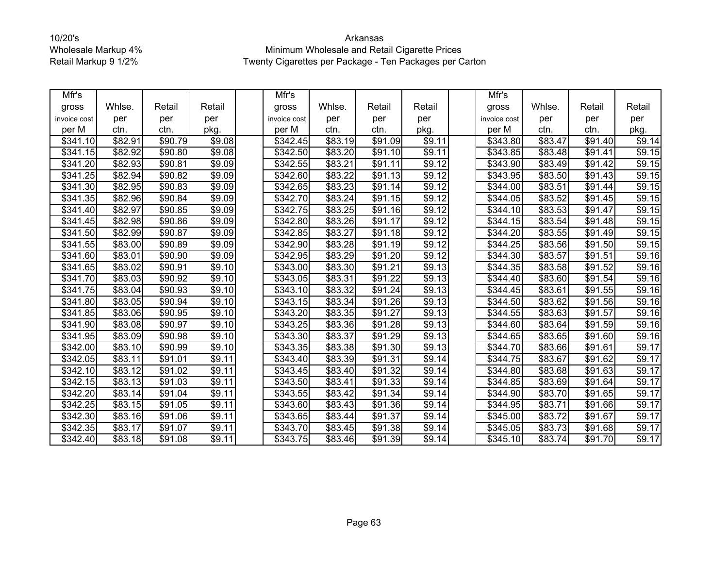10/20's
Wholesale Markup 4%
Retail Markup 9 1/2%

Arkansas
Minimum Wholesale and Retail Cigarette Prices
Twenty Cigarettes per Package - Ten Packages per Carton

| Mfr's gross invoice cost per M | Whlse. per ctn. | Retail per ctn. | Retail per pkg. | | Mfr's gross invoice cost per M | Whlse. per ctn. | Retail per ctn. | Retail per pkg. | | Mfr's gross invoice cost per M | Whlse. per ctn. | Retail per ctn. | Retail per pkg. |
|---|---|---|---|---|---|---|---|---|---|---|---|---|---|
| $341.10 | $82.91 | $90.79 | $9.08 | | $342.45 | $83.19 | $91.09 | $9.11 | | $343.80 | $83.47 | $91.40 | $9.14 |
| $341.15 | $82.92 | $90.80 | $9.08 | | $342.50 | $83.20 | $91.10 | $9.11 | | $343.85 | $83.48 | $91.41 | $9.15 |
| $341.20 | $82.93 | $90.81 | $9.09 | | $342.55 | $83.21 | $91.11 | $9.12 | | $343.90 | $83.49 | $91.42 | $9.15 |
| $341.25 | $82.94 | $90.82 | $9.09 | | $342.60 | $83.22 | $91.13 | $9.12 | | $343.95 | $83.50 | $91.43 | $9.15 |
| $341.30 | $82.95 | $90.83 | $9.09 | | $342.65 | $83.23 | $91.14 | $9.12 | | $344.00 | $83.51 | $91.44 | $9.15 |
| $341.35 | $82.96 | $90.84 | $9.09 | | $342.70 | $83.24 | $91.15 | $9.12 | | $344.05 | $83.52 | $91.45 | $9.15 |
| $341.40 | $82.97 | $90.85 | $9.09 | | $342.75 | $83.25 | $91.16 | $9.12 | | $344.10 | $83.53 | $91.47 | $9.15 |
| $341.45 | $82.98 | $90.86 | $9.09 | | $342.80 | $83.26 | $91.17 | $9.12 | | $344.15 | $83.54 | $91.48 | $9.15 |
| $341.50 | $82.99 | $90.87 | $9.09 | | $342.85 | $83.27 | $91.18 | $9.12 | | $344.20 | $83.55 | $91.49 | $9.15 |
| $341.55 | $83.00 | $90.89 | $9.09 | | $342.90 | $83.28 | $91.19 | $9.12 | | $344.25 | $83.56 | $91.50 | $9.15 |
| $341.60 | $83.01 | $90.90 | $9.09 | | $342.95 | $83.29 | $91.20 | $9.12 | | $344.30 | $83.57 | $91.51 | $9.16 |
| $341.65 | $83.02 | $90.91 | $9.10 | | $343.00 | $83.30 | $91.21 | $9.13 | | $344.35 | $83.58 | $91.52 | $9.16 |
| $341.70 | $83.03 | $90.92 | $9.10 | | $343.05 | $83.31 | $91.22 | $9.13 | | $344.40 | $83.60 | $91.54 | $9.16 |
| $341.75 | $83.04 | $90.93 | $9.10 | | $343.10 | $83.32 | $91.24 | $9.13 | | $344.45 | $83.61 | $91.55 | $9.16 |
| $341.80 | $83.05 | $90.94 | $9.10 | | $343.15 | $83.34 | $91.26 | $9.13 | | $344.50 | $83.62 | $91.56 | $9.16 |
| $341.85 | $83.06 | $90.95 | $9.10 | | $343.20 | $83.35 | $91.27 | $9.13 | | $344.55 | $83.63 | $91.57 | $9.16 |
| $341.90 | $83.08 | $90.97 | $9.10 | | $343.25 | $83.36 | $91.28 | $9.13 | | $344.60 | $83.64 | $91.59 | $9.16 |
| $341.95 | $83.09 | $90.98 | $9.10 | | $343.30 | $83.37 | $91.29 | $9.13 | | $344.65 | $83.65 | $91.60 | $9.16 |
| $342.00 | $83.10 | $90.99 | $9.10 | | $343.35 | $83.38 | $91.30 | $9.13 | | $344.70 | $83.66 | $91.61 | $9.17 |
| $342.05 | $83.11 | $91.01 | $9.11 | | $343.40 | $83.39 | $91.31 | $9.14 | | $344.75 | $83.67 | $91.62 | $9.17 |
| $342.10 | $83.12 | $91.02 | $9.11 | | $343.45 | $83.40 | $91.32 | $9.14 | | $344.80 | $83.68 | $91.63 | $9.17 |
| $342.15 | $83.13 | $91.03 | $9.11 | | $343.50 | $83.41 | $91.33 | $9.14 | | $344.85 | $83.69 | $91.64 | $9.17 |
| $342.20 | $83.14 | $91.04 | $9.11 | | $343.55 | $83.42 | $91.34 | $9.14 | | $344.90 | $83.70 | $91.65 | $9.17 |
| $342.25 | $83.15 | $91.05 | $9.11 | | $343.60 | $83.43 | $91.36 | $9.14 | | $344.95 | $83.71 | $91.66 | $9.17 |
| $342.30 | $83.16 | $91.06 | $9.11 | | $343.65 | $83.44 | $91.37 | $9.14 | | $345.00 | $83.72 | $91.67 | $9.17 |
| $342.35 | $83.17 | $91.07 | $9.11 | | $343.70 | $83.45 | $91.38 | $9.14 | | $345.05 | $83.73 | $91.68 | $9.17 |
| $342.40 | $83.18 | $91.08 | $9.11 | | $343.75 | $83.46 | $91.39 | $9.14 | | $345.10 | $83.74 | $91.70 | $9.17 |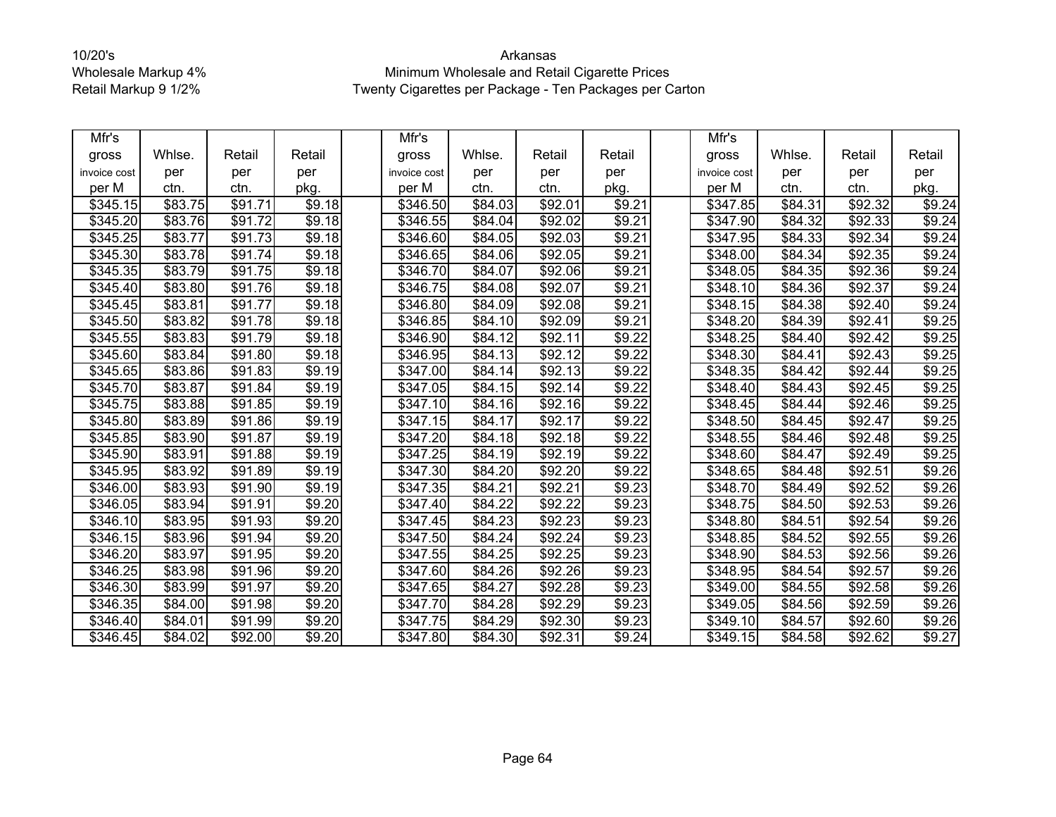10/20's
Wholesale Markup 4%
Retail Markup 9 1/2%

Arkansas
Minimum Wholesale and Retail Cigarette Prices
Twenty Cigarettes per Package - Ten Packages per Carton

| Mfr's gross invoice cost per M | Whlse. per ctn. | Retail per ctn. | Retail per pkg. | | Mfr's gross invoice cost per M | Whlse. per ctn. | Retail per ctn. | Retail per pkg. | | Mfr's gross invoice cost per M | Whlse. per ctn. | Retail per ctn. | Retail per pkg. |
|---|---|---|---|---|---|---|---|---|---|---|---|---|---|
| $345.15 | $83.75 | $91.71 | $9.18 | | $346.50 | $84.03 | $92.01 | $9.21 | | $347.85 | $84.31 | $92.32 | $9.24 |
| $345.20 | $83.76 | $91.72 | $9.18 | | $346.55 | $84.04 | $92.02 | $9.21 | | $347.90 | $84.32 | $92.33 | $9.24 |
| $345.25 | $83.77 | $91.73 | $9.18 | | $346.60 | $84.05 | $92.03 | $9.21 | | $347.95 | $84.33 | $92.34 | $9.24 |
| $345.30 | $83.78 | $91.74 | $9.18 | | $346.65 | $84.06 | $92.05 | $9.21 | | $348.00 | $84.34 | $92.35 | $9.24 |
| $345.35 | $83.79 | $91.75 | $9.18 | | $346.70 | $84.07 | $92.06 | $9.21 | | $348.05 | $84.35 | $92.36 | $9.24 |
| $345.40 | $83.80 | $91.76 | $9.18 | | $346.75 | $84.08 | $92.07 | $9.21 | | $348.10 | $84.36 | $92.37 | $9.24 |
| $345.45 | $83.81 | $91.77 | $9.18 | | $346.80 | $84.09 | $92.08 | $9.21 | | $348.15 | $84.38 | $92.40 | $9.24 |
| $345.50 | $83.82 | $91.78 | $9.18 | | $346.85 | $84.10 | $92.09 | $9.21 | | $348.20 | $84.39 | $92.41 | $9.25 |
| $345.55 | $83.83 | $91.79 | $9.18 | | $346.90 | $84.12 | $92.11 | $9.22 | | $348.25 | $84.40 | $92.42 | $9.25 |
| $345.60 | $83.84 | $91.80 | $9.18 | | $346.95 | $84.13 | $92.12 | $9.22 | | $348.30 | $84.41 | $92.43 | $9.25 |
| $345.65 | $83.86 | $91.83 | $9.19 | | $347.00 | $84.14 | $92.13 | $9.22 | | $348.35 | $84.42 | $92.44 | $9.25 |
| $345.70 | $83.87 | $91.84 | $9.19 | | $347.05 | $84.15 | $92.14 | $9.22 | | $348.40 | $84.43 | $92.45 | $9.25 |
| $345.75 | $83.88 | $91.85 | $9.19 | | $347.10 | $84.16 | $92.16 | $9.22 | | $348.45 | $84.44 | $92.46 | $9.25 |
| $345.80 | $83.89 | $91.86 | $9.19 | | $347.15 | $84.17 | $92.17 | $9.22 | | $348.50 | $84.45 | $92.47 | $9.25 |
| $345.85 | $83.90 | $91.87 | $9.19 | | $347.20 | $84.18 | $92.18 | $9.22 | | $348.55 | $84.46 | $92.48 | $9.25 |
| $345.90 | $83.91 | $91.88 | $9.19 | | $347.25 | $84.19 | $92.19 | $9.22 | | $348.60 | $84.47 | $92.49 | $9.25 |
| $345.95 | $83.92 | $91.89 | $9.19 | | $347.30 | $84.20 | $92.20 | $9.22 | | $348.65 | $84.48 | $92.51 | $9.26 |
| $346.00 | $83.93 | $91.90 | $9.19 | | $347.35 | $84.21 | $92.21 | $9.23 | | $348.70 | $84.49 | $92.52 | $9.26 |
| $346.05 | $83.94 | $91.91 | $9.20 | | $347.40 | $84.22 | $92.22 | $9.23 | | $348.75 | $84.50 | $92.53 | $9.26 |
| $346.10 | $83.95 | $91.93 | $9.20 | | $347.45 | $84.23 | $92.23 | $9.23 | | $348.80 | $84.51 | $92.54 | $9.26 |
| $346.15 | $83.96 | $91.94 | $9.20 | | $347.50 | $84.24 | $92.24 | $9.23 | | $348.85 | $84.52 | $92.55 | $9.26 |
| $346.20 | $83.97 | $91.95 | $9.20 | | $347.55 | $84.25 | $92.25 | $9.23 | | $348.90 | $84.53 | $92.56 | $9.26 |
| $346.25 | $83.98 | $91.96 | $9.20 | | $347.60 | $84.26 | $92.26 | $9.23 | | $348.95 | $84.54 | $92.57 | $9.26 |
| $346.30 | $83.99 | $91.97 | $9.20 | | $347.65 | $84.27 | $92.28 | $9.23 | | $349.00 | $84.55 | $92.58 | $9.26 |
| $346.35 | $84.00 | $91.98 | $9.20 | | $347.70 | $84.28 | $92.29 | $9.23 | | $349.05 | $84.56 | $92.59 | $9.26 |
| $346.40 | $84.01 | $91.99 | $9.20 | | $347.75 | $84.29 | $92.30 | $9.23 | | $349.10 | $84.57 | $92.60 | $9.26 |
| $346.45 | $84.02 | $92.00 | $9.20 | | $347.80 | $84.30 | $92.31 | $9.24 | | $349.15 | $84.58 | $92.62 | $9.27 |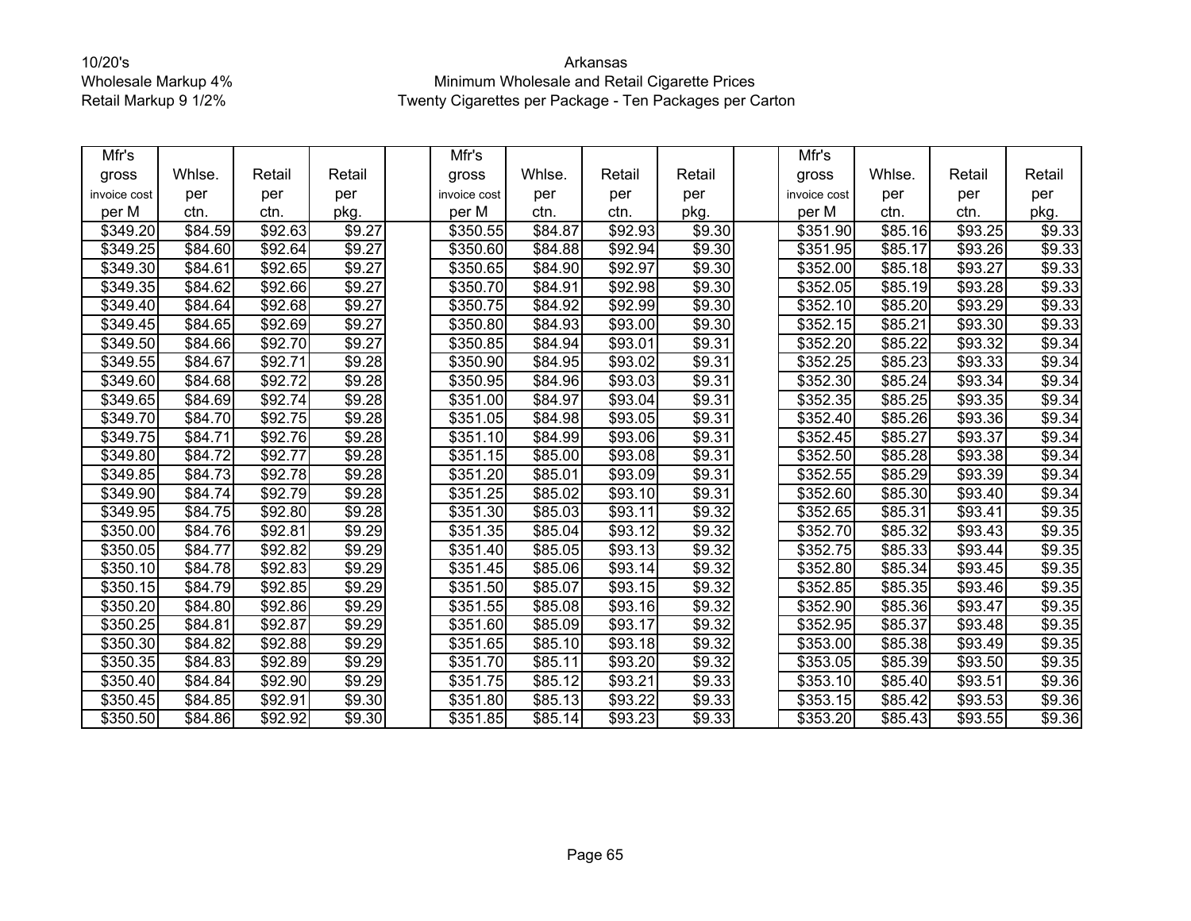10/20's
Wholesale Markup 4%
Retail Markup 9 1/2%

Arkansas
Minimum Wholesale and Retail Cigarette Prices
Twenty Cigarettes per Package - Ten Packages per Carton

| Mfr's gross invoice cost per M | Whlse. per ctn. | Retail per ctn. | Retail per pkg. | | Mfr's gross invoice cost per M | Whlse. per ctn. | Retail per ctn. | Retail per pkg. | | Mfr's gross invoice cost per M | Whlse. per ctn. | Retail per ctn. | Retail per pkg. |
|---|---|---|---|---|---|---|---|---|---|---|---|---|---|
| $349.20 | $84.59 | $92.63 | $9.27 | | $350.55 | $84.87 | $92.93 | $9.30 | | $351.90 | $85.16 | $93.25 | $9.33 |
| $349.25 | $84.60 | $92.64 | $9.27 | | $350.60 | $84.88 | $92.94 | $9.30 | | $351.95 | $85.17 | $93.26 | $9.33 |
| $349.30 | $84.61 | $92.65 | $9.27 | | $350.65 | $84.90 | $92.97 | $9.30 | | $352.00 | $85.18 | $93.27 | $9.33 |
| $349.35 | $84.62 | $92.66 | $9.27 | | $350.70 | $84.91 | $92.98 | $9.30 | | $352.05 | $85.19 | $93.28 | $9.33 |
| $349.40 | $84.64 | $92.68 | $9.27 | | $350.75 | $84.92 | $92.99 | $9.30 | | $352.10 | $85.20 | $93.29 | $9.33 |
| $349.45 | $84.65 | $92.69 | $9.27 | | $350.80 | $84.93 | $93.00 | $9.30 | | $352.15 | $85.21 | $93.30 | $9.33 |
| $349.50 | $84.66 | $92.70 | $9.27 | | $350.85 | $84.94 | $93.01 | $9.31 | | $352.20 | $85.22 | $93.32 | $9.34 |
| $349.55 | $84.67 | $92.71 | $9.28 | | $350.90 | $84.95 | $93.02 | $9.31 | | $352.25 | $85.23 | $93.33 | $9.34 |
| $349.60 | $84.68 | $92.72 | $9.28 | | $350.95 | $84.96 | $93.03 | $9.31 | | $352.30 | $85.24 | $93.34 | $9.34 |
| $349.65 | $84.69 | $92.74 | $9.28 | | $351.00 | $84.97 | $93.04 | $9.31 | | $352.35 | $85.25 | $93.35 | $9.34 |
| $349.70 | $84.70 | $92.75 | $9.28 | | $351.05 | $84.98 | $93.05 | $9.31 | | $352.40 | $85.26 | $93.36 | $9.34 |
| $349.75 | $84.71 | $92.76 | $9.28 | | $351.10 | $84.99 | $93.06 | $9.31 | | $352.45 | $85.27 | $93.37 | $9.34 |
| $349.80 | $84.72 | $92.77 | $9.28 | | $351.15 | $85.00 | $93.08 | $9.31 | | $352.50 | $85.28 | $93.38 | $9.34 |
| $349.85 | $84.73 | $92.78 | $9.28 | | $351.20 | $85.01 | $93.09 | $9.31 | | $352.55 | $85.29 | $93.39 | $9.34 |
| $349.90 | $84.74 | $92.79 | $9.28 | | $351.25 | $85.02 | $93.10 | $9.31 | | $352.60 | $85.30 | $93.40 | $9.34 |
| $349.95 | $84.75 | $92.80 | $9.28 | | $351.30 | $85.03 | $93.11 | $9.32 | | $352.65 | $85.31 | $93.41 | $9.35 |
| $350.00 | $84.76 | $92.81 | $9.29 | | $351.35 | $85.04 | $93.12 | $9.32 | | $352.70 | $85.32 | $93.43 | $9.35 |
| $350.05 | $84.77 | $92.82 | $9.29 | | $351.40 | $85.05 | $93.13 | $9.32 | | $352.75 | $85.33 | $93.44 | $9.35 |
| $350.10 | $84.78 | $92.83 | $9.29 | | $351.45 | $85.06 | $93.14 | $9.32 | | $352.80 | $85.34 | $93.45 | $9.35 |
| $350.15 | $84.79 | $92.85 | $9.29 | | $351.50 | $85.07 | $93.15 | $9.32 | | $352.85 | $85.35 | $93.46 | $9.35 |
| $350.20 | $84.80 | $92.86 | $9.29 | | $351.55 | $85.08 | $93.16 | $9.32 | | $352.90 | $85.36 | $93.47 | $9.35 |
| $350.25 | $84.81 | $92.87 | $9.29 | | $351.60 | $85.09 | $93.17 | $9.32 | | $352.95 | $85.37 | $93.48 | $9.35 |
| $350.30 | $84.82 | $92.88 | $9.29 | | $351.65 | $85.10 | $93.18 | $9.32 | | $353.00 | $85.38 | $93.49 | $9.35 |
| $350.35 | $84.83 | $92.89 | $9.29 | | $351.70 | $85.11 | $93.20 | $9.32 | | $353.05 | $85.39 | $93.50 | $9.35 |
| $350.40 | $84.84 | $92.90 | $9.29 | | $351.75 | $85.12 | $93.21 | $9.33 | | $353.10 | $85.40 | $93.51 | $9.36 |
| $350.45 | $84.85 | $92.91 | $9.30 | | $351.80 | $85.13 | $93.22 | $9.33 | | $353.15 | $85.42 | $93.53 | $9.36 |
| $350.50 | $84.86 | $92.92 | $9.30 | | $351.85 | $85.14 | $93.23 | $9.33 | | $353.20 | $85.43 | $93.55 | $9.36 |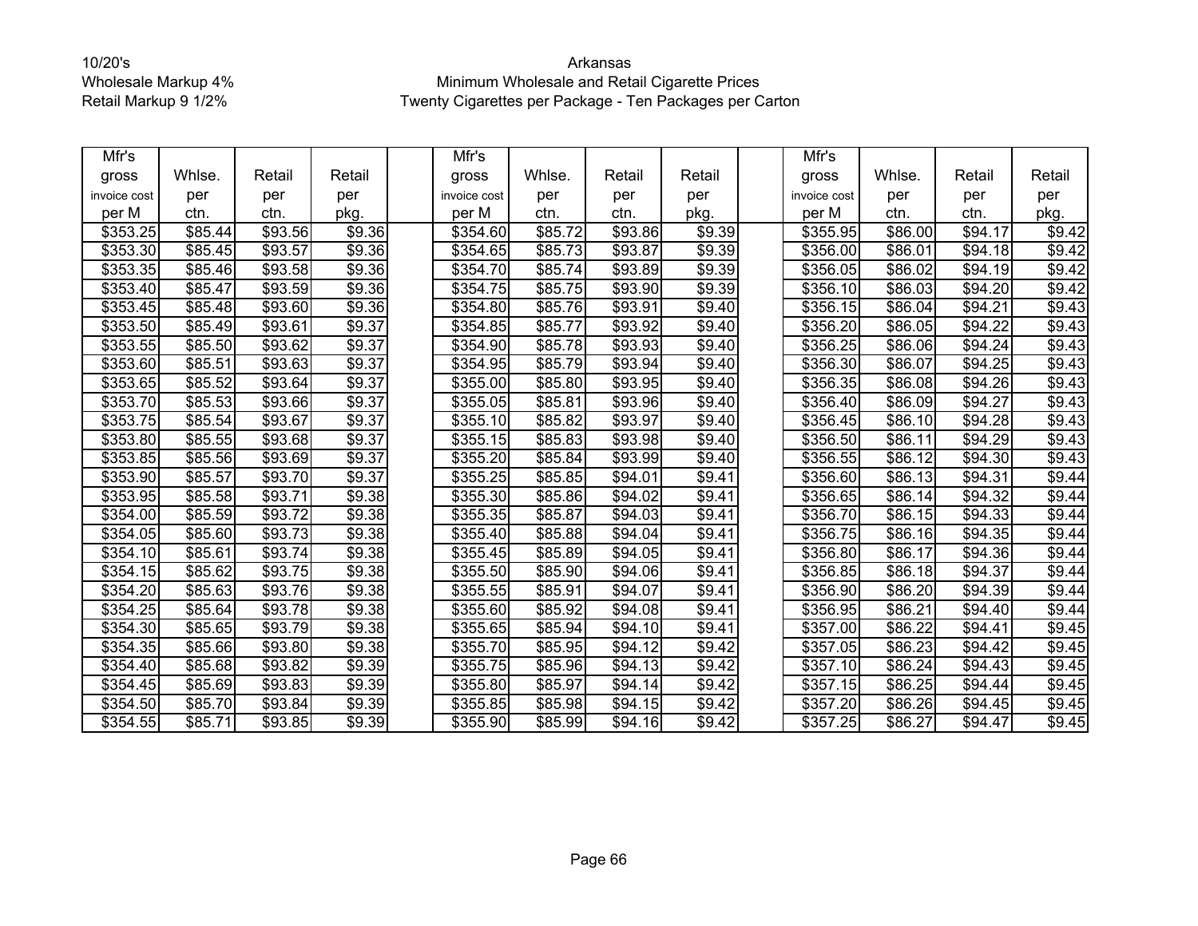10/20's
Wholesale Markup 4%
Retail Markup 9 1/2%

Arkansas
Minimum Wholesale and Retail Cigarette Prices
Twenty Cigarettes per Package - Ten Packages per Carton

| Mfr's gross invoice cost per M | Whlse. per ctn. | Retail per ctn. | Retail per pkg. | | Mfr's gross invoice cost per M | Whlse. per ctn. | Retail per ctn. | Retail per pkg. | | Mfr's gross invoice cost per M | Whlse. per ctn. | Retail per ctn. | Retail per pkg. |
|---|---|---|---|---|---|---|---|---|---|---|---|---|---|
| $353.25 | $85.44 | $93.56 | $9.36 | | $354.60 | $85.72 | $93.86 | $9.39 | | $355.95 | $86.00 | $94.17 | $9.42 |
| $353.30 | $85.45 | $93.57 | $9.36 | | $354.65 | $85.73 | $93.87 | $9.39 | | $356.00 | $86.01 | $94.18 | $9.42 |
| $353.35 | $85.46 | $93.58 | $9.36 | | $354.70 | $85.74 | $93.89 | $9.39 | | $356.05 | $86.02 | $94.19 | $9.42 |
| $353.40 | $85.47 | $93.59 | $9.36 | | $354.75 | $85.75 | $93.90 | $9.39 | | $356.10 | $86.03 | $94.20 | $9.42 |
| $353.45 | $85.48 | $93.60 | $9.36 | | $354.80 | $85.76 | $93.91 | $9.40 | | $356.15 | $86.04 | $94.21 | $9.43 |
| $353.50 | $85.49 | $93.61 | $9.37 | | $354.85 | $85.77 | $93.92 | $9.40 | | $356.20 | $86.05 | $94.22 | $9.43 |
| $353.55 | $85.50 | $93.62 | $9.37 | | $354.90 | $85.78 | $93.93 | $9.40 | | $356.25 | $86.06 | $94.24 | $9.43 |
| $353.60 | $85.51 | $93.63 | $9.37 | | $354.95 | $85.79 | $93.94 | $9.40 | | $356.30 | $86.07 | $94.25 | $9.43 |
| $353.65 | $85.52 | $93.64 | $9.37 | | $355.00 | $85.80 | $93.95 | $9.40 | | $356.35 | $86.08 | $94.26 | $9.43 |
| $353.70 | $85.53 | $93.66 | $9.37 | | $355.05 | $85.81 | $93.96 | $9.40 | | $356.40 | $86.09 | $94.27 | $9.43 |
| $353.75 | $85.54 | $93.67 | $9.37 | | $355.10 | $85.82 | $93.97 | $9.40 | | $356.45 | $86.10 | $94.28 | $9.43 |
| $353.80 | $85.55 | $93.68 | $9.37 | | $355.15 | $85.83 | $93.98 | $9.40 | | $356.50 | $86.11 | $94.29 | $9.43 |
| $353.85 | $85.56 | $93.69 | $9.37 | | $355.20 | $85.84 | $93.99 | $9.40 | | $356.55 | $86.12 | $94.30 | $9.43 |
| $353.90 | $85.57 | $93.70 | $9.37 | | $355.25 | $85.85 | $94.01 | $9.41 | | $356.60 | $86.13 | $94.31 | $9.44 |
| $353.95 | $85.58 | $93.71 | $9.38 | | $355.30 | $85.86 | $94.02 | $9.41 | | $356.65 | $86.14 | $94.32 | $9.44 |
| $354.00 | $85.59 | $93.72 | $9.38 | | $355.35 | $85.87 | $94.03 | $9.41 | | $356.70 | $86.15 | $94.33 | $9.44 |
| $354.05 | $85.60 | $93.73 | $9.38 | | $355.40 | $85.88 | $94.04 | $9.41 | | $356.75 | $86.16 | $94.35 | $9.44 |
| $354.10 | $85.61 | $93.74 | $9.38 | | $355.45 | $85.89 | $94.05 | $9.41 | | $356.80 | $86.17 | $94.36 | $9.44 |
| $354.15 | $85.62 | $93.75 | $9.38 | | $355.50 | $85.90 | $94.06 | $9.41 | | $356.85 | $86.18 | $94.37 | $9.44 |
| $354.20 | $85.63 | $93.76 | $9.38 | | $355.55 | $85.91 | $94.07 | $9.41 | | $356.90 | $86.20 | $94.39 | $9.44 |
| $354.25 | $85.64 | $93.78 | $9.38 | | $355.60 | $85.92 | $94.08 | $9.41 | | $356.95 | $86.21 | $94.40 | $9.44 |
| $354.30 | $85.65 | $93.79 | $9.38 | | $355.65 | $85.94 | $94.10 | $9.41 | | $357.00 | $86.22 | $94.41 | $9.45 |
| $354.35 | $85.66 | $93.80 | $9.38 | | $355.70 | $85.95 | $94.12 | $9.42 | | $357.05 | $86.23 | $94.42 | $9.45 |
| $354.40 | $85.68 | $93.82 | $9.39 | | $355.75 | $85.96 | $94.13 | $9.42 | | $357.10 | $86.24 | $94.43 | $9.45 |
| $354.45 | $85.69 | $93.83 | $9.39 | | $355.80 | $85.97 | $94.14 | $9.42 | | $357.15 | $86.25 | $94.44 | $9.45 |
| $354.50 | $85.70 | $93.84 | $9.39 | | $355.85 | $85.98 | $94.15 | $9.42 | | $357.20 | $86.26 | $94.45 | $9.45 |
| $354.55 | $85.71 | $93.85 | $9.39 | | $355.90 | $85.99 | $94.16 | $9.42 | | $357.25 | $86.27 | $94.47 | $9.45 |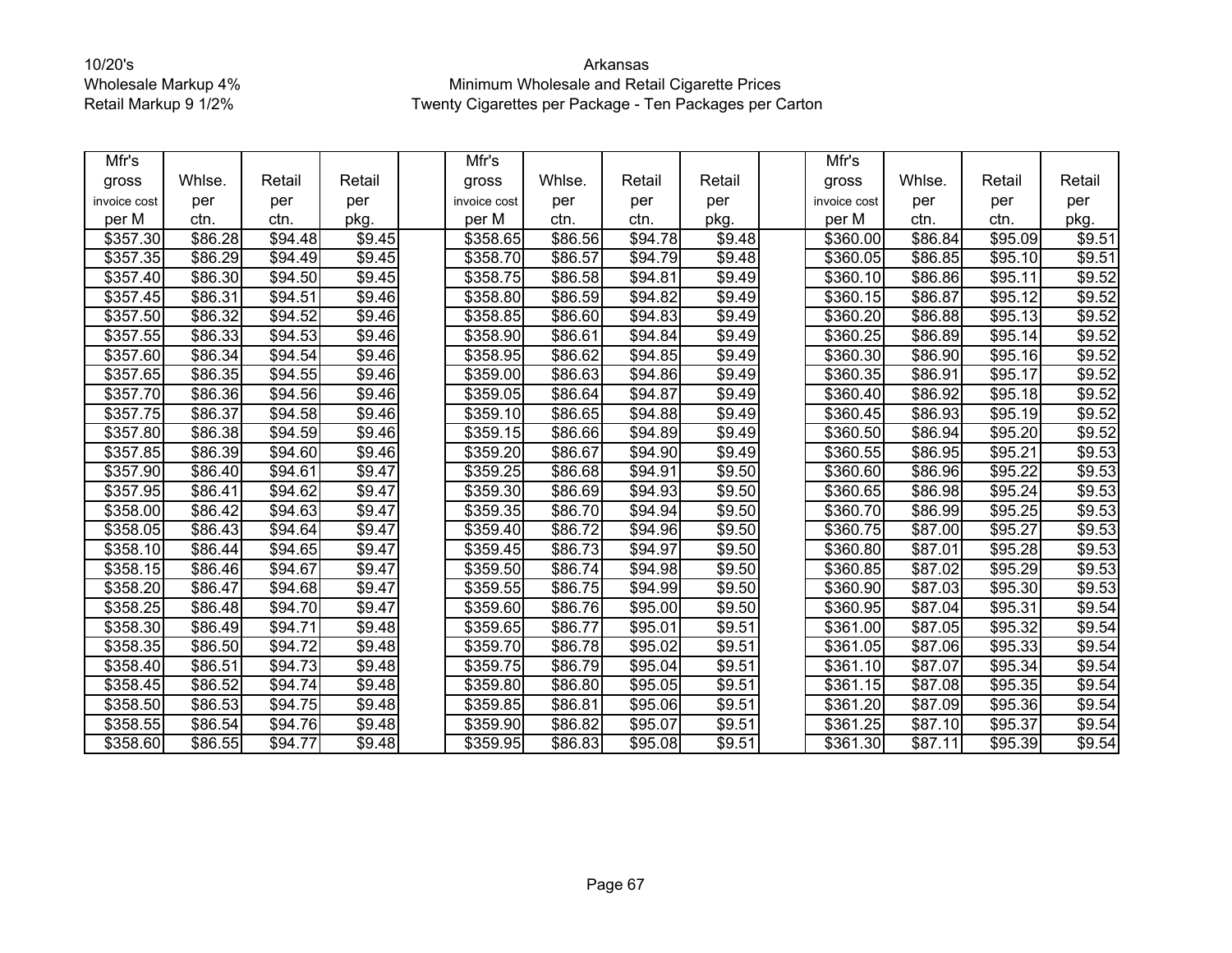10/20's
Wholesale Markup 4%
Retail Markup 9 1/2%

Arkansas
Minimum Wholesale and Retail Cigarette Prices
Twenty Cigarettes per Package - Ten Packages per Carton

| Mfr's gross invoice cost per M | Whlse. per ctn. | Retail per ctn. | Retail per pkg. | | Mfr's gross invoice cost per M | Whlse. per ctn. | Retail per ctn. | Retail per pkg. | | Mfr's gross invoice cost per M | Whlse. per ctn. | Retail per ctn. | Retail per pkg. |
|---|---|---|---|---|---|---|---|---|---|---|---|---|---|
| $357.30 | $86.28 | $94.48 | $9.45 | | $358.65 | $86.56 | $94.78 | $9.48 | | $360.00 | $86.84 | $95.09 | $9.51 |
| $357.35 | $86.29 | $94.49 | $9.45 | | $358.70 | $86.57 | $94.79 | $9.48 | | $360.05 | $86.85 | $95.10 | $9.51 |
| $357.40 | $86.30 | $94.50 | $9.45 | | $358.75 | $86.58 | $94.81 | $9.49 | | $360.10 | $86.86 | $95.11 | $9.52 |
| $357.45 | $86.31 | $94.51 | $9.46 | | $358.80 | $86.59 | $94.82 | $9.49 | | $360.15 | $86.87 | $95.12 | $9.52 |
| $357.50 | $86.32 | $94.52 | $9.46 | | $358.85 | $86.60 | $94.83 | $9.49 | | $360.20 | $86.88 | $95.13 | $9.52 |
| $357.55 | $86.33 | $94.53 | $9.46 | | $358.90 | $86.61 | $94.84 | $9.49 | | $360.25 | $86.89 | $95.14 | $9.52 |
| $357.60 | $86.34 | $94.54 | $9.46 | | $358.95 | $86.62 | $94.85 | $9.49 | | $360.30 | $86.90 | $95.16 | $9.52 |
| $357.65 | $86.35 | $94.55 | $9.46 | | $359.00 | $86.63 | $94.86 | $9.49 | | $360.35 | $86.91 | $95.17 | $9.52 |
| $357.70 | $86.36 | $94.56 | $9.46 | | $359.05 | $86.64 | $94.87 | $9.49 | | $360.40 | $86.92 | $95.18 | $9.52 |
| $357.75 | $86.37 | $94.58 | $9.46 | | $359.10 | $86.65 | $94.88 | $9.49 | | $360.45 | $86.93 | $95.19 | $9.52 |
| $357.80 | $86.38 | $94.59 | $9.46 | | $359.15 | $86.66 | $94.89 | $9.49 | | $360.50 | $86.94 | $95.20 | $9.52 |
| $357.85 | $86.39 | $94.60 | $9.46 | | $359.20 | $86.67 | $94.90 | $9.49 | | $360.55 | $86.95 | $95.21 | $9.53 |
| $357.90 | $86.40 | $94.61 | $9.47 | | $359.25 | $86.68 | $94.91 | $9.50 | | $360.60 | $86.96 | $95.22 | $9.53 |
| $357.95 | $86.41 | $94.62 | $9.47 | | $359.30 | $86.69 | $94.93 | $9.50 | | $360.65 | $86.98 | $95.24 | $9.53 |
| $358.00 | $86.42 | $94.63 | $9.47 | | $359.35 | $86.70 | $94.94 | $9.50 | | $360.70 | $86.99 | $95.25 | $9.53 |
| $358.05 | $86.43 | $94.64 | $9.47 | | $359.40 | $86.72 | $94.96 | $9.50 | | $360.75 | $87.00 | $95.27 | $9.53 |
| $358.10 | $86.44 | $94.65 | $9.47 | | $359.45 | $86.73 | $94.97 | $9.50 | | $360.80 | $87.01 | $95.28 | $9.53 |
| $358.15 | $86.46 | $94.67 | $9.47 | | $359.50 | $86.74 | $94.98 | $9.50 | | $360.85 | $87.02 | $95.29 | $9.53 |
| $358.20 | $86.47 | $94.68 | $9.47 | | $359.55 | $86.75 | $94.99 | $9.50 | | $360.90 | $87.03 | $95.30 | $9.53 |
| $358.25 | $86.48 | $94.70 | $9.47 | | $359.60 | $86.76 | $95.00 | $9.50 | | $360.95 | $87.04 | $95.31 | $9.54 |
| $358.30 | $86.49 | $94.71 | $9.48 | | $359.65 | $86.77 | $95.01 | $9.51 | | $361.00 | $87.05 | $95.32 | $9.54 |
| $358.35 | $86.50 | $94.72 | $9.48 | | $359.70 | $86.78 | $95.02 | $9.51 | | $361.05 | $87.06 | $95.33 | $9.54 |
| $358.40 | $86.51 | $94.73 | $9.48 | | $359.75 | $86.79 | $95.04 | $9.51 | | $361.10 | $87.07 | $95.34 | $9.54 |
| $358.45 | $86.52 | $94.74 | $9.48 | | $359.80 | $86.80 | $95.05 | $9.51 | | $361.15 | $87.08 | $95.35 | $9.54 |
| $358.50 | $86.53 | $94.75 | $9.48 | | $359.85 | $86.81 | $95.06 | $9.51 | | $361.20 | $87.09 | $95.36 | $9.54 |
| $358.55 | $86.54 | $94.76 | $9.48 | | $359.90 | $86.82 | $95.07 | $9.51 | | $361.25 | $87.10 | $95.37 | $9.54 |
| $358.60 | $86.55 | $94.77 | $9.48 | | $359.95 | $86.83 | $95.08 | $9.51 | | $361.30 | $87.11 | $95.39 | $9.54 |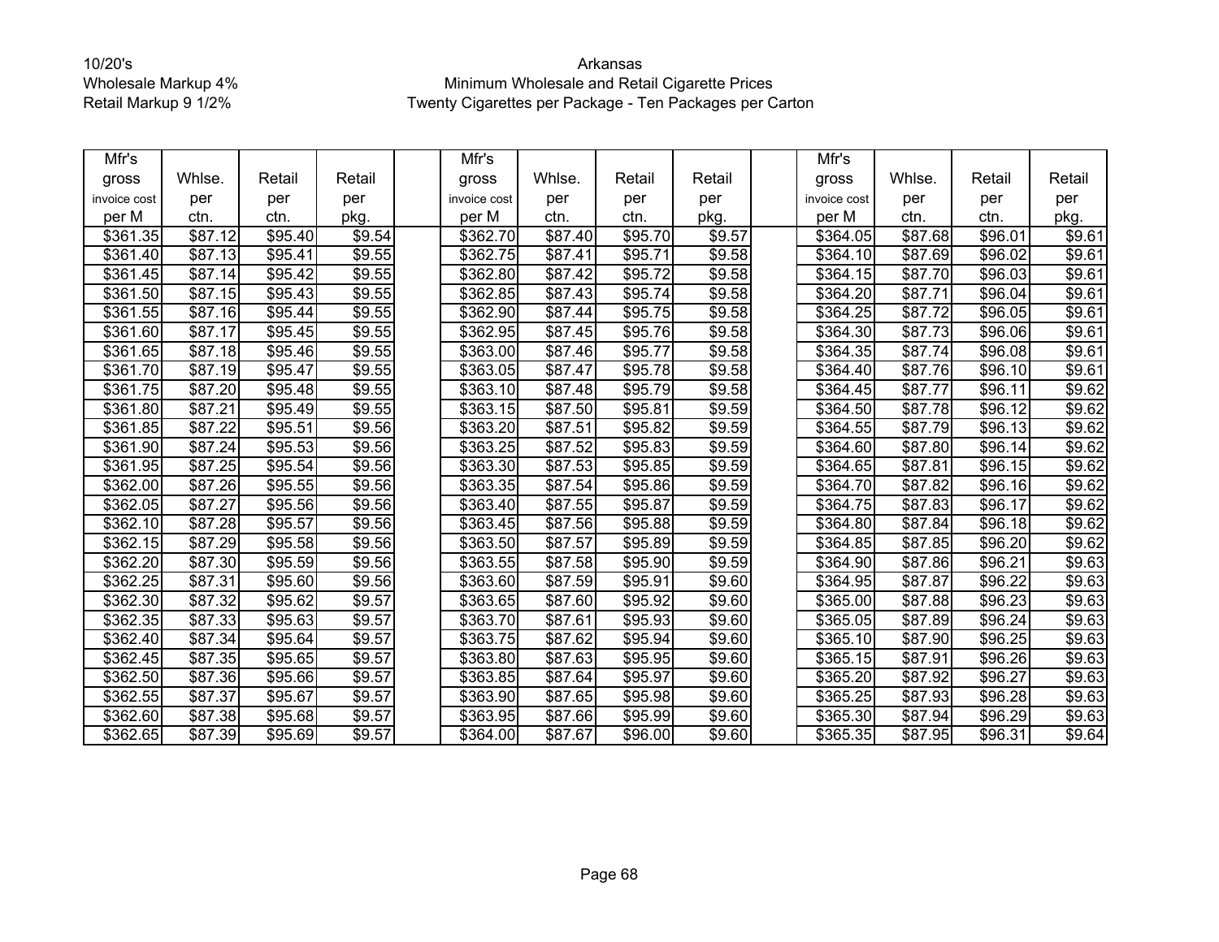10/20's
Wholesale Markup 4%
Retail Markup 9 1/2%

Arkansas
Minimum Wholesale and Retail Cigarette Prices
Twenty Cigarettes per Package - Ten Packages per Carton

| Mfr's gross invoice cost per M | Whlse. per ctn. | Retail per ctn. | Retail per pkg. | | Mfr's gross invoice cost per M | Whlse. per ctn. | Retail per ctn. | Retail per pkg. | | Mfr's gross invoice cost per M | Whlse. per ctn. | Retail per ctn. | Retail per pkg. |
|---|---|---|---|---|---|---|---|---|---|---|---|---|---|
| $361.35 | $87.12 | $95.40 | $9.54 | | $362.70 | $87.40 | $95.70 | $9.57 | | $364.05 | $87.68 | $96.01 | $9.61 |
| $361.40 | $87.13 | $95.41 | $9.55 | | $362.75 | $87.41 | $95.71 | $9.58 | | $364.10 | $87.69 | $96.02 | $9.61 |
| $361.45 | $87.14 | $95.42 | $9.55 | | $362.80 | $87.42 | $95.72 | $9.58 | | $364.15 | $87.70 | $96.03 | $9.61 |
| $361.50 | $87.15 | $95.43 | $9.55 | | $362.85 | $87.43 | $95.74 | $9.58 | | $364.20 | $87.71 | $96.04 | $9.61 |
| $361.55 | $87.16 | $95.44 | $9.55 | | $362.90 | $87.44 | $95.75 | $9.58 | | $364.25 | $87.72 | $96.05 | $9.61 |
| $361.60 | $87.17 | $95.45 | $9.55 | | $362.95 | $87.45 | $95.76 | $9.58 | | $364.30 | $87.73 | $96.06 | $9.61 |
| $361.65 | $87.18 | $95.46 | $9.55 | | $363.00 | $87.46 | $95.77 | $9.58 | | $364.35 | $87.74 | $96.08 | $9.61 |
| $361.70 | $87.19 | $95.47 | $9.55 | | $363.05 | $87.47 | $95.78 | $9.58 | | $364.40 | $87.76 | $96.10 | $9.61 |
| $361.75 | $87.20 | $95.48 | $9.55 | | $363.10 | $87.48 | $95.79 | $9.58 | | $364.45 | $87.77 | $96.11 | $9.62 |
| $361.80 | $87.21 | $95.49 | $9.55 | | $363.15 | $87.50 | $95.81 | $9.59 | | $364.50 | $87.78 | $96.12 | $9.62 |
| $361.85 | $87.22 | $95.51 | $9.56 | | $363.20 | $87.51 | $95.82 | $9.59 | | $364.55 | $87.79 | $96.13 | $9.62 |
| $361.90 | $87.24 | $95.53 | $9.56 | | $363.25 | $87.52 | $95.83 | $9.59 | | $364.60 | $87.80 | $96.14 | $9.62 |
| $361.95 | $87.25 | $95.54 | $9.56 | | $363.30 | $87.53 | $95.85 | $9.59 | | $364.65 | $87.81 | $96.15 | $9.62 |
| $362.00 | $87.26 | $95.55 | $9.56 | | $363.35 | $87.54 | $95.86 | $9.59 | | $364.70 | $87.82 | $96.16 | $9.62 |
| $362.05 | $87.27 | $95.56 | $9.56 | | $363.40 | $87.55 | $95.87 | $9.59 | | $364.75 | $87.83 | $96.17 | $9.62 |
| $362.10 | $87.28 | $95.57 | $9.56 | | $363.45 | $87.56 | $95.88 | $9.59 | | $364.80 | $87.84 | $96.18 | $9.62 |
| $362.15 | $87.29 | $95.58 | $9.56 | | $363.50 | $87.57 | $95.89 | $9.59 | | $364.85 | $87.85 | $96.20 | $9.62 |
| $362.20 | $87.30 | $95.59 | $9.56 | | $363.55 | $87.58 | $95.90 | $9.59 | | $364.90 | $87.86 | $96.21 | $9.63 |
| $362.25 | $87.31 | $95.60 | $9.56 | | $363.60 | $87.59 | $95.91 | $9.60 | | $364.95 | $87.87 | $96.22 | $9.63 |
| $362.30 | $87.32 | $95.62 | $9.57 | | $363.65 | $87.60 | $95.92 | $9.60 | | $365.00 | $87.88 | $96.23 | $9.63 |
| $362.35 | $87.33 | $95.63 | $9.57 | | $363.70 | $87.61 | $95.93 | $9.60 | | $365.05 | $87.89 | $96.24 | $9.63 |
| $362.40 | $87.34 | $95.64 | $9.57 | | $363.75 | $87.62 | $95.94 | $9.60 | | $365.10 | $87.90 | $96.25 | $9.63 |
| $362.45 | $87.35 | $95.65 | $9.57 | | $363.80 | $87.63 | $95.95 | $9.60 | | $365.15 | $87.91 | $96.26 | $9.63 |
| $362.50 | $87.36 | $95.66 | $9.57 | | $363.85 | $87.64 | $95.97 | $9.60 | | $365.20 | $87.92 | $96.27 | $9.63 |
| $362.55 | $87.37 | $95.67 | $9.57 | | $363.90 | $87.65 | $95.98 | $9.60 | | $365.25 | $87.93 | $96.28 | $9.63 |
| $362.60 | $87.38 | $95.68 | $9.57 | | $363.95 | $87.66 | $95.99 | $9.60 | | $365.30 | $87.94 | $96.29 | $9.63 |
| $362.65 | $87.39 | $95.69 | $9.57 | | $364.00 | $87.67 | $96.00 | $9.60 | | $365.35 | $87.95 | $96.31 | $9.64 |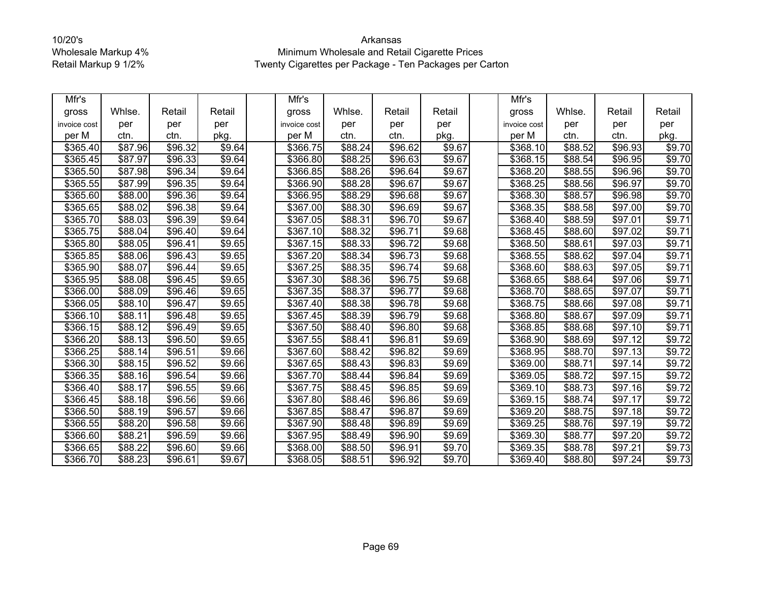10/20's
Wholesale Markup 4%
Retail Markup 9 1/2%

Arkansas
Minimum Wholesale and Retail Cigarette Prices
Twenty Cigarettes per Package - Ten Packages per Carton

| Mfr's gross invoice cost per M | Whlse. per ctn. | Retail per ctn. | Retail per pkg. | | Mfr's gross invoice cost per M | Whlse. per ctn. | Retail per ctn. | Retail per pkg. | | Mfr's gross invoice cost per M | Whlse. per ctn. | Retail per ctn. | Retail per pkg. |
|---|---|---|---|---|---|---|---|---|---|---|---|---|---|
| $365.40 | $87.96 | $96.32 | $9.64 | | $366.75 | $88.24 | $96.62 | $9.67 | | $368.10 | $88.52 | $96.93 | $9.70 |
| $365.45 | $87.97 | $96.33 | $9.64 | | $366.80 | $88.25 | $96.63 | $9.67 | | $368.15 | $88.54 | $96.95 | $9.70 |
| $365.50 | $87.98 | $96.34 | $9.64 | | $366.85 | $88.26 | $96.64 | $9.67 | | $368.20 | $88.55 | $96.96 | $9.70 |
| $365.55 | $87.99 | $96.35 | $9.64 | | $366.90 | $88.28 | $96.67 | $9.67 | | $368.25 | $88.56 | $96.97 | $9.70 |
| $365.60 | $88.00 | $96.36 | $9.64 | | $366.95 | $88.29 | $96.68 | $9.67 | | $368.30 | $88.57 | $96.98 | $9.70 |
| $365.65 | $88.02 | $96.38 | $9.64 | | $367.00 | $88.30 | $96.69 | $9.67 | | $368.35 | $88.58 | $97.00 | $9.70 |
| $365.70 | $88.03 | $96.39 | $9.64 | | $367.05 | $88.31 | $96.70 | $9.67 | | $368.40 | $88.59 | $97.01 | $9.71 |
| $365.75 | $88.04 | $96.40 | $9.64 | | $367.10 | $88.32 | $96.71 | $9.68 | | $368.45 | $88.60 | $97.02 | $9.71 |
| $365.80 | $88.05 | $96.41 | $9.65 | | $367.15 | $88.33 | $96.72 | $9.68 | | $368.50 | $88.61 | $97.03 | $9.71 |
| $365.85 | $88.06 | $96.43 | $9.65 | | $367.20 | $88.34 | $96.73 | $9.68 | | $368.55 | $88.62 | $97.04 | $9.71 |
| $365.90 | $88.07 | $96.44 | $9.65 | | $367.25 | $88.35 | $96.74 | $9.68 | | $368.60 | $88.63 | $97.05 | $9.71 |
| $365.95 | $88.08 | $96.45 | $9.65 | | $367.30 | $88.36 | $96.75 | $9.68 | | $368.65 | $88.64 | $97.06 | $9.71 |
| $366.00 | $88.09 | $96.46 | $9.65 | | $367.35 | $88.37 | $96.77 | $9.68 | | $368.70 | $88.65 | $97.07 | $9.71 |
| $366.05 | $88.10 | $96.47 | $9.65 | | $367.40 | $88.38 | $96.78 | $9.68 | | $368.75 | $88.66 | $97.08 | $9.71 |
| $366.10 | $88.11 | $96.48 | $9.65 | | $367.45 | $88.39 | $96.79 | $9.68 | | $368.80 | $88.67 | $97.09 | $9.71 |
| $366.15 | $88.12 | $96.49 | $9.65 | | $367.50 | $88.40 | $96.80 | $9.68 | | $368.85 | $88.68 | $97.10 | $9.71 |
| $366.20 | $88.13 | $96.50 | $9.65 | | $367.55 | $88.41 | $96.81 | $9.69 | | $368.90 | $88.69 | $97.12 | $9.72 |
| $366.25 | $88.14 | $96.51 | $9.66 | | $367.60 | $88.42 | $96.82 | $9.69 | | $368.95 | $88.70 | $97.13 | $9.72 |
| $366.30 | $88.15 | $96.52 | $9.66 | | $367.65 | $88.43 | $96.83 | $9.69 | | $369.00 | $88.71 | $97.14 | $9.72 |
| $366.35 | $88.16 | $96.54 | $9.66 | | $367.70 | $88.44 | $96.84 | $9.69 | | $369.05 | $88.72 | $97.15 | $9.72 |
| $366.40 | $88.17 | $96.55 | $9.66 | | $367.75 | $88.45 | $96.85 | $9.69 | | $369.10 | $88.73 | $97.16 | $9.72 |
| $366.45 | $88.18 | $96.56 | $9.66 | | $367.80 | $88.46 | $96.86 | $9.69 | | $369.15 | $88.74 | $97.17 | $9.72 |
| $366.50 | $88.19 | $96.57 | $9.66 | | $367.85 | $88.47 | $96.87 | $9.69 | | $369.20 | $88.75 | $97.18 | $9.72 |
| $366.55 | $88.20 | $96.58 | $9.66 | | $367.90 | $88.48 | $96.89 | $9.69 | | $369.25 | $88.76 | $97.19 | $9.72 |
| $366.60 | $88.21 | $96.59 | $9.66 | | $367.95 | $88.49 | $96.90 | $9.69 | | $369.30 | $88.77 | $97.20 | $9.72 |
| $366.65 | $88.22 | $96.60 | $9.66 | | $368.00 | $88.50 | $96.91 | $9.70 | | $369.35 | $88.78 | $97.21 | $9.73 |
| $366.70 | $88.23 | $96.61 | $9.67 | | $368.05 | $88.51 | $96.92 | $9.70 | | $369.40 | $88.80 | $97.24 | $9.73 |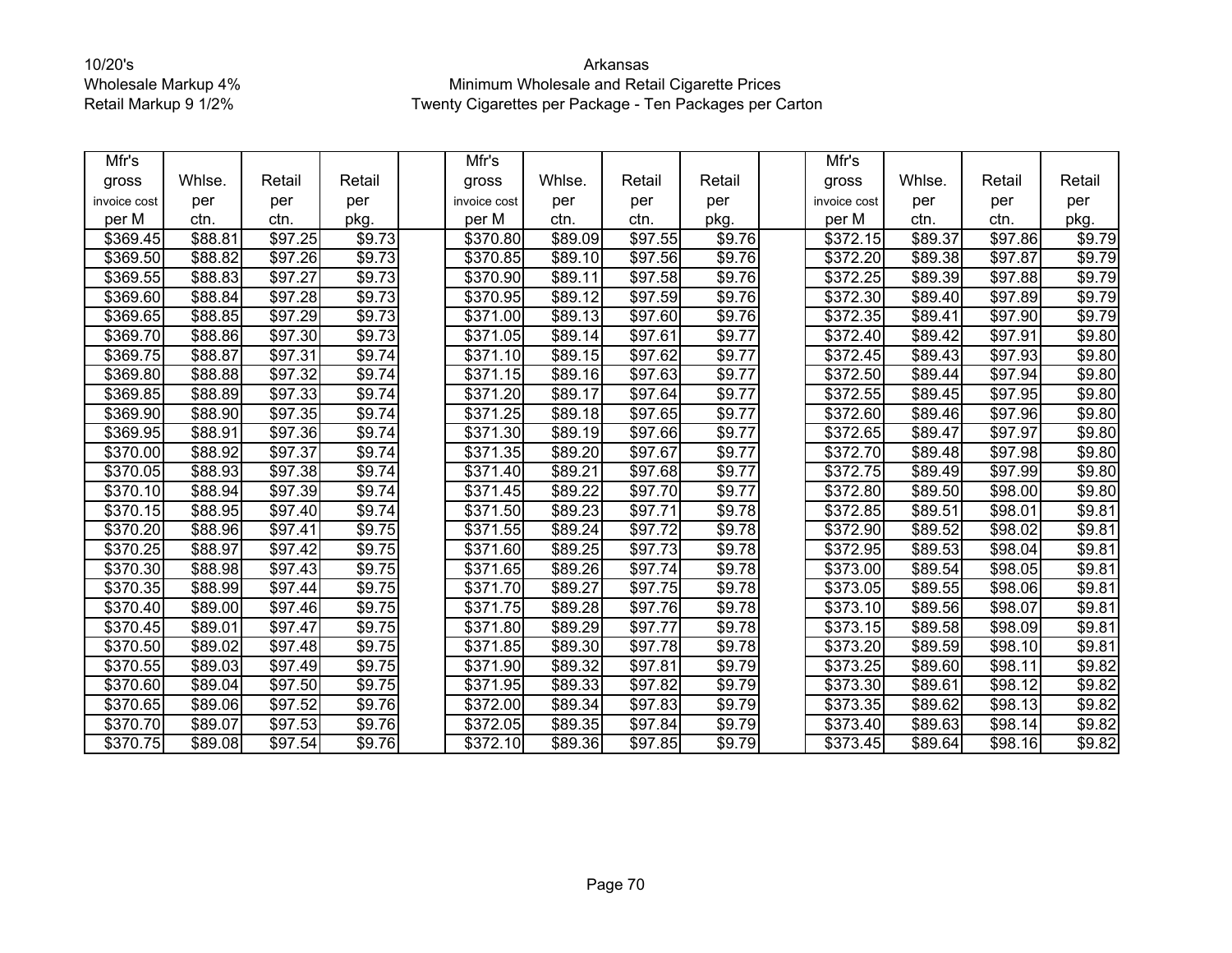10/20's
Wholesale Markup 4%
Retail Markup 9 1/2%

Arkansas
Minimum Wholesale and Retail Cigarette Prices
Twenty Cigarettes per Package - Ten Packages per Carton

| Mfr's gross invoice cost per M | Whlse. per ctn. | Retail per ctn. | Retail per pkg. | | Mfr's gross invoice cost per M | Whlse. per ctn. | Retail per ctn. | Retail per pkg. | | Mfr's gross invoice cost per M | Whlse. per ctn. | Retail per ctn. | Retail per pkg. |
|---|---|---|---|---|---|---|---|---|---|---|---|---|---|
| $369.45 | $88.81 | $97.25 | $9.73 | | $370.80 | $89.09 | $97.55 | $9.76 | | $372.15 | $89.37 | $97.86 | $9.79 |
| $369.50 | $88.82 | $97.26 | $9.73 | | $370.85 | $89.10 | $97.56 | $9.76 | | $372.20 | $89.38 | $97.87 | $9.79 |
| $369.55 | $88.83 | $97.27 | $9.73 | | $370.90 | $89.11 | $97.58 | $9.76 | | $372.25 | $89.39 | $97.88 | $9.79 |
| $369.60 | $88.84 | $97.28 | $9.73 | | $370.95 | $89.12 | $97.59 | $9.76 | | $372.30 | $89.40 | $97.89 | $9.79 |
| $369.65 | $88.85 | $97.29 | $9.73 | | $371.00 | $89.13 | $97.60 | $9.76 | | $372.35 | $89.41 | $97.90 | $9.79 |
| $369.70 | $88.86 | $97.30 | $9.73 | | $371.05 | $89.14 | $97.61 | $9.77 | | $372.40 | $89.42 | $97.91 | $9.80 |
| $369.75 | $88.87 | $97.31 | $9.74 | | $371.10 | $89.15 | $97.62 | $9.77 | | $372.45 | $89.43 | $97.93 | $9.80 |
| $369.80 | $88.88 | $97.32 | $9.74 | | $371.15 | $89.16 | $97.63 | $9.77 | | $372.50 | $89.44 | $97.94 | $9.80 |
| $369.85 | $88.89 | $97.33 | $9.74 | | $371.20 | $89.17 | $97.64 | $9.77 | | $372.55 | $89.45 | $97.95 | $9.80 |
| $369.90 | $88.90 | $97.35 | $9.74 | | $371.25 | $89.18 | $97.65 | $9.77 | | $372.60 | $89.46 | $97.96 | $9.80 |
| $369.95 | $88.91 | $97.36 | $9.74 | | $371.30 | $89.19 | $97.66 | $9.77 | | $372.65 | $89.47 | $97.97 | $9.80 |
| $370.00 | $88.92 | $97.37 | $9.74 | | $371.35 | $89.20 | $97.67 | $9.77 | | $372.70 | $89.48 | $97.98 | $9.80 |
| $370.05 | $88.93 | $97.38 | $9.74 | | $371.40 | $89.21 | $97.68 | $9.77 | | $372.75 | $89.49 | $97.99 | $9.80 |
| $370.10 | $88.94 | $97.39 | $9.74 | | $371.45 | $89.22 | $97.70 | $9.77 | | $372.80 | $89.50 | $98.00 | $9.80 |
| $370.15 | $88.95 | $97.40 | $9.74 | | $371.50 | $89.23 | $97.71 | $9.78 | | $372.85 | $89.51 | $98.01 | $9.81 |
| $370.20 | $88.96 | $97.41 | $9.75 | | $371.55 | $89.24 | $97.72 | $9.78 | | $372.90 | $89.52 | $98.02 | $9.81 |
| $370.25 | $88.97 | $97.42 | $9.75 | | $371.60 | $89.25 | $97.73 | $9.78 | | $372.95 | $89.53 | $98.04 | $9.81 |
| $370.30 | $88.98 | $97.43 | $9.75 | | $371.65 | $89.26 | $97.74 | $9.78 | | $373.00 | $89.54 | $98.05 | $9.81 |
| $370.35 | $88.99 | $97.44 | $9.75 | | $371.70 | $89.27 | $97.75 | $9.78 | | $373.05 | $89.55 | $98.06 | $9.81 |
| $370.40 | $89.00 | $97.46 | $9.75 | | $371.75 | $89.28 | $97.76 | $9.78 | | $373.10 | $89.56 | $98.07 | $9.81 |
| $370.45 | $89.01 | $97.47 | $9.75 | | $371.80 | $89.29 | $97.77 | $9.78 | | $373.15 | $89.58 | $98.09 | $9.81 |
| $370.50 | $89.02 | $97.48 | $9.75 | | $371.85 | $89.30 | $97.78 | $9.78 | | $373.20 | $89.59 | $98.10 | $9.81 |
| $370.55 | $89.03 | $97.49 | $9.75 | | $371.90 | $89.32 | $97.81 | $9.79 | | $373.25 | $89.60 | $98.11 | $9.82 |
| $370.60 | $89.04 | $97.50 | $9.75 | | $371.95 | $89.33 | $97.82 | $9.79 | | $373.30 | $89.61 | $98.12 | $9.82 |
| $370.65 | $89.06 | $97.52 | $9.76 | | $372.00 | $89.34 | $97.83 | $9.79 | | $373.35 | $89.62 | $98.13 | $9.82 |
| $370.70 | $89.07 | $97.53 | $9.76 | | $372.05 | $89.35 | $97.84 | $9.79 | | $373.40 | $89.63 | $98.14 | $9.82 |
| $370.75 | $89.08 | $97.54 | $9.76 | | $372.10 | $89.36 | $97.85 | $9.79 | | $373.45 | $89.64 | $98.16 | $9.82 |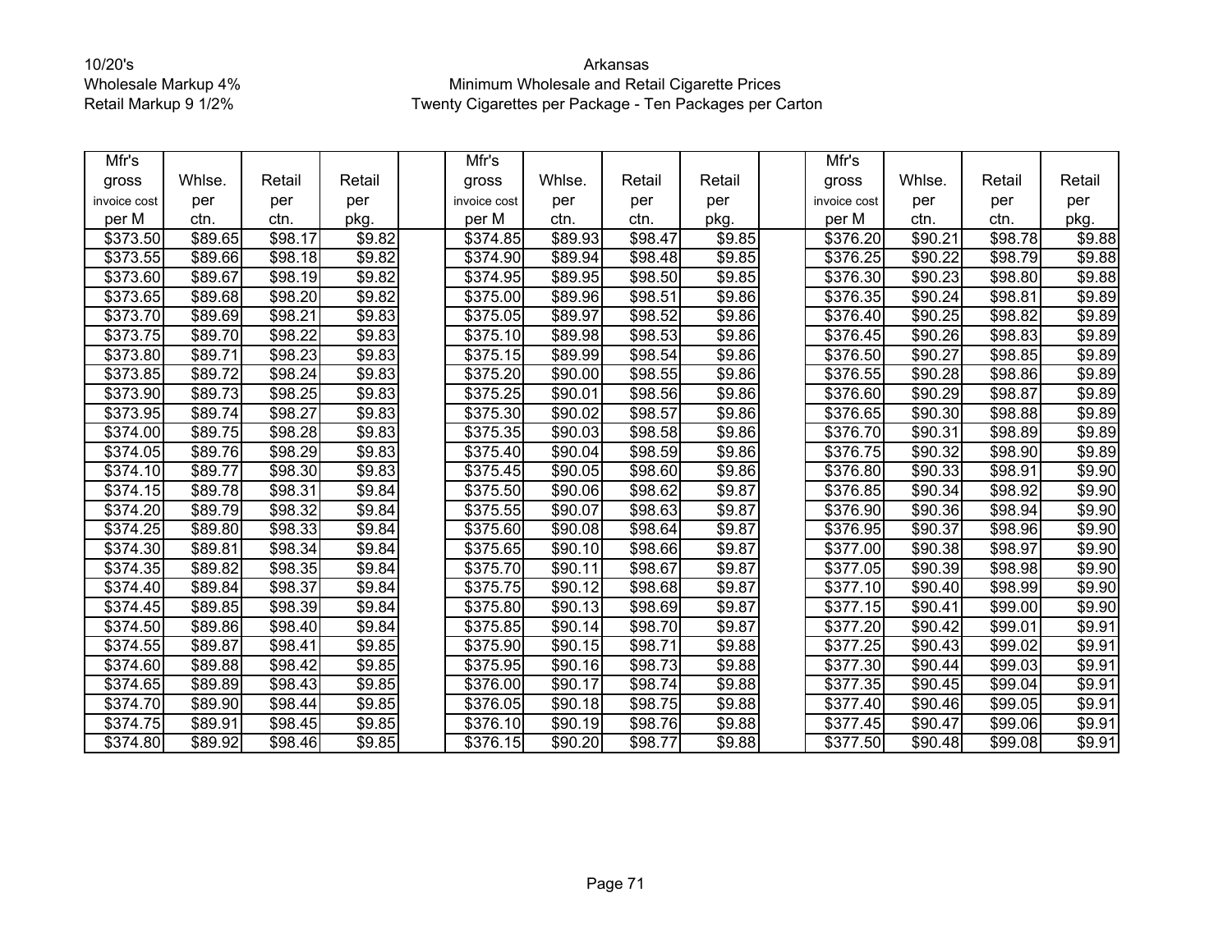10/20's
Wholesale Markup 4%
Retail Markup 9 1/2%

Arkansas
Minimum Wholesale and Retail Cigarette Prices
Twenty Cigarettes per Package - Ten Packages per Carton

| Mfr's gross invoice cost per M | Whlse. per ctn. | Retail per ctn. | Retail per pkg. | | Mfr's gross invoice cost per M | Whlse. per ctn. | Retail per ctn. | Retail per pkg. | | Mfr's gross invoice cost per M | Whlse. per ctn. | Retail per ctn. | Retail per pkg. |
|---|---|---|---|---|---|---|---|---|---|---|---|---|---|
| $373.50 | $89.65 | $98.17 | $9.82 | | $374.85 | $89.93 | $98.47 | $9.85 | | $376.20 | $90.21 | $98.78 | $9.88 |
| $373.55 | $89.66 | $98.18 | $9.82 | | $374.90 | $89.94 | $98.48 | $9.85 | | $376.25 | $90.22 | $98.79 | $9.88 |
| $373.60 | $89.67 | $98.19 | $9.82 | | $374.95 | $89.95 | $98.50 | $9.85 | | $376.30 | $90.23 | $98.80 | $9.88 |
| $373.65 | $89.68 | $98.20 | $9.82 | | $375.00 | $89.96 | $98.51 | $9.86 | | $376.35 | $90.24 | $98.81 | $9.89 |
| $373.70 | $89.69 | $98.21 | $9.83 | | $375.05 | $89.97 | $98.52 | $9.86 | | $376.40 | $90.25 | $98.82 | $9.89 |
| $373.75 | $89.70 | $98.22 | $9.83 | | $375.10 | $89.98 | $98.53 | $9.86 | | $376.45 | $90.26 | $98.83 | $9.89 |
| $373.80 | $89.71 | $98.23 | $9.83 | | $375.15 | $89.99 | $98.54 | $9.86 | | $376.50 | $90.27 | $98.85 | $9.89 |
| $373.85 | $89.72 | $98.24 | $9.83 | | $375.20 | $90.00 | $98.55 | $9.86 | | $376.55 | $90.28 | $98.86 | $9.89 |
| $373.90 | $89.73 | $98.25 | $9.83 | | $375.25 | $90.01 | $98.56 | $9.86 | | $376.60 | $90.29 | $98.87 | $9.89 |
| $373.95 | $89.74 | $98.27 | $9.83 | | $375.30 | $90.02 | $98.57 | $9.86 | | $376.65 | $90.30 | $98.88 | $9.89 |
| $374.00 | $89.75 | $98.28 | $9.83 | | $375.35 | $90.03 | $98.58 | $9.86 | | $376.70 | $90.31 | $98.89 | $9.89 |
| $374.05 | $89.76 | $98.29 | $9.83 | | $375.40 | $90.04 | $98.59 | $9.86 | | $376.75 | $90.32 | $98.90 | $9.89 |
| $374.10 | $89.77 | $98.30 | $9.83 | | $375.45 | $90.05 | $98.60 | $9.86 | | $376.80 | $90.33 | $98.91 | $9.90 |
| $374.15 | $89.78 | $98.31 | $9.84 | | $375.50 | $90.06 | $98.62 | $9.87 | | $376.85 | $90.34 | $98.92 | $9.90 |
| $374.20 | $89.79 | $98.32 | $9.84 | | $375.55 | $90.07 | $98.63 | $9.87 | | $376.90 | $90.36 | $98.94 | $9.90 |
| $374.25 | $89.80 | $98.33 | $9.84 | | $375.60 | $90.08 | $98.64 | $9.87 | | $376.95 | $90.37 | $98.96 | $9.90 |
| $374.30 | $89.81 | $98.34 | $9.84 | | $375.65 | $90.10 | $98.66 | $9.87 | | $377.00 | $90.38 | $98.97 | $9.90 |
| $374.35 | $89.82 | $98.35 | $9.84 | | $375.70 | $90.11 | $98.67 | $9.87 | | $377.05 | $90.39 | $98.98 | $9.90 |
| $374.40 | $89.84 | $98.37 | $9.84 | | $375.75 | $90.12 | $98.68 | $9.87 | | $377.10 | $90.40 | $98.99 | $9.90 |
| $374.45 | $89.85 | $98.39 | $9.84 | | $375.80 | $90.13 | $98.69 | $9.87 | | $377.15 | $90.41 | $99.00 | $9.90 |
| $374.50 | $89.86 | $98.40 | $9.84 | | $375.85 | $90.14 | $98.70 | $9.87 | | $377.20 | $90.42 | $99.01 | $9.91 |
| $374.55 | $89.87 | $98.41 | $9.85 | | $375.90 | $90.15 | $98.71 | $9.88 | | $377.25 | $90.43 | $99.02 | $9.91 |
| $374.60 | $89.88 | $98.42 | $9.85 | | $375.95 | $90.16 | $98.73 | $9.88 | | $377.30 | $90.44 | $99.03 | $9.91 |
| $374.65 | $89.89 | $98.43 | $9.85 | | $376.00 | $90.17 | $98.74 | $9.88 | | $377.35 | $90.45 | $99.04 | $9.91 |
| $374.70 | $89.90 | $98.44 | $9.85 | | $376.05 | $90.18 | $98.75 | $9.88 | | $377.40 | $90.46 | $99.05 | $9.91 |
| $374.75 | $89.91 | $98.45 | $9.85 | | $376.10 | $90.19 | $98.76 | $9.88 | | $377.45 | $90.47 | $99.06 | $9.91 |
| $374.80 | $89.92 | $98.46 | $9.85 | | $376.15 | $90.20 | $98.77 | $9.88 | | $377.50 | $90.48 | $99.08 | $9.91 |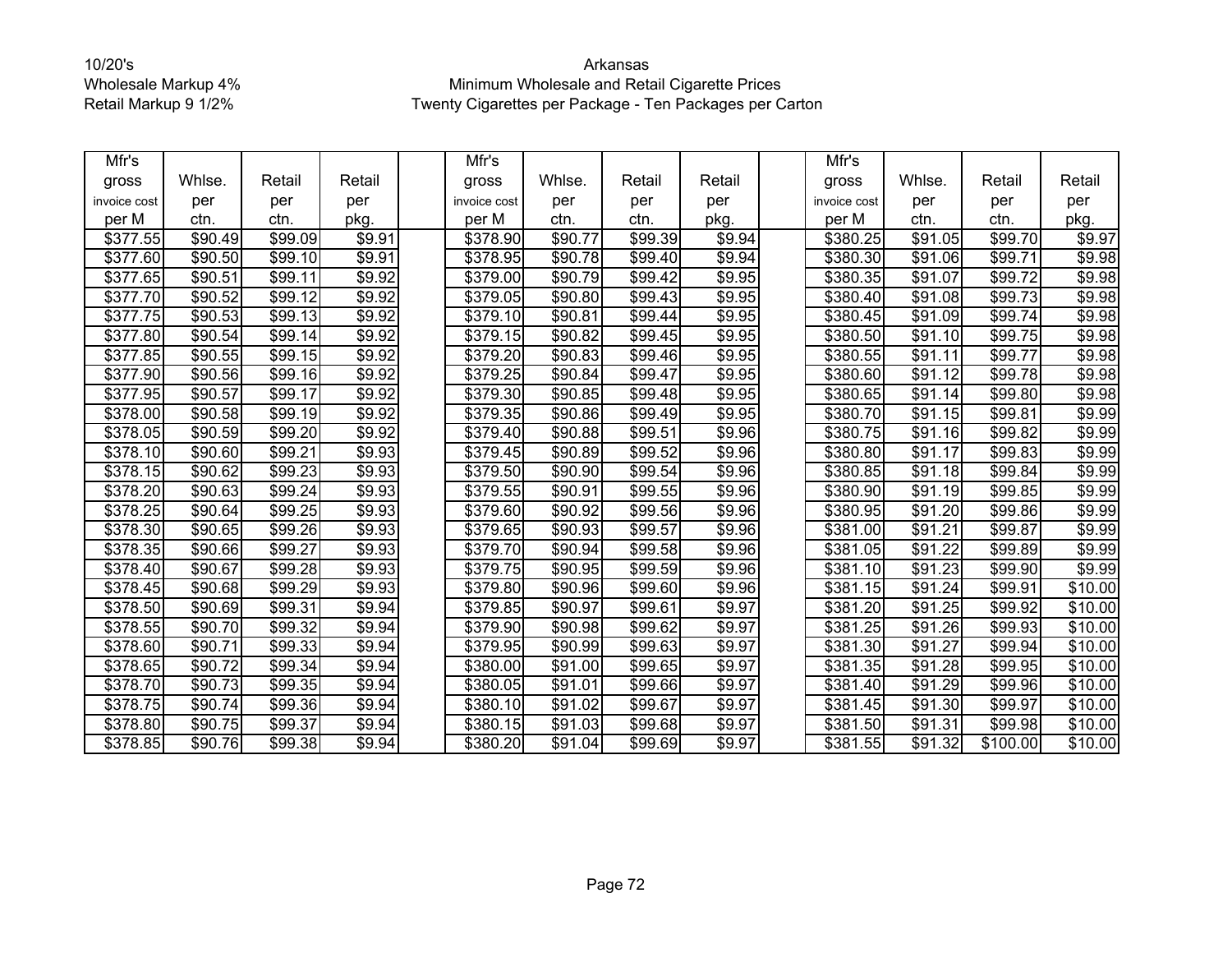10/20's
Wholesale Markup 4%
Retail Markup 9 1/2%

# Arkansas
## Minimum Wholesale and Retail Cigarette Prices
### Twenty Cigarettes per Package - Ten Packages per Carton

| Mfr's gross invoice cost per M | Whlse. per ctn. | Retail per ctn. | Retail per pkg. | | Mfr's gross invoice cost per M | Whlse. per ctn. | Retail per ctn. | Retail per pkg. | | Mfr's gross invoice cost per M | Whlse. per ctn. | Retail per ctn. | Retail per pkg. |
|---|---|---|---|---|---|---|---|---|---|---|---|---|---|
| $377.55 | $90.49 | $99.09 | $9.91 | | $378.90 | $90.77 | $99.39 | $9.94 | | $380.25 | $91.05 | $99.70 | $9.97 |
| $377.60 | $90.50 | $99.10 | $9.91 | | $378.95 | $90.78 | $99.40 | $9.94 | | $380.30 | $91.06 | $99.71 | $9.98 |
| $377.65 | $90.51 | $99.11 | $9.92 | | $379.00 | $90.79 | $99.42 | $9.95 | | $380.35 | $91.07 | $99.72 | $9.98 |
| $377.70 | $90.52 | $99.12 | $9.92 | | $379.05 | $90.80 | $99.43 | $9.95 | | $380.40 | $91.08 | $99.73 | $9.98 |
| $377.75 | $90.53 | $99.13 | $9.92 | | $379.10 | $90.81 | $99.44 | $9.95 | | $380.45 | $91.09 | $99.74 | $9.98 |
| $377.80 | $90.54 | $99.14 | $9.92 | | $379.15 | $90.82 | $99.45 | $9.95 | | $380.50 | $91.10 | $99.75 | $9.98 |
| $377.85 | $90.55 | $99.15 | $9.92 | | $379.20 | $90.83 | $99.46 | $9.95 | | $380.55 | $91.11 | $99.77 | $9.98 |
| $377.90 | $90.56 | $99.16 | $9.92 | | $379.25 | $90.84 | $99.47 | $9.95 | | $380.60 | $91.12 | $99.78 | $9.98 |
| $377.95 | $90.57 | $99.17 | $9.92 | | $379.30 | $90.85 | $99.48 | $9.95 | | $380.65 | $91.14 | $99.80 | $9.98 |
| $378.00 | $90.58 | $99.19 | $9.92 | | $379.35 | $90.86 | $99.49 | $9.95 | | $380.70 | $91.15 | $99.81 | $9.99 |
| $378.05 | $90.59 | $99.20 | $9.92 | | $379.40 | $90.88 | $99.51 | $9.96 | | $380.75 | $91.16 | $99.82 | $9.99 |
| $378.10 | $90.60 | $99.21 | $9.93 | | $379.45 | $90.89 | $99.52 | $9.96 | | $380.80 | $91.17 | $99.83 | $9.99 |
| $378.15 | $90.62 | $99.23 | $9.93 | | $379.50 | $90.90 | $99.54 | $9.96 | | $380.85 | $91.18 | $99.84 | $9.99 |
| $378.20 | $90.63 | $99.24 | $9.93 | | $379.55 | $90.91 | $99.55 | $9.96 | | $380.90 | $91.19 | $99.85 | $9.99 |
| $378.25 | $90.64 | $99.25 | $9.93 | | $379.60 | $90.92 | $99.56 | $9.96 | | $380.95 | $91.20 | $99.86 | $9.99 |
| $378.30 | $90.65 | $99.26 | $9.93 | | $379.65 | $90.93 | $99.57 | $9.96 | | $381.00 | $91.21 | $99.87 | $9.99 |
| $378.35 | $90.66 | $99.27 | $9.93 | | $379.70 | $90.94 | $99.58 | $9.96 | | $381.05 | $91.22 | $99.89 | $9.99 |
| $378.40 | $90.67 | $99.28 | $9.93 | | $379.75 | $90.95 | $99.59 | $9.96 | | $381.10 | $91.23 | $99.90 | $9.99 |
| $378.45 | $90.68 | $99.29 | $9.93 | | $379.80 | $90.96 | $99.60 | $9.96 | | $381.15 | $91.24 | $99.91 | $10.00 |
| $378.50 | $90.69 | $99.31 | $9.94 | | $379.85 | $90.97 | $99.61 | $9.97 | | $381.20 | $91.25 | $99.92 | $10.00 |
| $378.55 | $90.70 | $99.32 | $9.94 | | $379.90 | $90.98 | $99.62 | $9.97 | | $381.25 | $91.26 | $99.93 | $10.00 |
| $378.60 | $90.71 | $99.33 | $9.94 | | $379.95 | $90.99 | $99.63 | $9.97 | | $381.30 | $91.27 | $99.94 | $10.00 |
| $378.65 | $90.72 | $99.34 | $9.94 | | $380.00 | $91.00 | $99.65 | $9.97 | | $381.35 | $91.28 | $99.95 | $10.00 |
| $378.70 | $90.73 | $99.35 | $9.94 | | $380.05 | $91.01 | $99.66 | $9.97 | | $381.40 | $91.29 | $99.96 | $10.00 |
| $378.75 | $90.74 | $99.36 | $9.94 | | $380.10 | $91.02 | $99.67 | $9.97 | | $381.45 | $91.30 | $99.97 | $10.00 |
| $378.80 | $90.75 | $99.37 | $9.94 | | $380.15 | $91.03 | $99.68 | $9.97 | | $381.50 | $91.31 | $99.98 | $10.00 |
| $378.85 | $90.76 | $99.38 | $9.94 | | $380.20 | $91.04 | $99.69 | $9.97 | | $381.55 | $91.32 | $100.00 | $10.00 |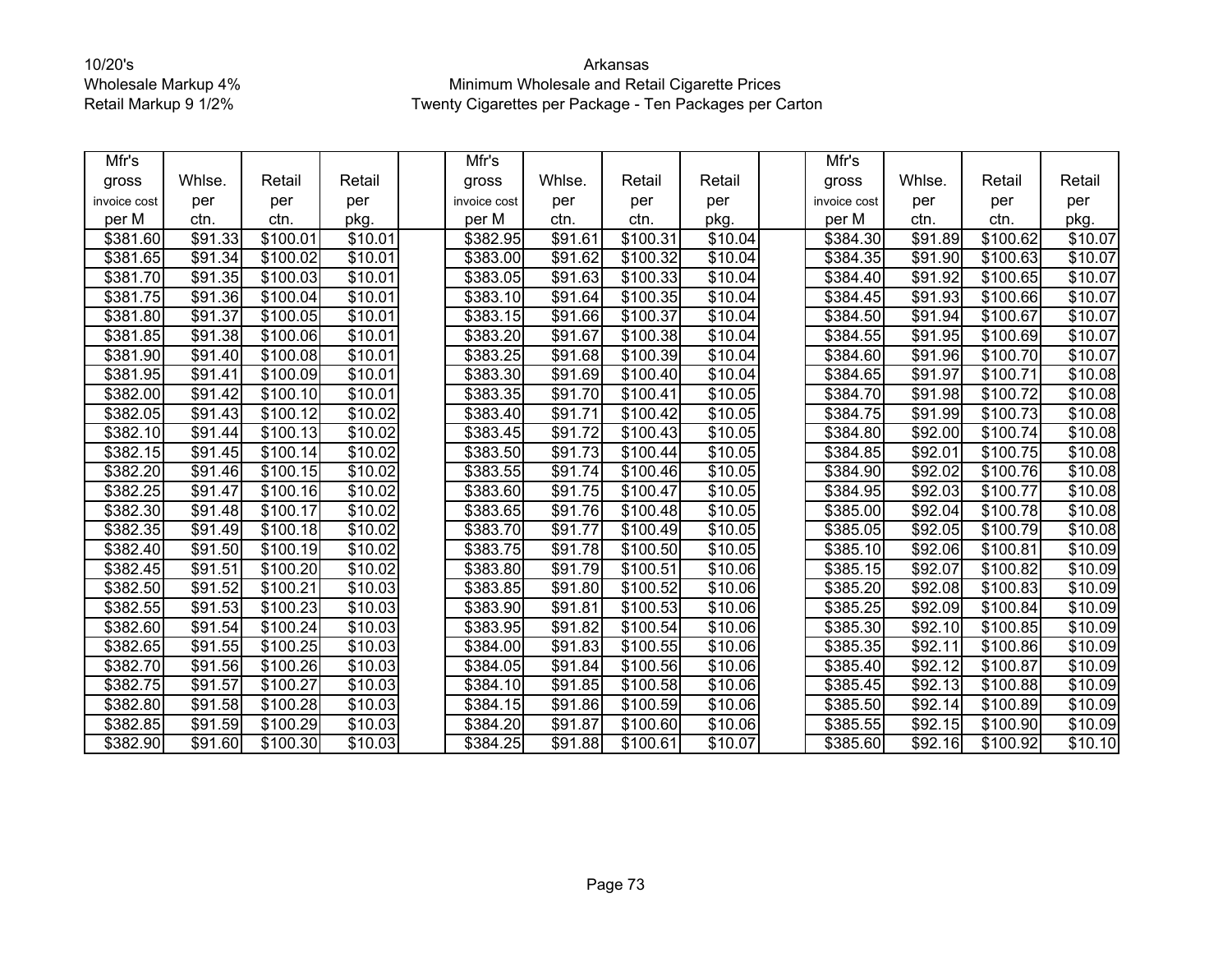10/20's
Wholesale Markup 4%
Retail Markup 9 1/2%

Arkansas
Minimum Wholesale and Retail Cigarette Prices
Twenty Cigarettes per Package - Ten Packages per Carton

| Mfr's gross invoice cost per M | Whlse. per ctn. | Retail per ctn. | Retail per pkg. | | Mfr's gross invoice cost per M | Whlse. per ctn. | Retail per ctn. | Retail per pkg. | | Mfr's gross invoice cost per M | Whlse. per ctn. | Retail per ctn. | Retail per pkg. |
|---|---|---|---|---|---|---|---|---|---|---|---|---|---|
| $381.60 | $91.33 | $100.01 | $10.01 | | $382.95 | $91.61 | $100.31 | $10.04 | | $384.30 | $91.89 | $100.62 | $10.07 |
| $381.65 | $91.34 | $100.02 | $10.01 | | $383.00 | $91.62 | $100.32 | $10.04 | | $384.35 | $91.90 | $100.63 | $10.07 |
| $381.70 | $91.35 | $100.03 | $10.01 | | $383.05 | $91.63 | $100.33 | $10.04 | | $384.40 | $91.92 | $100.65 | $10.07 |
| $381.75 | $91.36 | $100.04 | $10.01 | | $383.10 | $91.64 | $100.35 | $10.04 | | $384.45 | $91.93 | $100.66 | $10.07 |
| $381.80 | $91.37 | $100.05 | $10.01 | | $383.15 | $91.66 | $100.37 | $10.04 | | $384.50 | $91.94 | $100.67 | $10.07 |
| $381.85 | $91.38 | $100.06 | $10.01 | | $383.20 | $91.67 | $100.38 | $10.04 | | $384.55 | $91.95 | $100.69 | $10.07 |
| $381.90 | $91.40 | $100.08 | $10.01 | | $383.25 | $91.68 | $100.39 | $10.04 | | $384.60 | $91.96 | $100.70 | $10.07 |
| $381.95 | $91.41 | $100.09 | $10.01 | | $383.30 | $91.69 | $100.40 | $10.04 | | $384.65 | $91.97 | $100.71 | $10.08 |
| $382.00 | $91.42 | $100.10 | $10.01 | | $383.35 | $91.70 | $100.41 | $10.05 | | $384.70 | $91.98 | $100.72 | $10.08 |
| $382.05 | $91.43 | $100.12 | $10.02 | | $383.40 | $91.71 | $100.42 | $10.05 | | $384.75 | $91.99 | $100.73 | $10.08 |
| $382.10 | $91.44 | $100.13 | $10.02 | | $383.45 | $91.72 | $100.43 | $10.05 | | $384.80 | $92.00 | $100.74 | $10.08 |
| $382.15 | $91.45 | $100.14 | $10.02 | | $383.50 | $91.73 | $100.44 | $10.05 | | $384.85 | $92.01 | $100.75 | $10.08 |
| $382.20 | $91.46 | $100.15 | $10.02 | | $383.55 | $91.74 | $100.46 | $10.05 | | $384.90 | $92.02 | $100.76 | $10.08 |
| $382.25 | $91.47 | $100.16 | $10.02 | | $383.60 | $91.75 | $100.47 | $10.05 | | $384.95 | $92.03 | $100.77 | $10.08 |
| $382.30 | $91.48 | $100.17 | $10.02 | | $383.65 | $91.76 | $100.48 | $10.05 | | $385.00 | $92.04 | $100.78 | $10.08 |
| $382.35 | $91.49 | $100.18 | $10.02 | | $383.70 | $91.77 | $100.49 | $10.05 | | $385.05 | $92.05 | $100.79 | $10.08 |
| $382.40 | $91.50 | $100.19 | $10.02 | | $383.75 | $91.78 | $100.50 | $10.05 | | $385.10 | $92.06 | $100.81 | $10.09 |
| $382.45 | $91.51 | $100.20 | $10.02 | | $383.80 | $91.79 | $100.51 | $10.06 | | $385.15 | $92.07 | $100.82 | $10.09 |
| $382.50 | $91.52 | $100.21 | $10.03 | | $383.85 | $91.80 | $100.52 | $10.06 | | $385.20 | $92.08 | $100.83 | $10.09 |
| $382.55 | $91.53 | $100.23 | $10.03 | | $383.90 | $91.81 | $100.53 | $10.06 | | $385.25 | $92.09 | $100.84 | $10.09 |
| $382.60 | $91.54 | $100.24 | $10.03 | | $383.95 | $91.82 | $100.54 | $10.06 | | $385.30 | $92.10 | $100.85 | $10.09 |
| $382.65 | $91.55 | $100.25 | $10.03 | | $384.00 | $91.83 | $100.55 | $10.06 | | $385.35 | $92.11 | $100.86 | $10.09 |
| $382.70 | $91.56 | $100.26 | $10.03 | | $384.05 | $91.84 | $100.56 | $10.06 | | $385.40 | $92.12 | $100.87 | $10.09 |
| $382.75 | $91.57 | $100.27 | $10.03 | | $384.10 | $91.85 | $100.58 | $10.06 | | $385.45 | $92.13 | $100.88 | $10.09 |
| $382.80 | $91.58 | $100.28 | $10.03 | | $384.15 | $91.86 | $100.59 | $10.06 | | $385.50 | $92.14 | $100.89 | $10.09 |
| $382.85 | $91.59 | $100.29 | $10.03 | | $384.20 | $91.87 | $100.60 | $10.06 | | $385.55 | $92.15 | $100.90 | $10.09 |
| $382.90 | $91.60 | $100.30 | $10.03 | | $384.25 | $91.88 | $100.61 | $10.07 | | $385.60 | $92.16 | $100.92 | $10.10 |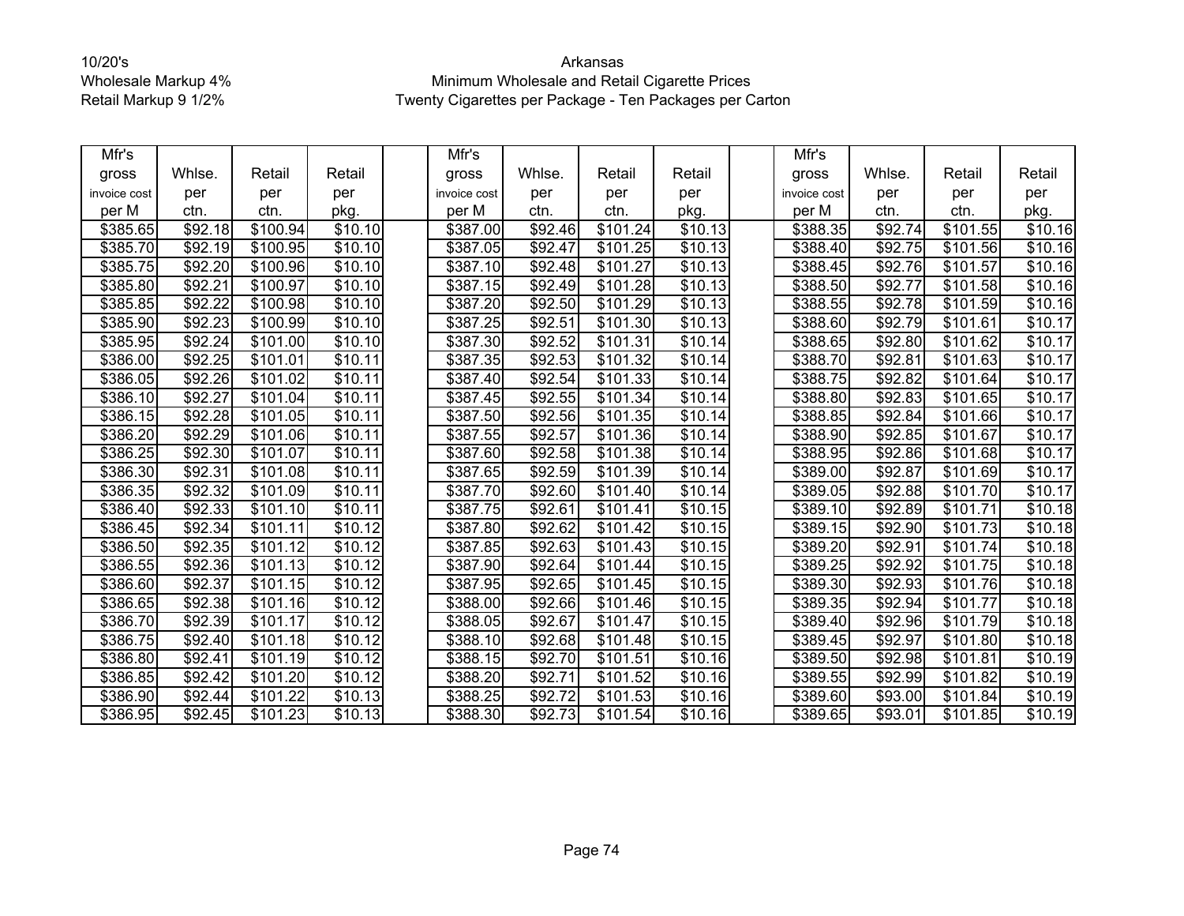10/20's
Wholesale Markup 4%
Retail Markup 9 1/2%

Arkansas
Minimum Wholesale and Retail Cigarette Prices
Twenty Cigarettes per Package - Ten Packages per Carton

| Mfr's gross invoice cost per M | Whlse. per ctn. | Retail per ctn. | Retail per pkg. | | Mfr's gross invoice cost per M | Whlse. per ctn. | Retail per ctn. | Retail per pkg. | | Mfr's gross invoice cost per M | Whlse. per ctn. | Retail per ctn. | Retail per pkg. |
|---|---|---|---|---|---|---|---|---|---|---|---|---|---|
| $385.65 | $92.18 | $100.94 | $10.10 | | $387.00 | $92.46 | $101.24 | $10.13 | | $388.35 | $92.74 | $101.55 | $10.16 |
| $385.70 | $92.19 | $100.95 | $10.10 | | $387.05 | $92.47 | $101.25 | $10.13 | | $388.40 | $92.75 | $101.56 | $10.16 |
| $385.75 | $92.20 | $100.96 | $10.10 | | $387.10 | $92.48 | $101.27 | $10.13 | | $388.45 | $92.76 | $101.57 | $10.16 |
| $385.80 | $92.21 | $100.97 | $10.10 | | $387.15 | $92.49 | $101.28 | $10.13 | | $388.50 | $92.77 | $101.58 | $10.16 |
| $385.85 | $92.22 | $100.98 | $10.10 | | $387.20 | $92.50 | $101.29 | $10.13 | | $388.55 | $92.78 | $101.59 | $10.16 |
| $385.90 | $92.23 | $100.99 | $10.10 | | $387.25 | $92.51 | $101.30 | $10.13 | | $388.60 | $92.79 | $101.61 | $10.17 |
| $385.95 | $92.24 | $101.00 | $10.10 | | $387.30 | $92.52 | $101.31 | $10.14 | | $388.65 | $92.80 | $101.62 | $10.17 |
| $386.00 | $92.25 | $101.01 | $10.11 | | $387.35 | $92.53 | $101.32 | $10.14 | | $388.70 | $92.81 | $101.63 | $10.17 |
| $386.05 | $92.26 | $101.02 | $10.11 | | $387.40 | $92.54 | $101.33 | $10.14 | | $388.75 | $92.82 | $101.64 | $10.17 |
| $386.10 | $92.27 | $101.04 | $10.11 | | $387.45 | $92.55 | $101.34 | $10.14 | | $388.80 | $92.83 | $101.65 | $10.17 |
| $386.15 | $92.28 | $101.05 | $10.11 | | $387.50 | $92.56 | $101.35 | $10.14 | | $388.85 | $92.84 | $101.66 | $10.17 |
| $386.20 | $92.29 | $101.06 | $10.11 | | $387.55 | $92.57 | $101.36 | $10.14 | | $388.90 | $92.85 | $101.67 | $10.17 |
| $386.25 | $92.30 | $101.07 | $10.11 | | $387.60 | $92.58 | $101.38 | $10.14 | | $388.95 | $92.86 | $101.68 | $10.17 |
| $386.30 | $92.31 | $101.08 | $10.11 | | $387.65 | $92.59 | $101.39 | $10.14 | | $389.00 | $92.87 | $101.69 | $10.17 |
| $386.35 | $92.32 | $101.09 | $10.11 | | $387.70 | $92.60 | $101.40 | $10.14 | | $389.05 | $92.88 | $101.70 | $10.17 |
| $386.40 | $92.33 | $101.10 | $10.11 | | $387.75 | $92.61 | $101.41 | $10.15 | | $389.10 | $92.89 | $101.71 | $10.18 |
| $386.45 | $92.34 | $101.11 | $10.12 | | $387.80 | $92.62 | $101.42 | $10.15 | | $389.15 | $92.90 | $101.73 | $10.18 |
| $386.50 | $92.35 | $101.12 | $10.12 | | $387.85 | $92.63 | $101.43 | $10.15 | | $389.20 | $92.91 | $101.74 | $10.18 |
| $386.55 | $92.36 | $101.13 | $10.12 | | $387.90 | $92.64 | $101.44 | $10.15 | | $389.25 | $92.92 | $101.75 | $10.18 |
| $386.60 | $92.37 | $101.15 | $10.12 | | $387.95 | $92.65 | $101.45 | $10.15 | | $389.30 | $92.93 | $101.76 | $10.18 |
| $386.65 | $92.38 | $101.16 | $10.12 | | $388.00 | $92.66 | $101.46 | $10.15 | | $389.35 | $92.94 | $101.77 | $10.18 |
| $386.70 | $92.39 | $101.17 | $10.12 | | $388.05 | $92.67 | $101.47 | $10.15 | | $389.40 | $92.96 | $101.79 | $10.18 |
| $386.75 | $92.40 | $101.18 | $10.12 | | $388.10 | $92.68 | $101.48 | $10.15 | | $389.45 | $92.97 | $101.80 | $10.18 |
| $386.80 | $92.41 | $101.19 | $10.12 | | $388.15 | $92.70 | $101.51 | $10.16 | | $389.50 | $92.98 | $101.81 | $10.19 |
| $386.85 | $92.42 | $101.20 | $10.12 | | $388.20 | $92.71 | $101.52 | $10.16 | | $389.55 | $92.99 | $101.82 | $10.19 |
| $386.90 | $92.44 | $101.22 | $10.13 | | $388.25 | $92.72 | $101.53 | $10.16 | | $389.60 | $93.00 | $101.84 | $10.19 |
| $386.95 | $92.45 | $101.23 | $10.13 | | $388.30 | $92.73 | $101.54 | $10.16 | | $389.65 | $93.01 | $101.85 | $10.19 |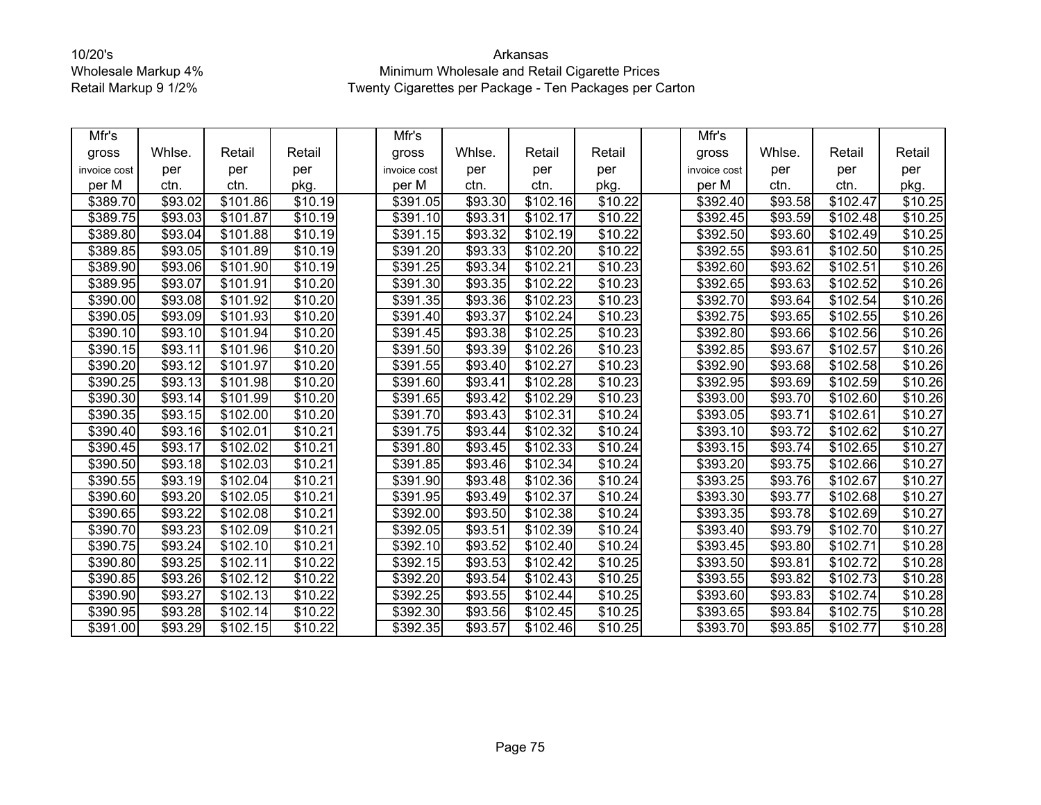10/20's
Wholesale Markup 4%
Retail Markup 9 1/2%

Arkansas
Minimum Wholesale and Retail Cigarette Prices
Twenty Cigarettes per Package - Ten Packages per Carton

| Mfr's gross invoice cost per M | Whlse. per ctn. | Retail per ctn. | Retail per pkg. | | Mfr's gross invoice cost per M | Whlse. per ctn. | Retail per ctn. | Retail per pkg. | | Mfr's gross invoice cost per M | Whlse. per ctn. | Retail per ctn. | Retail per pkg. |
|---|---|---|---|---|---|---|---|---|---|---|---|---|---|
| $389.70 | $93.02 | $101.86 | $10.19 | | $391.05 | $93.30 | $102.16 | $10.22 | | $392.40 | $93.58 | $102.47 | $10.25 |
| $389.75 | $93.03 | $101.87 | $10.19 | | $391.10 | $93.31 | $102.17 | $10.22 | | $392.45 | $93.59 | $102.48 | $10.25 |
| $389.80 | $93.04 | $101.88 | $10.19 | | $391.15 | $93.32 | $102.19 | $10.22 | | $392.50 | $93.60 | $102.49 | $10.25 |
| $389.85 | $93.05 | $101.89 | $10.19 | | $391.20 | $93.33 | $102.20 | $10.22 | | $392.55 | $93.61 | $102.50 | $10.25 |
| $389.90 | $93.06 | $101.90 | $10.19 | | $391.25 | $93.34 | $102.21 | $10.23 | | $392.60 | $93.62 | $102.51 | $10.26 |
| $389.95 | $93.07 | $101.91 | $10.20 | | $391.30 | $93.35 | $102.22 | $10.23 | | $392.65 | $93.63 | $102.52 | $10.26 |
| $390.00 | $93.08 | $101.92 | $10.20 | | $391.35 | $93.36 | $102.23 | $10.23 | | $392.70 | $93.64 | $102.54 | $10.26 |
| $390.05 | $93.09 | $101.93 | $10.20 | | $391.40 | $93.37 | $102.24 | $10.23 | | $392.75 | $93.65 | $102.55 | $10.26 |
| $390.10 | $93.10 | $101.94 | $10.20 | | $391.45 | $93.38 | $102.25 | $10.23 | | $392.80 | $93.66 | $102.56 | $10.26 |
| $390.15 | $93.11 | $101.96 | $10.20 | | $391.50 | $93.39 | $102.26 | $10.23 | | $392.85 | $93.67 | $102.57 | $10.26 |
| $390.20 | $93.12 | $101.97 | $10.20 | | $391.55 | $93.40 | $102.27 | $10.23 | | $392.90 | $93.68 | $102.58 | $10.26 |
| $390.25 | $93.13 | $101.98 | $10.20 | | $391.60 | $93.41 | $102.28 | $10.23 | | $392.95 | $93.69 | $102.59 | $10.26 |
| $390.30 | $93.14 | $101.99 | $10.20 | | $391.65 | $93.42 | $102.29 | $10.23 | | $393.00 | $93.70 | $102.60 | $10.26 |
| $390.35 | $93.15 | $102.00 | $10.20 | | $391.70 | $93.43 | $102.31 | $10.24 | | $393.05 | $93.71 | $102.61 | $10.27 |
| $390.40 | $93.16 | $102.01 | $10.21 | | $391.75 | $93.44 | $102.32 | $10.24 | | $393.10 | $93.72 | $102.62 | $10.27 |
| $390.45 | $93.17 | $102.02 | $10.21 | | $391.80 | $93.45 | $102.33 | $10.24 | | $393.15 | $93.74 | $102.65 | $10.27 |
| $390.50 | $93.18 | $102.03 | $10.21 | | $391.85 | $93.46 | $102.34 | $10.24 | | $393.20 | $93.75 | $102.66 | $10.27 |
| $390.55 | $93.19 | $102.04 | $10.21 | | $391.90 | $93.48 | $102.36 | $10.24 | | $393.25 | $93.76 | $102.67 | $10.27 |
| $390.60 | $93.20 | $102.05 | $10.21 | | $391.95 | $93.49 | $102.37 | $10.24 | | $393.30 | $93.77 | $102.68 | $10.27 |
| $390.65 | $93.22 | $102.08 | $10.21 | | $392.00 | $93.50 | $102.38 | $10.24 | | $393.35 | $93.78 | $102.69 | $10.27 |
| $390.70 | $93.23 | $102.09 | $10.21 | | $392.05 | $93.51 | $102.39 | $10.24 | | $393.40 | $93.79 | $102.70 | $10.27 |
| $390.75 | $93.24 | $102.10 | $10.21 | | $392.10 | $93.52 | $102.40 | $10.24 | | $393.45 | $93.80 | $102.71 | $10.28 |
| $390.80 | $93.25 | $102.11 | $10.22 | | $392.15 | $93.53 | $102.42 | $10.25 | | $393.50 | $93.81 | $102.72 | $10.28 |
| $390.85 | $93.26 | $102.12 | $10.22 | | $392.20 | $93.54 | $102.43 | $10.25 | | $393.55 | $93.82 | $102.73 | $10.28 |
| $390.90 | $93.27 | $102.13 | $10.22 | | $392.25 | $93.55 | $102.44 | $10.25 | | $393.60 | $93.83 | $102.74 | $10.28 |
| $390.95 | $93.28 | $102.14 | $10.22 | | $392.30 | $93.56 | $102.45 | $10.25 | | $393.65 | $93.84 | $102.75 | $10.28 |
| $391.00 | $93.29 | $102.15 | $10.22 | | $392.35 | $93.57 | $102.46 | $10.25 | | $393.70 | $93.85 | $102.77 | $10.28 |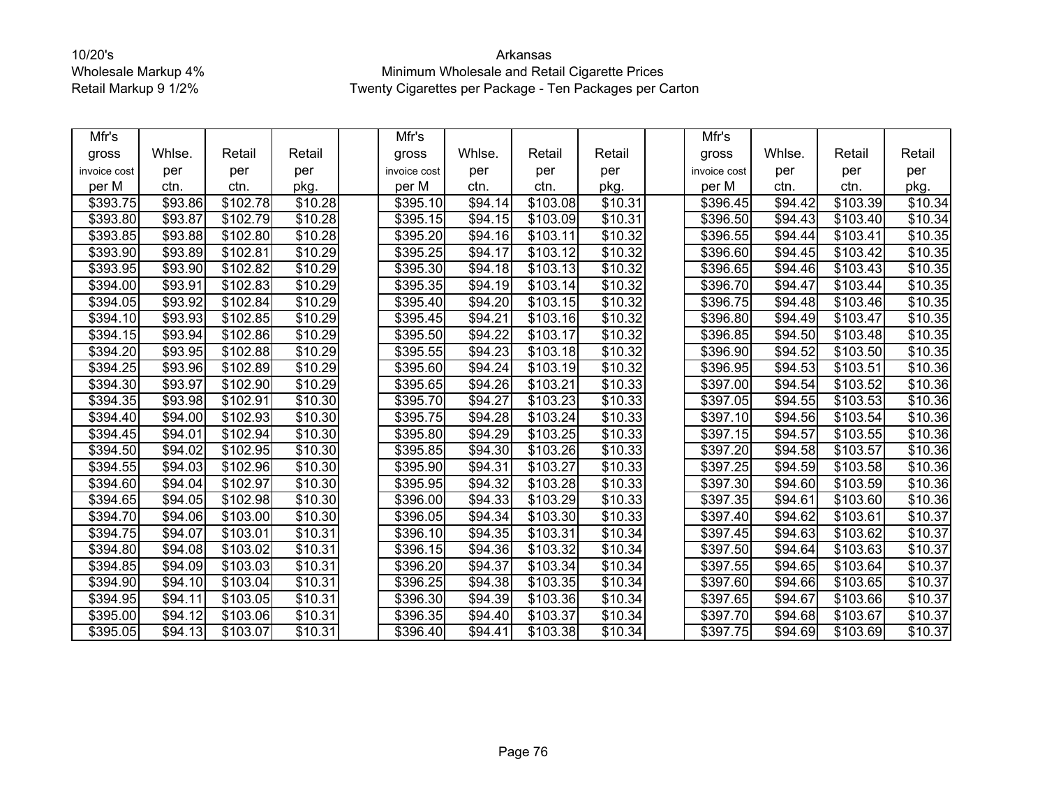10/20's
Wholesale Markup 4%
Retail Markup 9 1/2%

Arkansas
Minimum Wholesale and Retail Cigarette Prices
Twenty Cigarettes per Package - Ten Packages per Carton

| Mfr's gross invoice cost per M | Whlse. per ctn. | Retail per ctn. | Retail per pkg. | | Mfr's gross invoice cost per M | Whlse. per ctn. | Retail per ctn. | Retail per pkg. | | Mfr's gross invoice cost per M | Whlse. per ctn. | Retail per ctn. | Retail per pkg. |
|---|---|---|---|---|---|---|---|---|---|---|---|---|---|
| $393.75 | $93.86 | $102.78 | $10.28 | | $395.10 | $94.14 | $103.08 | $10.31 | | $396.45 | $94.42 | $103.39 | $10.34 |
| $393.80 | $93.87 | $102.79 | $10.28 | | $395.15 | $94.15 | $103.09 | $10.31 | | $396.50 | $94.43 | $103.40 | $10.34 |
| $393.85 | $93.88 | $102.80 | $10.28 | | $395.20 | $94.16 | $103.11 | $10.32 | | $396.55 | $94.44 | $103.41 | $10.35 |
| $393.90 | $93.89 | $102.81 | $10.29 | | $395.25 | $94.17 | $103.12 | $10.32 | | $396.60 | $94.45 | $103.42 | $10.35 |
| $393.95 | $93.90 | $102.82 | $10.29 | | $395.30 | $94.18 | $103.13 | $10.32 | | $396.65 | $94.46 | $103.43 | $10.35 |
| $394.00 | $93.91 | $102.83 | $10.29 | | $395.35 | $94.19 | $103.14 | $10.32 | | $396.70 | $94.47 | $103.44 | $10.35 |
| $394.05 | $93.92 | $102.84 | $10.29 | | $395.40 | $94.20 | $103.15 | $10.32 | | $396.75 | $94.48 | $103.46 | $10.35 |
| $394.10 | $93.93 | $102.85 | $10.29 | | $395.45 | $94.21 | $103.16 | $10.32 | | $396.80 | $94.49 | $103.47 | $10.35 |
| $394.15 | $93.94 | $102.86 | $10.29 | | $395.50 | $94.22 | $103.17 | $10.32 | | $396.85 | $94.50 | $103.48 | $10.35 |
| $394.20 | $93.95 | $102.88 | $10.29 | | $395.55 | $94.23 | $103.18 | $10.32 | | $396.90 | $94.52 | $103.50 | $10.35 |
| $394.25 | $93.96 | $102.89 | $10.29 | | $395.60 | $94.24 | $103.19 | $10.32 | | $396.95 | $94.53 | $103.51 | $10.36 |
| $394.30 | $93.97 | $102.90 | $10.29 | | $395.65 | $94.26 | $103.21 | $10.33 | | $397.00 | $94.54 | $103.52 | $10.36 |
| $394.35 | $93.98 | $102.91 | $10.30 | | $395.70 | $94.27 | $103.23 | $10.33 | | $397.05 | $94.55 | $103.53 | $10.36 |
| $394.40 | $94.00 | $102.93 | $10.30 | | $395.75 | $94.28 | $103.24 | $10.33 | | $397.10 | $94.56 | $103.54 | $10.36 |
| $394.45 | $94.01 | $102.94 | $10.30 | | $395.80 | $94.29 | $103.25 | $10.33 | | $397.15 | $94.57 | $103.55 | $10.36 |
| $394.50 | $94.02 | $102.95 | $10.30 | | $395.85 | $94.30 | $103.26 | $10.33 | | $397.20 | $94.58 | $103.57 | $10.36 |
| $394.55 | $94.03 | $102.96 | $10.30 | | $395.90 | $94.31 | $103.27 | $10.33 | | $397.25 | $94.59 | $103.58 | $10.36 |
| $394.60 | $94.04 | $102.97 | $10.30 | | $395.95 | $94.32 | $103.28 | $10.33 | | $397.30 | $94.60 | $103.59 | $10.36 |
| $394.65 | $94.05 | $102.98 | $10.30 | | $396.00 | $94.33 | $103.29 | $10.33 | | $397.35 | $94.61 | $103.60 | $10.36 |
| $394.70 | $94.06 | $103.00 | $10.30 | | $396.05 | $94.34 | $103.30 | $10.33 | | $397.40 | $94.62 | $103.61 | $10.37 |
| $394.75 | $94.07 | $103.01 | $10.31 | | $396.10 | $94.35 | $103.31 | $10.34 | | $397.45 | $94.63 | $103.62 | $10.37 |
| $394.80 | $94.08 | $103.02 | $10.31 | | $396.15 | $94.36 | $103.32 | $10.34 | | $397.50 | $94.64 | $103.63 | $10.37 |
| $394.85 | $94.09 | $103.03 | $10.31 | | $396.20 | $94.37 | $103.34 | $10.34 | | $397.55 | $94.65 | $103.64 | $10.37 |
| $394.90 | $94.10 | $103.04 | $10.31 | | $396.25 | $94.38 | $103.35 | $10.34 | | $397.60 | $94.66 | $103.65 | $10.37 |
| $394.95 | $94.11 | $103.05 | $10.31 | | $396.30 | $94.39 | $103.36 | $10.34 | | $397.65 | $94.67 | $103.66 | $10.37 |
| $395.00 | $94.12 | $103.06 | $10.31 | | $396.35 | $94.40 | $103.37 | $10.34 | | $397.70 | $94.68 | $103.67 | $10.37 |
| $395.05 | $94.13 | $103.07 | $10.31 | | $396.40 | $94.41 | $103.38 | $10.34 | | $397.75 | $94.69 | $103.69 | $10.37 |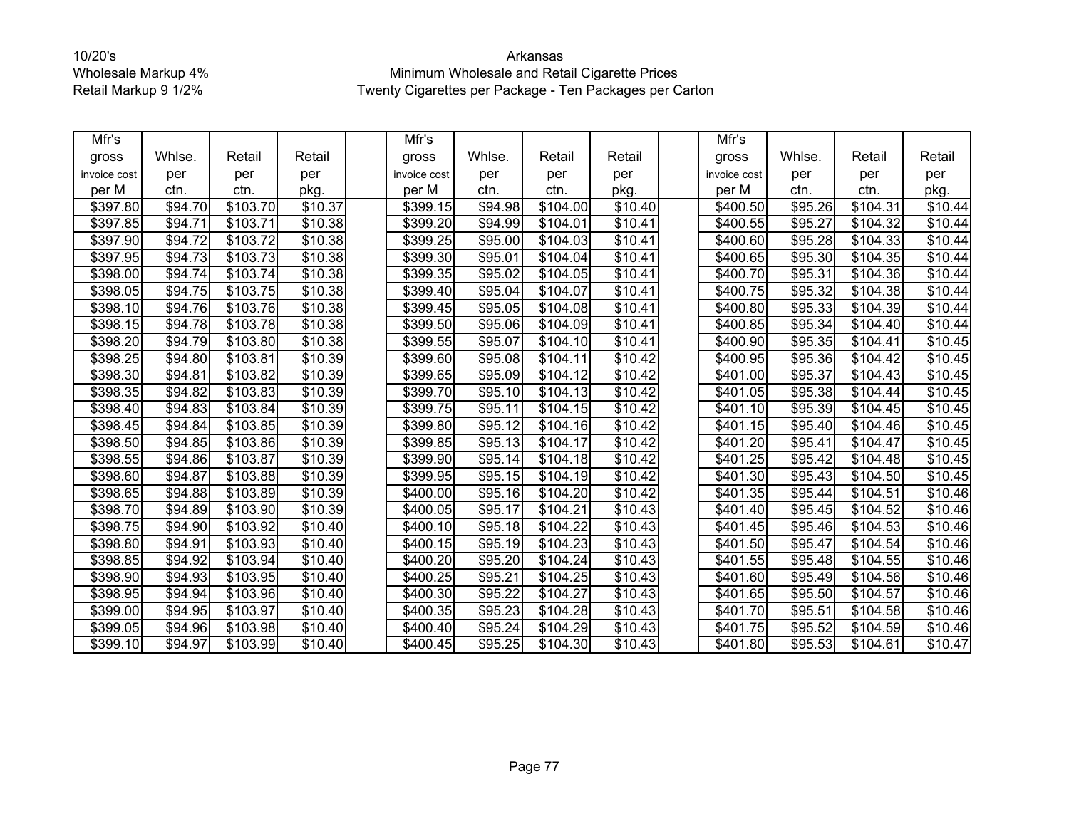10/20's
Wholesale Markup 4%
Retail Markup 9 1/2%

Arkansas
Minimum Wholesale and Retail Cigarette Prices
Twenty Cigarettes per Package - Ten Packages per Carton

| Mfr's gross invoice cost per M | Whlse. per ctn. | Retail per ctn. | Retail per pkg. | | Mfr's gross invoice cost per M | Whlse. per ctn. | Retail per ctn. | Retail per pkg. | | Mfr's gross invoice cost per M | Whlse. per ctn. | Retail per ctn. | Retail per pkg. |
|---|---|---|---|---|---|---|---|---|---|---|---|---|---|
| $397.80 | $94.70 | $103.70 | $10.37 | | $399.15 | $94.98 | $104.00 | $10.40 | | $400.50 | $95.26 | $104.31 | $10.44 |
| $397.85 | $94.71 | $103.71 | $10.38 | | $399.20 | $94.99 | $104.01 | $10.41 | | $400.55 | $95.27 | $104.32 | $10.44 |
| $397.90 | $94.72 | $103.72 | $10.38 | | $399.25 | $95.00 | $104.03 | $10.41 | | $400.60 | $95.28 | $104.33 | $10.44 |
| $397.95 | $94.73 | $103.73 | $10.38 | | $399.30 | $95.01 | $104.04 | $10.41 | | $400.65 | $95.30 | $104.35 | $10.44 |
| $398.00 | $94.74 | $103.74 | $10.38 | | $399.35 | $95.02 | $104.05 | $10.41 | | $400.70 | $95.31 | $104.36 | $10.44 |
| $398.05 | $94.75 | $103.75 | $10.38 | | $399.40 | $95.04 | $104.07 | $10.41 | | $400.75 | $95.32 | $104.38 | $10.44 |
| $398.10 | $94.76 | $103.76 | $10.38 | | $399.45 | $95.05 | $104.08 | $10.41 | | $400.80 | $95.33 | $104.39 | $10.44 |
| $398.15 | $94.78 | $103.78 | $10.38 | | $399.50 | $95.06 | $104.09 | $10.41 | | $400.85 | $95.34 | $104.40 | $10.44 |
| $398.20 | $94.79 | $103.80 | $10.38 | | $399.55 | $95.07 | $104.10 | $10.41 | | $400.90 | $95.35 | $104.41 | $10.45 |
| $398.25 | $94.80 | $103.81 | $10.39 | | $399.60 | $95.08 | $104.11 | $10.42 | | $400.95 | $95.36 | $104.42 | $10.45 |
| $398.30 | $94.81 | $103.82 | $10.39 | | $399.65 | $95.09 | $104.12 | $10.42 | | $401.00 | $95.37 | $104.43 | $10.45 |
| $398.35 | $94.82 | $103.83 | $10.39 | | $399.70 | $95.10 | $104.13 | $10.42 | | $401.05 | $95.38 | $104.44 | $10.45 |
| $398.40 | $94.83 | $103.84 | $10.39 | | $399.75 | $95.11 | $104.15 | $10.42 | | $401.10 | $95.39 | $104.45 | $10.45 |
| $398.45 | $94.84 | $103.85 | $10.39 | | $399.80 | $95.12 | $104.16 | $10.42 | | $401.15 | $95.40 | $104.46 | $10.45 |
| $398.50 | $94.85 | $103.86 | $10.39 | | $399.85 | $95.13 | $104.17 | $10.42 | | $401.20 | $95.41 | $104.47 | $10.45 |
| $398.55 | $94.86 | $103.87 | $10.39 | | $399.90 | $95.14 | $104.18 | $10.42 | | $401.25 | $95.42 | $104.48 | $10.45 |
| $398.60 | $94.87 | $103.88 | $10.39 | | $399.95 | $95.15 | $104.19 | $10.42 | | $401.30 | $95.43 | $104.50 | $10.45 |
| $398.65 | $94.88 | $103.89 | $10.39 | | $400.00 | $95.16 | $104.20 | $10.42 | | $401.35 | $95.44 | $104.51 | $10.46 |
| $398.70 | $94.89 | $103.90 | $10.39 | | $400.05 | $95.17 | $104.21 | $10.43 | | $401.40 | $95.45 | $104.52 | $10.46 |
| $398.75 | $94.90 | $103.92 | $10.40 | | $400.10 | $95.18 | $104.22 | $10.43 | | $401.45 | $95.46 | $104.53 | $10.46 |
| $398.80 | $94.91 | $103.93 | $10.40 | | $400.15 | $95.19 | $104.23 | $10.43 | | $401.50 | $95.47 | $104.54 | $10.46 |
| $398.85 | $94.92 | $103.94 | $10.40 | | $400.20 | $95.20 | $104.24 | $10.43 | | $401.55 | $95.48 | $104.55 | $10.46 |
| $398.90 | $94.93 | $103.95 | $10.40 | | $400.25 | $95.21 | $104.25 | $10.43 | | $401.60 | $95.49 | $104.56 | $10.46 |
| $398.95 | $94.94 | $103.96 | $10.40 | | $400.30 | $95.22 | $104.27 | $10.43 | | $401.65 | $95.50 | $104.57 | $10.46 |
| $399.00 | $94.95 | $103.97 | $10.40 | | $400.35 | $95.23 | $104.28 | $10.43 | | $401.70 | $95.51 | $104.58 | $10.46 |
| $399.05 | $94.96 | $103.98 | $10.40 | | $400.40 | $95.24 | $104.29 | $10.43 | | $401.75 | $95.52 | $104.59 | $10.46 |
| $399.10 | $94.97 | $103.99 | $10.40 | | $400.45 | $95.25 | $104.30 | $10.43 | | $401.80 | $95.53 | $104.61 | $10.47 |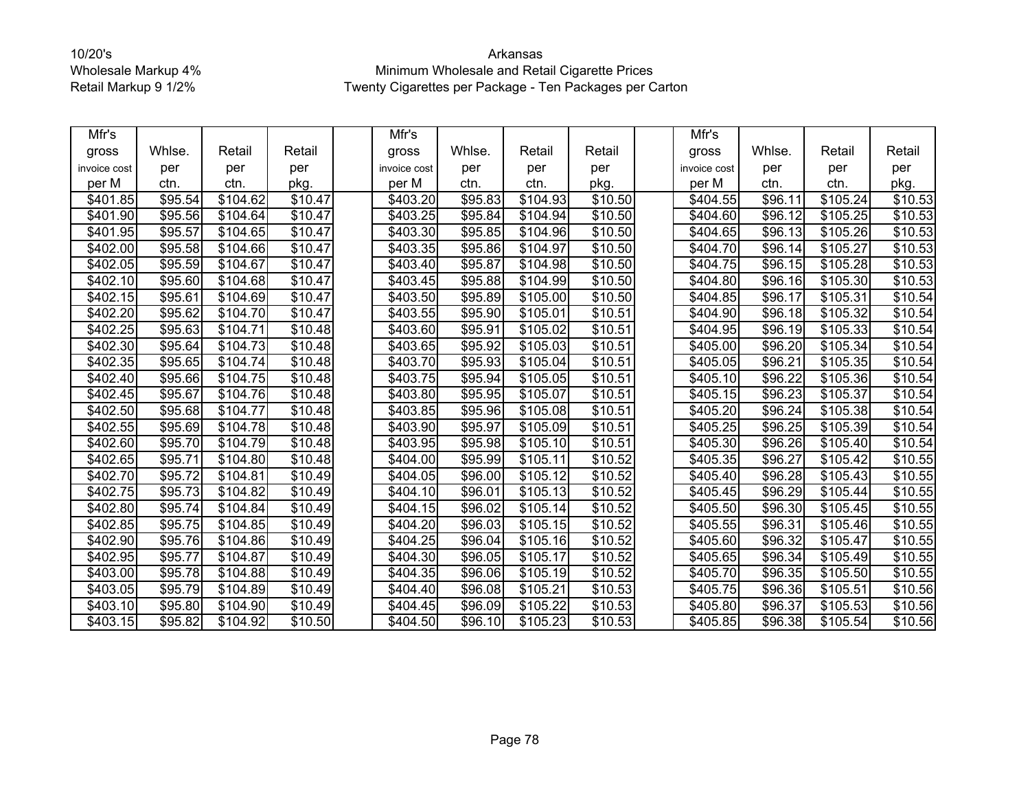10/20's
Wholesale Markup 4%
Retail Markup 9 1/2%

Arkansas
Minimum Wholesale and Retail Cigarette Prices
Twenty Cigarettes per Package - Ten Packages per Carton

| Mfr's gross invoice cost per M | Whlse. per ctn. | Retail per ctn. | Retail per pkg. | | Mfr's gross invoice cost per M | Whlse. per ctn. | Retail per ctn. | Retail per pkg. | | Mfr's gross invoice cost per M | Whlse. per ctn. | Retail per ctn. | Retail per pkg. |
|---|---|---|---|---|---|---|---|---|---|---|---|---|---|
| $401.85 | $95.54 | $104.62 | $10.47 | | $403.20 | $95.83 | $104.93 | $10.50 | | $404.55 | $96.11 | $105.24 | $10.53 |
| $401.90 | $95.56 | $104.64 | $10.47 | | $403.25 | $95.84 | $104.94 | $10.50 | | $404.60 | $96.12 | $105.25 | $10.53 |
| $401.95 | $95.57 | $104.65 | $10.47 | | $403.30 | $95.85 | $104.96 | $10.50 | | $404.65 | $96.13 | $105.26 | $10.53 |
| $402.00 | $95.58 | $104.66 | $10.47 | | $403.35 | $95.86 | $104.97 | $10.50 | | $404.70 | $96.14 | $105.27 | $10.53 |
| $402.05 | $95.59 | $104.67 | $10.47 | | $403.40 | $95.87 | $104.98 | $10.50 | | $404.75 | $96.15 | $105.28 | $10.53 |
| $402.10 | $95.60 | $104.68 | $10.47 | | $403.45 | $95.88 | $104.99 | $10.50 | | $404.80 | $96.16 | $105.30 | $10.53 |
| $402.15 | $95.61 | $104.69 | $10.47 | | $403.50 | $95.89 | $105.00 | $10.50 | | $404.85 | $96.17 | $105.31 | $10.54 |
| $402.20 | $95.62 | $104.70 | $10.47 | | $403.55 | $95.90 | $105.01 | $10.51 | | $404.90 | $96.18 | $105.32 | $10.54 |
| $402.25 | $95.63 | $104.71 | $10.48 | | $403.60 | $95.91 | $105.02 | $10.51 | | $404.95 | $96.19 | $105.33 | $10.54 |
| $402.30 | $95.64 | $104.73 | $10.48 | | $403.65 | $95.92 | $105.03 | $10.51 | | $405.00 | $96.20 | $105.34 | $10.54 |
| $402.35 | $95.65 | $104.74 | $10.48 | | $403.70 | $95.93 | $105.04 | $10.51 | | $405.05 | $96.21 | $105.35 | $10.54 |
| $402.40 | $95.66 | $104.75 | $10.48 | | $403.75 | $95.94 | $105.05 | $10.51 | | $405.10 | $96.22 | $105.36 | $10.54 |
| $402.45 | $95.67 | $104.76 | $10.48 | | $403.80 | $95.95 | $105.07 | $10.51 | | $405.15 | $96.23 | $105.37 | $10.54 |
| $402.50 | $95.68 | $104.77 | $10.48 | | $403.85 | $95.96 | $105.08 | $10.51 | | $405.20 | $96.24 | $105.38 | $10.54 |
| $402.55 | $95.69 | $104.78 | $10.48 | | $403.90 | $95.97 | $105.09 | $10.51 | | $405.25 | $96.25 | $105.39 | $10.54 |
| $402.60 | $95.70 | $104.79 | $10.48 | | $403.95 | $95.98 | $105.10 | $10.51 | | $405.30 | $96.26 | $105.40 | $10.54 |
| $402.65 | $95.71 | $104.80 | $10.48 | | $404.00 | $95.99 | $105.11 | $10.52 | | $405.35 | $96.27 | $105.42 | $10.55 |
| $402.70 | $95.72 | $104.81 | $10.49 | | $404.05 | $96.00 | $105.12 | $10.52 | | $405.40 | $96.28 | $105.43 | $10.55 |
| $402.75 | $95.73 | $104.82 | $10.49 | | $404.10 | $96.01 | $105.13 | $10.52 | | $405.45 | $96.29 | $105.44 | $10.55 |
| $402.80 | $95.74 | $104.84 | $10.49 | | $404.15 | $96.02 | $105.14 | $10.52 | | $405.50 | $96.30 | $105.45 | $10.55 |
| $402.85 | $95.75 | $104.85 | $10.49 | | $404.20 | $96.03 | $105.15 | $10.52 | | $405.55 | $96.31 | $105.46 | $10.55 |
| $402.90 | $95.76 | $104.86 | $10.49 | | $404.25 | $96.04 | $105.16 | $10.52 | | $405.60 | $96.32 | $105.47 | $10.55 |
| $402.95 | $95.77 | $104.87 | $10.49 | | $404.30 | $96.05 | $105.17 | $10.52 | | $405.65 | $96.34 | $105.49 | $10.55 |
| $403.00 | $95.78 | $104.88 | $10.49 | | $404.35 | $96.06 | $105.19 | $10.52 | | $405.70 | $96.35 | $105.50 | $10.55 |
| $403.05 | $95.79 | $104.89 | $10.49 | | $404.40 | $96.08 | $105.21 | $10.53 | | $405.75 | $96.36 | $105.51 | $10.56 |
| $403.10 | $95.80 | $104.90 | $10.49 | | $404.45 | $96.09 | $105.22 | $10.53 | | $405.80 | $96.37 | $105.53 | $10.56 |
| $403.15 | $95.82 | $104.92 | $10.50 | | $404.50 | $96.10 | $105.23 | $10.53 | | $405.85 | $96.38 | $105.54 | $10.56 |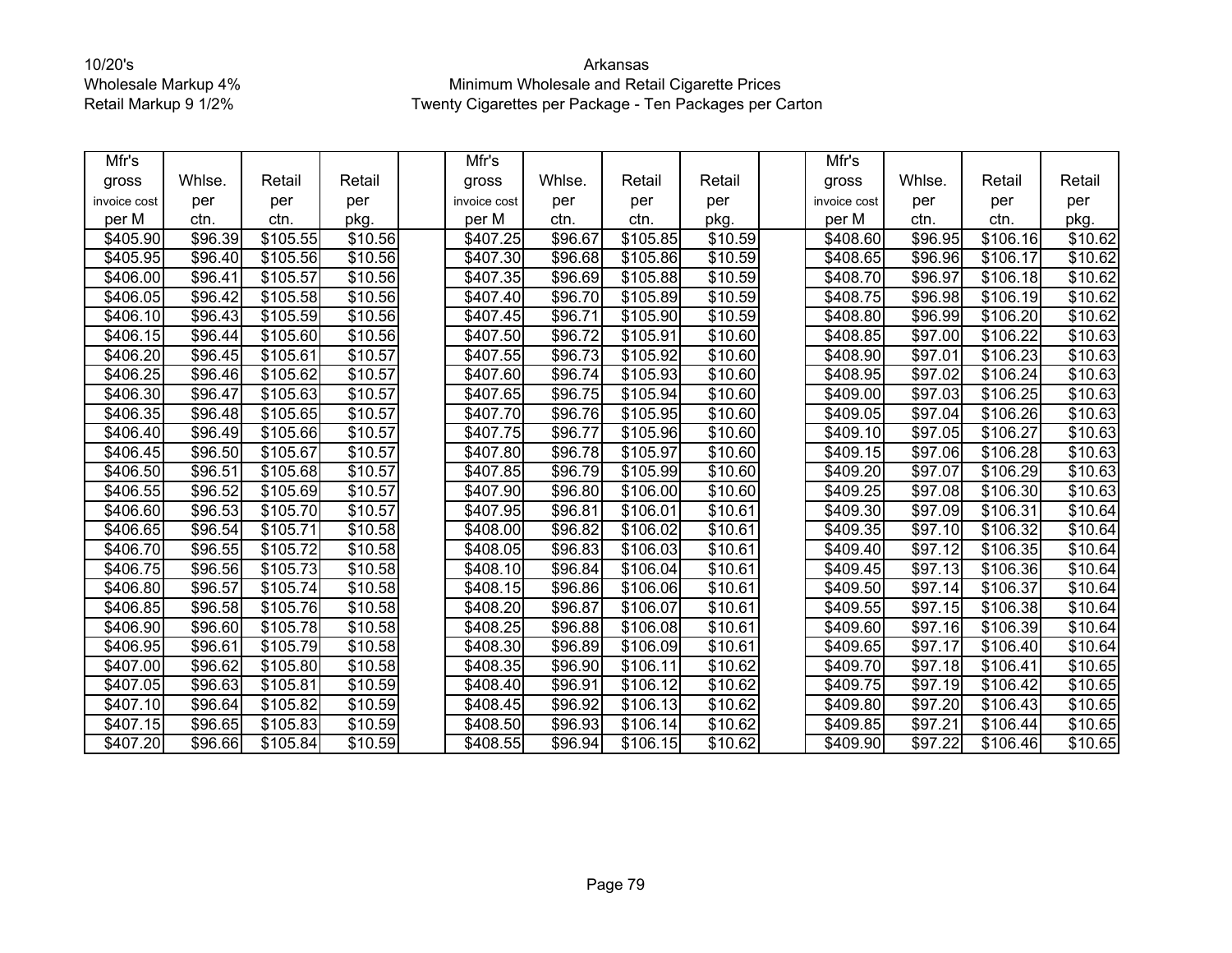10/20's
Wholesale Markup 4%
Retail Markup 9 1/2%

# Arkansas
## Minimum Wholesale and Retail Cigarette Prices
### Twenty Cigarettes per Package - Ten Packages per Carton

| Mfr's gross invoice cost per M | Whlse. per ctn. | Retail per ctn. | Retail per pkg. | | Mfr's gross invoice cost per M | Whlse. per ctn. | Retail per ctn. | Retail per pkg. | | Mfr's gross invoice cost per M | Whlse. per ctn. | Retail per ctn. | Retail per pkg. |
|---|---|---|---|---|---|---|---|---|---|---|---|---|---|
| $405.90 | $96.39 | $105.55 | $10.56 | | $407.25 | $96.67 | $105.85 | $10.59 | | $408.60 | $96.95 | $106.16 | $10.62 |
| $405.95 | $96.40 | $105.56 | $10.56 | | $407.30 | $96.68 | $105.86 | $10.59 | | $408.65 | $96.96 | $106.17 | $10.62 |
| $406.00 | $96.41 | $105.57 | $10.56 | | $407.35 | $96.69 | $105.88 | $10.59 | | $408.70 | $96.97 | $106.18 | $10.62 |
| $406.05 | $96.42 | $105.58 | $10.56 | | $407.40 | $96.70 | $105.89 | $10.59 | | $408.75 | $96.98 | $106.19 | $10.62 |
| $406.10 | $96.43 | $105.59 | $10.56 | | $407.45 | $96.71 | $105.90 | $10.59 | | $408.80 | $96.99 | $106.20 | $10.62 |
| $406.15 | $96.44 | $105.60 | $10.56 | | $407.50 | $96.72 | $105.91 | $10.60 | | $408.85 | $97.00 | $106.22 | $10.63 |
| $406.20 | $96.45 | $105.61 | $10.57 | | $407.55 | $96.73 | $105.92 | $10.60 | | $408.90 | $97.01 | $106.23 | $10.63 |
| $406.25 | $96.46 | $105.62 | $10.57 | | $407.60 | $96.74 | $105.93 | $10.60 | | $408.95 | $97.02 | $106.24 | $10.63 |
| $406.30 | $96.47 | $105.63 | $10.57 | | $407.65 | $96.75 | $105.94 | $10.60 | | $409.00 | $97.03 | $106.25 | $10.63 |
| $406.35 | $96.48 | $105.65 | $10.57 | | $407.70 | $96.76 | $105.95 | $10.60 | | $409.05 | $97.04 | $106.26 | $10.63 |
| $406.40 | $96.49 | $105.66 | $10.57 | | $407.75 | $96.77 | $105.96 | $10.60 | | $409.10 | $97.05 | $106.27 | $10.63 |
| $406.45 | $96.50 | $105.67 | $10.57 | | $407.80 | $96.78 | $105.97 | $10.60 | | $409.15 | $97.06 | $106.28 | $10.63 |
| $406.50 | $96.51 | $105.68 | $10.57 | | $407.85 | $96.79 | $105.99 | $10.60 | | $409.20 | $97.07 | $106.29 | $10.63 |
| $406.55 | $96.52 | $105.69 | $10.57 | | $407.90 | $96.80 | $106.00 | $10.60 | | $409.25 | $97.08 | $106.30 | $10.63 |
| $406.60 | $96.53 | $105.70 | $10.57 | | $407.95 | $96.81 | $106.01 | $10.61 | | $409.30 | $97.09 | $106.31 | $10.64 |
| $406.65 | $96.54 | $105.71 | $10.58 | | $408.00 | $96.82 | $106.02 | $10.61 | | $409.35 | $97.10 | $106.32 | $10.64 |
| $406.70 | $96.55 | $105.72 | $10.58 | | $408.05 | $96.83 | $106.03 | $10.61 | | $409.40 | $97.12 | $106.35 | $10.64 |
| $406.75 | $96.56 | $105.73 | $10.58 | | $408.10 | $96.84 | $106.04 | $10.61 | | $409.45 | $97.13 | $106.36 | $10.64 |
| $406.80 | $96.57 | $105.74 | $10.58 | | $408.15 | $96.86 | $106.06 | $10.61 | | $409.50 | $97.14 | $106.37 | $10.64 |
| $406.85 | $96.58 | $105.76 | $10.58 | | $408.20 | $96.87 | $106.07 | $10.61 | | $409.55 | $97.15 | $106.38 | $10.64 |
| $406.90 | $96.60 | $105.78 | $10.58 | | $408.25 | $96.88 | $106.08 | $10.61 | | $409.60 | $97.16 | $106.39 | $10.64 |
| $406.95 | $96.61 | $105.79 | $10.58 | | $408.30 | $96.89 | $106.09 | $10.61 | | $409.65 | $97.17 | $106.40 | $10.64 |
| $407.00 | $96.62 | $105.80 | $10.58 | | $408.35 | $96.90 | $106.11 | $10.62 | | $409.70 | $97.18 | $106.41 | $10.65 |
| $407.05 | $96.63 | $105.81 | $10.59 | | $408.40 | $96.91 | $106.12 | $10.62 | | $409.75 | $97.19 | $106.42 | $10.65 |
| $407.10 | $96.64 | $105.82 | $10.59 | | $408.45 | $96.92 | $106.13 | $10.62 | | $409.80 | $97.20 | $106.43 | $10.65 |
| $407.15 | $96.65 | $105.83 | $10.59 | | $408.50 | $96.93 | $106.14 | $10.62 | | $409.85 | $97.21 | $106.44 | $10.65 |
| $407.20 | $96.66 | $105.84 | $10.59 | | $408.55 | $96.94 | $106.15 | $10.62 | | $409.90 | $97.22 | $106.46 | $10.65 |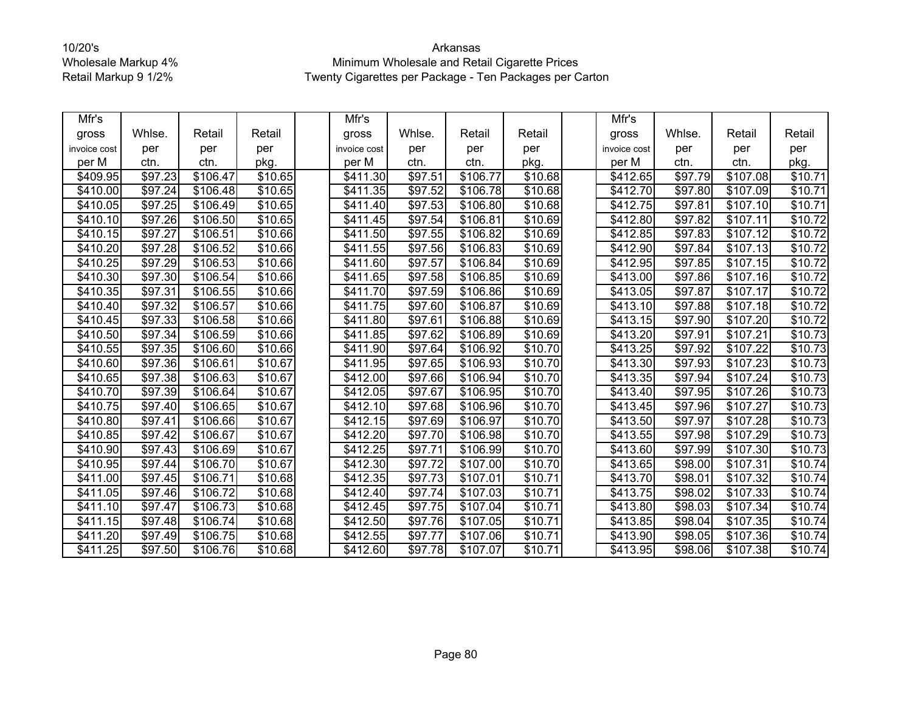10/20's
Wholesale Markup 4%
Retail Markup 9 1/2%

Arkansas
Minimum Wholesale and Retail Cigarette Prices
Twenty Cigarettes per Package - Ten Packages per Carton

| Mfr's gross invoice cost per M | Whlse. per ctn. | Retail per ctn. | Retail per pkg. | | Mfr's gross invoice cost per M | Whlse. per ctn. | Retail per ctn. | Retail per pkg. | | Mfr's gross invoice cost per M | Whlse. per ctn. | Retail per ctn. | Retail per pkg. |
|---|---|---|---|---|---|---|---|---|---|---|---|---|---|
| $409.95 | $97.23 | $106.47 | $10.65 | | $411.30 | $97.51 | $106.77 | $10.68 | | $412.65 | $97.79 | $107.08 | $10.71 |
| $410.00 | $97.24 | $106.48 | $10.65 | | $411.35 | $97.52 | $106.78 | $10.68 | | $412.70 | $97.80 | $107.09 | $10.71 |
| $410.05 | $97.25 | $106.49 | $10.65 | | $411.40 | $97.53 | $106.80 | $10.68 | | $412.75 | $97.81 | $107.10 | $10.71 |
| $410.10 | $97.26 | $106.50 | $10.65 | | $411.45 | $97.54 | $106.81 | $10.69 | | $412.80 | $97.82 | $107.11 | $10.72 |
| $410.15 | $97.27 | $106.51 | $10.66 | | $411.50 | $97.55 | $106.82 | $10.69 | | $412.85 | $97.83 | $107.12 | $10.72 |
| $410.20 | $97.28 | $106.52 | $10.66 | | $411.55 | $97.56 | $106.83 | $10.69 | | $412.90 | $97.84 | $107.13 | $10.72 |
| $410.25 | $97.29 | $106.53 | $10.66 | | $411.60 | $97.57 | $106.84 | $10.69 | | $412.95 | $97.85 | $107.15 | $10.72 |
| $410.30 | $97.30 | $106.54 | $10.66 | | $411.65 | $97.58 | $106.85 | $10.69 | | $413.00 | $97.86 | $107.16 | $10.72 |
| $410.35 | $97.31 | $106.55 | $10.66 | | $411.70 | $97.59 | $106.86 | $10.69 | | $413.05 | $97.87 | $107.17 | $10.72 |
| $410.40 | $97.32 | $106.57 | $10.66 | | $411.75 | $97.60 | $106.87 | $10.69 | | $413.10 | $97.88 | $107.18 | $10.72 |
| $410.45 | $97.33 | $106.58 | $10.66 | | $411.80 | $97.61 | $106.88 | $10.69 | | $413.15 | $97.90 | $107.20 | $10.72 |
| $410.50 | $97.34 | $106.59 | $10.66 | | $411.85 | $97.62 | $106.89 | $10.69 | | $413.20 | $97.91 | $107.21 | $10.73 |
| $410.55 | $97.35 | $106.60 | $10.66 | | $411.90 | $97.64 | $106.92 | $10.70 | | $413.25 | $97.92 | $107.22 | $10.73 |
| $410.60 | $97.36 | $106.61 | $10.67 | | $411.95 | $97.65 | $106.93 | $10.70 | | $413.30 | $97.93 | $107.23 | $10.73 |
| $410.65 | $97.38 | $106.63 | $10.67 | | $412.00 | $97.66 | $106.94 | $10.70 | | $413.35 | $97.94 | $107.24 | $10.73 |
| $410.70 | $97.39 | $106.64 | $10.67 | | $412.05 | $97.67 | $106.95 | $10.70 | | $413.40 | $97.95 | $107.26 | $10.73 |
| $410.75 | $97.40 | $106.65 | $10.67 | | $412.10 | $97.68 | $106.96 | $10.70 | | $413.45 | $97.96 | $107.27 | $10.73 |
| $410.80 | $97.41 | $106.66 | $10.67 | | $412.15 | $97.69 | $106.97 | $10.70 | | $413.50 | $97.97 | $107.28 | $10.73 |
| $410.85 | $97.42 | $106.67 | $10.67 | | $412.20 | $97.70 | $106.98 | $10.70 | | $413.55 | $97.98 | $107.29 | $10.73 |
| $410.90 | $97.43 | $106.69 | $10.67 | | $412.25 | $97.71 | $106.99 | $10.70 | | $413.60 | $97.99 | $107.30 | $10.73 |
| $410.95 | $97.44 | $106.70 | $10.67 | | $412.30 | $97.72 | $107.00 | $10.70 | | $413.65 | $98.00 | $107.31 | $10.74 |
| $411.00 | $97.45 | $106.71 | $10.68 | | $412.35 | $97.73 | $107.01 | $10.71 | | $413.70 | $98.01 | $107.32 | $10.74 |
| $411.05 | $97.46 | $106.72 | $10.68 | | $412.40 | $97.74 | $107.03 | $10.71 | | $413.75 | $98.02 | $107.33 | $10.74 |
| $411.10 | $97.47 | $106.73 | $10.68 | | $412.45 | $97.75 | $107.04 | $10.71 | | $413.80 | $98.03 | $107.34 | $10.74 |
| $411.15 | $97.48 | $106.74 | $10.68 | | $412.50 | $97.76 | $107.05 | $10.71 | | $413.85 | $98.04 | $107.35 | $10.74 |
| $411.20 | $97.49 | $106.75 | $10.68 | | $412.55 | $97.77 | $107.06 | $10.71 | | $413.90 | $98.05 | $107.36 | $10.74 |
| $411.25 | $97.50 | $106.76 | $10.68 | | $412.60 | $97.78 | $107.07 | $10.71 | | $413.95 | $98.06 | $107.38 | $10.74 |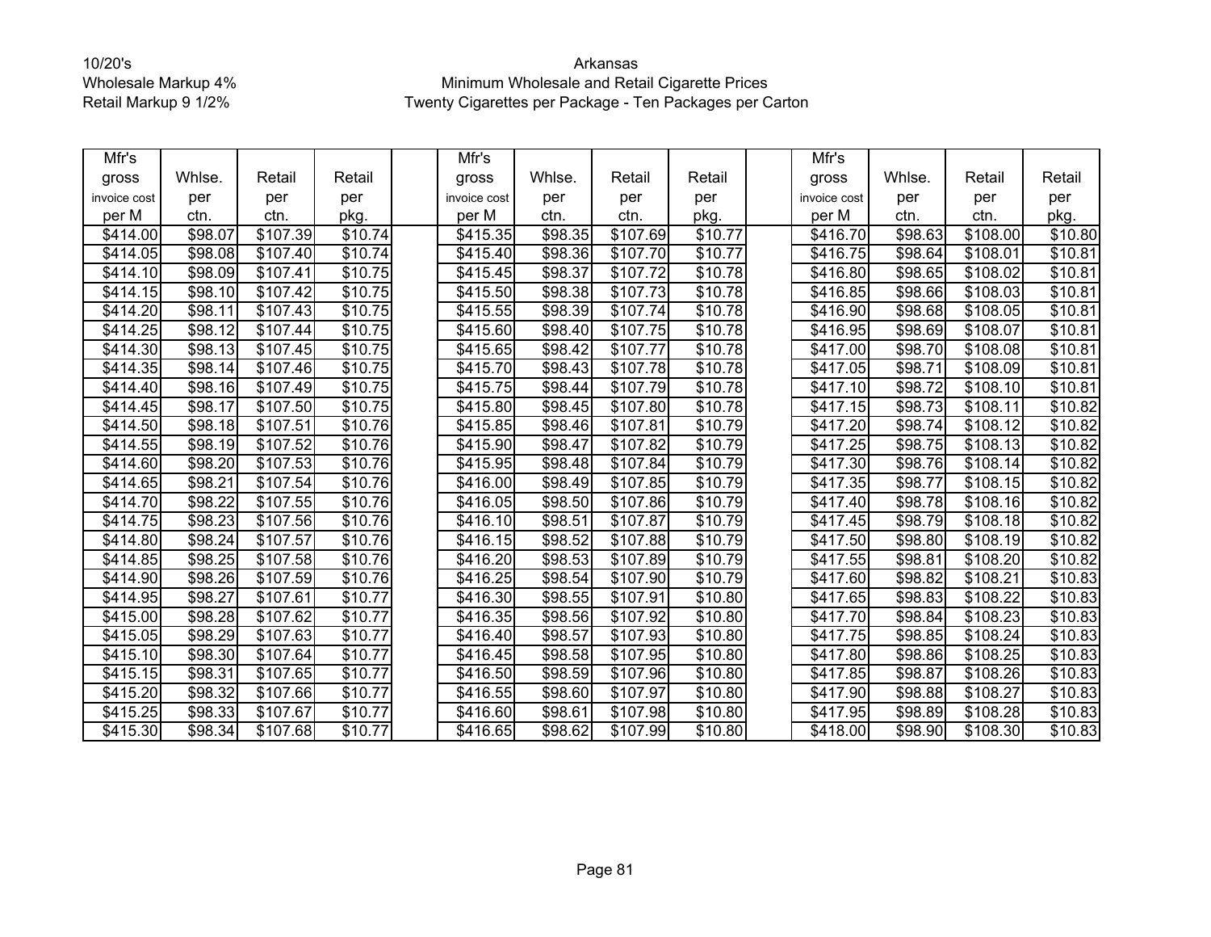10/20's
Wholesale Markup 4%
Retail Markup 9 1/2%

Arkansas
Minimum Wholesale and Retail Cigarette Prices
Twenty Cigarettes per Package - Ten Packages per Carton

| Mfr's gross invoice cost per M | Whlse. per ctn. | Retail per ctn. | Retail per pkg. | | Mfr's gross invoice cost per M | Whlse. per ctn. | Retail per ctn. | Retail per pkg. | | Mfr's gross invoice cost per M | Whlse. per ctn. | Retail per ctn. | Retail per pkg. |
|---|---|---|---|---|---|---|---|---|---|---|---|---|---|
| $414.00 | $98.07 | $107.39 | $10.74 | | $415.35 | $98.35 | $107.69 | $10.77 | | $416.70 | $98.63 | $108.00 | $10.80 |
| $414.05 | $98.08 | $107.40 | $10.74 | | $415.40 | $98.36 | $107.70 | $10.77 | | $416.75 | $98.64 | $108.01 | $10.81 |
| $414.10 | $98.09 | $107.41 | $10.75 | | $415.45 | $98.37 | $107.72 | $10.78 | | $416.80 | $98.65 | $108.02 | $10.81 |
| $414.15 | $98.10 | $107.42 | $10.75 | | $415.50 | $98.38 | $107.73 | $10.78 | | $416.85 | $98.66 | $108.03 | $10.81 |
| $414.20 | $98.11 | $107.43 | $10.75 | | $415.55 | $98.39 | $107.74 | $10.78 | | $416.90 | $98.68 | $108.05 | $10.81 |
| $414.25 | $98.12 | $107.44 | $10.75 | | $415.60 | $98.40 | $107.75 | $10.78 | | $416.95 | $98.69 | $108.07 | $10.81 |
| $414.30 | $98.13 | $107.45 | $10.75 | | $415.65 | $98.42 | $107.77 | $10.78 | | $417.00 | $98.70 | $108.08 | $10.81 |
| $414.35 | $98.14 | $107.46 | $10.75 | | $415.70 | $98.43 | $107.78 | $10.78 | | $417.05 | $98.71 | $108.09 | $10.81 |
| $414.40 | $98.16 | $107.49 | $10.75 | | $415.75 | $98.44 | $107.79 | $10.78 | | $417.10 | $98.72 | $108.10 | $10.81 |
| $414.45 | $98.17 | $107.50 | $10.75 | | $415.80 | $98.45 | $107.80 | $10.78 | | $417.15 | $98.73 | $108.11 | $10.82 |
| $414.50 | $98.18 | $107.51 | $10.76 | | $415.85 | $98.46 | $107.81 | $10.79 | | $417.20 | $98.74 | $108.12 | $10.82 |
| $414.55 | $98.19 | $107.52 | $10.76 | | $415.90 | $98.47 | $107.82 | $10.79 | | $417.25 | $98.75 | $108.13 | $10.82 |
| $414.60 | $98.20 | $107.53 | $10.76 | | $415.95 | $98.48 | $107.84 | $10.79 | | $417.30 | $98.76 | $108.14 | $10.82 |
| $414.65 | $98.21 | $107.54 | $10.76 | | $416.00 | $98.49 | $107.85 | $10.79 | | $417.35 | $98.77 | $108.15 | $10.82 |
| $414.70 | $98.22 | $107.55 | $10.76 | | $416.05 | $98.50 | $107.86 | $10.79 | | $417.40 | $98.78 | $108.16 | $10.82 |
| $414.75 | $98.23 | $107.56 | $10.76 | | $416.10 | $98.51 | $107.87 | $10.79 | | $417.45 | $98.79 | $108.18 | $10.82 |
| $414.80 | $98.24 | $107.57 | $10.76 | | $416.15 | $98.52 | $107.88 | $10.79 | | $417.50 | $98.80 | $108.19 | $10.82 |
| $414.85 | $98.25 | $107.58 | $10.76 | | $416.20 | $98.53 | $107.89 | $10.79 | | $417.55 | $98.81 | $108.20 | $10.82 |
| $414.90 | $98.26 | $107.59 | $10.76 | | $416.25 | $98.54 | $107.90 | $10.79 | | $417.60 | $98.82 | $108.21 | $10.83 |
| $414.95 | $98.27 | $107.61 | $10.77 | | $416.30 | $98.55 | $107.91 | $10.80 | | $417.65 | $98.83 | $108.22 | $10.83 |
| $415.00 | $98.28 | $107.62 | $10.77 | | $416.35 | $98.56 | $107.92 | $10.80 | | $417.70 | $98.84 | $108.23 | $10.83 |
| $415.05 | $98.29 | $107.63 | $10.77 | | $416.40 | $98.57 | $107.93 | $10.80 | | $417.75 | $98.85 | $108.24 | $10.83 |
| $415.10 | $98.30 | $107.64 | $10.77 | | $416.45 | $98.58 | $107.95 | $10.80 | | $417.80 | $98.86 | $108.25 | $10.83 |
| $415.15 | $98.31 | $107.65 | $10.77 | | $416.50 | $98.59 | $107.96 | $10.80 | | $417.85 | $98.87 | $108.26 | $10.83 |
| $415.20 | $98.32 | $107.66 | $10.77 | | $416.55 | $98.60 | $107.97 | $10.80 | | $417.90 | $98.88 | $108.27 | $10.83 |
| $415.25 | $98.33 | $107.67 | $10.77 | | $416.60 | $98.61 | $107.98 | $10.80 | | $417.95 | $98.89 | $108.28 | $10.83 |
| $415.30 | $98.34 | $107.68 | $10.77 | | $416.65 | $98.62 | $107.99 | $10.80 | | $418.00 | $98.90 | $108.30 | $10.83 |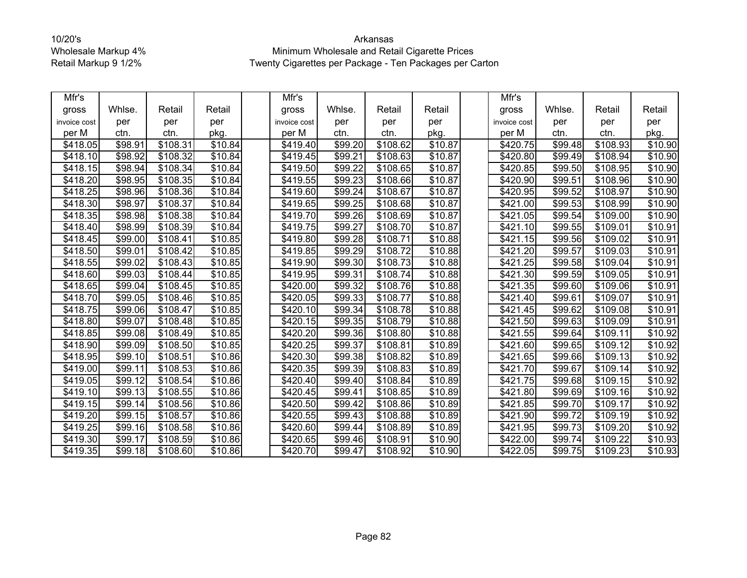10/20's
Wholesale Markup 4%
Retail Markup 9 1/2%

Arkansas
Minimum Wholesale and Retail Cigarette Prices
Twenty Cigarettes per Package - Ten Packages per Carton

| Mfr's gross invoice cost per M | Whlse. per ctn. | Retail per ctn. | Retail per pkg. | | Mfr's gross invoice cost per M | Whlse. per ctn. | Retail per ctn. | Retail per pkg. | | Mfr's gross invoice cost per M | Whlse. per ctn. | Retail per ctn. | Retail per pkg. |
|---|---|---|---|---|---|---|---|---|---|---|---|---|---|
| $418.05 | $98.91 | $108.31 | $10.84 | | $419.40 | $99.20 | $108.62 | $10.87 | | $420.75 | $99.48 | $108.93 | $10.90 |
| $418.10 | $98.92 | $108.32 | $10.84 | | $419.45 | $99.21 | $108.63 | $10.87 | | $420.80 | $99.49 | $108.94 | $10.90 |
| $418.15 | $98.94 | $108.34 | $10.84 | | $419.50 | $99.22 | $108.65 | $10.87 | | $420.85 | $99.50 | $108.95 | $10.90 |
| $418.20 | $98.95 | $108.35 | $10.84 | | $419.55 | $99.23 | $108.66 | $10.87 | | $420.90 | $99.51 | $108.96 | $10.90 |
| $418.25 | $98.96 | $108.36 | $10.84 | | $419.60 | $99.24 | $108.67 | $10.87 | | $420.95 | $99.52 | $108.97 | $10.90 |
| $418.30 | $98.97 | $108.37 | $10.84 | | $419.65 | $99.25 | $108.68 | $10.87 | | $421.00 | $99.53 | $108.99 | $10.90 |
| $418.35 | $98.98 | $108.38 | $10.84 | | $419.70 | $99.26 | $108.69 | $10.87 | | $421.05 | $99.54 | $109.00 | $10.90 |
| $418.40 | $98.99 | $108.39 | $10.84 | | $419.75 | $99.27 | $108.70 | $10.87 | | $421.10 | $99.55 | $109.01 | $10.91 |
| $418.45 | $99.00 | $108.41 | $10.85 | | $419.80 | $99.28 | $108.71 | $10.88 | | $421.15 | $99.56 | $109.02 | $10.91 |
| $418.50 | $99.01 | $108.42 | $10.85 | | $419.85 | $99.29 | $108.72 | $10.88 | | $421.20 | $99.57 | $109.03 | $10.91 |
| $418.55 | $99.02 | $108.43 | $10.85 | | $419.90 | $99.30 | $108.73 | $10.88 | | $421.25 | $99.58 | $109.04 | $10.91 |
| $418.60 | $99.03 | $108.44 | $10.85 | | $419.95 | $99.31 | $108.74 | $10.88 | | $421.30 | $99.59 | $109.05 | $10.91 |
| $418.65 | $99.04 | $108.45 | $10.85 | | $420.00 | $99.32 | $108.76 | $10.88 | | $421.35 | $99.60 | $109.06 | $10.91 |
| $418.70 | $99.05 | $108.46 | $10.85 | | $420.05 | $99.33 | $108.77 | $10.88 | | $421.40 | $99.61 | $109.07 | $10.91 |
| $418.75 | $99.06 | $108.47 | $10.85 | | $420.10 | $99.34 | $108.78 | $10.88 | | $421.45 | $99.62 | $109.08 | $10.91 |
| $418.80 | $99.07 | $108.48 | $10.85 | | $420.15 | $99.35 | $108.79 | $10.88 | | $421.50 | $99.63 | $109.09 | $10.91 |
| $418.85 | $99.08 | $108.49 | $10.85 | | $420.20 | $99.36 | $108.80 | $10.88 | | $421.55 | $99.64 | $109.11 | $10.92 |
| $418.90 | $99.09 | $108.50 | $10.85 | | $420.25 | $99.37 | $108.81 | $10.89 | | $421.60 | $99.65 | $109.12 | $10.92 |
| $418.95 | $99.10 | $108.51 | $10.86 | | $420.30 | $99.38 | $108.82 | $10.89 | | $421.65 | $99.66 | $109.13 | $10.92 |
| $419.00 | $99.11 | $108.53 | $10.86 | | $420.35 | $99.39 | $108.83 | $10.89 | | $421.70 | $99.67 | $109.14 | $10.92 |
| $419.05 | $99.12 | $108.54 | $10.86 | | $420.40 | $99.40 | $108.84 | $10.89 | | $421.75 | $99.68 | $109.15 | $10.92 |
| $419.10 | $99.13 | $108.55 | $10.86 | | $420.45 | $99.41 | $108.85 | $10.89 | | $421.80 | $99.69 | $109.16 | $10.92 |
| $419.15 | $99.14 | $108.56 | $10.86 | | $420.50 | $99.42 | $108.86 | $10.89 | | $421.85 | $99.70 | $109.17 | $10.92 |
| $419.20 | $99.15 | $108.57 | $10.86 | | $420.55 | $99.43 | $108.88 | $10.89 | | $421.90 | $99.72 | $109.19 | $10.92 |
| $419.25 | $99.16 | $108.58 | $10.86 | | $420.60 | $99.44 | $108.89 | $10.89 | | $421.95 | $99.73 | $109.20 | $10.92 |
| $419.30 | $99.17 | $108.59 | $10.86 | | $420.65 | $99.46 | $108.91 | $10.90 | | $422.00 | $99.74 | $109.22 | $10.93 |
| $419.35 | $99.18 | $108.60 | $10.86 | | $420.70 | $99.47 | $108.92 | $10.90 | | $422.05 | $99.75 | $109.23 | $10.93 |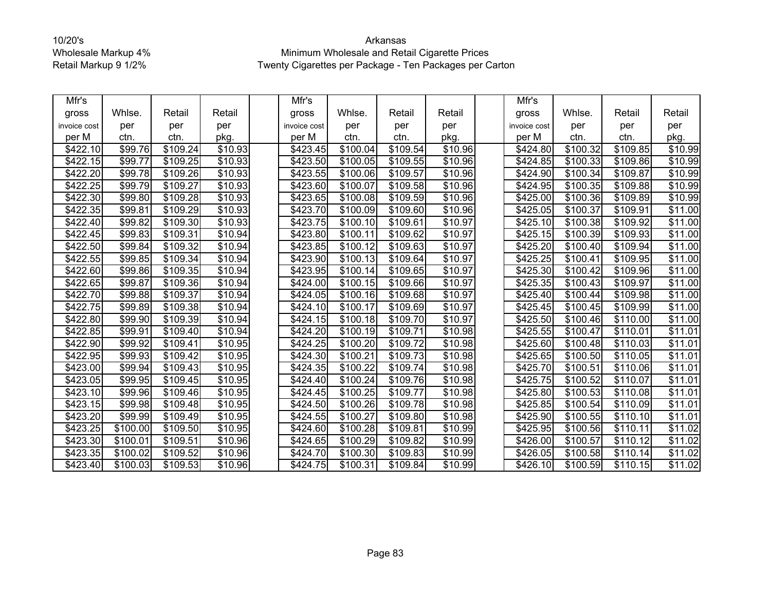10/20's
Wholesale Markup 4%
Retail Markup 9 1/2%

Arkansas
Minimum Wholesale and Retail Cigarette Prices
Twenty Cigarettes per Package - Ten Packages per Carton

| Mfr's gross invoice cost per M | Whlse. per ctn. | Retail per ctn. | Retail per pkg. | | Mfr's gross invoice cost per M | Whlse. per ctn. | Retail per ctn. | Retail per pkg. | | Mfr's gross invoice cost per M | Whlse. per ctn. | Retail per ctn. | Retail per pkg. |
|---|---|---|---|---|---|---|---|---|---|---|---|---|---|
| $422.10 | $99.76 | $109.24 | $10.93 | | $423.45 | $100.04 | $109.54 | $10.96 | | $424.80 | $100.32 | $109.85 | $10.99 |
| $422.15 | $99.77 | $109.25 | $10.93 | | $423.50 | $100.05 | $109.55 | $10.96 | | $424.85 | $100.33 | $109.86 | $10.99 |
| $422.20 | $99.78 | $109.26 | $10.93 | | $423.55 | $100.06 | $109.57 | $10.96 | | $424.90 | $100.34 | $109.87 | $10.99 |
| $422.25 | $99.79 | $109.27 | $10.93 | | $423.60 | $100.07 | $109.58 | $10.96 | | $424.95 | $100.35 | $109.88 | $10.99 |
| $422.30 | $99.80 | $109.28 | $10.93 | | $423.65 | $100.08 | $109.59 | $10.96 | | $425.00 | $100.36 | $109.89 | $10.99 |
| $422.35 | $99.81 | $109.29 | $10.93 | | $423.70 | $100.09 | $109.60 | $10.96 | | $425.05 | $100.37 | $109.91 | $11.00 |
| $422.40 | $99.82 | $109.30 | $10.93 | | $423.75 | $100.10 | $109.61 | $10.97 | | $425.10 | $100.38 | $109.92 | $11.00 |
| $422.45 | $99.83 | $109.31 | $10.94 | | $423.80 | $100.11 | $109.62 | $10.97 | | $425.15 | $100.39 | $109.93 | $11.00 |
| $422.50 | $99.84 | $109.32 | $10.94 | | $423.85 | $100.12 | $109.63 | $10.97 | | $425.20 | $100.40 | $109.94 | $11.00 |
| $422.55 | $99.85 | $109.34 | $10.94 | | $423.90 | $100.13 | $109.64 | $10.97 | | $425.25 | $100.41 | $109.95 | $11.00 |
| $422.60 | $99.86 | $109.35 | $10.94 | | $423.95 | $100.14 | $109.65 | $10.97 | | $425.30 | $100.42 | $109.96 | $11.00 |
| $422.65 | $99.87 | $109.36 | $10.94 | | $424.00 | $100.15 | $109.66 | $10.97 | | $425.35 | $100.43 | $109.97 | $11.00 |
| $422.70 | $99.88 | $109.37 | $10.94 | | $424.05 | $100.16 | $109.68 | $10.97 | | $425.40 | $100.44 | $109.98 | $11.00 |
| $422.75 | $99.89 | $109.38 | $10.94 | | $424.10 | $100.17 | $109.69 | $10.97 | | $425.45 | $100.45 | $109.99 | $11.00 |
| $422.80 | $99.90 | $109.39 | $10.94 | | $424.15 | $100.18 | $109.70 | $10.97 | | $425.50 | $100.46 | $110.00 | $11.00 |
| $422.85 | $99.91 | $109.40 | $10.94 | | $424.20 | $100.19 | $109.71 | $10.98 | | $425.55 | $100.47 | $110.01 | $11.01 |
| $422.90 | $99.92 | $109.41 | $10.95 | | $424.25 | $100.20 | $109.72 | $10.98 | | $425.60 | $100.48 | $110.03 | $11.01 |
| $422.95 | $99.93 | $109.42 | $10.95 | | $424.30 | $100.21 | $109.73 | $10.98 | | $425.65 | $100.50 | $110.05 | $11.01 |
| $423.00 | $99.94 | $109.43 | $10.95 | | $424.35 | $100.22 | $109.74 | $10.98 | | $425.70 | $100.51 | $110.06 | $11.01 |
| $423.05 | $99.95 | $109.45 | $10.95 | | $424.40 | $100.24 | $109.76 | $10.98 | | $425.75 | $100.52 | $110.07 | $11.01 |
| $423.10 | $99.96 | $109.46 | $10.95 | | $424.45 | $100.25 | $109.77 | $10.98 | | $425.80 | $100.53 | $110.08 | $11.01 |
| $423.15 | $99.98 | $109.48 | $10.95 | | $424.50 | $100.26 | $109.78 | $10.98 | | $425.85 | $100.54 | $110.09 | $11.01 |
| $423.20 | $99.99 | $109.49 | $10.95 | | $424.55 | $100.27 | $109.80 | $10.98 | | $425.90 | $100.55 | $110.10 | $11.01 |
| $423.25 | $100.00 | $109.50 | $10.95 | | $424.60 | $100.28 | $109.81 | $10.99 | | $425.95 | $100.56 | $110.11 | $11.02 |
| $423.30 | $100.01 | $109.51 | $10.96 | | $424.65 | $100.29 | $109.82 | $10.99 | | $426.00 | $100.57 | $110.12 | $11.02 |
| $423.35 | $100.02 | $109.52 | $10.96 | | $424.70 | $100.30 | $109.83 | $10.99 | | $426.05 | $100.58 | $110.14 | $11.02 |
| $423.40 | $100.03 | $109.53 | $10.96 | | $424.75 | $100.31 | $109.84 | $10.99 | | $426.10 | $100.59 | $110.15 | $11.02 |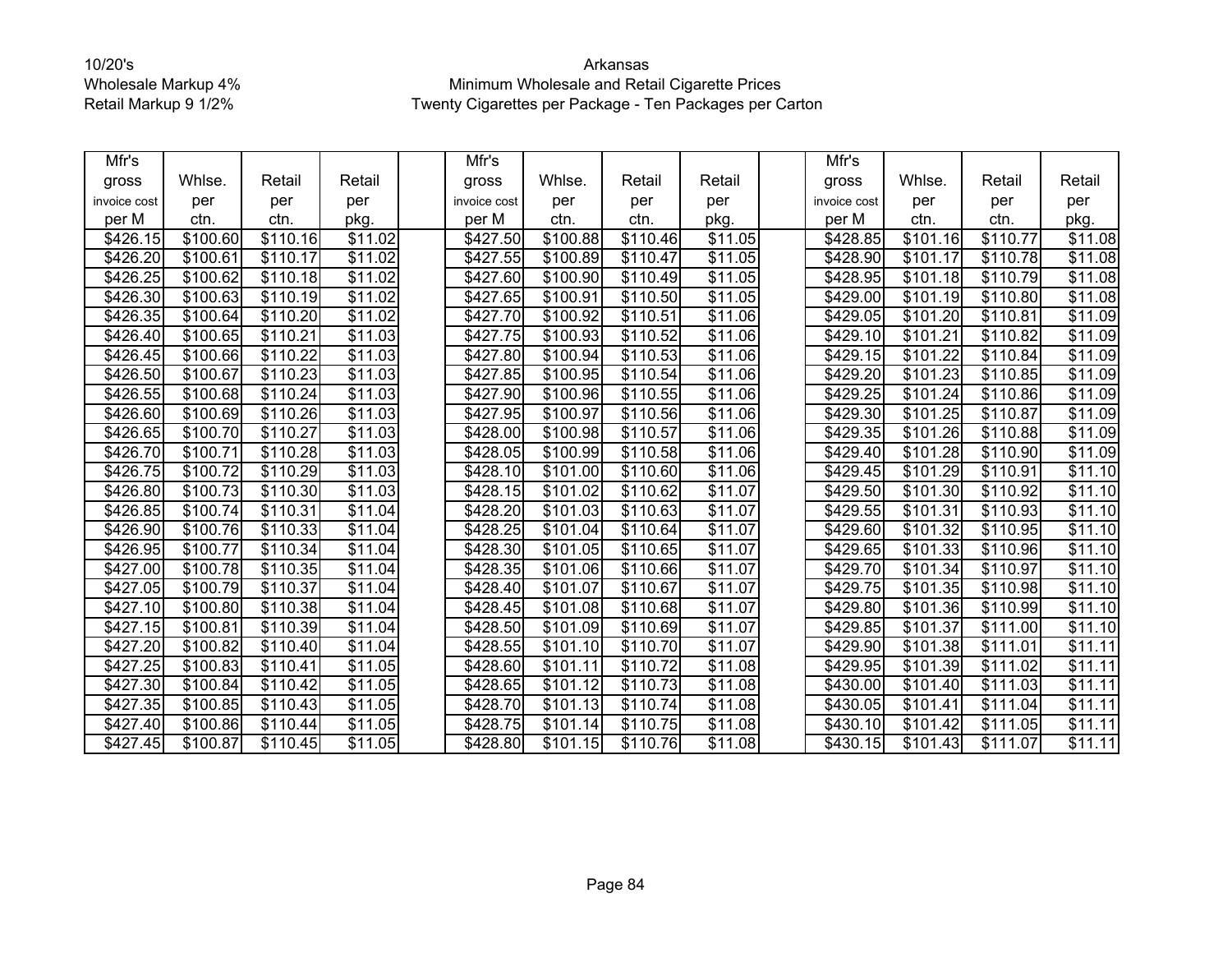10/20's
Wholesale Markup 4%
Retail Markup 9 1/2%

Arkansas
Minimum Wholesale and Retail Cigarette Prices
Twenty Cigarettes per Package - Ten Packages per Carton

| Mfr's gross invoice cost per M | Whlse. per ctn. | Retail per ctn. | Retail per pkg. | | Mfr's gross invoice cost per M | Whlse. per ctn. | Retail per ctn. | Retail per pkg. | | Mfr's gross invoice cost per M | Whlse. per ctn. | Retail per ctn. | Retail per pkg. |
|---|---|---|---|---|---|---|---|---|---|---|---|---|---|
| $426.15 | $100.60 | $110.16 | $11.02 | | $427.50 | $100.88 | $110.46 | $11.05 | | $428.85 | $101.16 | $110.77 | $11.08 |
| $426.20 | $100.61 | $110.17 | $11.02 | | $427.55 | $100.89 | $110.47 | $11.05 | | $428.90 | $101.17 | $110.78 | $11.08 |
| $426.25 | $100.62 | $110.18 | $11.02 | | $427.60 | $100.90 | $110.49 | $11.05 | | $428.95 | $101.18 | $110.79 | $11.08 |
| $426.30 | $100.63 | $110.19 | $11.02 | | $427.65 | $100.91 | $110.50 | $11.05 | | $429.00 | $101.19 | $110.80 | $11.08 |
| $426.35 | $100.64 | $110.20 | $11.02 | | $427.70 | $100.92 | $110.51 | $11.06 | | $429.05 | $101.20 | $110.81 | $11.09 |
| $426.40 | $100.65 | $110.21 | $11.03 | | $427.75 | $100.93 | $110.52 | $11.06 | | $429.10 | $101.21 | $110.82 | $11.09 |
| $426.45 | $100.66 | $110.22 | $11.03 | | $427.80 | $100.94 | $110.53 | $11.06 | | $429.15 | $101.22 | $110.84 | $11.09 |
| $426.50 | $100.67 | $110.23 | $11.03 | | $427.85 | $100.95 | $110.54 | $11.06 | | $429.20 | $101.23 | $110.85 | $11.09 |
| $426.55 | $100.68 | $110.24 | $11.03 | | $427.90 | $100.96 | $110.55 | $11.06 | | $429.25 | $101.24 | $110.86 | $11.09 |
| $426.60 | $100.69 | $110.26 | $11.03 | | $427.95 | $100.97 | $110.56 | $11.06 | | $429.30 | $101.25 | $110.87 | $11.09 |
| $426.65 | $100.70 | $110.27 | $11.03 | | $428.00 | $100.98 | $110.57 | $11.06 | | $429.35 | $101.26 | $110.88 | $11.09 |
| $426.70 | $100.71 | $110.28 | $11.03 | | $428.05 | $100.99 | $110.58 | $11.06 | | $429.40 | $101.28 | $110.90 | $11.09 |
| $426.75 | $100.72 | $110.29 | $11.03 | | $428.10 | $101.00 | $110.60 | $11.06 | | $429.45 | $101.29 | $110.91 | $11.10 |
| $426.80 | $100.73 | $110.30 | $11.03 | | $428.15 | $101.02 | $110.62 | $11.07 | | $429.50 | $101.30 | $110.92 | $11.10 |
| $426.85 | $100.74 | $110.31 | $11.04 | | $428.20 | $101.03 | $110.63 | $11.07 | | $429.55 | $101.31 | $110.93 | $11.10 |
| $426.90 | $100.76 | $110.33 | $11.04 | | $428.25 | $101.04 | $110.64 | $11.07 | | $429.60 | $101.32 | $110.95 | $11.10 |
| $426.95 | $100.77 | $110.34 | $11.04 | | $428.30 | $101.05 | $110.65 | $11.07 | | $429.65 | $101.33 | $110.96 | $11.10 |
| $427.00 | $100.78 | $110.35 | $11.04 | | $428.35 | $101.06 | $110.66 | $11.07 | | $429.70 | $101.34 | $110.97 | $11.10 |
| $427.05 | $100.79 | $110.37 | $11.04 | | $428.40 | $101.07 | $110.67 | $11.07 | | $429.75 | $101.35 | $110.98 | $11.10 |
| $427.10 | $100.80 | $110.38 | $11.04 | | $428.45 | $101.08 | $110.68 | $11.07 | | $429.80 | $101.36 | $110.99 | $11.10 |
| $427.15 | $100.81 | $110.39 | $11.04 | | $428.50 | $101.09 | $110.69 | $11.07 | | $429.85 | $101.37 | $111.00 | $11.10 |
| $427.20 | $100.82 | $110.40 | $11.04 | | $428.55 | $101.10 | $110.70 | $11.07 | | $429.90 | $101.38 | $111.01 | $11.11 |
| $427.25 | $100.83 | $110.41 | $11.05 | | $428.60 | $101.11 | $110.72 | $11.08 | | $429.95 | $101.39 | $111.02 | $11.11 |
| $427.30 | $100.84 | $110.42 | $11.05 | | $428.65 | $101.12 | $110.73 | $11.08 | | $430.00 | $101.40 | $111.03 | $11.11 |
| $427.35 | $100.85 | $110.43 | $11.05 | | $428.70 | $101.13 | $110.74 | $11.08 | | $430.05 | $101.41 | $111.04 | $11.11 |
| $427.40 | $100.86 | $110.44 | $11.05 | | $428.75 | $101.14 | $110.75 | $11.08 | | $430.10 | $101.42 | $111.05 | $11.11 |
| $427.45 | $100.87 | $110.45 | $11.05 | | $428.80 | $101.15 | $110.76 | $11.08 | | $430.15 | $101.43 | $111.07 | $11.11 |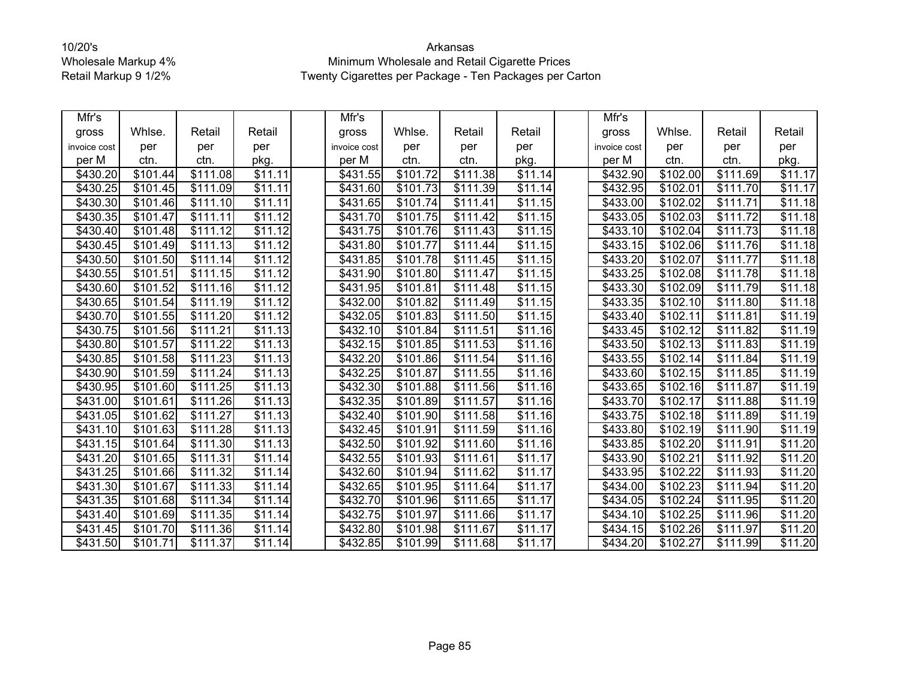10/20's
Wholesale Markup 4%
Retail Markup 9 1/2%

Arkansas
Minimum Wholesale and Retail Cigarette Prices
Twenty Cigarettes per Package - Ten Packages per Carton

| Mfr's gross invoice cost per M | Whlse. per ctn. | Retail per ctn. | Retail per pkg. | | Mfr's gross invoice cost per M | Whlse. per ctn. | Retail per ctn. | Retail per pkg. | | Mfr's gross invoice cost per M | Whlse. per ctn. | Retail per ctn. | Retail per pkg. |
|---|---|---|---|---|---|---|---|---|---|---|---|---|---|
| $430.20 | $101.44 | $111.08 | $11.11 | | $431.55 | $101.72 | $111.38 | $11.14 | | $432.90 | $102.00 | $111.69 | $11.17 |
| $430.25 | $101.45 | $111.09 | $11.11 | | $431.60 | $101.73 | $111.39 | $11.14 | | $432.95 | $102.01 | $111.70 | $11.17 |
| $430.30 | $101.46 | $111.10 | $11.11 | | $431.65 | $101.74 | $111.41 | $11.15 | | $433.00 | $102.02 | $111.71 | $11.18 |
| $430.35 | $101.47 | $111.11 | $11.12 | | $431.70 | $101.75 | $111.42 | $11.15 | | $433.05 | $102.03 | $111.72 | $11.18 |
| $430.40 | $101.48 | $111.12 | $11.12 | | $431.75 | $101.76 | $111.43 | $11.15 | | $433.10 | $102.04 | $111.73 | $11.18 |
| $430.45 | $101.49 | $111.13 | $11.12 | | $431.80 | $101.77 | $111.44 | $11.15 | | $433.15 | $102.06 | $111.76 | $11.18 |
| $430.50 | $101.50 | $111.14 | $11.12 | | $431.85 | $101.78 | $111.45 | $11.15 | | $433.20 | $102.07 | $111.77 | $11.18 |
| $430.55 | $101.51 | $111.15 | $11.12 | | $431.90 | $101.80 | $111.47 | $11.15 | | $433.25 | $102.08 | $111.78 | $11.18 |
| $430.60 | $101.52 | $111.16 | $11.12 | | $431.95 | $101.81 | $111.48 | $11.15 | | $433.30 | $102.09 | $111.79 | $11.18 |
| $430.65 | $101.54 | $111.19 | $11.12 | | $432.00 | $101.82 | $111.49 | $11.15 | | $433.35 | $102.10 | $111.80 | $11.18 |
| $430.70 | $101.55 | $111.20 | $11.12 | | $432.05 | $101.83 | $111.50 | $11.15 | | $433.40 | $102.11 | $111.81 | $11.19 |
| $430.75 | $101.56 | $111.21 | $11.13 | | $432.10 | $101.84 | $111.51 | $11.16 | | $433.45 | $102.12 | $111.82 | $11.19 |
| $430.80 | $101.57 | $111.22 | $11.13 | | $432.15 | $101.85 | $111.53 | $11.16 | | $433.50 | $102.13 | $111.83 | $11.19 |
| $430.85 | $101.58 | $111.23 | $11.13 | | $432.20 | $101.86 | $111.54 | $11.16 | | $433.55 | $102.14 | $111.84 | $11.19 |
| $430.90 | $101.59 | $111.24 | $11.13 | | $432.25 | $101.87 | $111.55 | $11.16 | | $433.60 | $102.15 | $111.85 | $11.19 |
| $430.95 | $101.60 | $111.25 | $11.13 | | $432.30 | $101.88 | $111.56 | $11.16 | | $433.65 | $102.16 | $111.87 | $11.19 |
| $431.00 | $101.61 | $111.26 | $11.13 | | $432.35 | $101.89 | $111.57 | $11.16 | | $433.70 | $102.17 | $111.88 | $11.19 |
| $431.05 | $101.62 | $111.27 | $11.13 | | $432.40 | $101.90 | $111.58 | $11.16 | | $433.75 | $102.18 | $111.89 | $11.19 |
| $431.10 | $101.63 | $111.28 | $11.13 | | $432.45 | $101.91 | $111.59 | $11.16 | | $433.80 | $102.19 | $111.90 | $11.19 |
| $431.15 | $101.64 | $111.30 | $11.13 | | $432.50 | $101.92 | $111.60 | $11.16 | | $433.85 | $102.20 | $111.91 | $11.20 |
| $431.20 | $101.65 | $111.31 | $11.14 | | $432.55 | $101.93 | $111.61 | $11.17 | | $433.90 | $102.21 | $111.92 | $11.20 |
| $431.25 | $101.66 | $111.32 | $11.14 | | $432.60 | $101.94 | $111.62 | $11.17 | | $433.95 | $102.22 | $111.93 | $11.20 |
| $431.30 | $101.67 | $111.33 | $11.14 | | $432.65 | $101.95 | $111.64 | $11.17 | | $434.00 | $102.23 | $111.94 | $11.20 |
| $431.35 | $101.68 | $111.34 | $11.14 | | $432.70 | $101.96 | $111.65 | $11.17 | | $434.05 | $102.24 | $111.95 | $11.20 |
| $431.40 | $101.69 | $111.35 | $11.14 | | $432.75 | $101.97 | $111.66 | $11.17 | | $434.10 | $102.25 | $111.96 | $11.20 |
| $431.45 | $101.70 | $111.36 | $11.14 | | $432.80 | $101.98 | $111.67 | $11.17 | | $434.15 | $102.26 | $111.97 | $11.20 |
| $431.50 | $101.71 | $111.37 | $11.14 | | $432.85 | $101.99 | $111.68 | $11.17 | | $434.20 | $102.27 | $111.99 | $11.20 |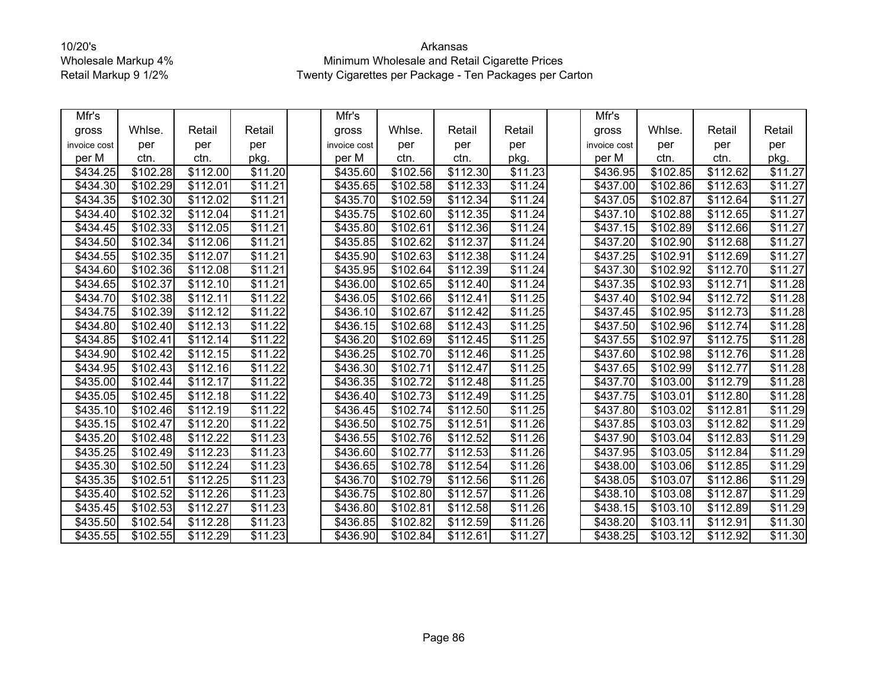10/20's
Wholesale Markup 4%
Retail Markup 9 1/2%

Arkansas
Minimum Wholesale and Retail Cigarette Prices
Twenty Cigarettes per Package - Ten Packages per Carton

| Mfr's gross invoice cost per M | Whlse. per ctn. | Retail per ctn. | Retail per pkg. | | Mfr's gross invoice cost per M | Whlse. per ctn. | Retail per ctn. | Retail per pkg. | | Mfr's gross invoice cost per M | Whlse. per ctn. | Retail per ctn. | Retail per pkg. |
|---|---|---|---|---|---|---|---|---|---|---|---|---|---|
| $434.25 | $102.28 | $112.00 | $11.20 | | $435.60 | $102.56 | $112.30 | $11.23 | | $436.95 | $102.85 | $112.62 | $11.27 |
| $434.30 | $102.29 | $112.01 | $11.21 | | $435.65 | $102.58 | $112.33 | $11.24 | | $437.00 | $102.86 | $112.63 | $11.27 |
| $434.35 | $102.30 | $112.02 | $11.21 | | $435.70 | $102.59 | $112.34 | $11.24 | | $437.05 | $102.87 | $112.64 | $11.27 |
| $434.40 | $102.32 | $112.04 | $11.21 | | $435.75 | $102.60 | $112.35 | $11.24 | | $437.10 | $102.88 | $112.65 | $11.27 |
| $434.45 | $102.33 | $112.05 | $11.21 | | $435.80 | $102.61 | $112.36 | $11.24 | | $437.15 | $102.89 | $112.66 | $11.27 |
| $434.50 | $102.34 | $112.06 | $11.21 | | $435.85 | $102.62 | $112.37 | $11.24 | | $437.20 | $102.90 | $112.68 | $11.27 |
| $434.55 | $102.35 | $112.07 | $11.21 | | $435.90 | $102.63 | $112.38 | $11.24 | | $437.25 | $102.91 | $112.69 | $11.27 |
| $434.60 | $102.36 | $112.08 | $11.21 | | $435.95 | $102.64 | $112.39 | $11.24 | | $437.30 | $102.92 | $112.70 | $11.27 |
| $434.65 | $102.37 | $112.10 | $11.21 | | $436.00 | $102.65 | $112.40 | $11.24 | | $437.35 | $102.93 | $112.71 | $11.28 |
| $434.70 | $102.38 | $112.11 | $11.22 | | $436.05 | $102.66 | $112.41 | $11.25 | | $437.40 | $102.94 | $112.72 | $11.28 |
| $434.75 | $102.39 | $112.12 | $11.22 | | $436.10 | $102.67 | $112.42 | $11.25 | | $437.45 | $102.95 | $112.73 | $11.28 |
| $434.80 | $102.40 | $112.13 | $11.22 | | $436.15 | $102.68 | $112.43 | $11.25 | | $437.50 | $102.96 | $112.74 | $11.28 |
| $434.85 | $102.41 | $112.14 | $11.22 | | $436.20 | $102.69 | $112.45 | $11.25 | | $437.55 | $102.97 | $112.75 | $11.28 |
| $434.90 | $102.42 | $112.15 | $11.22 | | $436.25 | $102.70 | $112.46 | $11.25 | | $437.60 | $102.98 | $112.76 | $11.28 |
| $434.95 | $102.43 | $112.16 | $11.22 | | $436.30 | $102.71 | $112.47 | $11.25 | | $437.65 | $102.99 | $112.77 | $11.28 |
| $435.00 | $102.44 | $112.17 | $11.22 | | $436.35 | $102.72 | $112.48 | $11.25 | | $437.70 | $103.00 | $112.79 | $11.28 |
| $435.05 | $102.45 | $112.18 | $11.22 | | $436.40 | $102.73 | $112.49 | $11.25 | | $437.75 | $103.01 | $112.80 | $11.28 |
| $435.10 | $102.46 | $112.19 | $11.22 | | $436.45 | $102.74 | $112.50 | $11.25 | | $437.80 | $103.02 | $112.81 | $11.29 |
| $435.15 | $102.47 | $112.20 | $11.22 | | $436.50 | $102.75 | $112.51 | $11.26 | | $437.85 | $103.03 | $112.82 | $11.29 |
| $435.20 | $102.48 | $112.22 | $11.23 | | $436.55 | $102.76 | $112.52 | $11.26 | | $437.90 | $103.04 | $112.83 | $11.29 |
| $435.25 | $102.49 | $112.23 | $11.23 | | $436.60 | $102.77 | $112.53 | $11.26 | | $437.95 | $103.05 | $112.84 | $11.29 |
| $435.30 | $102.50 | $112.24 | $11.23 | | $436.65 | $102.78 | $112.54 | $11.26 | | $438.00 | $103.06 | $112.85 | $11.29 |
| $435.35 | $102.51 | $112.25 | $11.23 | | $436.70 | $102.79 | $112.56 | $11.26 | | $438.05 | $103.07 | $112.86 | $11.29 |
| $435.40 | $102.52 | $112.26 | $11.23 | | $436.75 | $102.80 | $112.57 | $11.26 | | $438.10 | $103.08 | $112.87 | $11.29 |
| $435.45 | $102.53 | $112.27 | $11.23 | | $436.80 | $102.81 | $112.58 | $11.26 | | $438.15 | $103.10 | $112.89 | $11.29 |
| $435.50 | $102.54 | $112.28 | $11.23 | | $436.85 | $102.82 | $112.59 | $11.26 | | $438.20 | $103.11 | $112.91 | $11.30 |
| $435.55 | $102.55 | $112.29 | $11.23 | | $436.90 | $102.84 | $112.61 | $11.27 | | $438.25 | $103.12 | $112.92 | $11.30 |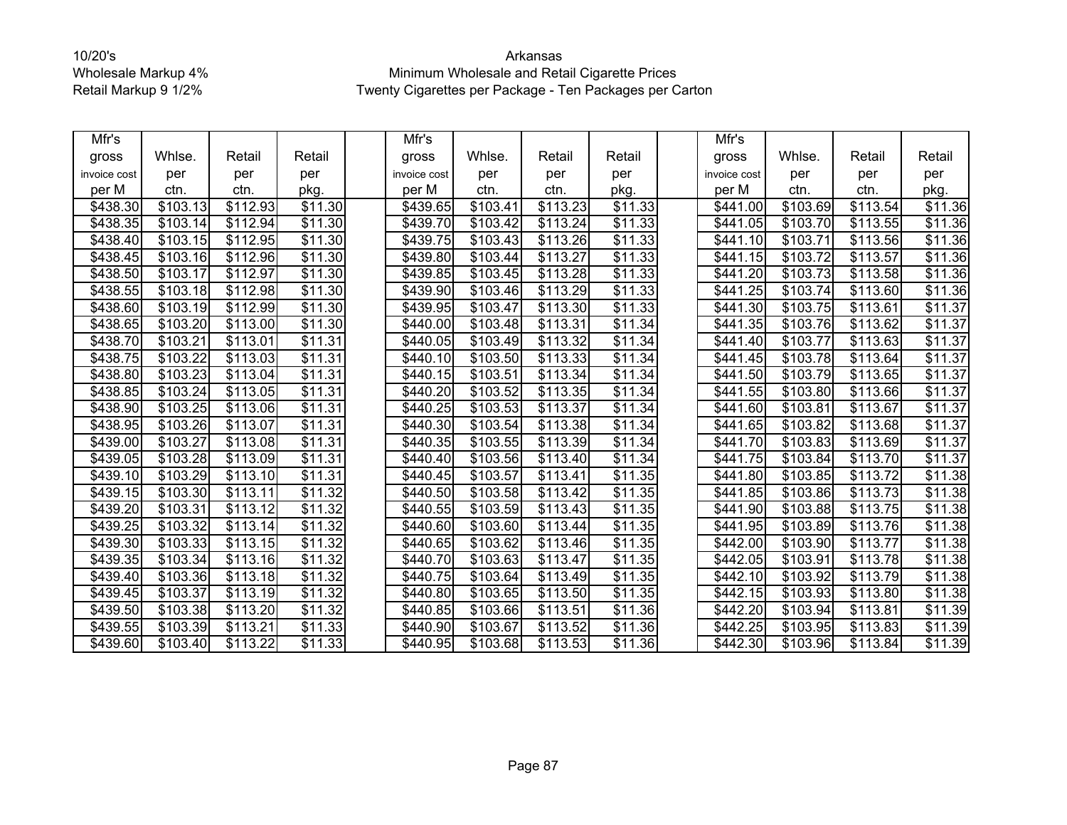10/20's
Wholesale Markup 4%
Retail Markup 9 1/2%

Arkansas
Minimum Wholesale and Retail Cigarette Prices
Twenty Cigarettes per Package - Ten Packages per Carton

| Mfr's gross invoice cost per M | Whlse. per ctn. | Retail per ctn. | Retail per pkg. | | Mfr's gross invoice cost per M | Whlse. per ctn. | Retail per ctn. | Retail per pkg. | | Mfr's gross invoice cost per M | Whlse. per ctn. | Retail per ctn. | Retail per pkg. |
|---|---|---|---|---|---|---|---|---|---|---|---|---|---|
| $438.30 | $103.13 | $112.93 | $11.30 | | $439.65 | $103.41 | $113.23 | $11.33 | | $441.00 | $103.69 | $113.54 | $11.36 |
| $438.35 | $103.14 | $112.94 | $11.30 | | $439.70 | $103.42 | $113.24 | $11.33 | | $441.05 | $103.70 | $113.55 | $11.36 |
| $438.40 | $103.15 | $112.95 | $11.30 | | $439.75 | $103.43 | $113.26 | $11.33 | | $441.10 | $103.71 | $113.56 | $11.36 |
| $438.45 | $103.16 | $112.96 | $11.30 | | $439.80 | $103.44 | $113.27 | $11.33 | | $441.15 | $103.72 | $113.57 | $11.36 |
| $438.50 | $103.17 | $112.97 | $11.30 | | $439.85 | $103.45 | $113.28 | $11.33 | | $441.20 | $103.73 | $113.58 | $11.36 |
| $438.55 | $103.18 | $112.98 | $11.30 | | $439.90 | $103.46 | $113.29 | $11.33 | | $441.25 | $103.74 | $113.60 | $11.36 |
| $438.60 | $103.19 | $112.99 | $11.30 | | $439.95 | $103.47 | $113.30 | $11.33 | | $441.30 | $103.75 | $113.61 | $11.37 |
| $438.65 | $103.20 | $113.00 | $11.30 | | $440.00 | $103.48 | $113.31 | $11.34 | | $441.35 | $103.76 | $113.62 | $11.37 |
| $438.70 | $103.21 | $113.01 | $11.31 | | $440.05 | $103.49 | $113.32 | $11.34 | | $441.40 | $103.77 | $113.63 | $11.37 |
| $438.75 | $103.22 | $113.03 | $11.31 | | $440.10 | $103.50 | $113.33 | $11.34 | | $441.45 | $103.78 | $113.64 | $11.37 |
| $438.80 | $103.23 | $113.04 | $11.31 | | $440.15 | $103.51 | $113.34 | $11.34 | | $441.50 | $103.79 | $113.65 | $11.37 |
| $438.85 | $103.24 | $113.05 | $11.31 | | $440.20 | $103.52 | $113.35 | $11.34 | | $441.55 | $103.80 | $113.66 | $11.37 |
| $438.90 | $103.25 | $113.06 | $11.31 | | $440.25 | $103.53 | $113.37 | $11.34 | | $441.60 | $103.81 | $113.67 | $11.37 |
| $438.95 | $103.26 | $113.07 | $11.31 | | $440.30 | $103.54 | $113.38 | $11.34 | | $441.65 | $103.82 | $113.68 | $11.37 |
| $439.00 | $103.27 | $113.08 | $11.31 | | $440.35 | $103.55 | $113.39 | $11.34 | | $441.70 | $103.83 | $113.69 | $11.37 |
| $439.05 | $103.28 | $113.09 | $11.31 | | $440.40 | $103.56 | $113.40 | $11.34 | | $441.75 | $103.84 | $113.70 | $11.37 |
| $439.10 | $103.29 | $113.10 | $11.31 | | $440.45 | $103.57 | $113.41 | $11.35 | | $441.80 | $103.85 | $113.72 | $11.38 |
| $439.15 | $103.30 | $113.11 | $11.32 | | $440.50 | $103.58 | $113.42 | $11.35 | | $441.85 | $103.86 | $113.73 | $11.38 |
| $439.20 | $103.31 | $113.12 | $11.32 | | $440.55 | $103.59 | $113.43 | $11.35 | | $441.90 | $103.88 | $113.75 | $11.38 |
| $439.25 | $103.32 | $113.14 | $11.32 | | $440.60 | $103.60 | $113.44 | $11.35 | | $441.95 | $103.89 | $113.76 | $11.38 |
| $439.30 | $103.33 | $113.15 | $11.32 | | $440.65 | $103.62 | $113.46 | $11.35 | | $442.00 | $103.90 | $113.77 | $11.38 |
| $439.35 | $103.34 | $113.16 | $11.32 | | $440.70 | $103.63 | $113.47 | $11.35 | | $442.05 | $103.91 | $113.78 | $11.38 |
| $439.40 | $103.36 | $113.18 | $11.32 | | $440.75 | $103.64 | $113.49 | $11.35 | | $442.10 | $103.92 | $113.79 | $11.38 |
| $439.45 | $103.37 | $113.19 | $11.32 | | $440.80 | $103.65 | $113.50 | $11.35 | | $442.15 | $103.93 | $113.80 | $11.38 |
| $439.50 | $103.38 | $113.20 | $11.32 | | $440.85 | $103.66 | $113.51 | $11.36 | | $442.20 | $103.94 | $113.81 | $11.39 |
| $439.55 | $103.39 | $113.21 | $11.33 | | $440.90 | $103.67 | $113.52 | $11.36 | | $442.25 | $103.95 | $113.83 | $11.39 |
| $439.60 | $103.40 | $113.22 | $11.33 | | $440.95 | $103.68 | $113.53 | $11.36 | | $442.30 | $103.96 | $113.84 | $11.39 |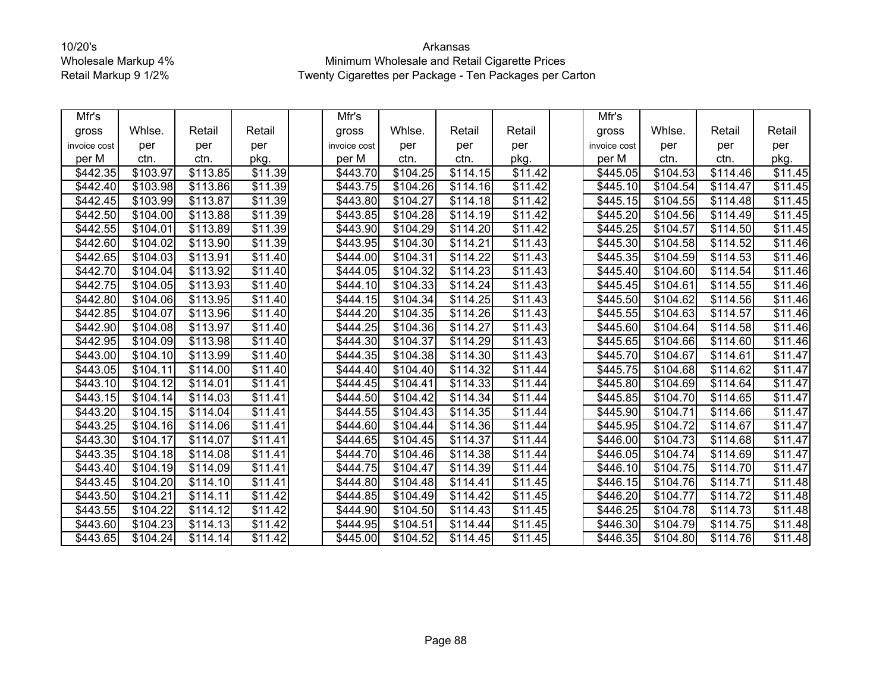10/20's
Wholesale Markup 4%
Retail Markup 9 1/2%

Arkansas
Minimum Wholesale and Retail Cigarette Prices
Twenty Cigarettes per Package - Ten Packages per Carton

| Mfr's gross invoice cost per M | Whlse. per ctn. | Retail per ctn. | Retail per pkg. | | Mfr's gross invoice cost per M | Whlse. per ctn. | Retail per ctn. | Retail per pkg. | | Mfr's gross invoice cost per M | Whlse. per ctn. | Retail per ctn. | Retail per pkg. |
|---|---|---|---|---|---|---|---|---|---|---|---|---|---|
| $442.35 | $103.97 | $113.85 | $11.39 | | $443.70 | $104.25 | $114.15 | $11.42 | | $445.05 | $104.53 | $114.46 | $11.45 |
| $442.40 | $103.98 | $113.86 | $11.39 | | $443.75 | $104.26 | $114.16 | $11.42 | | $445.10 | $104.54 | $114.47 | $11.45 |
| $442.45 | $103.99 | $113.87 | $11.39 | | $443.80 | $104.27 | $114.18 | $11.42 | | $445.15 | $104.55 | $114.48 | $11.45 |
| $442.50 | $104.00 | $113.88 | $11.39 | | $443.85 | $104.28 | $114.19 | $11.42 | | $445.20 | $104.56 | $114.49 | $11.45 |
| $442.55 | $104.01 | $113.89 | $11.39 | | $443.90 | $104.29 | $114.20 | $11.42 | | $445.25 | $104.57 | $114.50 | $11.45 |
| $442.60 | $104.02 | $113.90 | $11.39 | | $443.95 | $104.30 | $114.21 | $11.43 | | $445.30 | $104.58 | $114.52 | $11.46 |
| $442.65 | $104.03 | $113.91 | $11.40 | | $444.00 | $104.31 | $114.22 | $11.43 | | $445.35 | $104.59 | $114.53 | $11.46 |
| $442.70 | $104.04 | $113.92 | $11.40 | | $444.05 | $104.32 | $114.23 | $11.43 | | $445.40 | $104.60 | $114.54 | $11.46 |
| $442.75 | $104.05 | $113.93 | $11.40 | | $444.10 | $104.33 | $114.24 | $11.43 | | $445.45 | $104.61 | $114.55 | $11.46 |
| $442.80 | $104.06 | $113.95 | $11.40 | | $444.15 | $104.34 | $114.25 | $11.43 | | $445.50 | $104.62 | $114.56 | $11.46 |
| $442.85 | $104.07 | $113.96 | $11.40 | | $444.20 | $104.35 | $114.26 | $11.43 | | $445.55 | $104.63 | $114.57 | $11.46 |
| $442.90 | $104.08 | $113.97 | $11.40 | | $444.25 | $104.36 | $114.27 | $11.43 | | $445.60 | $104.64 | $114.58 | $11.46 |
| $442.95 | $104.09 | $113.98 | $11.40 | | $444.30 | $104.37 | $114.29 | $11.43 | | $445.65 | $104.66 | $114.60 | $11.46 |
| $443.00 | $104.10 | $113.99 | $11.40 | | $444.35 | $104.38 | $114.30 | $11.43 | | $445.70 | $104.67 | $114.61 | $11.47 |
| $443.05 | $104.11 | $114.00 | $11.40 | | $444.40 | $104.40 | $114.32 | $11.44 | | $445.75 | $104.68 | $114.62 | $11.47 |
| $443.10 | $104.12 | $114.01 | $11.41 | | $444.45 | $104.41 | $114.33 | $11.44 | | $445.80 | $104.69 | $114.64 | $11.47 |
| $443.15 | $104.14 | $114.03 | $11.41 | | $444.50 | $104.42 | $114.34 | $11.44 | | $445.85 | $104.70 | $114.65 | $11.47 |
| $443.20 | $104.15 | $114.04 | $11.41 | | $444.55 | $104.43 | $114.35 | $11.44 | | $445.90 | $104.71 | $114.66 | $11.47 |
| $443.25 | $104.16 | $114.06 | $11.41 | | $444.60 | $104.44 | $114.36 | $11.44 | | $445.95 | $104.72 | $114.67 | $11.47 |
| $443.30 | $104.17 | $114.07 | $11.41 | | $444.65 | $104.45 | $114.37 | $11.44 | | $446.00 | $104.73 | $114.68 | $11.47 |
| $443.35 | $104.18 | $114.08 | $11.41 | | $444.70 | $104.46 | $114.38 | $11.44 | | $446.05 | $104.74 | $114.69 | $11.47 |
| $443.40 | $104.19 | $114.09 | $11.41 | | $444.75 | $104.47 | $114.39 | $11.44 | | $446.10 | $104.75 | $114.70 | $11.47 |
| $443.45 | $104.20 | $114.10 | $11.41 | | $444.80 | $104.48 | $114.41 | $11.45 | | $446.15 | $104.76 | $114.71 | $11.48 |
| $443.50 | $104.21 | $114.11 | $11.42 | | $444.85 | $104.49 | $114.42 | $11.45 | | $446.20 | $104.77 | $114.72 | $11.48 |
| $443.55 | $104.22 | $114.12 | $11.42 | | $444.90 | $104.50 | $114.43 | $11.45 | | $446.25 | $104.78 | $114.73 | $11.48 |
| $443.60 | $104.23 | $114.13 | $11.42 | | $444.95 | $104.51 | $114.44 | $11.45 | | $446.30 | $104.79 | $114.75 | $11.48 |
| $443.65 | $104.24 | $114.14 | $11.42 | | $445.00 | $104.52 | $114.45 | $11.45 | | $446.35 | $104.80 | $114.76 | $11.48 |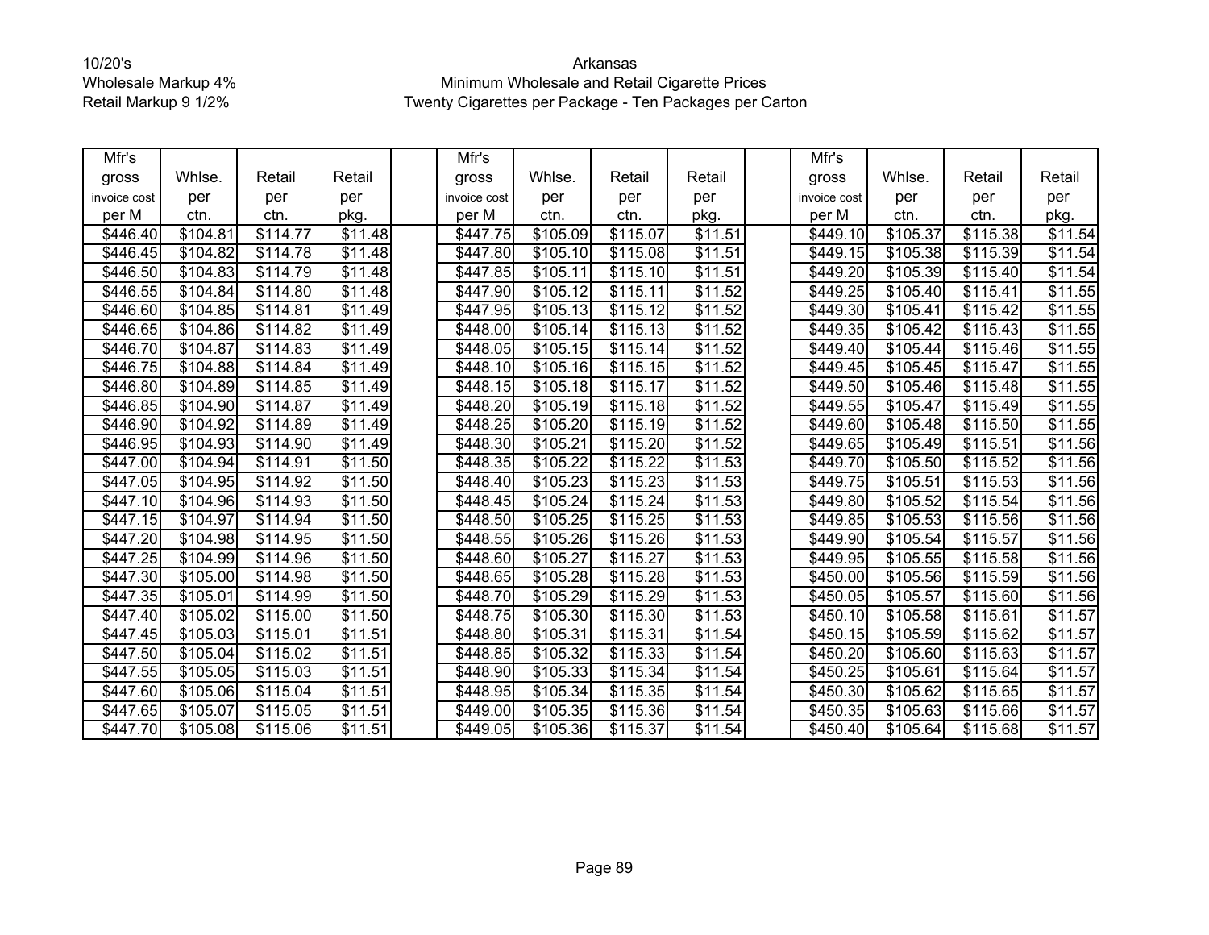10/20's
Wholesale Markup 4%
Retail Markup 9 1/2%

# Arkansas
## Minimum Wholesale and Retail Cigarette Prices
### Twenty Cigarettes per Package - Ten Packages per Carton

| Mfr's gross invoice cost per M | Whlse. per ctn. | Retail per ctn. | Retail per pkg. | | Mfr's gross invoice cost per M | Whlse. per ctn. | Retail per ctn. | Retail per pkg. | | Mfr's gross invoice cost per M | Whlse. per ctn. | Retail per ctn. | Retail per pkg. |
|---|---|---|---|---|---|---|---|---|---|---|---|---|---|
| $446.40 | $104.81 | $114.77 | $11.48 | | $447.75 | $105.09 | $115.07 | $11.51 | | $449.10 | $105.37 | $115.38 | $11.54 |
| $446.45 | $104.82 | $114.78 | $11.48 | | $447.80 | $105.10 | $115.08 | $11.51 | | $449.15 | $105.38 | $115.39 | $11.54 |
| $446.50 | $104.83 | $114.79 | $11.48 | | $447.85 | $105.11 | $115.10 | $11.51 | | $449.20 | $105.39 | $115.40 | $11.54 |
| $446.55 | $104.84 | $114.80 | $11.48 | | $447.90 | $105.12 | $115.11 | $11.52 | | $449.25 | $105.40 | $115.41 | $11.55 |
| $446.60 | $104.85 | $114.81 | $11.49 | | $447.95 | $105.13 | $115.12 | $11.52 | | $449.30 | $105.41 | $115.42 | $11.55 |
| $446.65 | $104.86 | $114.82 | $11.49 | | $448.00 | $105.14 | $115.13 | $11.52 | | $449.35 | $105.42 | $115.43 | $11.55 |
| $446.70 | $104.87 | $114.83 | $11.49 | | $448.05 | $105.15 | $115.14 | $11.52 | | $449.40 | $105.44 | $115.46 | $11.55 |
| $446.75 | $104.88 | $114.84 | $11.49 | | $448.10 | $105.16 | $115.15 | $11.52 | | $449.45 | $105.45 | $115.47 | $11.55 |
| $446.80 | $104.89 | $114.85 | $11.49 | | $448.15 | $105.18 | $115.17 | $11.52 | | $449.50 | $105.46 | $115.48 | $11.55 |
| $446.85 | $104.90 | $114.87 | $11.49 | | $448.20 | $105.19 | $115.18 | $11.52 | | $449.55 | $105.47 | $115.49 | $11.55 |
| $446.90 | $104.92 | $114.89 | $11.49 | | $448.25 | $105.20 | $115.19 | $11.52 | | $449.60 | $105.48 | $115.50 | $11.55 |
| $446.95 | $104.93 | $114.90 | $11.49 | | $448.30 | $105.21 | $115.20 | $11.52 | | $449.65 | $105.49 | $115.51 | $11.56 |
| $447.00 | $104.94 | $114.91 | $11.50 | | $448.35 | $105.22 | $115.22 | $11.53 | | $449.70 | $105.50 | $115.52 | $11.56 |
| $447.05 | $104.95 | $114.92 | $11.50 | | $448.40 | $105.23 | $115.23 | $11.53 | | $449.75 | $105.51 | $115.53 | $11.56 |
| $447.10 | $104.96 | $114.93 | $11.50 | | $448.45 | $105.24 | $115.24 | $11.53 | | $449.80 | $105.52 | $115.54 | $11.56 |
| $447.15 | $104.97 | $114.94 | $11.50 | | $448.50 | $105.25 | $115.25 | $11.53 | | $449.85 | $105.53 | $115.56 | $11.56 |
| $447.20 | $104.98 | $114.95 | $11.50 | | $448.55 | $105.26 | $115.26 | $11.53 | | $449.90 | $105.54 | $115.57 | $11.56 |
| $447.25 | $104.99 | $114.96 | $11.50 | | $448.60 | $105.27 | $115.27 | $11.53 | | $449.95 | $105.55 | $115.58 | $11.56 |
| $447.30 | $105.00 | $114.98 | $11.50 | | $448.65 | $105.28 | $115.28 | $11.53 | | $450.00 | $105.56 | $115.59 | $11.56 |
| $447.35 | $105.01 | $114.99 | $11.50 | | $448.70 | $105.29 | $115.29 | $11.53 | | $450.05 | $105.57 | $115.60 | $11.56 |
| $447.40 | $105.02 | $115.00 | $11.50 | | $448.75 | $105.30 | $115.30 | $11.53 | | $450.10 | $105.58 | $115.61 | $11.57 |
| $447.45 | $105.03 | $115.01 | $11.51 | | $448.80 | $105.31 | $115.31 | $11.54 | | $450.15 | $105.59 | $115.62 | $11.57 |
| $447.50 | $105.04 | $115.02 | $11.51 | | $448.85 | $105.32 | $115.33 | $11.54 | | $450.20 | $105.60 | $115.63 | $11.57 |
| $447.55 | $105.05 | $115.03 | $11.51 | | $448.90 | $105.33 | $115.34 | $11.54 | | $450.25 | $105.61 | $115.64 | $11.57 |
| $447.60 | $105.06 | $115.04 | $11.51 | | $448.95 | $105.34 | $115.35 | $11.54 | | $450.30 | $105.62 | $115.65 | $11.57 |
| $447.65 | $105.07 | $115.05 | $11.51 | | $449.00 | $105.35 | $115.36 | $11.54 | | $450.35 | $105.63 | $115.66 | $11.57 |
| $447.70 | $105.08 | $115.06 | $11.51 | | $449.05 | $105.36 | $115.37 | $11.54 | | $450.40 | $105.64 | $115.68 | $11.57 |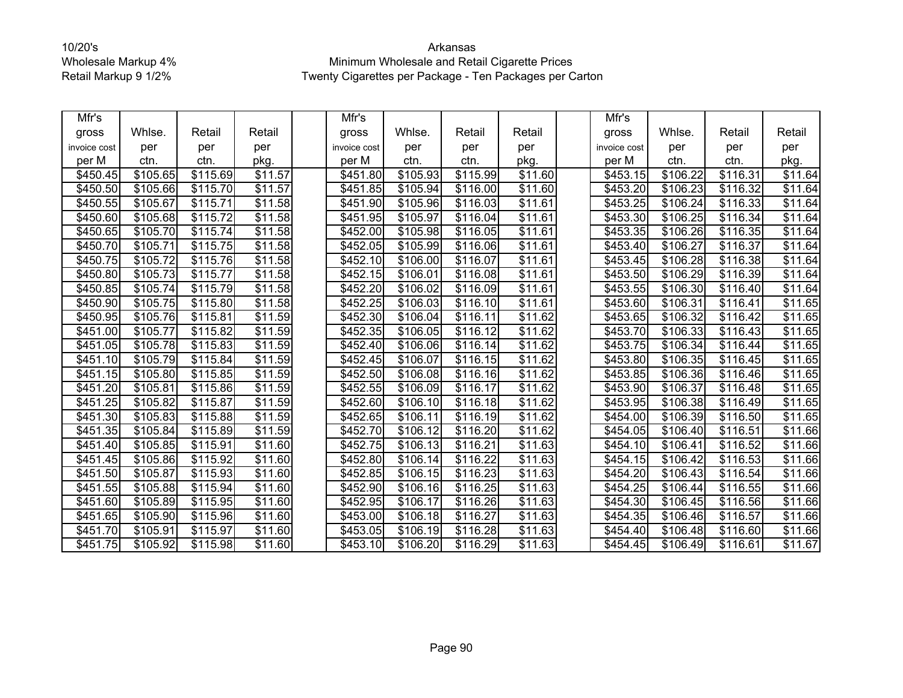10/20's
Wholesale Markup 4%
Retail Markup 9 1/2%

Arkansas
Minimum Wholesale and Retail Cigarette Prices
Twenty Cigarettes per Package - Ten Packages per Carton

| Mfr's gross invoice cost per M | Whlse. per ctn. | Retail per ctn. | Retail per pkg. | | Mfr's gross invoice cost per M | Whlse. per ctn. | Retail per ctn. | Retail per pkg. | | Mfr's gross invoice cost per M | Whlse. per ctn. | Retail per ctn. | Retail per pkg. |
|---|---|---|---|---|---|---|---|---|---|---|---|---|---|
| $450.45 | $105.65 | $115.69 | $11.57 | | $451.80 | $105.93 | $115.99 | $11.60 | | $453.15 | $106.22 | $116.31 | $11.64 |
| $450.50 | $105.66 | $115.70 | $11.57 | | $451.85 | $105.94 | $116.00 | $11.60 | | $453.20 | $106.23 | $116.32 | $11.64 |
| $450.55 | $105.67 | $115.71 | $11.58 | | $451.90 | $105.96 | $116.03 | $11.61 | | $453.25 | $106.24 | $116.33 | $11.64 |
| $450.60 | $105.68 | $115.72 | $11.58 | | $451.95 | $105.97 | $116.04 | $11.61 | | $453.30 | $106.25 | $116.34 | $11.64 |
| $450.65 | $105.70 | $115.74 | $11.58 | | $452.00 | $105.98 | $116.05 | $11.61 | | $453.35 | $106.26 | $116.35 | $11.64 |
| $450.70 | $105.71 | $115.75 | $11.58 | | $452.05 | $105.99 | $116.06 | $11.61 | | $453.40 | $106.27 | $116.37 | $11.64 |
| $450.75 | $105.72 | $115.76 | $11.58 | | $452.10 | $106.00 | $116.07 | $11.61 | | $453.45 | $106.28 | $116.38 | $11.64 |
| $450.80 | $105.73 | $115.77 | $11.58 | | $452.15 | $106.01 | $116.08 | $11.61 | | $453.50 | $106.29 | $116.39 | $11.64 |
| $450.85 | $105.74 | $115.79 | $11.58 | | $452.20 | $106.02 | $116.09 | $11.61 | | $453.55 | $106.30 | $116.40 | $11.64 |
| $450.90 | $105.75 | $115.80 | $11.58 | | $452.25 | $106.03 | $116.10 | $11.61 | | $453.60 | $106.31 | $116.41 | $11.65 |
| $450.95 | $105.76 | $115.81 | $11.59 | | $452.30 | $106.04 | $116.11 | $11.62 | | $453.65 | $106.32 | $116.42 | $11.65 |
| $451.00 | $105.77 | $115.82 | $11.59 | | $452.35 | $106.05 | $116.12 | $11.62 | | $453.70 | $106.33 | $116.43 | $11.65 |
| $451.05 | $105.78 | $115.83 | $11.59 | | $452.40 | $106.06 | $116.14 | $11.62 | | $453.75 | $106.34 | $116.44 | $11.65 |
| $451.10 | $105.79 | $115.84 | $11.59 | | $452.45 | $106.07 | $116.15 | $11.62 | | $453.80 | $106.35 | $116.45 | $11.65 |
| $451.15 | $105.80 | $115.85 | $11.59 | | $452.50 | $106.08 | $116.16 | $11.62 | | $453.85 | $106.36 | $116.46 | $11.65 |
| $451.20 | $105.81 | $115.86 | $11.59 | | $452.55 | $106.09 | $116.17 | $11.62 | | $453.90 | $106.37 | $116.48 | $11.65 |
| $451.25 | $105.82 | $115.87 | $11.59 | | $452.60 | $106.10 | $116.18 | $11.62 | | $453.95 | $106.38 | $116.49 | $11.65 |
| $451.30 | $105.83 | $115.88 | $11.59 | | $452.65 | $106.11 | $116.19 | $11.62 | | $454.00 | $106.39 | $116.50 | $11.65 |
| $451.35 | $105.84 | $115.89 | $11.59 | | $452.70 | $106.12 | $116.20 | $11.62 | | $454.05 | $106.40 | $116.51 | $11.66 |
| $451.40 | $105.85 | $115.91 | $11.60 | | $452.75 | $106.13 | $116.21 | $11.63 | | $454.10 | $106.41 | $116.52 | $11.66 |
| $451.45 | $105.86 | $115.92 | $11.60 | | $452.80 | $106.14 | $116.22 | $11.63 | | $454.15 | $106.42 | $116.53 | $11.66 |
| $451.50 | $105.87 | $115.93 | $11.60 | | $452.85 | $106.15 | $116.23 | $11.63 | | $454.20 | $106.43 | $116.54 | $11.66 |
| $451.55 | $105.88 | $115.94 | $11.60 | | $452.90 | $106.16 | $116.25 | $11.63 | | $454.25 | $106.44 | $116.55 | $11.66 |
| $451.60 | $105.89 | $115.95 | $11.60 | | $452.95 | $106.17 | $116.26 | $11.63 | | $454.30 | $106.45 | $116.56 | $11.66 |
| $451.65 | $105.90 | $115.96 | $11.60 | | $453.00 | $106.18 | $116.27 | $11.63 | | $454.35 | $106.46 | $116.57 | $11.66 |
| $451.70 | $105.91 | $115.97 | $11.60 | | $453.05 | $106.19 | $116.28 | $11.63 | | $454.40 | $106.48 | $116.60 | $11.66 |
| $451.75 | $105.92 | $115.98 | $11.60 | | $453.10 | $106.20 | $116.29 | $11.63 | | $454.45 | $106.49 | $116.61 | $11.67 |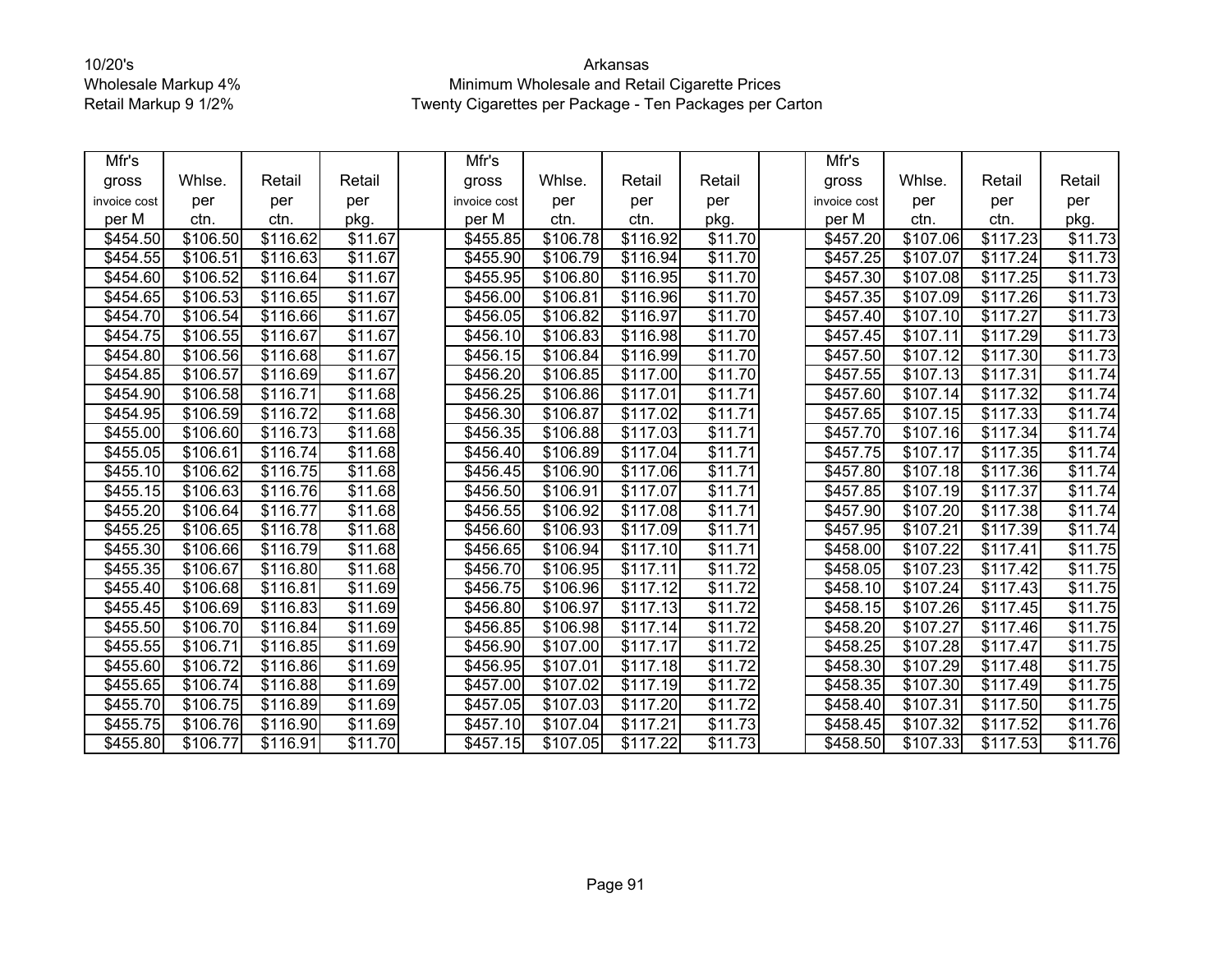10/20's
Wholesale Markup 4%
Retail Markup 9 1/2%

Arkansas
Minimum Wholesale and Retail Cigarette Prices
Twenty Cigarettes per Package - Ten Packages per Carton

| Mfr's gross invoice cost per M | Whlse. per ctn. | Retail per ctn. | Retail per pkg. | | Mfr's gross invoice cost per M | Whlse. per ctn. | Retail per ctn. | Retail per pkg. | | Mfr's gross invoice cost per M | Whlse. per ctn. | Retail per ctn. | Retail per pkg. |
|---|---|---|---|---|---|---|---|---|---|---|---|---|---|
| $454.50 | $106.50 | $116.62 | $11.67 | | $455.85 | $106.78 | $116.92 | $11.70 | | $457.20 | $107.06 | $117.23 | $11.73 |
| $454.55 | $106.51 | $116.63 | $11.67 | | $455.90 | $106.79 | $116.94 | $11.70 | | $457.25 | $107.07 | $117.24 | $11.73 |
| $454.60 | $106.52 | $116.64 | $11.67 | | $455.95 | $106.80 | $116.95 | $11.70 | | $457.30 | $107.08 | $117.25 | $11.73 |
| $454.65 | $106.53 | $116.65 | $11.67 | | $456.00 | $106.81 | $116.96 | $11.70 | | $457.35 | $107.09 | $117.26 | $11.73 |
| $454.70 | $106.54 | $116.66 | $11.67 | | $456.05 | $106.82 | $116.97 | $11.70 | | $457.40 | $107.10 | $117.27 | $11.73 |
| $454.75 | $106.55 | $116.67 | $11.67 | | $456.10 | $106.83 | $116.98 | $11.70 | | $457.45 | $107.11 | $117.29 | $11.73 |
| $454.80 | $106.56 | $116.68 | $11.67 | | $456.15 | $106.84 | $116.99 | $11.70 | | $457.50 | $107.12 | $117.30 | $11.73 |
| $454.85 | $106.57 | $116.69 | $11.67 | | $456.20 | $106.85 | $117.00 | $11.70 | | $457.55 | $107.13 | $117.31 | $11.74 |
| $454.90 | $106.58 | $116.71 | $11.68 | | $456.25 | $106.86 | $117.01 | $11.71 | | $457.60 | $107.14 | $117.32 | $11.74 |
| $454.95 | $106.59 | $116.72 | $11.68 | | $456.30 | $106.87 | $117.02 | $11.71 | | $457.65 | $107.15 | $117.33 | $11.74 |
| $455.00 | $106.60 | $116.73 | $11.68 | | $456.35 | $106.88 | $117.03 | $11.71 | | $457.70 | $107.16 | $117.34 | $11.74 |
| $455.05 | $106.61 | $116.74 | $11.68 | | $456.40 | $106.89 | $117.04 | $11.71 | | $457.75 | $107.17 | $117.35 | $11.74 |
| $455.10 | $106.62 | $116.75 | $11.68 | | $456.45 | $106.90 | $117.06 | $11.71 | | $457.80 | $107.18 | $117.36 | $11.74 |
| $455.15 | $106.63 | $116.76 | $11.68 | | $456.50 | $106.91 | $117.07 | $11.71 | | $457.85 | $107.19 | $117.37 | $11.74 |
| $455.20 | $106.64 | $116.77 | $11.68 | | $456.55 | $106.92 | $117.08 | $11.71 | | $457.90 | $107.20 | $117.38 | $11.74 |
| $455.25 | $106.65 | $116.78 | $11.68 | | $456.60 | $106.93 | $117.09 | $11.71 | | $457.95 | $107.21 | $117.39 | $11.74 |
| $455.30 | $106.66 | $116.79 | $11.68 | | $456.65 | $106.94 | $117.10 | $11.71 | | $458.00 | $107.22 | $117.41 | $11.75 |
| $455.35 | $106.67 | $116.80 | $11.68 | | $456.70 | $106.95 | $117.11 | $11.72 | | $458.05 | $107.23 | $117.42 | $11.75 |
| $455.40 | $106.68 | $116.81 | $11.69 | | $456.75 | $106.96 | $117.12 | $11.72 | | $458.10 | $107.24 | $117.43 | $11.75 |
| $455.45 | $106.69 | $116.83 | $11.69 | | $456.80 | $106.97 | $117.13 | $11.72 | | $458.15 | $107.26 | $117.45 | $11.75 |
| $455.50 | $106.70 | $116.84 | $11.69 | | $456.85 | $106.98 | $117.14 | $11.72 | | $458.20 | $107.27 | $117.46 | $11.75 |
| $455.55 | $106.71 | $116.85 | $11.69 | | $456.90 | $107.00 | $117.17 | $11.72 | | $458.25 | $107.28 | $117.47 | $11.75 |
| $455.60 | $106.72 | $116.86 | $11.69 | | $456.95 | $107.01 | $117.18 | $11.72 | | $458.30 | $107.29 | $117.48 | $11.75 |
| $455.65 | $106.74 | $116.88 | $11.69 | | $457.00 | $107.02 | $117.19 | $11.72 | | $458.35 | $107.30 | $117.49 | $11.75 |
| $455.70 | $106.75 | $116.89 | $11.69 | | $457.05 | $107.03 | $117.20 | $11.72 | | $458.40 | $107.31 | $117.50 | $11.75 |
| $455.75 | $106.76 | $116.90 | $11.69 | | $457.10 | $107.04 | $117.21 | $11.73 | | $458.45 | $107.32 | $117.52 | $11.76 |
| $455.80 | $106.77 | $116.91 | $11.70 | | $457.15 | $107.05 | $117.22 | $11.73 | | $458.50 | $107.33 | $117.53 | $11.76 |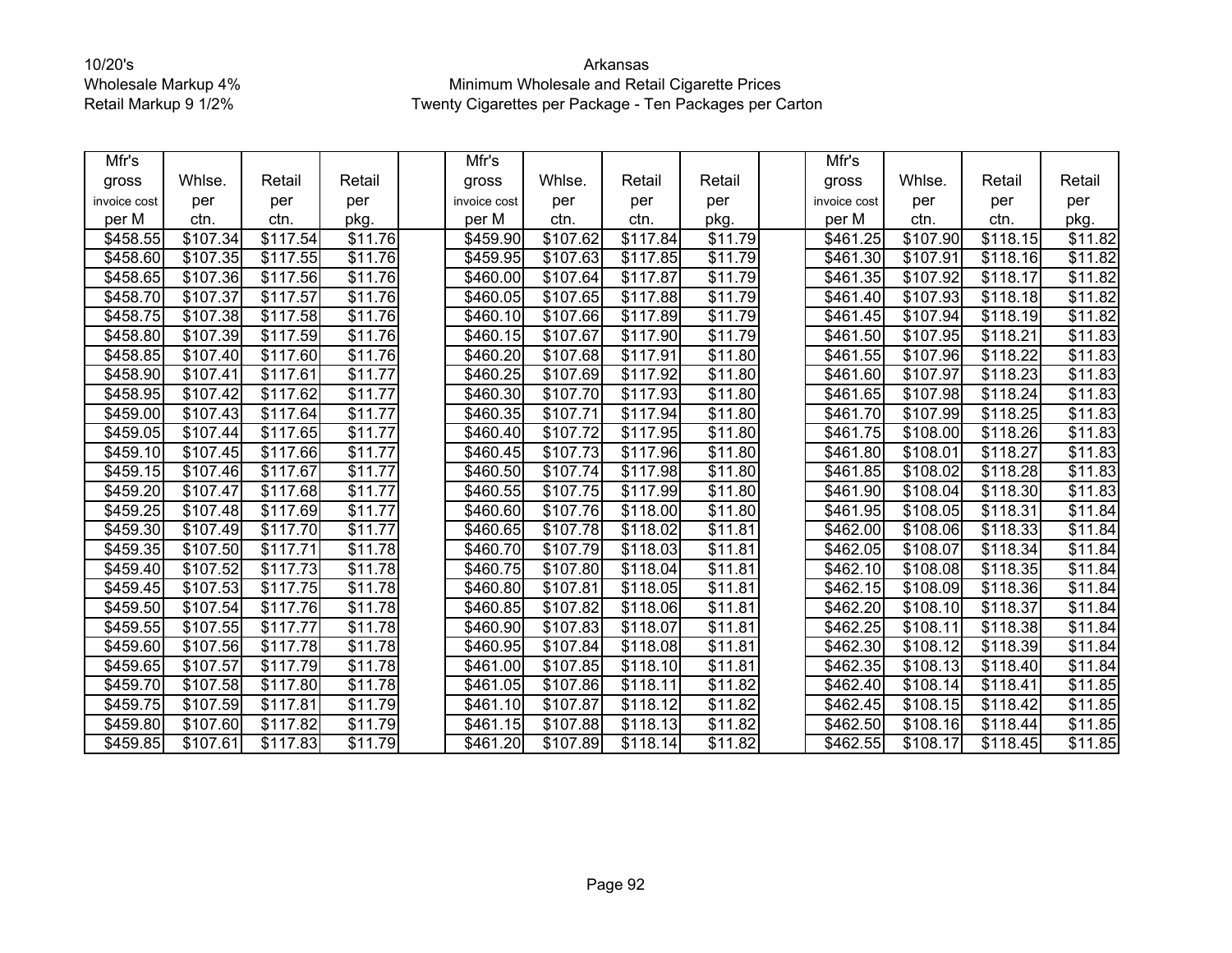10/20's
Wholesale Markup 4%
Retail Markup 9 1/2%

Arkansas
Minimum Wholesale and Retail Cigarette Prices
Twenty Cigarettes per Package - Ten Packages per Carton

| Mfr's gross invoice cost per M | Whlse. per ctn. | Retail per ctn. | Retail per pkg. | | Mfr's gross invoice cost per M | Whlse. per ctn. | Retail per ctn. | Retail per pkg. | | Mfr's gross invoice cost per M | Whlse. per ctn. | Retail per ctn. | Retail per pkg. |
|---|---|---|---|---|---|---|---|---|---|---|---|---|---|
| $458.55 | $107.34 | $117.54 | $11.76 | | $459.90 | $107.62 | $117.84 | $11.79 | | $461.25 | $107.90 | $118.15 | $11.82 |
| $458.60 | $107.35 | $117.55 | $11.76 | | $459.95 | $107.63 | $117.85 | $11.79 | | $461.30 | $107.91 | $118.16 | $11.82 |
| $458.65 | $107.36 | $117.56 | $11.76 | | $460.00 | $107.64 | $117.87 | $11.79 | | $461.35 | $107.92 | $118.17 | $11.82 |
| $458.70 | $107.37 | $117.57 | $11.76 | | $460.05 | $107.65 | $117.88 | $11.79 | | $461.40 | $107.93 | $118.18 | $11.82 |
| $458.75 | $107.38 | $117.58 | $11.76 | | $460.10 | $107.66 | $117.89 | $11.79 | | $461.45 | $107.94 | $118.19 | $11.82 |
| $458.80 | $107.39 | $117.59 | $11.76 | | $460.15 | $107.67 | $117.90 | $11.79 | | $461.50 | $107.95 | $118.21 | $11.83 |
| $458.85 | $107.40 | $117.60 | $11.76 | | $460.20 | $107.68 | $117.91 | $11.80 | | $461.55 | $107.96 | $118.22 | $11.83 |
| $458.90 | $107.41 | $117.61 | $11.77 | | $460.25 | $107.69 | $117.92 | $11.80 | | $461.60 | $107.97 | $118.23 | $11.83 |
| $458.95 | $107.42 | $117.62 | $11.77 | | $460.30 | $107.70 | $117.93 | $11.80 | | $461.65 | $107.98 | $118.24 | $11.83 |
| $459.00 | $107.43 | $117.64 | $11.77 | | $460.35 | $107.71 | $117.94 | $11.80 | | $461.70 | $107.99 | $118.25 | $11.83 |
| $459.05 | $107.44 | $117.65 | $11.77 | | $460.40 | $107.72 | $117.95 | $11.80 | | $461.75 | $108.00 | $118.26 | $11.83 |
| $459.10 | $107.45 | $117.66 | $11.77 | | $460.45 | $107.73 | $117.96 | $11.80 | | $461.80 | $108.01 | $118.27 | $11.83 |
| $459.15 | $107.46 | $117.67 | $11.77 | | $460.50 | $107.74 | $117.98 | $11.80 | | $461.85 | $108.02 | $118.28 | $11.83 |
| $459.20 | $107.47 | $117.68 | $11.77 | | $460.55 | $107.75 | $117.99 | $11.80 | | $461.90 | $108.04 | $118.30 | $11.83 |
| $459.25 | $107.48 | $117.69 | $11.77 | | $460.60 | $107.76 | $118.00 | $11.80 | | $461.95 | $108.05 | $118.31 | $11.84 |
| $459.30 | $107.49 | $117.70 | $11.77 | | $460.65 | $107.78 | $118.02 | $11.81 | | $462.00 | $108.06 | $118.33 | $11.84 |
| $459.35 | $107.50 | $117.71 | $11.78 | | $460.70 | $107.79 | $118.03 | $11.81 | | $462.05 | $108.07 | $118.34 | $11.84 |
| $459.40 | $107.52 | $117.73 | $11.78 | | $460.75 | $107.80 | $118.04 | $11.81 | | $462.10 | $108.08 | $118.35 | $11.84 |
| $459.45 | $107.53 | $117.75 | $11.78 | | $460.80 | $107.81 | $118.05 | $11.81 | | $462.15 | $108.09 | $118.36 | $11.84 |
| $459.50 | $107.54 | $117.76 | $11.78 | | $460.85 | $107.82 | $118.06 | $11.81 | | $462.20 | $108.10 | $118.37 | $11.84 |
| $459.55 | $107.55 | $117.77 | $11.78 | | $460.90 | $107.83 | $118.07 | $11.81 | | $462.25 | $108.11 | $118.38 | $11.84 |
| $459.60 | $107.56 | $117.78 | $11.78 | | $460.95 | $107.84 | $118.08 | $11.81 | | $462.30 | $108.12 | $118.39 | $11.84 |
| $459.65 | $107.57 | $117.79 | $11.78 | | $461.00 | $107.85 | $118.10 | $11.81 | | $462.35 | $108.13 | $118.40 | $11.84 |
| $459.70 | $107.58 | $117.80 | $11.78 | | $461.05 | $107.86 | $118.11 | $11.82 | | $462.40 | $108.14 | $118.41 | $11.85 |
| $459.75 | $107.59 | $117.81 | $11.79 | | $461.10 | $107.87 | $118.12 | $11.82 | | $462.45 | $108.15 | $118.42 | $11.85 |
| $459.80 | $107.60 | $117.82 | $11.79 | | $461.15 | $107.88 | $118.13 | $11.82 | | $462.50 | $108.16 | $118.44 | $11.85 |
| $459.85 | $107.61 | $117.83 | $11.79 | | $461.20 | $107.89 | $118.14 | $11.82 | | $462.55 | $108.17 | $118.45 | $11.85 |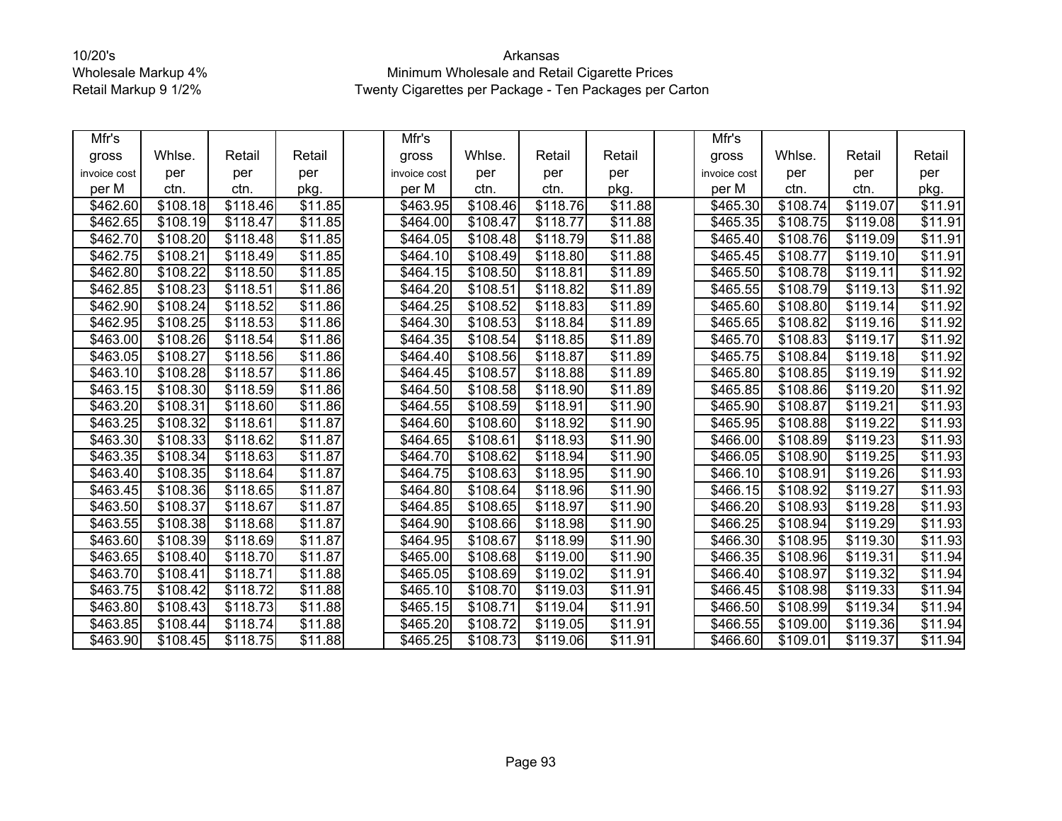10/20's
Wholesale Markup 4%
Retail Markup 9 1/2%

Arkansas
Minimum Wholesale and Retail Cigarette Prices
Twenty Cigarettes per Package - Ten Packages per Carton

| Mfr's gross invoice cost per M | Whlse. per ctn. | Retail per ctn. | Retail per pkg. | | Mfr's gross invoice cost per M | Whlse. per ctn. | Retail per ctn. | Retail per pkg. | | Mfr's gross invoice cost per M | Whlse. per ctn. | Retail per ctn. | Retail per pkg. |
|---|---|---|---|---|---|---|---|---|---|---|---|---|---|
| $462.60 | $108.18 | $118.46 | $11.85 | | $463.95 | $108.46 | $118.76 | $11.88 | | $465.30 | $108.74 | $119.07 | $11.91 |
| $462.65 | $108.19 | $118.47 | $11.85 | | $464.00 | $108.47 | $118.77 | $11.88 | | $465.35 | $108.75 | $119.08 | $11.91 |
| $462.70 | $108.20 | $118.48 | $11.85 | | $464.05 | $108.48 | $118.79 | $11.88 | | $465.40 | $108.76 | $119.09 | $11.91 |
| $462.75 | $108.21 | $118.49 | $11.85 | | $464.10 | $108.49 | $118.80 | $11.88 | | $465.45 | $108.77 | $119.10 | $11.91 |
| $462.80 | $108.22 | $118.50 | $11.85 | | $464.15 | $108.50 | $118.81 | $11.89 | | $465.50 | $108.78 | $119.11 | $11.92 |
| $462.85 | $108.23 | $118.51 | $11.86 | | $464.20 | $108.51 | $118.82 | $11.89 | | $465.55 | $108.79 | $119.13 | $11.92 |
| $462.90 | $108.24 | $118.52 | $11.86 | | $464.25 | $108.52 | $118.83 | $11.89 | | $465.60 | $108.80 | $119.14 | $11.92 |
| $462.95 | $108.25 | $118.53 | $11.86 | | $464.30 | $108.53 | $118.84 | $11.89 | | $465.65 | $108.82 | $119.16 | $11.92 |
| $463.00 | $108.26 | $118.54 | $11.86 | | $464.35 | $108.54 | $118.85 | $11.89 | | $465.70 | $108.83 | $119.17 | $11.92 |
| $463.05 | $108.27 | $118.56 | $11.86 | | $464.40 | $108.56 | $118.87 | $11.89 | | $465.75 | $108.84 | $119.18 | $11.92 |
| $463.10 | $108.28 | $118.57 | $11.86 | | $464.45 | $108.57 | $118.88 | $11.89 | | $465.80 | $108.85 | $119.19 | $11.92 |
| $463.15 | $108.30 | $118.59 | $11.86 | | $464.50 | $108.58 | $118.90 | $11.89 | | $465.85 | $108.86 | $119.20 | $11.92 |
| $463.20 | $108.31 | $118.60 | $11.86 | | $464.55 | $108.59 | $118.91 | $11.90 | | $465.90 | $108.87 | $119.21 | $11.93 |
| $463.25 | $108.32 | $118.61 | $11.87 | | $464.60 | $108.60 | $118.92 | $11.90 | | $465.95 | $108.88 | $119.22 | $11.93 |
| $463.30 | $108.33 | $118.62 | $11.87 | | $464.65 | $108.61 | $118.93 | $11.90 | | $466.00 | $108.89 | $119.23 | $11.93 |
| $463.35 | $108.34 | $118.63 | $11.87 | | $464.70 | $108.62 | $118.94 | $11.90 | | $466.05 | $108.90 | $119.25 | $11.93 |
| $463.40 | $108.35 | $118.64 | $11.87 | | $464.75 | $108.63 | $118.95 | $11.90 | | $466.10 | $108.91 | $119.26 | $11.93 |
| $463.45 | $108.36 | $118.65 | $11.87 | | $464.80 | $108.64 | $118.96 | $11.90 | | $466.15 | $108.92 | $119.27 | $11.93 |
| $463.50 | $108.37 | $118.67 | $11.87 | | $464.85 | $108.65 | $118.97 | $11.90 | | $466.20 | $108.93 | $119.28 | $11.93 |
| $463.55 | $108.38 | $118.68 | $11.87 | | $464.90 | $108.66 | $118.98 | $11.90 | | $466.25 | $108.94 | $119.29 | $11.93 |
| $463.60 | $108.39 | $118.69 | $11.87 | | $464.95 | $108.67 | $118.99 | $11.90 | | $466.30 | $108.95 | $119.30 | $11.93 |
| $463.65 | $108.40 | $118.70 | $11.87 | | $465.00 | $108.68 | $119.00 | $11.90 | | $466.35 | $108.96 | $119.31 | $11.94 |
| $463.70 | $108.41 | $118.71 | $11.88 | | $465.05 | $108.69 | $119.02 | $11.91 | | $466.40 | $108.97 | $119.32 | $11.94 |
| $463.75 | $108.42 | $118.72 | $11.88 | | $465.10 | $108.70 | $119.03 | $11.91 | | $466.45 | $108.98 | $119.33 | $11.94 |
| $463.80 | $108.43 | $118.73 | $11.88 | | $465.15 | $108.71 | $119.04 | $11.91 | | $466.50 | $108.99 | $119.34 | $11.94 |
| $463.85 | $108.44 | $118.74 | $11.88 | | $465.20 | $108.72 | $119.05 | $11.91 | | $466.55 | $109.00 | $119.36 | $11.94 |
| $463.90 | $108.45 | $118.75 | $11.88 | | $465.25 | $108.73 | $119.06 | $11.91 | | $466.60 | $109.01 | $119.37 | $11.94 |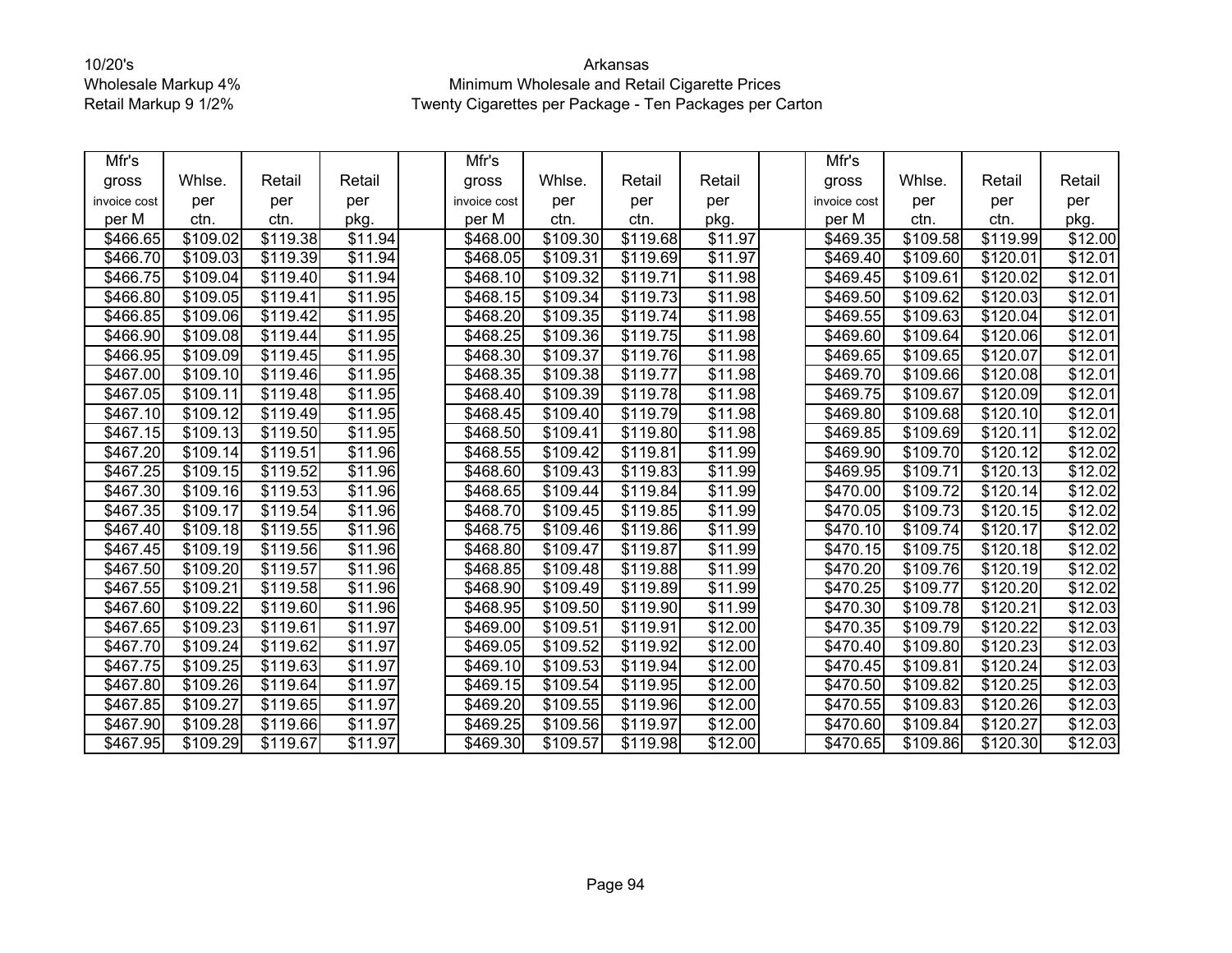10/20's
Wholesale Markup 4%
Retail Markup 9 1/2%

# Arkansas
## Minimum Wholesale and Retail Cigarette Prices
### Twenty Cigarettes per Package - Ten Packages per Carton

| Mfr's gross invoice cost per M | Whlse. per ctn. | Retail per ctn. | Retail per pkg. | | Mfr's gross invoice cost per M | Whlse. per ctn. | Retail per ctn. | Retail per pkg. | | Mfr's gross invoice cost per M | Whlse. per ctn. | Retail per ctn. | Retail per pkg. |
|---|---|---|---|---|---|---|---|---|---|---|---|---|---|
| $466.65 | $109.02 | $119.38 | $11.94 | | $468.00 | $109.30 | $119.68 | $11.97 | | $469.35 | $109.58 | $119.99 | $12.00 |
| $466.70 | $109.03 | $119.39 | $11.94 | | $468.05 | $109.31 | $119.69 | $11.97 | | $469.40 | $109.60 | $120.01 | $12.01 |
| $466.75 | $109.04 | $119.40 | $11.94 | | $468.10 | $109.32 | $119.71 | $11.98 | | $469.45 | $109.61 | $120.02 | $12.01 |
| $466.80 | $109.05 | $119.41 | $11.95 | | $468.15 | $109.34 | $119.73 | $11.98 | | $469.50 | $109.62 | $120.03 | $12.01 |
| $466.85 | $109.06 | $119.42 | $11.95 | | $468.20 | $109.35 | $119.74 | $11.98 | | $469.55 | $109.63 | $120.04 | $12.01 |
| $466.90 | $109.08 | $119.44 | $11.95 | | $468.25 | $109.36 | $119.75 | $11.98 | | $469.60 | $109.64 | $120.06 | $12.01 |
| $466.95 | $109.09 | $119.45 | $11.95 | | $468.30 | $109.37 | $119.76 | $11.98 | | $469.65 | $109.65 | $120.07 | $12.01 |
| $467.00 | $109.10 | $119.46 | $11.95 | | $468.35 | $109.38 | $119.77 | $11.98 | | $469.70 | $109.66 | $120.08 | $12.01 |
| $467.05 | $109.11 | $119.48 | $11.95 | | $468.40 | $109.39 | $119.78 | $11.98 | | $469.75 | $109.67 | $120.09 | $12.01 |
| $467.10 | $109.12 | $119.49 | $11.95 | | $468.45 | $109.40 | $119.79 | $11.98 | | $469.80 | $109.68 | $120.10 | $12.01 |
| $467.15 | $109.13 | $119.50 | $11.95 | | $468.50 | $109.41 | $119.80 | $11.98 | | $469.85 | $109.69 | $120.11 | $12.02 |
| $467.20 | $109.14 | $119.51 | $11.96 | | $468.55 | $109.42 | $119.81 | $11.99 | | $469.90 | $109.70 | $120.12 | $12.02 |
| $467.25 | $109.15 | $119.52 | $11.96 | | $468.60 | $109.43 | $119.83 | $11.99 | | $469.95 | $109.71 | $120.13 | $12.02 |
| $467.30 | $109.16 | $119.53 | $11.96 | | $468.65 | $109.44 | $119.84 | $11.99 | | $470.00 | $109.72 | $120.14 | $12.02 |
| $467.35 | $109.17 | $119.54 | $11.96 | | $468.70 | $109.45 | $119.85 | $11.99 | | $470.05 | $109.73 | $120.15 | $12.02 |
| $467.40 | $109.18 | $119.55 | $11.96 | | $468.75 | $109.46 | $119.86 | $11.99 | | $470.10 | $109.74 | $120.17 | $12.02 |
| $467.45 | $109.19 | $119.56 | $11.96 | | $468.80 | $109.47 | $119.87 | $11.99 | | $470.15 | $109.75 | $120.18 | $12.02 |
| $467.50 | $109.20 | $119.57 | $11.96 | | $468.85 | $109.48 | $119.88 | $11.99 | | $470.20 | $109.76 | $120.19 | $12.02 |
| $467.55 | $109.21 | $119.58 | $11.96 | | $468.90 | $109.49 | $119.89 | $11.99 | | $470.25 | $109.77 | $120.20 | $12.02 |
| $467.60 | $109.22 | $119.60 | $11.96 | | $468.95 | $109.50 | $119.90 | $11.99 | | $470.30 | $109.78 | $120.21 | $12.03 |
| $467.65 | $109.23 | $119.61 | $11.97 | | $469.00 | $109.51 | $119.91 | $12.00 | | $470.35 | $109.79 | $120.22 | $12.03 |
| $467.70 | $109.24 | $119.62 | $11.97 | | $469.05 | $109.52 | $119.92 | $12.00 | | $470.40 | $109.80 | $120.23 | $12.03 |
| $467.75 | $109.25 | $119.63 | $11.97 | | $469.10 | $109.53 | $119.94 | $12.00 | | $470.45 | $109.81 | $120.24 | $12.03 |
| $467.80 | $109.26 | $119.64 | $11.97 | | $469.15 | $109.54 | $119.95 | $12.00 | | $470.50 | $109.82 | $120.25 | $12.03 |
| $467.85 | $109.27 | $119.65 | $11.97 | | $469.20 | $109.55 | $119.96 | $12.00 | | $470.55 | $109.83 | $120.26 | $12.03 |
| $467.90 | $109.28 | $119.66 | $11.97 | | $469.25 | $109.56 | $119.97 | $12.00 | | $470.60 | $109.84 | $120.27 | $12.03 |
| $467.95 | $109.29 | $119.67 | $11.97 | | $469.30 | $109.57 | $119.98 | $12.00 | | $470.65 | $109.86 | $120.30 | $12.03 |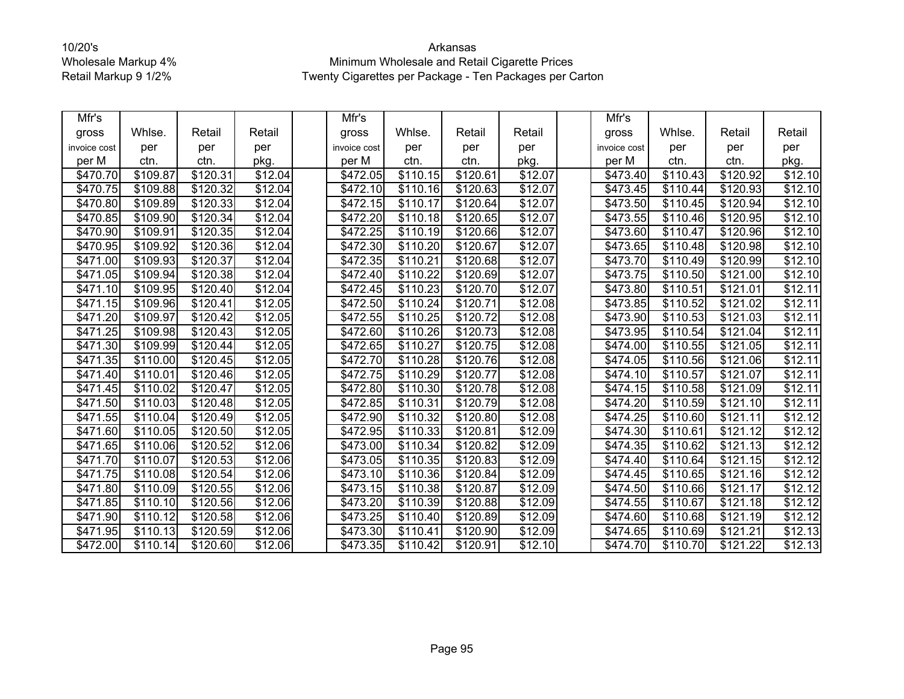10/20's
Wholesale Markup 4%
Retail Markup 9 1/2%

Arkansas
Minimum Wholesale and Retail Cigarette Prices
Twenty Cigarettes per Package - Ten Packages per Carton

| Mfr's gross invoice cost per M | Whlse. per ctn. | Retail per ctn. | Retail per pkg. | | Mfr's gross invoice cost per M | Whlse. per ctn. | Retail per ctn. | Retail per pkg. | | Mfr's gross invoice cost per M | Whlse. per ctn. | Retail per ctn. | Retail per pkg. |
|---|---|---|---|---|---|---|---|---|---|---|---|---|---|
| $470.70 | $109.87 | $120.31 | $12.04 | | $472.05 | $110.15 | $120.61 | $12.07 | | $473.40 | $110.43 | $120.92 | $12.10 |
| $470.75 | $109.88 | $120.32 | $12.04 | | $472.10 | $110.16 | $120.63 | $12.07 | | $473.45 | $110.44 | $120.93 | $12.10 |
| $470.80 | $109.89 | $120.33 | $12.04 | | $472.15 | $110.17 | $120.64 | $12.07 | | $473.50 | $110.45 | $120.94 | $12.10 |
| $470.85 | $109.90 | $120.34 | $12.04 | | $472.20 | $110.18 | $120.65 | $12.07 | | $473.55 | $110.46 | $120.95 | $12.10 |
| $470.90 | $109.91 | $120.35 | $12.04 | | $472.25 | $110.19 | $120.66 | $12.07 | | $473.60 | $110.47 | $120.96 | $12.10 |
| $470.95 | $109.92 | $120.36 | $12.04 | | $472.30 | $110.20 | $120.67 | $12.07 | | $473.65 | $110.48 | $120.98 | $12.10 |
| $471.00 | $109.93 | $120.37 | $12.04 | | $472.35 | $110.21 | $120.68 | $12.07 | | $473.70 | $110.49 | $120.99 | $12.10 |
| $471.05 | $109.94 | $120.38 | $12.04 | | $472.40 | $110.22 | $120.69 | $12.07 | | $473.75 | $110.50 | $121.00 | $12.10 |
| $471.10 | $109.95 | $120.40 | $12.04 | | $472.45 | $110.23 | $120.70 | $12.07 | | $473.80 | $110.51 | $121.01 | $12.11 |
| $471.15 | $109.96 | $120.41 | $12.05 | | $472.50 | $110.24 | $120.71 | $12.08 | | $473.85 | $110.52 | $121.02 | $12.11 |
| $471.20 | $109.97 | $120.42 | $12.05 | | $472.55 | $110.25 | $120.72 | $12.08 | | $473.90 | $110.53 | $121.03 | $12.11 |
| $471.25 | $109.98 | $120.43 | $12.05 | | $472.60 | $110.26 | $120.73 | $12.08 | | $473.95 | $110.54 | $121.04 | $12.11 |
| $471.30 | $109.99 | $120.44 | $12.05 | | $472.65 | $110.27 | $120.75 | $12.08 | | $474.00 | $110.55 | $121.05 | $12.11 |
| $471.35 | $110.00 | $120.45 | $12.05 | | $472.70 | $110.28 | $120.76 | $12.08 | | $474.05 | $110.56 | $121.06 | $12.11 |
| $471.40 | $110.01 | $120.46 | $12.05 | | $472.75 | $110.29 | $120.77 | $12.08 | | $474.10 | $110.57 | $121.07 | $12.11 |
| $471.45 | $110.02 | $120.47 | $12.05 | | $472.80 | $110.30 | $120.78 | $12.08 | | $474.15 | $110.58 | $121.09 | $12.11 |
| $471.50 | $110.03 | $120.48 | $12.05 | | $472.85 | $110.31 | $120.79 | $12.08 | | $474.20 | $110.59 | $121.10 | $12.11 |
| $471.55 | $110.04 | $120.49 | $12.05 | | $472.90 | $110.32 | $120.80 | $12.08 | | $474.25 | $110.60 | $121.11 | $12.12 |
| $471.60 | $110.05 | $120.50 | $12.05 | | $472.95 | $110.33 | $120.81 | $12.09 | | $474.30 | $110.61 | $121.12 | $12.12 |
| $471.65 | $110.06 | $120.52 | $12.06 | | $473.00 | $110.34 | $120.82 | $12.09 | | $474.35 | $110.62 | $121.13 | $12.12 |
| $471.70 | $110.07 | $120.53 | $12.06 | | $473.05 | $110.35 | $120.83 | $12.09 | | $474.40 | $110.64 | $121.15 | $12.12 |
| $471.75 | $110.08 | $120.54 | $12.06 | | $473.10 | $110.36 | $120.84 | $12.09 | | $474.45 | $110.65 | $121.16 | $12.12 |
| $471.80 | $110.09 | $120.55 | $12.06 | | $473.15 | $110.38 | $120.87 | $12.09 | | $474.50 | $110.66 | $121.17 | $12.12 |
| $471.85 | $110.10 | $120.56 | $12.06 | | $473.20 | $110.39 | $120.88 | $12.09 | | $474.55 | $110.67 | $121.18 | $12.12 |
| $471.90 | $110.12 | $120.58 | $12.06 | | $473.25 | $110.40 | $120.89 | $12.09 | | $474.60 | $110.68 | $121.19 | $12.12 |
| $471.95 | $110.13 | $120.59 | $12.06 | | $473.30 | $110.41 | $120.90 | $12.09 | | $474.65 | $110.69 | $121.21 | $12.13 |
| $472.00 | $110.14 | $120.60 | $12.06 | | $473.35 | $110.42 | $120.91 | $12.10 | | $474.70 | $110.70 | $121.22 | $12.13 |